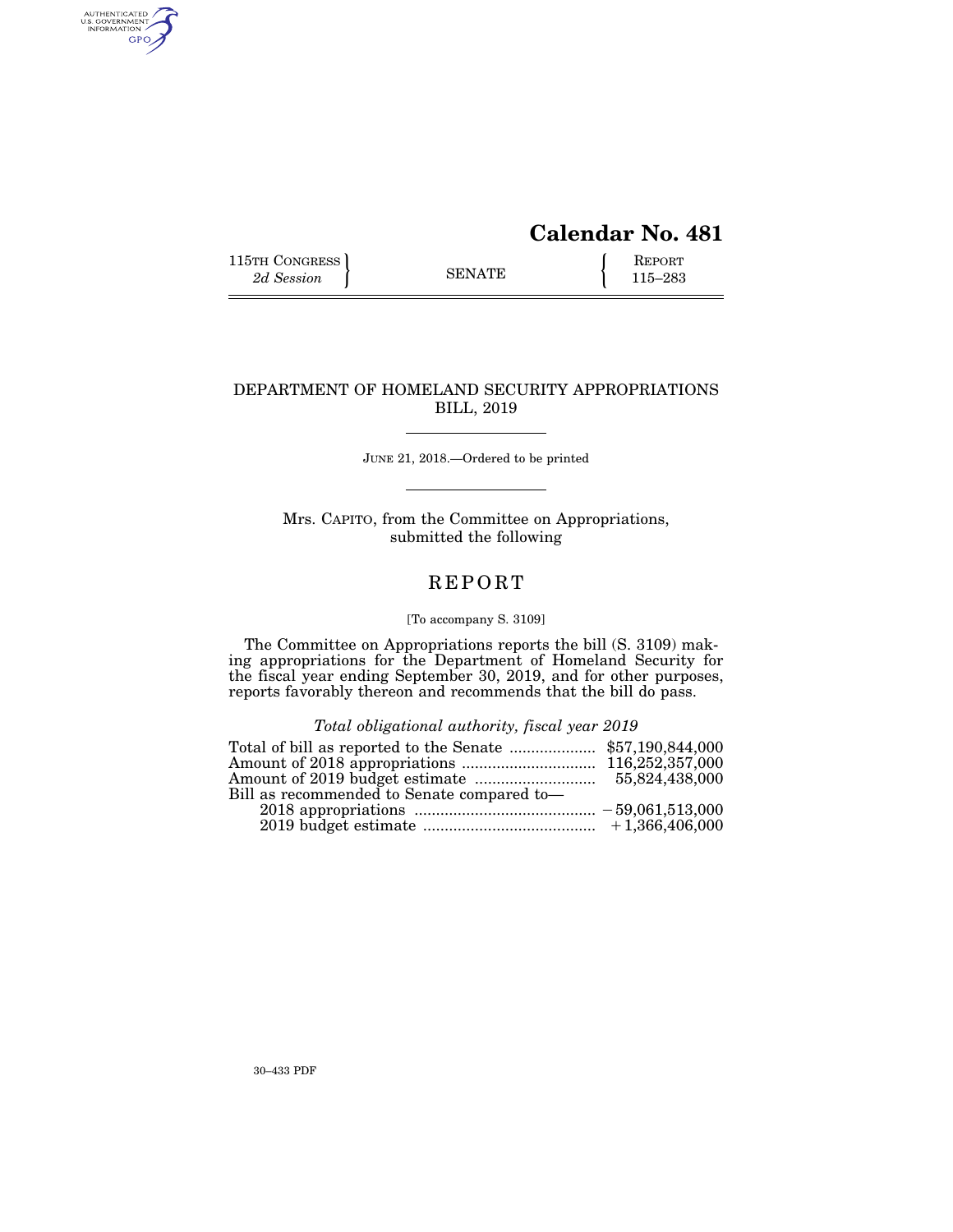# Calendar No. 481

| 115TH CONGRESS<br>*2d Session* | SENATE | REPORT<br>115–283 |
|---|---|---|

## DEPARTMENT OF HOMELAND SECURITY APPROPRIATIONS BILL, 2019

JUNE 21, 2018.—Ordered to be printed

Mrs. CAPITO, from the Committee on Appropriations, submitted the following

## REPORT

[To accompany S. 3109]

The Committee on Appropriations reports the bill (S. 3109) making appropriations for the Department of Homeland Security for the fiscal year ending September 30, 2019, and for other purposes, reports favorably thereon and recommends that the bill do pass.

*Total obligational authority, fiscal year 2019*

| | |
|---|---|
| Total of bill as reported to the Senate | $57,190,844,000 |
| Amount of 2018 appropriations | 116,252,357,000 |
| Amount of 2019 budget estimate | 55,824,438,000 |
| Bill as recommended to Senate compared to— | |
| 2018 appropriations | −59,061,513,000 |
| 2019 budget estimate | +1,366,406,000 |

30–433 PDF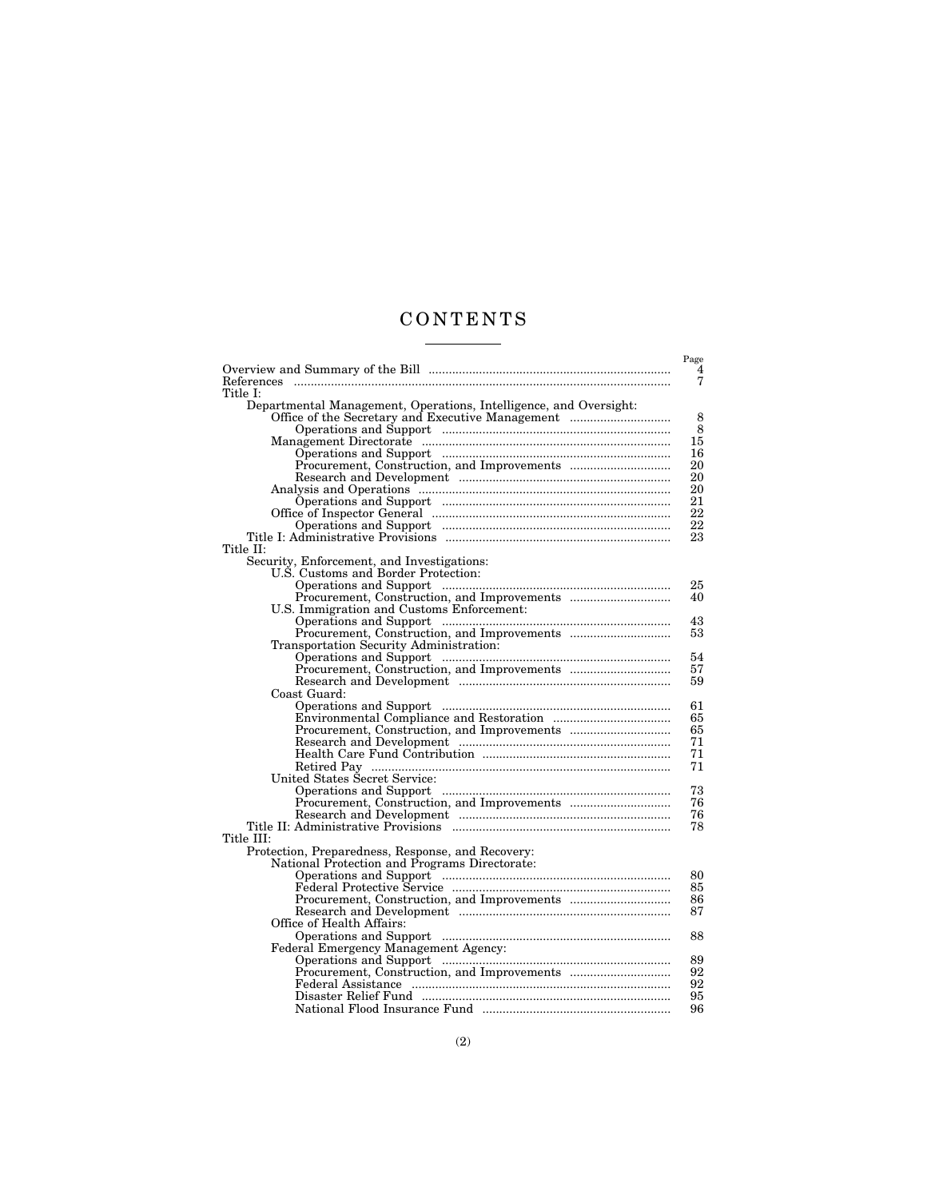# CONTENTS

| | Page |
|---|---|
| Overview and Summary of the Bill | 4 |
| References | 7 |
| Title I: | |
| Departmental Management, Operations, Intelligence, and Oversight: | |
| Office of the Secretary and Executive Management | 8 |
| Operations and Support | 8 |
| Management Directorate | 15 |
| Operations and Support | 16 |
| Procurement, Construction, and Improvements | 20 |
| Research and Development | 20 |
| Analysis and Operations | 20 |
| Operations and Support | 21 |
| Office of Inspector General | 22 |
| Operations and Support | 22 |
| Title I: Administrative Provisions | 23 |
| Title II: | |
| Security, Enforcement, and Investigations: | |
| U.S. Customs and Border Protection: | |
| Operations and Support | 25 |
| Procurement, Construction, and Improvements | 40 |
| U.S. Immigration and Customs Enforcement: | |
| Operations and Support | 43 |
| Procurement, Construction, and Improvements | 53 |
| Transportation Security Administration: | |
| Operations and Support | 54 |
| Procurement, Construction, and Improvements | 57 |
| Research and Development | 59 |
| Coast Guard: | |
| Operations and Support | 61 |
| Environmental Compliance and Restoration | 65 |
| Procurement, Construction, and Improvements | 65 |
| Research and Development | 71 |
| Health Care Fund Contribution | 71 |
| Retired Pay | 71 |
| United States Secret Service: | |
| Operations and Support | 73 |
| Procurement, Construction, and Improvements | 76 |
| Research and Development | 76 |
| Title II: Administrative Provisions | 78 |
| Title III: | |
| Protection, Preparedness, Response, and Recovery: | |
| National Protection and Programs Directorate: | |
| Operations and Support | 80 |
| Federal Protective Service | 85 |
| Procurement, Construction, and Improvements | 86 |
| Research and Development | 87 |
| Office of Health Affairs: | |
| Operations and Support | 88 |
| Federal Emergency Management Agency: | |
| Operations and Support | 89 |
| Procurement, Construction, and Improvements | 92 |
| Federal Assistance | 92 |
| Disaster Relief Fund | 95 |
| National Flood Insurance Fund | 96 |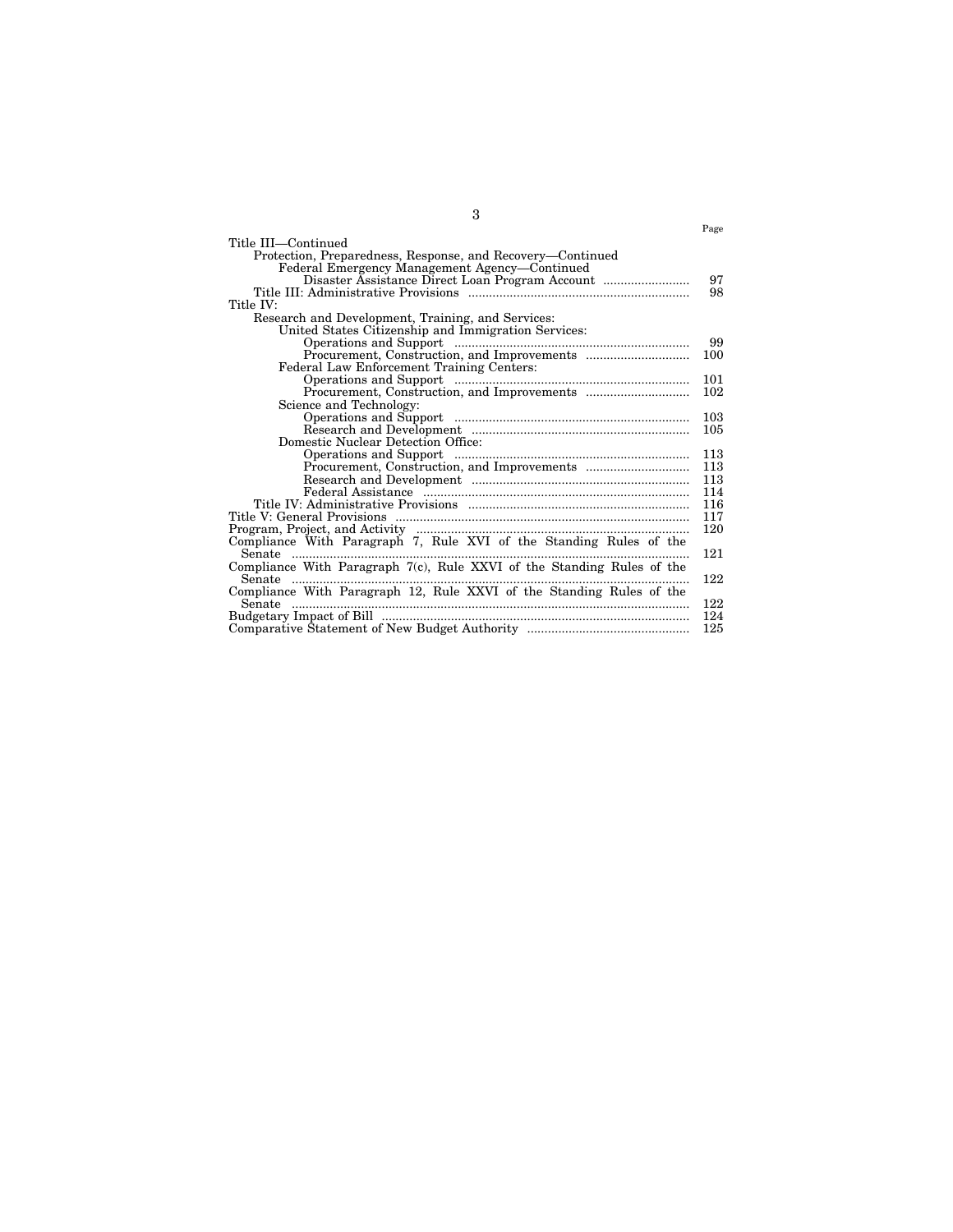| | Page |
|---|---|
| Title III—Continued | |
| Protection, Preparedness, Response, and Recovery—Continued | |
| Federal Emergency Management Agency—Continued | |
| Disaster Assistance Direct Loan Program Account | 97 |
| Title III: Administrative Provisions | 98 |
| Title IV: | |
| Research and Development, Training, and Services: | |
| United States Citizenship and Immigration Services: | |
| Operations and Support | 99 |
| Procurement, Construction, and Improvements | 100 |
| Federal Law Enforcement Training Centers: | |
| Operations and Support | 101 |
| Procurement, Construction, and Improvements | 102 |
| Science and Technology: | |
| Operations and Support | 103 |
| Research and Development | 105 |
| Domestic Nuclear Detection Office: | |
| Operations and Support | 113 |
| Procurement, Construction, and Improvements | 113 |
| Research and Development | 113 |
| Federal Assistance | 114 |
| Title IV: Administrative Provisions | 116 |
| Title V: General Provisions | 117 |
| Program, Project, and Activity | 120 |
| Compliance With Paragraph 7, Rule XVI of the Standing Rules of the Senate | 121 |
| Compliance With Paragraph 7(c), Rule XXVI of the Standing Rules of the Senate | 122 |
| Compliance With Paragraph 12, Rule XXVI of the Standing Rules of the Senate | 122 |
| Budgetary Impact of Bill | 124 |
| Comparative Statement of New Budget Authority | 125 |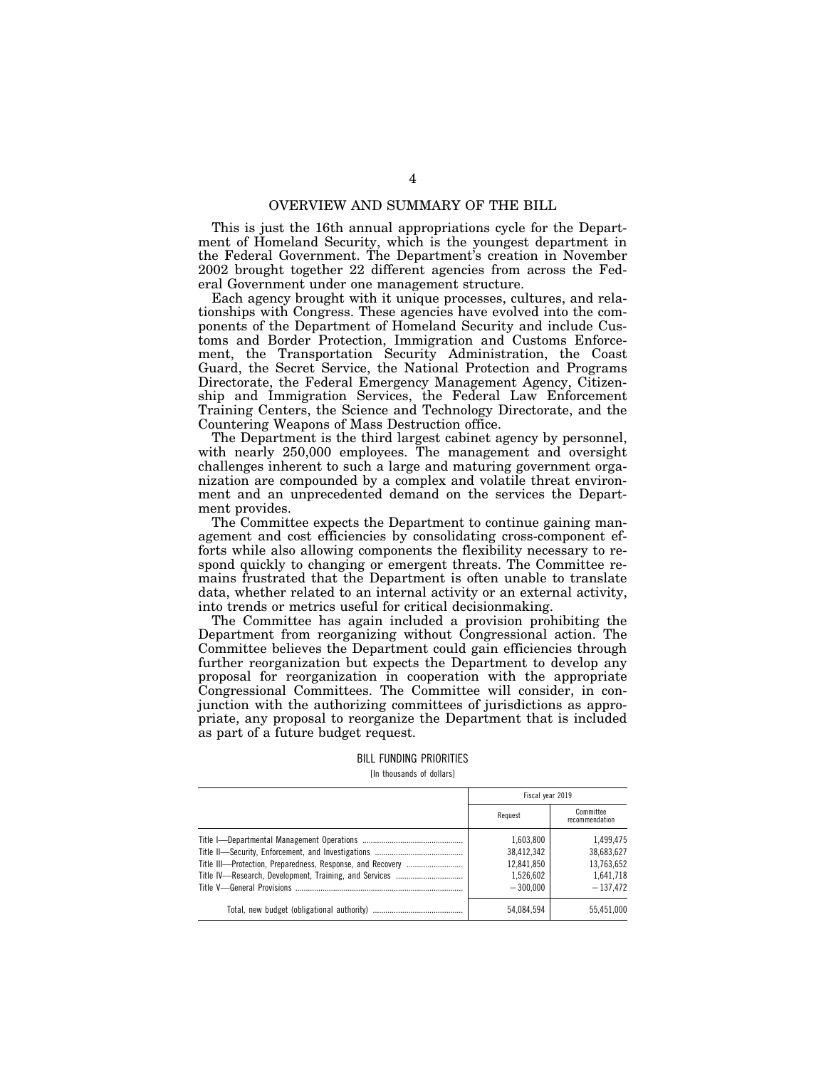## OVERVIEW AND SUMMARY OF THE BILL

This is just the 16th annual appropriations cycle for the Department of Homeland Security, which is the youngest department in the Federal Government. The Department's creation in November 2002 brought together 22 different agencies from across the Federal Government under one management structure.

Each agency brought with it unique processes, cultures, and relationships with Congress. These agencies have evolved into the components of the Department of Homeland Security and include Customs and Border Protection, Immigration and Customs Enforcement, the Transportation Security Administration, the Coast Guard, the Secret Service, the National Protection and Programs Directorate, the Federal Emergency Management Agency, Citizenship and Immigration Services, the Federal Law Enforcement Training Centers, the Science and Technology Directorate, and the Countering Weapons of Mass Destruction office.

The Department is the third largest cabinet agency by personnel, with nearly 250,000 employees. The management and oversight challenges inherent to such a large and maturing government organization are compounded by a complex and volatile threat environment and an unprecedented demand on the services the Department provides.

The Committee expects the Department to continue gaining management and cost efficiencies by consolidating cross-component efforts while also allowing components the flexibility necessary to respond quickly to changing or emergent threats. The Committee remains frustrated that the Department is often unable to translate data, whether related to an internal activity or an external activity, into trends or metrics useful for critical decisionmaking.

The Committee has again included a provision prohibiting the Department from reorganizing without Congressional action. The Committee believes the Department could gain efficiencies through further reorganization but expects the Department to develop any proposal for reorganization in cooperation with the appropriate Congressional Committees. The Committee will consider, in conjunction with the authorizing committees of jurisdictions as appropriate, any proposal to reorganize the Department that is included as part of a future budget request.

BILL FUNDING PRIORITIES

[In thousands of dollars]

| | Fiscal year 2019 | |
|---|---|---|
| | Request | Committee recommendation |
| Title I—Departmental Management Operations | 1,603,800 | 1,499,475 |
| Title II—Security, Enforcement, and Investigations | 38,412,342 | 38,683,627 |
| Title III—Protection, Preparedness, Response, and Recovery | 12,841,850 | 13,763,652 |
| Title IV—Research, Development, Training, and Services | 1,526,602 | 1,641,718 |
| Title V—General Provisions | −300,000 | −137,472 |
| Total, new budget (obligational authority) | 54,084,594 | 55,451,000 |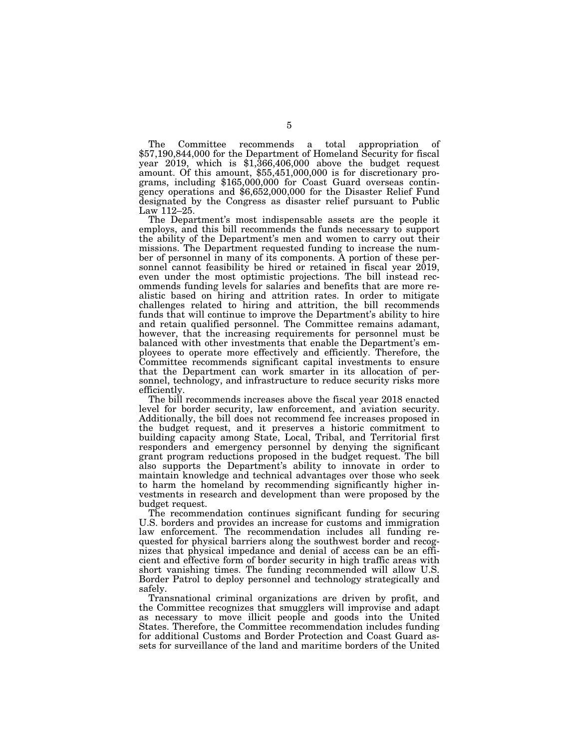The Committee recommends a total appropriation of $57,190,844,000 for the Department of Homeland Security for fiscal year 2019, which is $1,366,406,000 above the budget request amount. Of this amount, $55,451,000,000 is for discretionary programs, including $165,000,000 for Coast Guard overseas contingency operations and $6,652,000,000 for the Disaster Relief Fund designated by the Congress as disaster relief pursuant to Public Law 112–25.

The Department's most indispensable assets are the people it employs, and this bill recommends the funds necessary to support the ability of the Department's men and women to carry out their missions. The Department requested funding to increase the number of personnel in many of its components. A portion of these personnel cannot feasibility be hired or retained in fiscal year 2019, even under the most optimistic projections. The bill instead recommends funding levels for salaries and benefits that are more realistic based on hiring and attrition rates. In order to mitigate challenges related to hiring and attrition, the bill recommends funds that will continue to improve the Department's ability to hire and retain qualified personnel. The Committee remains adamant, however, that the increasing requirements for personnel must be balanced with other investments that enable the Department's employees to operate more effectively and efficiently. Therefore, the Committee recommends significant capital investments to ensure that the Department can work smarter in its allocation of personnel, technology, and infrastructure to reduce security risks more efficiently.

The bill recommends increases above the fiscal year 2018 enacted level for border security, law enforcement, and aviation security. Additionally, the bill does not recommend fee increases proposed in the budget request, and it preserves a historic commitment to building capacity among State, Local, Tribal, and Territorial first responders and emergency personnel by denying the significant grant program reductions proposed in the budget request. The bill also supports the Department's ability to innovate in order to maintain knowledge and technical advantages over those who seek to harm the homeland by recommending significantly higher investments in research and development than were proposed by the budget request.

The recommendation continues significant funding for securing U.S. borders and provides an increase for customs and immigration law enforcement. The recommendation includes all funding requested for physical barriers along the southwest border and recognizes that physical impedance and denial of access can be an efficient and effective form of border security in high traffic areas with short vanishing times. The funding recommended will allow U.S. Border Patrol to deploy personnel and technology strategically and safely.

Transnational criminal organizations are driven by profit, and the Committee recognizes that smugglers will improvise and adapt as necessary to move illicit people and goods into the United States. Therefore, the Committee recommendation includes funding for additional Customs and Border Protection and Coast Guard assets for surveillance of the land and maritime borders of the United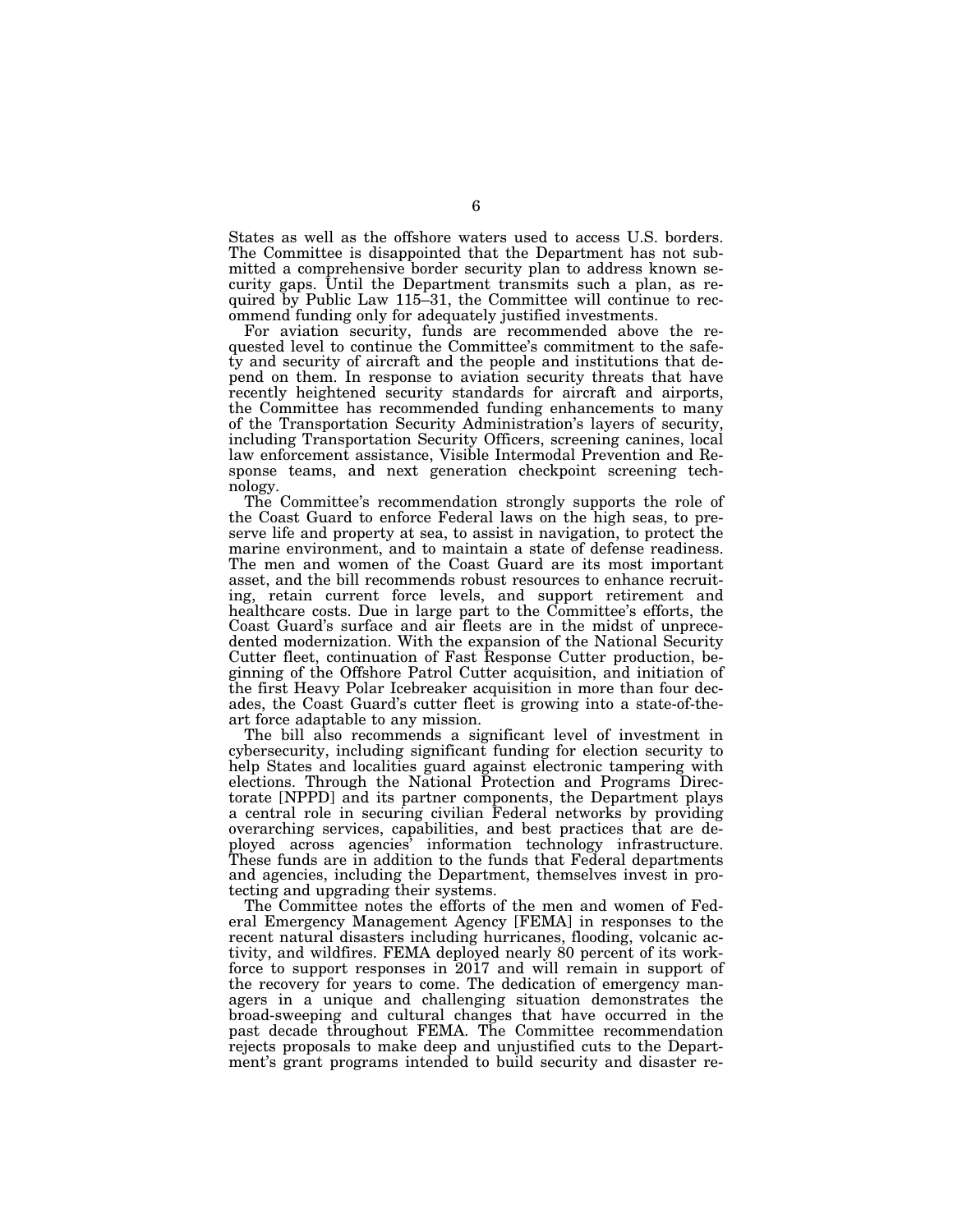States as well as the offshore waters used to access U.S. borders. The Committee is disappointed that the Department has not submitted a comprehensive border security plan to address known security gaps. Until the Department transmits such a plan, as required by Public Law 115–31, the Committee will continue to recommend funding only for adequately justified investments.

For aviation security, funds are recommended above the requested level to continue the Committee's commitment to the safety and security of aircraft and the people and institutions that depend on them. In response to aviation security threats that have recently heightened security standards for aircraft and airports, the Committee has recommended funding enhancements to many of the Transportation Security Administration's layers of security, including Transportation Security Officers, screening canines, local law enforcement assistance, Visible Intermodal Prevention and Response teams, and next generation checkpoint screening technology.

The Committee's recommendation strongly supports the role of the Coast Guard to enforce Federal laws on the high seas, to preserve life and property at sea, to assist in navigation, to protect the marine environment, and to maintain a state of defense readiness. The men and women of the Coast Guard are its most important asset, and the bill recommends robust resources to enhance recruiting, retain current force levels, and support retirement and healthcare costs. Due in large part to the Committee's efforts, the Coast Guard's surface and air fleets are in the midst of unprecedented modernization. With the expansion of the National Security Cutter fleet, continuation of Fast Response Cutter production, beginning of the Offshore Patrol Cutter acquisition, and initiation of the first Heavy Polar Icebreaker acquisition in more than four decades, the Coast Guard's cutter fleet is growing into a state-of-the-art force adaptable to any mission.

The bill also recommends a significant level of investment in cybersecurity, including significant funding for election security to help States and localities guard against electronic tampering with elections. Through the National Protection and Programs Directorate [NPPD] and its partner components, the Department plays a central role in securing civilian Federal networks by providing overarching services, capabilities, and best practices that are deployed across agencies' information technology infrastructure. These funds are in addition to the funds that Federal departments and agencies, including the Department, themselves invest in protecting and upgrading their systems.

The Committee notes the efforts of the men and women of Federal Emergency Management Agency [FEMA] in responses to the recent natural disasters including hurricanes, flooding, volcanic activity, and wildfires. FEMA deployed nearly 80 percent of its workforce to support responses in 2017 and will remain in support of the recovery for years to come. The dedication of emergency managers in a unique and challenging situation demonstrates the broad-sweeping and cultural changes that have occurred in the past decade throughout FEMA. The Committee recommendation rejects proposals to make deep and unjustified cuts to the Department's grant programs intended to build security and disaster re-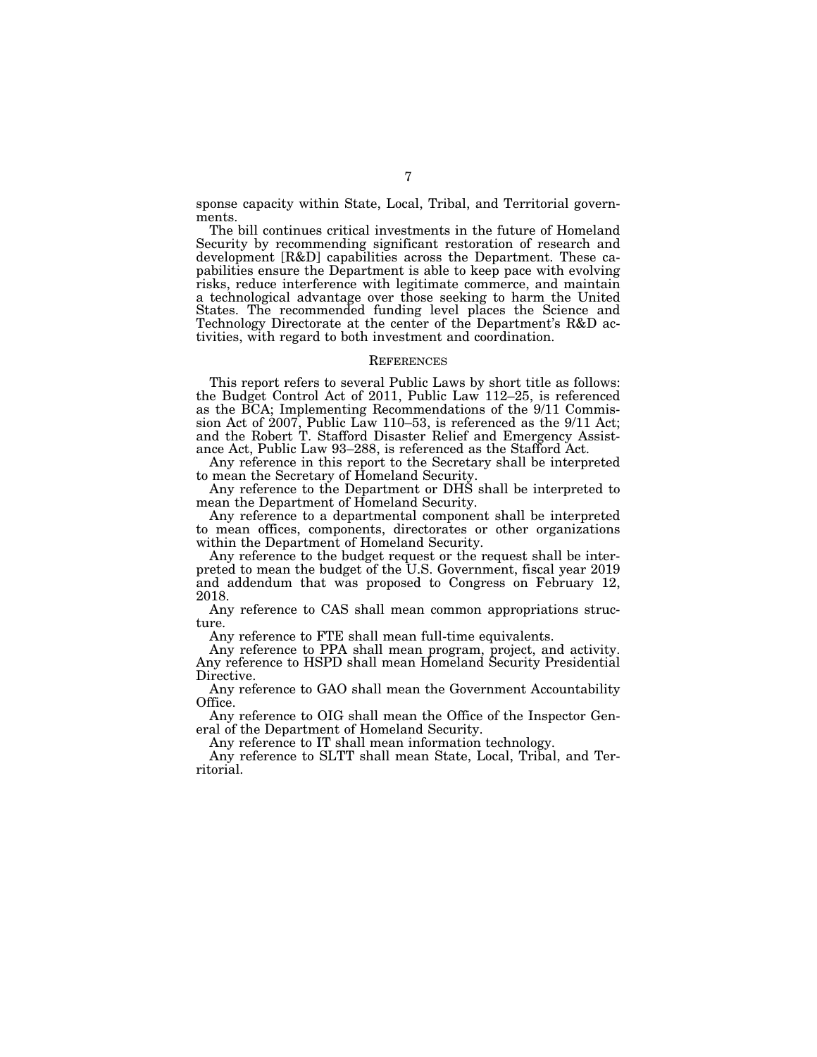sponse capacity within State, Local, Tribal, and Territorial governments.

The bill continues critical investments in the future of Homeland Security by recommending significant restoration of research and development [R&D] capabilities across the Department. These capabilities ensure the Department is able to keep pace with evolving risks, reduce interference with legitimate commerce, and maintain a technological advantage over those seeking to harm the United States. The recommended funding level places the Science and Technology Directorate at the center of the Department's R&D activities, with regard to both investment and coordination.

## REFERENCES

This report refers to several Public Laws by short title as follows: the Budget Control Act of 2011, Public Law 112–25, is referenced as the BCA; Implementing Recommendations of the 9/11 Commission Act of 2007, Public Law 110–53, is referenced as the 9/11 Act; and the Robert T. Stafford Disaster Relief and Emergency Assistance Act, Public Law 93–288, is referenced as the Stafford Act.

Any reference in this report to the Secretary shall be interpreted to mean the Secretary of Homeland Security.

Any reference to the Department or DHS shall be interpreted to mean the Department of Homeland Security.

Any reference to a departmental component shall be interpreted to mean offices, components, directorates or other organizations within the Department of Homeland Security.

Any reference to the budget request or the request shall be interpreted to mean the budget of the U.S. Government, fiscal year 2019 and addendum that was proposed to Congress on February 12, 2018.

Any reference to CAS shall mean common appropriations structure.

Any reference to FTE shall mean full-time equivalents.

Any reference to PPA shall mean program, project, and activity. Any reference to HSPD shall mean Homeland Security Presidential Directive.

Any reference to GAO shall mean the Government Accountability Office.

Any reference to OIG shall mean the Office of the Inspector General of the Department of Homeland Security.

Any reference to IT shall mean information technology.

Any reference to SLTT shall mean State, Local, Tribal, and Territorial.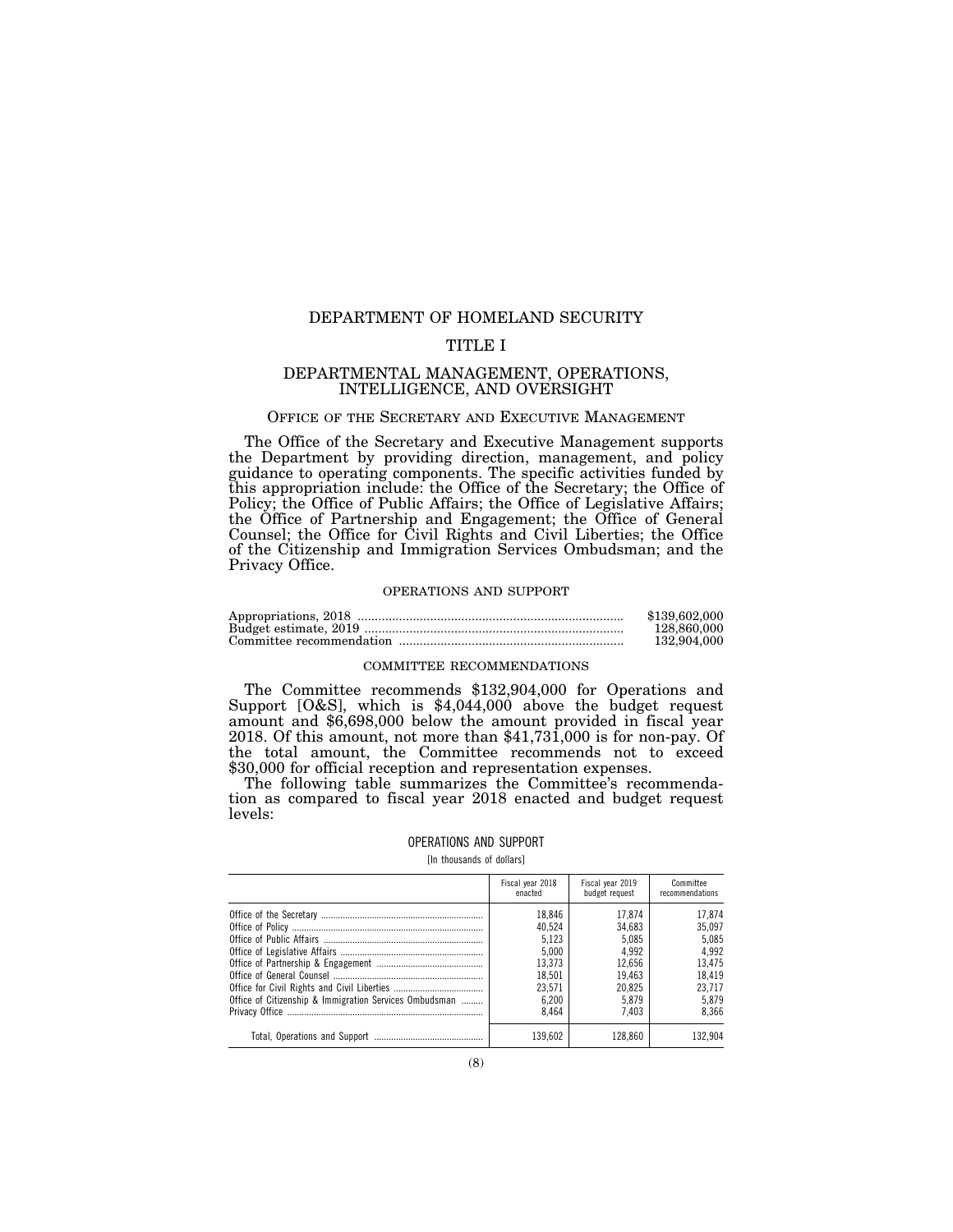# DEPARTMENT OF HOMELAND SECURITY

## TITLE I

## DEPARTMENTAL MANAGEMENT, OPERATIONS, INTELLIGENCE, AND OVERSIGHT

### Office of the Secretary and Executive Management

The Office of the Secretary and Executive Management supports the Department by providing direction, management, and policy guidance to operating components. The specific activities funded by this appropriation include: the Office of the Secretary; the Office of Policy; the Office of Public Affairs; the Office of Legislative Affairs; the Office of Partnership and Engagement; the Office of General Counsel; the Office for Civil Rights and Civil Liberties; the Office of the Citizenship and Immigration Services Ombudsman; and the Privacy Office.

#### OPERATIONS AND SUPPORT

| | |
|---|---|
| Appropriations, 2018 | $139,602,000 |
| Budget estimate, 2019 | 128,860,000 |
| Committee recommendation | 132,904,000 |

#### COMMITTEE RECOMMENDATIONS

The Committee recommends $132,904,000 for Operations and Support [O&S], which is $4,044,000 above the budget request amount and $6,698,000 below the amount provided in fiscal year 2018. Of this amount, not more than $41,731,000 is for non-pay. Of the total amount, the Committee recommends not to exceed $30,000 for official reception and representation expenses.

The following table summarizes the Committee's recommendation as compared to fiscal year 2018 enacted and budget request levels:

OPERATIONS AND SUPPORT

[In thousands of dollars]

| | Fiscal year 2018 enacted | Fiscal year 2019 budget request | Committee recommendations |
|---|---|---|---|
| Office of the Secretary | 18,846 | 17,874 | 17,874 |
| Office of Policy | 40,524 | 34,683 | 35,097 |
| Office of Public Affairs | 5,123 | 5,085 | 5,085 |
| Office of Legislative Affairs | 5,000 | 4,992 | 4,992 |
| Office of Partnership & Engagement | 13,373 | 12,656 | 13,475 |
| Office of General Counsel | 18,501 | 19,463 | 18,419 |
| Office for Civil Rights and Civil Liberties | 23,571 | 20,825 | 23,717 |
| Office of Citizenship & Immigration Services Ombudsman | 6,200 | 5,879 | 5,879 |
| Privacy Office | 8,464 | 7,403 | 8,366 |
| Total, Operations and Support | 139,602 | 128,860 | 132,904 |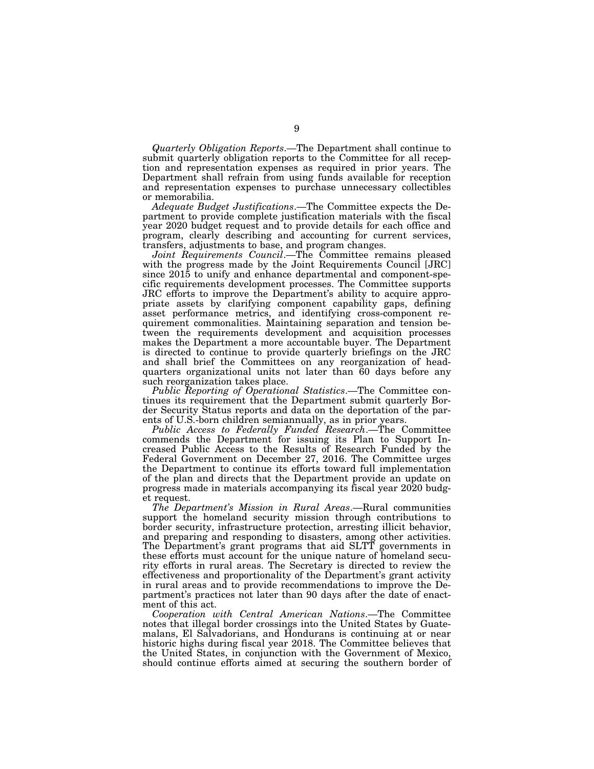*Quarterly Obligation Reports*.—The Department shall continue to submit quarterly obligation reports to the Committee for all reception and representation expenses as required in prior years. The Department shall refrain from using funds available for reception and representation expenses to purchase unnecessary collectibles or memorabilia.

*Adequate Budget Justifications*.—The Committee expects the Department to provide complete justification materials with the fiscal year 2020 budget request and to provide details for each office and program, clearly describing and accounting for current services, transfers, adjustments to base, and program changes.

*Joint Requirements Council*.—The Committee remains pleased with the progress made by the Joint Requirements Council [JRC] since 2015 to unify and enhance departmental and component-specific requirements development processes. The Committee supports JRC efforts to improve the Department's ability to acquire appropriate assets by clarifying component capability gaps, defining asset performance metrics, and identifying cross-component requirement commonalities. Maintaining separation and tension between the requirements development and acquisition processes makes the Department a more accountable buyer. The Department is directed to continue to provide quarterly briefings on the JRC and shall brief the Committees on any reorganization of headquarters organizational units not later than 60 days before any such reorganization takes place.

*Public Reporting of Operational Statistics*.—The Committee continues its requirement that the Department submit quarterly Border Security Status reports and data on the deportation of the parents of U.S.-born children semiannually, as in prior years.

*Public Access to Federally Funded Research*.—The Committee commends the Department for issuing its Plan to Support Increased Public Access to the Results of Research Funded by the Federal Government on December 27, 2016. The Committee urges the Department to continue its efforts toward full implementation of the plan and directs that the Department provide an update on progress made in materials accompanying its fiscal year 2020 budget request.

*The Department's Mission in Rural Areas*.—Rural communities support the homeland security mission through contributions to border security, infrastructure protection, arresting illicit behavior, and preparing and responding to disasters, among other activities. The Department's grant programs that aid SLTT governments in these efforts must account for the unique nature of homeland security efforts in rural areas. The Secretary is directed to review the effectiveness and proportionality of the Department's grant activity in rural areas and to provide recommendations to improve the Department's practices not later than 90 days after the date of enactment of this act.

*Cooperation with Central American Nations*.—The Committee notes that illegal border crossings into the United States by Guatemalans, El Salvadorians, and Hondurans is continuing at or near historic highs during fiscal year 2018. The Committee believes that the United States, in conjunction with the Government of Mexico, should continue efforts aimed at securing the southern border of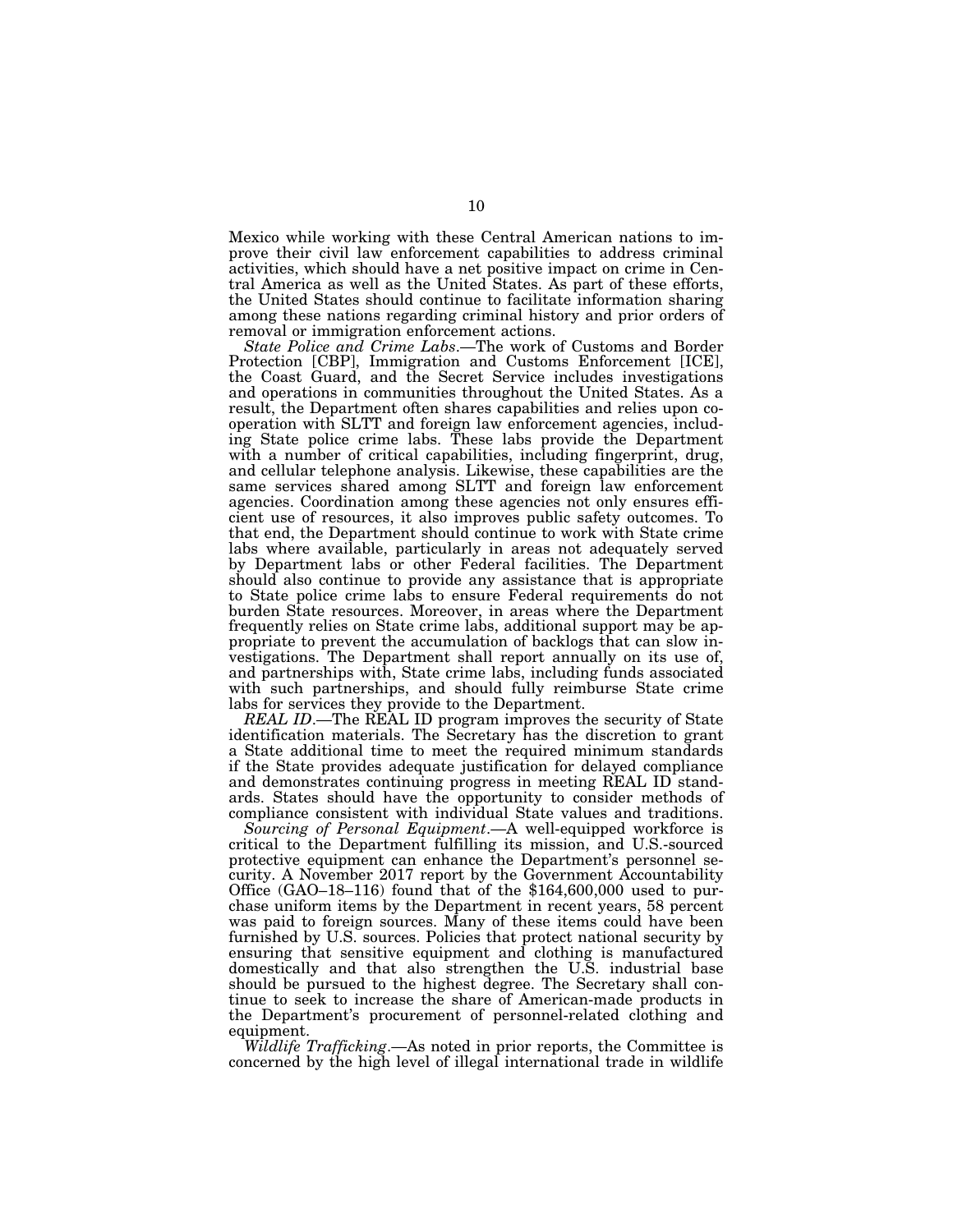Mexico while working with these Central American nations to improve their civil law enforcement capabilities to address criminal activities, which should have a net positive impact on crime in Central America as well as the United States. As part of these efforts, the United States should continue to facilitate information sharing among these nations regarding criminal history and prior orders of removal or immigration enforcement actions.

*State Police and Crime Labs*.—The work of Customs and Border Protection [CBP], Immigration and Customs Enforcement [ICE], the Coast Guard, and the Secret Service includes investigations and operations in communities throughout the United States. As a result, the Department often shares capabilities and relies upon cooperation with SLTT and foreign law enforcement agencies, including State police crime labs. These labs provide the Department with a number of critical capabilities, including fingerprint, drug, and cellular telephone analysis. Likewise, these capabilities are the same services shared among SLTT and foreign law enforcement agencies. Coordination among these agencies not only ensures efficient use of resources, it also improves public safety outcomes. To that end, the Department should continue to work with State crime labs where available, particularly in areas not adequately served by Department labs or other Federal facilities. The Department should also continue to provide any assistance that is appropriate to State police crime labs to ensure Federal requirements do not burden State resources. Moreover, in areas where the Department frequently relies on State crime labs, additional support may be appropriate to prevent the accumulation of backlogs that can slow investigations. The Department shall report annually on its use of, and partnerships with, State crime labs, including funds associated with such partnerships, and should fully reimburse State crime labs for services they provide to the Department.

*REAL ID*.—The REAL ID program improves the security of State identification materials. The Secretary has the discretion to grant a State additional time to meet the required minimum standards if the State provides adequate justification for delayed compliance and demonstrates continuing progress in meeting REAL ID standards. States should have the opportunity to consider methods of compliance consistent with individual State values and traditions.

*Sourcing of Personal Equipment*.—A well-equipped workforce is critical to the Department fulfilling its mission, and U.S.-sourced protective equipment can enhance the Department's personnel security. A November 2017 report by the Government Accountability Office (GAO–18–116) found that of the $164,600,000 used to purchase uniform items by the Department in recent years, 58 percent was paid to foreign sources. Many of these items could have been furnished by U.S. sources. Policies that protect national security by ensuring that sensitive equipment and clothing is manufactured domestically and that also strengthen the U.S. industrial base should be pursued to the highest degree. The Secretary shall continue to seek to increase the share of American-made products in the Department's procurement of personnel-related clothing and equipment.

*Wildlife Trafficking*.—As noted in prior reports, the Committee is concerned by the high level of illegal international trade in wildlife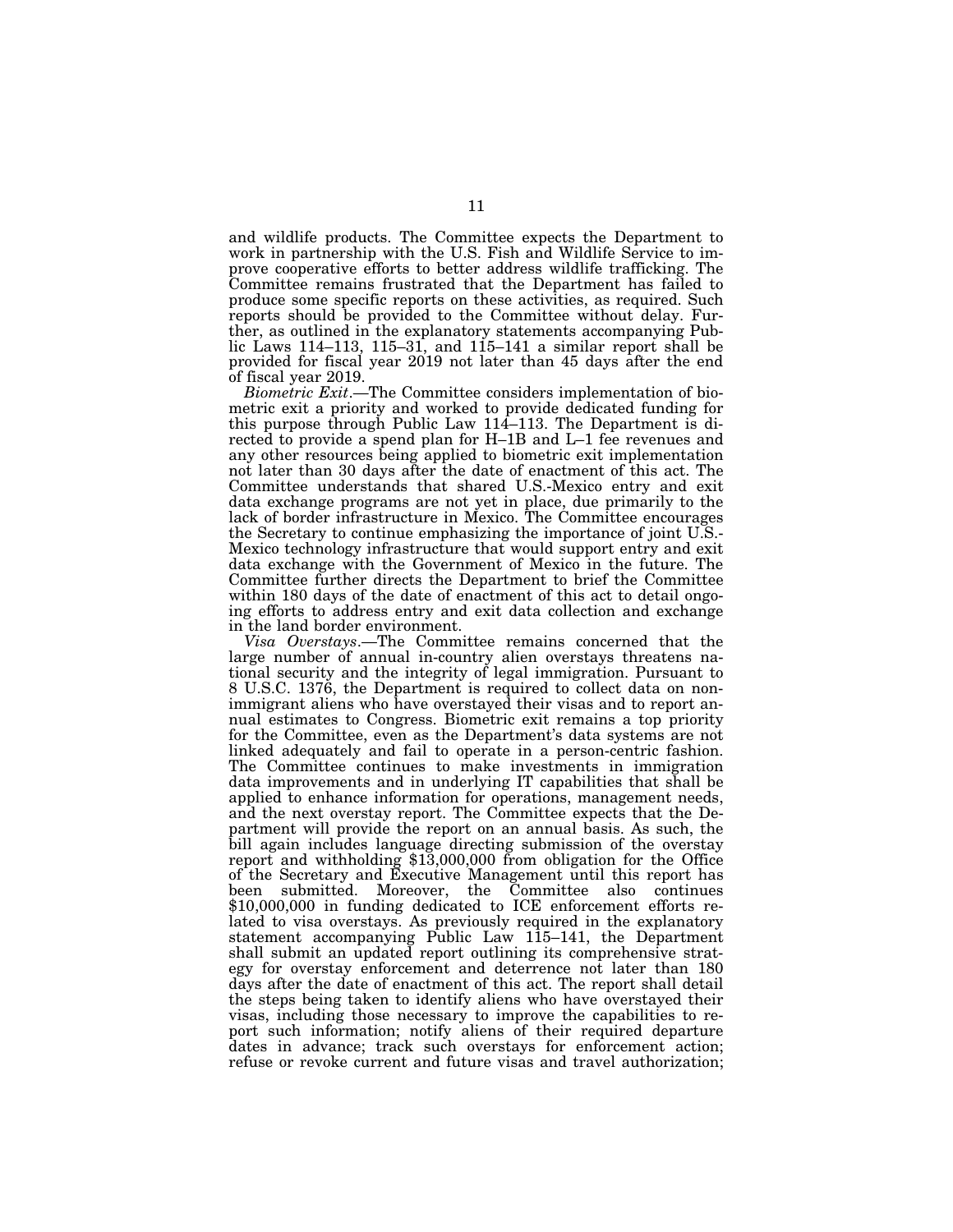and wildlife products. The Committee expects the Department to work in partnership with the U.S. Fish and Wildlife Service to improve cooperative efforts to better address wildlife trafficking. The Committee remains frustrated that the Department has failed to produce some specific reports on these activities, as required. Such reports should be provided to the Committee without delay. Further, as outlined in the explanatory statements accompanying Public Laws 114–113, 115–31, and 115–141 a similar report shall be provided for fiscal year 2019 not later than 45 days after the end of fiscal year 2019.

*Biometric Exit*.—The Committee considers implementation of biometric exit a priority and worked to provide dedicated funding for this purpose through Public Law 114–113. The Department is directed to provide a spend plan for H–1B and L–1 fee revenues and any other resources being applied to biometric exit implementation not later than 30 days after the date of enactment of this act. The Committee understands that shared U.S.-Mexico entry and exit data exchange programs are not yet in place, due primarily to the lack of border infrastructure in Mexico. The Committee encourages the Secretary to continue emphasizing the importance of joint U.S.-Mexico technology infrastructure that would support entry and exit data exchange with the Government of Mexico in the future. The Committee further directs the Department to brief the Committee within 180 days of the date of enactment of this act to detail ongoing efforts to address entry and exit data collection and exchange in the land border environment.

*Visa Overstays*.—The Committee remains concerned that the large number of annual in-country alien overstays threatens national security and the integrity of legal immigration. Pursuant to 8 U.S.C. 1376, the Department is required to collect data on nonimmigrant aliens who have overstayed their visas and to report annual estimates to Congress. Biometric exit remains a top priority for the Committee, even as the Department's data systems are not linked adequately and fail to operate in a person-centric fashion. The Committee continues to make investments in immigration data improvements and in underlying IT capabilities that shall be applied to enhance information for operations, management needs, and the next overstay report. The Committee expects that the Department will provide the report on an annual basis. As such, the bill again includes language directing submission of the overstay report and withholding $13,000,000 from obligation for the Office of the Secretary and Executive Management until this report has been submitted. Moreover, the Committee also continues $10,000,000 in funding dedicated to ICE enforcement efforts related to visa overstays. As previously required in the explanatory statement accompanying Public Law 115–141, the Department shall submit an updated report outlining its comprehensive strategy for overstay enforcement and deterrence not later than 180 days after the date of enactment of this act. The report shall detail the steps being taken to identify aliens who have overstayed their visas, including those necessary to improve the capabilities to report such information; notify aliens of their required departure dates in advance; track such overstays for enforcement action; refuse or revoke current and future visas and travel authorization;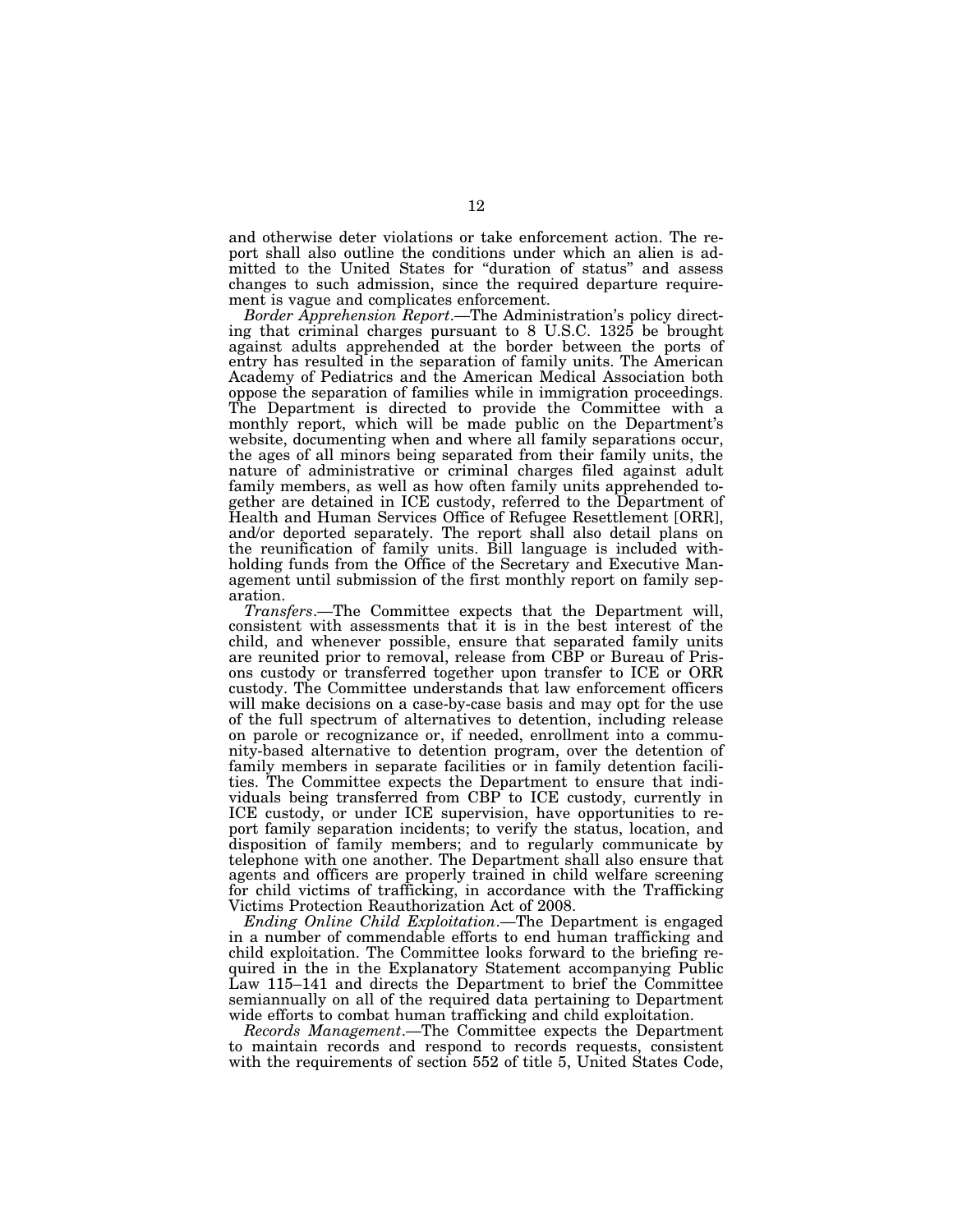and otherwise deter violations or take enforcement action. The report shall also outline the conditions under which an alien is admitted to the United States for "duration of status" and assess changes to such admission, since the required departure requirement is vague and complicates enforcement.

*Border Apprehension Report*.—The Administration's policy directing that criminal charges pursuant to 8 U.S.C. 1325 be brought against adults apprehended at the border between the ports of entry has resulted in the separation of family units. The American Academy of Pediatrics and the American Medical Association both oppose the separation of families while in immigration proceedings. The Department is directed to provide the Committee with a monthly report, which will be made public on the Department's website, documenting when and where all family separations occur, the ages of all minors being separated from their family units, the nature of administrative or criminal charges filed against adult family members, as well as how often family units apprehended together are detained in ICE custody, referred to the Department of Health and Human Services Office of Refugee Resettlement [ORR], and/or deported separately. The report shall also detail plans on the reunification of family units. Bill language is included withholding funds from the Office of the Secretary and Executive Management until submission of the first monthly report on family separation.

*Transfers*.—The Committee expects that the Department will, consistent with assessments that it is in the best interest of the child, and whenever possible, ensure that separated family units are reunited prior to removal, release from CBP or Bureau of Prisons custody or transferred together upon transfer to ICE or ORR custody. The Committee understands that law enforcement officers will make decisions on a case-by-case basis and may opt for the use of the full spectrum of alternatives to detention, including release on parole or recognizance or, if needed, enrollment into a community-based alternative to detention program, over the detention of family members in separate facilities or in family detention facilities. The Committee expects the Department to ensure that individuals being transferred from CBP to ICE custody, currently in ICE custody, or under ICE supervision, have opportunities to report family separation incidents; to verify the status, location, and disposition of family members; and to regularly communicate by telephone with one another. The Department shall also ensure that agents and officers are properly trained in child welfare screening for child victims of trafficking, in accordance with the Trafficking Victims Protection Reauthorization Act of 2008.

*Ending Online Child Exploitation*.—The Department is engaged in a number of commendable efforts to end human trafficking and child exploitation. The Committee looks forward to the briefing required in the in the Explanatory Statement accompanying Public Law 115–141 and directs the Department to brief the Committee semiannually on all of the required data pertaining to Department wide efforts to combat human trafficking and child exploitation.

*Records Management*.—The Committee expects the Department to maintain records and respond to records requests, consistent with the requirements of section 552 of title 5, United States Code,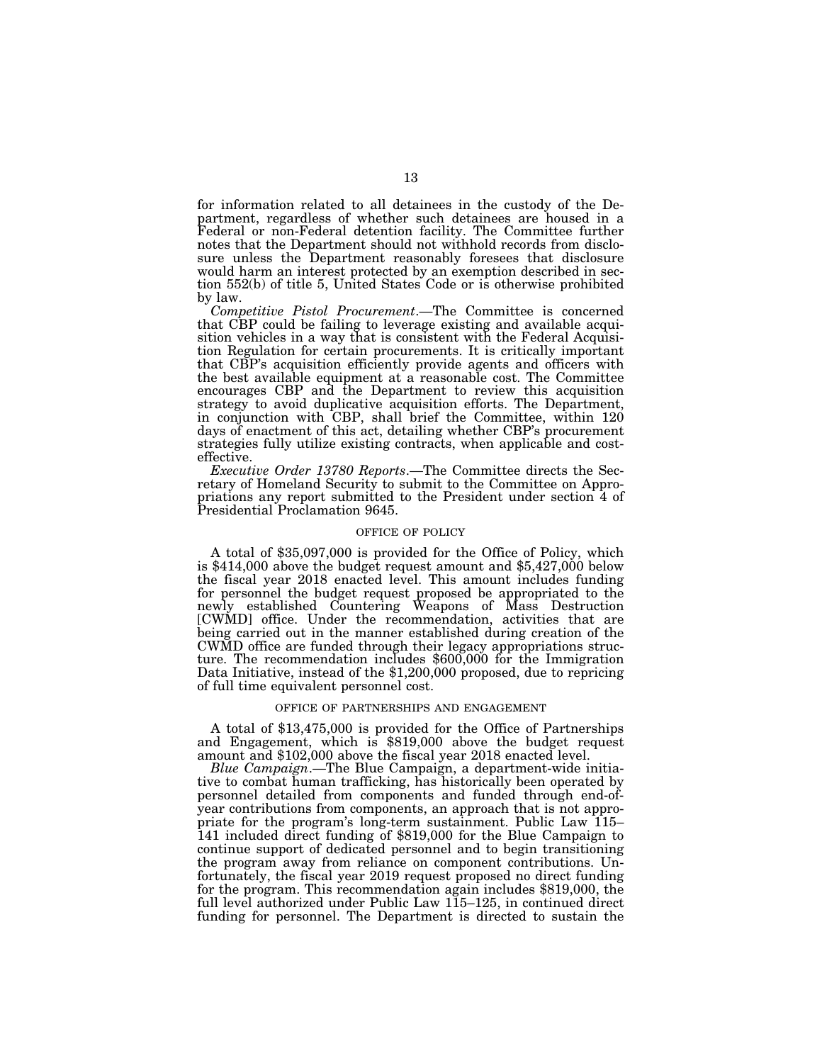for information related to all detainees in the custody of the Department, regardless of whether such detainees are housed in a Federal or non-Federal detention facility. The Committee further notes that the Department should not withhold records from disclosure unless the Department reasonably foresees that disclosure would harm an interest protected by an exemption described in section 552(b) of title 5, United States Code or is otherwise prohibited by law.

*Competitive Pistol Procurement*.—The Committee is concerned that CBP could be failing to leverage existing and available acquisition vehicles in a way that is consistent with the Federal Acquisition Regulation for certain procurements. It is critically important that CBP's acquisition efficiently provide agents and officers with the best available equipment at a reasonable cost. The Committee encourages CBP and the Department to review this acquisition strategy to avoid duplicative acquisition efforts. The Department, in conjunction with CBP, shall brief the Committee, within 120 days of enactment of this act, detailing whether CBP's procurement strategies fully utilize existing contracts, when applicable and cost-effective.

*Executive Order 13780 Reports*.—The Committee directs the Secretary of Homeland Security to submit to the Committee on Appropriations any report submitted to the President under section 4 of Presidential Proclamation 9645.

## OFFICE OF POLICY

A total of $35,097,000 is provided for the Office of Policy, which is $414,000 above the budget request amount and $5,427,000 below the fiscal year 2018 enacted level. This amount includes funding for personnel the budget request proposed be appropriated to the newly established Countering Weapons of Mass Destruction [CWMD] office. Under the recommendation, activities that are being carried out in the manner established during creation of the CWMD office are funded through their legacy appropriations structure. The recommendation includes $600,000 for the Immigration Data Initiative, instead of the $1,200,000 proposed, due to repricing of full time equivalent personnel cost.

## OFFICE OF PARTNERSHIPS AND ENGAGEMENT

A total of $13,475,000 is provided for the Office of Partnerships and Engagement, which is $819,000 above the budget request amount and $102,000 above the fiscal year 2018 enacted level.

*Blue Campaign*.—The Blue Campaign, a department-wide initiative to combat human trafficking, has historically been operated by personnel detailed from components and funded through end-of-year contributions from components, an approach that is not appropriate for the program's long-term sustainment. Public Law 115–141 included direct funding of $819,000 for the Blue Campaign to continue support of dedicated personnel and to begin transitioning the program away from reliance on component contributions. Unfortunately, the fiscal year 2019 request proposed no direct funding for the program. This recommendation again includes $819,000, the full level authorized under Public Law 115–125, in continued direct funding for personnel. The Department is directed to sustain the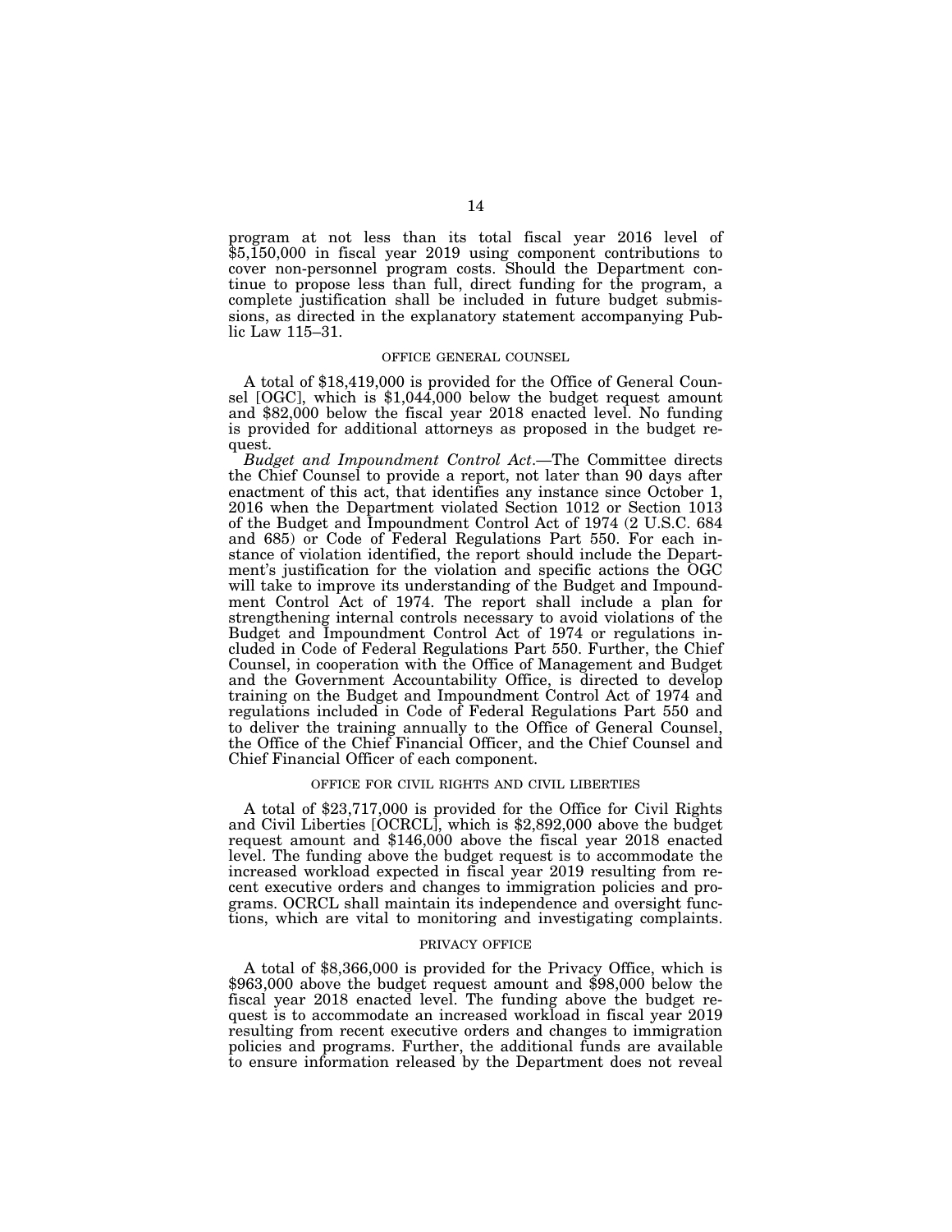program at not less than its total fiscal year 2016 level of $5,150,000 in fiscal year 2019 using component contributions to cover non-personnel program costs. Should the Department continue to propose less than full, direct funding for the program, a complete justification shall be included in future budget submissions, as directed in the explanatory statement accompanying Public Law 115–31.

### OFFICE GENERAL COUNSEL

A total of $18,419,000 is provided for the Office of General Counsel [OGC], which is $1,044,000 below the budget request amount and $82,000 below the fiscal year 2018 enacted level. No funding is provided for additional attorneys as proposed in the budget request.

*Budget and Impoundment Control Act*.—The Committee directs the Chief Counsel to provide a report, not later than 90 days after enactment of this act, that identifies any instance since October 1, 2016 when the Department violated Section 1012 or Section 1013 of the Budget and Impoundment Control Act of 1974 (2 U.S.C. 684 and 685) or Code of Federal Regulations Part 550. For each instance of violation identified, the report should include the Department's justification for the violation and specific actions the OGC will take to improve its understanding of the Budget and Impoundment Control Act of 1974. The report shall include a plan for strengthening internal controls necessary to avoid violations of the Budget and Impoundment Control Act of 1974 or regulations included in Code of Federal Regulations Part 550. Further, the Chief Counsel, in cooperation with the Office of Management and Budget and the Government Accountability Office, is directed to develop training on the Budget and Impoundment Control Act of 1974 and regulations included in Code of Federal Regulations Part 550 and to deliver the training annually to the Office of General Counsel, the Office of the Chief Financial Officer, and the Chief Counsel and Chief Financial Officer of each component.

### OFFICE FOR CIVIL RIGHTS AND CIVIL LIBERTIES

A total of $23,717,000 is provided for the Office for Civil Rights and Civil Liberties [OCRCL], which is $2,892,000 above the budget request amount and $146,000 above the fiscal year 2018 enacted level. The funding above the budget request is to accommodate the increased workload expected in fiscal year 2019 resulting from recent executive orders and changes to immigration policies and programs. OCRCL shall maintain its independence and oversight functions, which are vital to monitoring and investigating complaints.

### PRIVACY OFFICE

A total of $8,366,000 is provided for the Privacy Office, which is $963,000 above the budget request amount and $98,000 below the fiscal year 2018 enacted level. The funding above the budget request is to accommodate an increased workload in fiscal year 2019 resulting from recent executive orders and changes to immigration policies and programs. Further, the additional funds are available to ensure information released by the Department does not reveal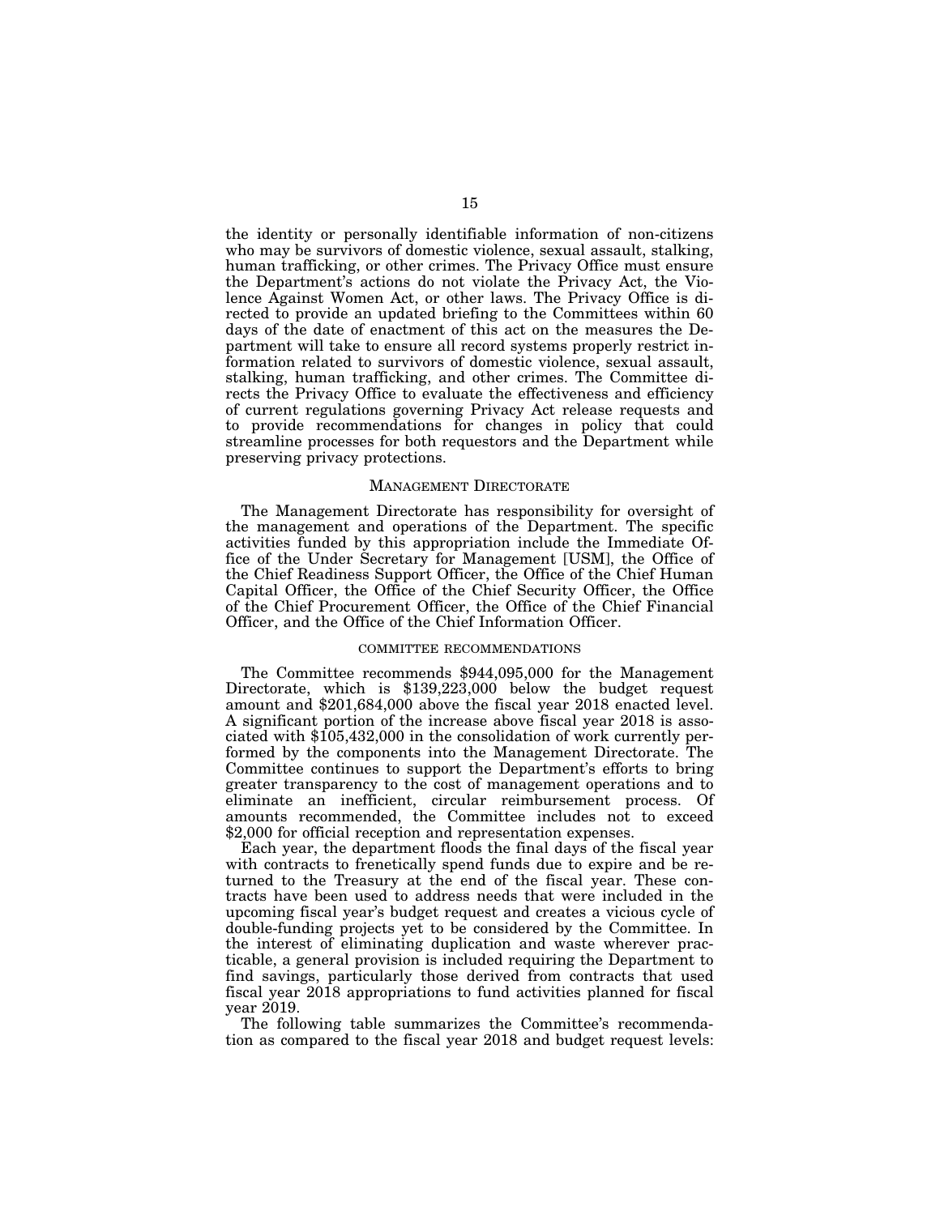the identity or personally identifiable information of non-citizens who may be survivors of domestic violence, sexual assault, stalking, human trafficking, or other crimes. The Privacy Office must ensure the Department's actions do not violate the Privacy Act, the Violence Against Women Act, or other laws. The Privacy Office is directed to provide an updated briefing to the Committees within 60 days of the date of enactment of this act on the measures the Department will take to ensure all record systems properly restrict information related to survivors of domestic violence, sexual assault, stalking, human trafficking, and other crimes. The Committee directs the Privacy Office to evaluate the effectiveness and efficiency of current regulations governing Privacy Act release requests and to provide recommendations for changes in policy that could streamline processes for both requestors and the Department while preserving privacy protections.

## MANAGEMENT DIRECTORATE

The Management Directorate has responsibility for oversight of the management and operations of the Department. The specific activities funded by this appropriation include the Immediate Office of the Under Secretary for Management [USM], the Office of the Chief Readiness Support Officer, the Office of the Chief Human Capital Officer, the Office of the Chief Security Officer, the Office of the Chief Procurement Officer, the Office of the Chief Financial Officer, and the Office of the Chief Information Officer.

### COMMITTEE RECOMMENDATIONS

The Committee recommends $944,095,000 for the Management Directorate, which is $139,223,000 below the budget request amount and $201,684,000 above the fiscal year 2018 enacted level. A significant portion of the increase above fiscal year 2018 is associated with $105,432,000 in the consolidation of work currently performed by the components into the Management Directorate. The Committee continues to support the Department's efforts to bring greater transparency to the cost of management operations and to eliminate an inefficient, circular reimbursement process. Of amounts recommended, the Committee includes not to exceed $2,000 for official reception and representation expenses.

Each year, the department floods the final days of the fiscal year with contracts to frenetically spend funds due to expire and be returned to the Treasury at the end of the fiscal year. These contracts have been used to address needs that were included in the upcoming fiscal year's budget request and creates a vicious cycle of double-funding projects yet to be considered by the Committee. In the interest of eliminating duplication and waste wherever practicable, a general provision is included requiring the Department to find savings, particularly those derived from contracts that used fiscal year 2018 appropriations to fund activities planned for fiscal year 2019.

The following table summarizes the Committee's recommendation as compared to the fiscal year 2018 and budget request levels: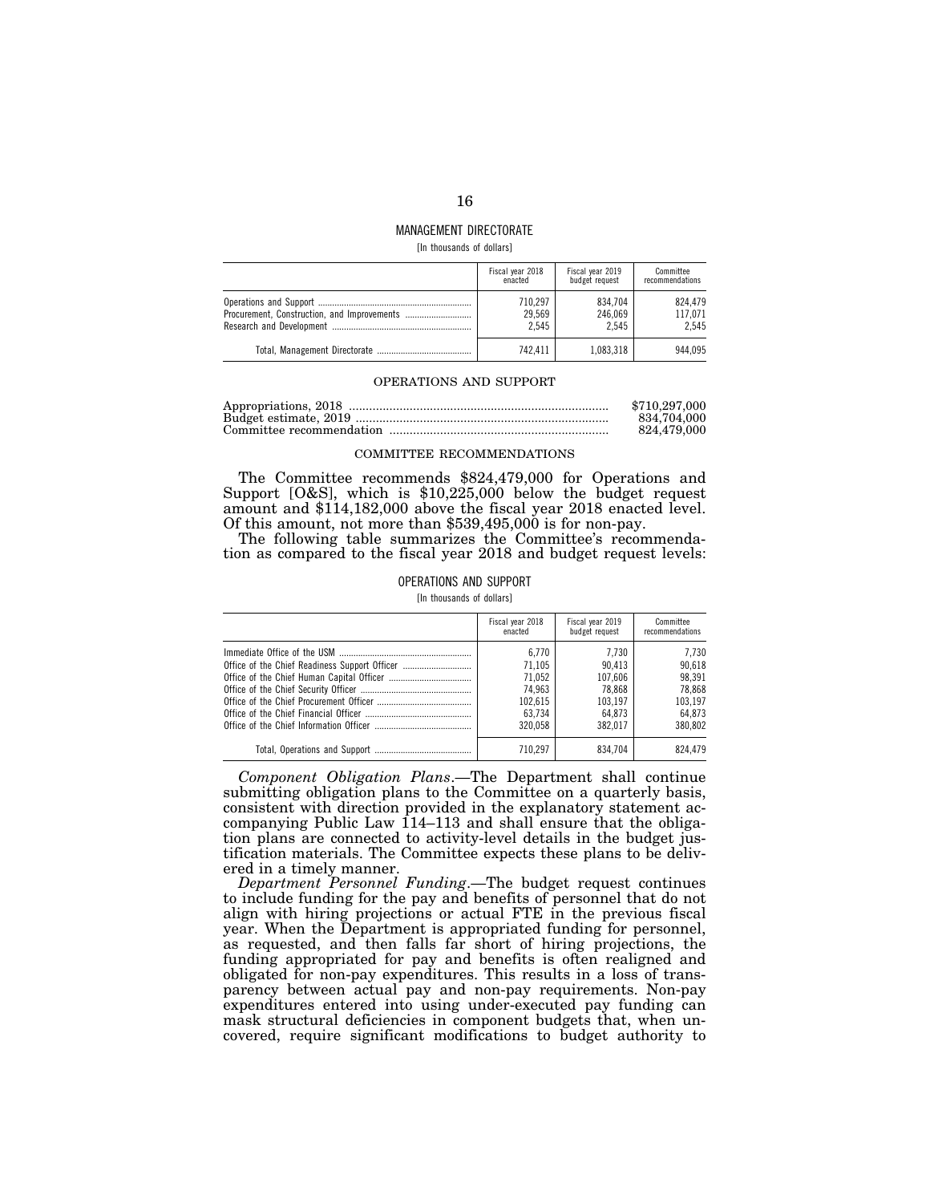## MANAGEMENT DIRECTORATE

[In thousands of dollars]

| | Fiscal year 2018 enacted | Fiscal year 2019 budget request | Committee recommendations |
|---|---|---|---|
| Operations and Support | 710,297 | 834,704 | 824,479 |
| Procurement, Construction, and Improvements | 29,569 | 246,069 | 117,071 |
| Research and Development | 2,545 | 2,545 | 2,545 |
| Total, Management Directorate | 742,411 | 1,083,318 | 944,095 |

### OPERATIONS AND SUPPORT

| | |
|---|---|
| Appropriations, 2018 | $710,297,000 |
| Budget estimate, 2019 | 834,704,000 |
| Committee recommendation | 824,479,000 |

### COMMITTEE RECOMMENDATIONS

The Committee recommends $824,479,000 for Operations and Support [O&S], which is $10,225,000 below the budget request amount and $114,182,000 above the fiscal year 2018 enacted level. Of this amount, not more than $539,495,000 is for non-pay.

The following table summarizes the Committee's recommendation as compared to the fiscal year 2018 and budget request levels:

OPERATIONS AND SUPPORT

[In thousands of dollars]

| | Fiscal year 2018 enacted | Fiscal year 2019 budget request | Committee recommendations |
|---|---|---|---|
| Immediate Office of the USM | 6,770 | 7,730 | 7,730 |
| Office of the Chief Readiness Support Officer | 71,105 | 90,413 | 90,618 |
| Office of the Chief Human Capital Officer | 71,052 | 107,606 | 98,391 |
| Office of the Chief Security Officer | 74,963 | 78,868 | 78,868 |
| Office of the Chief Procurement Officer | 102,615 | 103,197 | 103,197 |
| Office of the Chief Financial Officer | 63,734 | 64,873 | 64,873 |
| Office of the Chief Information Officer | 320,058 | 382,017 | 380,802 |
| Total, Operations and Support | 710,297 | 834,704 | 824,479 |

*Component Obligation Plans*.—The Department shall continue submitting obligation plans to the Committee on a quarterly basis, consistent with direction provided in the explanatory statement accompanying Public Law 114–113 and shall ensure that the obligation plans are connected to activity-level details in the budget justification materials. The Committee expects these plans to be delivered in a timely manner.

*Department Personnel Funding*.—The budget request continues to include funding for the pay and benefits of personnel that do not align with hiring projections or actual FTE in the previous fiscal year. When the Department is appropriated funding for personnel, as requested, and then falls far short of hiring projections, the funding appropriated for pay and benefits is often realigned and obligated for non-pay expenditures. This results in a loss of transparency between actual pay and non-pay requirements. Non-pay expenditures entered into using under-executed pay funding can mask structural deficiencies in component budgets that, when uncovered, require significant modifications to budget authority to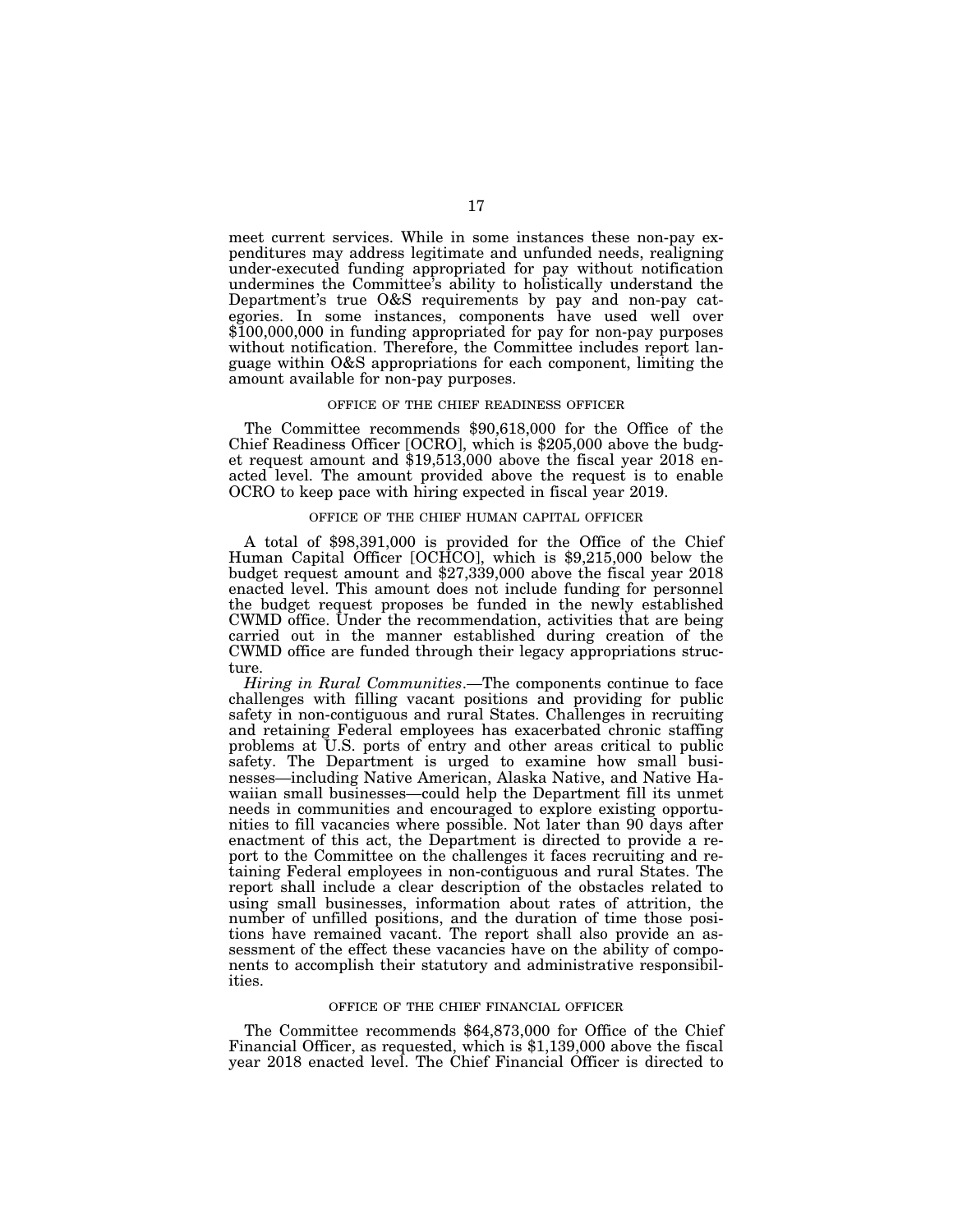meet current services. While in some instances these non-pay expenditures may address legitimate and unfunded needs, realigning under-executed funding appropriated for pay without notification undermines the Committee's ability to holistically understand the Department's true O&S requirements by pay and non-pay categories. In some instances, components have used well over $100,000,000 in funding appropriated for pay for non-pay purposes without notification. Therefore, the Committee includes report language within O&S appropriations for each component, limiting the amount available for non-pay purposes.

### OFFICE OF THE CHIEF READINESS OFFICER

The Committee recommends $90,618,000 for the Office of the Chief Readiness Officer [OCRO], which is $205,000 above the budget request amount and $19,513,000 above the fiscal year 2018 enacted level. The amount provided above the request is to enable OCRO to keep pace with hiring expected in fiscal year 2019.

### OFFICE OF THE CHIEF HUMAN CAPITAL OFFICER

A total of $98,391,000 is provided for the Office of the Chief Human Capital Officer [OCHCO], which is $9,215,000 below the budget request amount and $27,339,000 above the fiscal year 2018 enacted level. This amount does not include funding for personnel the budget request proposes be funded in the newly established CWMD office. Under the recommendation, activities that are being carried out in the manner established during creation of the CWMD office are funded through their legacy appropriations structure.

*Hiring in Rural Communities*.—The components continue to face challenges with filling vacant positions and providing for public safety in non-contiguous and rural States. Challenges in recruiting and retaining Federal employees has exacerbated chronic staffing problems at U.S. ports of entry and other areas critical to public safety. The Department is urged to examine how small businesses—including Native American, Alaska Native, and Native Hawaiian small businesses—could help the Department fill its unmet needs in communities and encouraged to explore existing opportunities to fill vacancies where possible. Not later than 90 days after enactment of this act, the Department is directed to provide a report to the Committee on the challenges it faces recruiting and retaining Federal employees in non-contiguous and rural States. The report shall include a clear description of the obstacles related to using small businesses, information about rates of attrition, the number of unfilled positions, and the duration of time those positions have remained vacant. The report shall also provide an assessment of the effect these vacancies have on the ability of components to accomplish their statutory and administrative responsibilities.

### OFFICE OF THE CHIEF FINANCIAL OFFICER

The Committee recommends $64,873,000 for Office of the Chief Financial Officer, as requested, which is $1,139,000 above the fiscal year 2018 enacted level. The Chief Financial Officer is directed to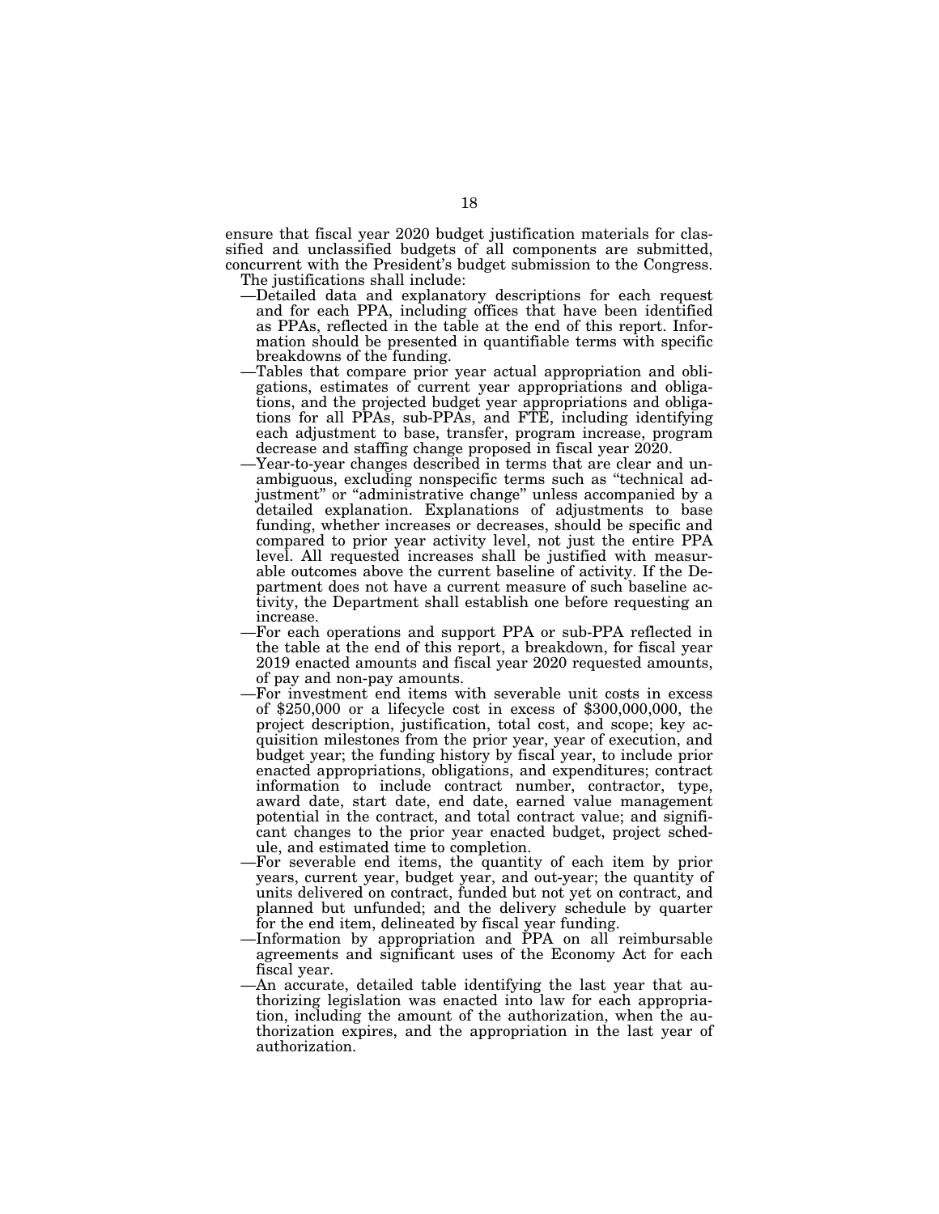ensure that fiscal year 2020 budget justification materials for classified and unclassified budgets of all components are submitted, concurrent with the President's budget submission to the Congress.

The justifications shall include:

- —Detailed data and explanatory descriptions for each request and for each PPA, including offices that have been identified as PPAs, reflected in the table at the end of this report. Information should be presented in quantifiable terms with specific breakdowns of the funding.
- —Tables that compare prior year actual appropriation and obligations, estimates of current year appropriations and obligations, and the projected budget year appropriations and obligations for all PPAs, sub-PPAs, and FTE, including identifying each adjustment to base, transfer, program increase, program decrease and staffing change proposed in fiscal year 2020.
- —Year-to-year changes described in terms that are clear and unambiguous, excluding nonspecific terms such as "technical adjustment" or "administrative change" unless accompanied by a detailed explanation. Explanations of adjustments to base funding, whether increases or decreases, should be specific and compared to prior year activity level, not just the entire PPA level. All requested increases shall be justified with measurable outcomes above the current baseline of activity. If the Department does not have a current measure of such baseline activity, the Department shall establish one before requesting an increase.
- —For each operations and support PPA or sub-PPA reflected in the table at the end of this report, a breakdown, for fiscal year 2019 enacted amounts and fiscal year 2020 requested amounts, of pay and non-pay amounts.
- —For investment end items with severable unit costs in excess of $250,000 or a lifecycle cost in excess of $300,000,000, the project description, justification, total cost, and scope; key acquisition milestones from the prior year, year of execution, and budget year; the funding history by fiscal year, to include prior enacted appropriations, obligations, and expenditures; contract information to include contract number, contractor, type, award date, start date, end date, earned value management potential in the contract, and total contract value; and significant changes to the prior year enacted budget, project schedule, and estimated time to completion.
- —For severable end items, the quantity of each item by prior years, current year, budget year, and out-year; the quantity of units delivered on contract, funded but not yet on contract, and planned but unfunded; and the delivery schedule by quarter for the end item, delineated by fiscal year funding.
- —Information by appropriation and PPA on all reimbursable agreements and significant uses of the Economy Act for each fiscal year.
- —An accurate, detailed table identifying the last year that authorizing legislation was enacted into law for each appropriation, including the amount of the authorization, when the authorization expires, and the appropriation in the last year of authorization.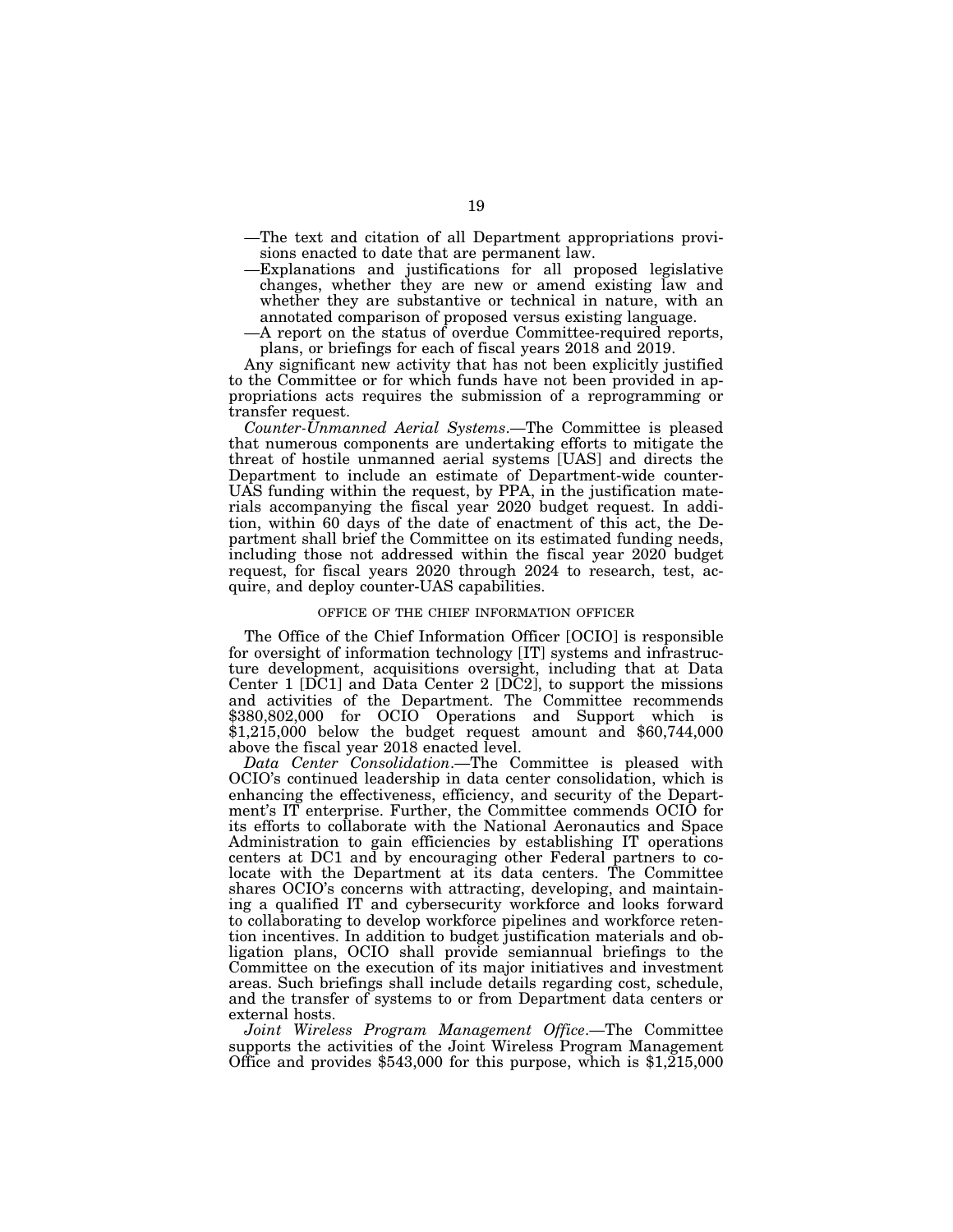—The text and citation of all Department appropriations provisions enacted to date that are permanent law.

—Explanations and justifications for all proposed legislative changes, whether they are new or amend existing law and whether they are substantive or technical in nature, with an annotated comparison of proposed versus existing language.

—A report on the status of overdue Committee-required reports, plans, or briefings for each of fiscal years 2018 and 2019.

Any significant new activity that has not been explicitly justified to the Committee or for which funds have not been provided in appropriations acts requires the submission of a reprogramming or transfer request.

*Counter-Unmanned Aerial Systems*.—The Committee is pleased that numerous components are undertaking efforts to mitigate the threat of hostile unmanned aerial systems [UAS] and directs the Department to include an estimate of Department-wide counter-UAS funding within the request, by PPA, in the justification materials accompanying the fiscal year 2020 budget request. In addition, within 60 days of the date of enactment of this act, the Department shall brief the Committee on its estimated funding needs, including those not addressed within the fiscal year 2020 budget request, for fiscal years 2020 through 2024 to research, test, acquire, and deploy counter-UAS capabilities.

OFFICE OF THE CHIEF INFORMATION OFFICER

The Office of the Chief Information Officer [OCIO] is responsible for oversight of information technology [IT] systems and infrastructure development, acquisitions oversight, including that at Data Center 1 [DC1] and Data Center 2 [DC2], to support the missions and activities of the Department. The Committee recommends $380,802,000 for OCIO Operations and Support which is $1,215,000 below the budget request amount and $60,744,000 above the fiscal year 2018 enacted level.

*Data Center Consolidation*.—The Committee is pleased with OCIO's continued leadership in data center consolidation, which is enhancing the effectiveness, efficiency, and security of the Department's IT enterprise. Further, the Committee commends OCIO for its efforts to collaborate with the National Aeronautics and Space Administration to gain efficiencies by establishing IT operations centers at DC1 and by encouraging other Federal partners to colocate with the Department at its data centers. The Committee shares OCIO's concerns with attracting, developing, and maintaining a qualified IT and cybersecurity workforce and looks forward to collaborating to develop workforce pipelines and workforce retention incentives. In addition to budget justification materials and obligation plans, OCIO shall provide semiannual briefings to the Committee on the execution of its major initiatives and investment areas. Such briefings shall include details regarding cost, schedule, and the transfer of systems to or from Department data centers or external hosts.

*Joint Wireless Program Management Office*.—The Committee supports the activities of the Joint Wireless Program Management Office and provides $543,000 for this purpose, which is $1,215,000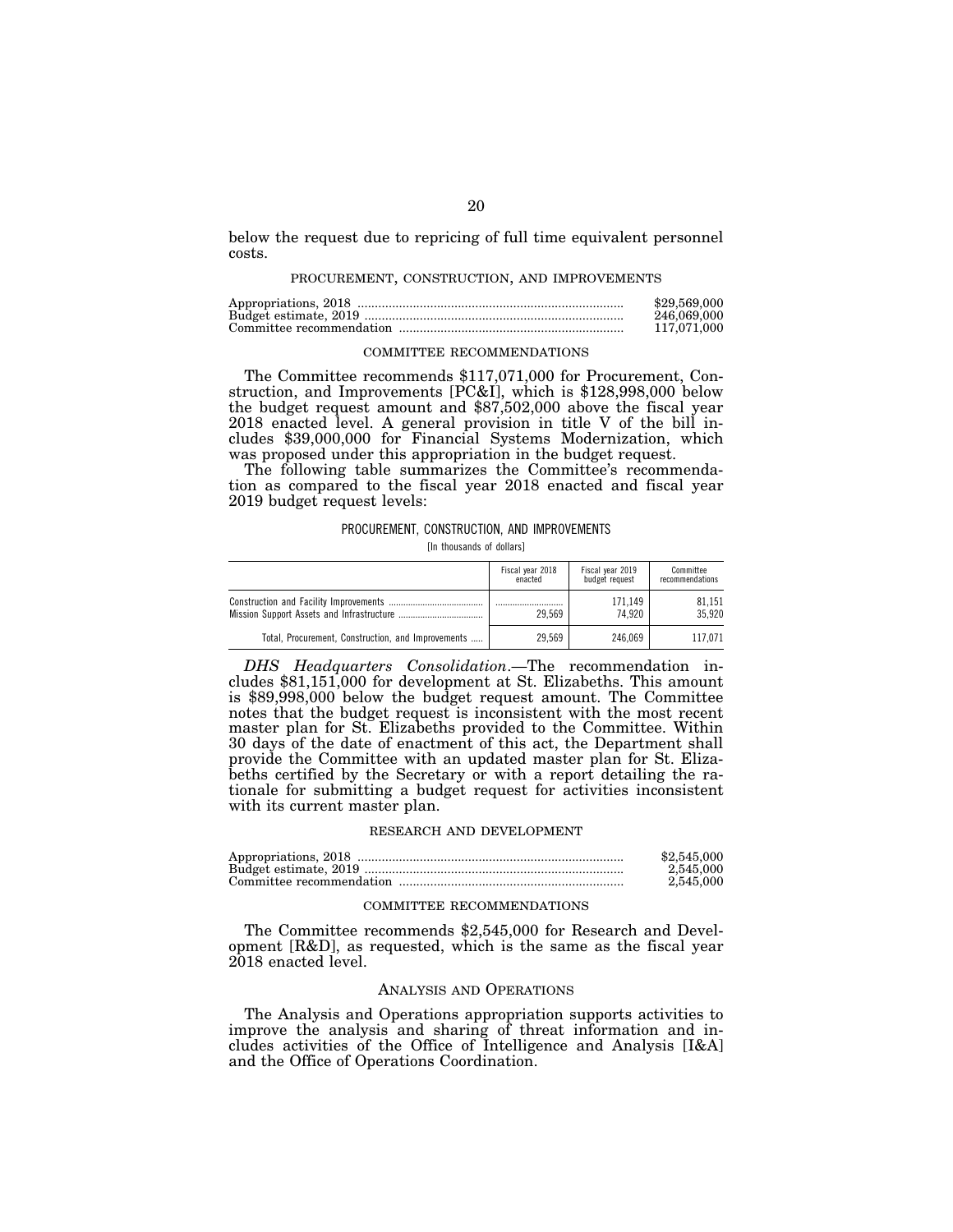below the request due to repricing of full time equivalent personnel costs.

### PROCUREMENT, CONSTRUCTION, AND IMPROVEMENTS

| | |
|---|---|
| Appropriations, 2018 | $29,569,000 |
| Budget estimate, 2019 | 246,069,000 |
| Committee recommendation | 117,071,000 |

#### COMMITTEE RECOMMENDATIONS

The Committee recommends $117,071,000 for Procurement, Construction, and Improvements [PC&I], which is $128,998,000 below the budget request amount and $87,502,000 above the fiscal year 2018 enacted level. A general provision in title V of the bill includes $39,000,000 for Financial Systems Modernization, which was proposed under this appropriation in the budget request.

The following table summarizes the Committee's recommendation as compared to the fiscal year 2018 enacted and fiscal year 2019 budget request levels:

PROCUREMENT, CONSTRUCTION, AND IMPROVEMENTS

[In thousands of dollars]

| | Fiscal year 2018 enacted | Fiscal year 2019 budget request | Committee recommendations |
|---|---|---|---|
| Construction and Facility Improvements | | 171,149 | 81,151 |
| Mission Support Assets and Infrastructure | 29,569 | 74,920 | 35,920 |
| Total, Procurement, Construction, and Improvements | 29,569 | 246,069 | 117,071 |

*DHS Headquarters Consolidation*.—The recommendation includes $81,151,000 for development at St. Elizabeths. This amount is $89,998,000 below the budget request amount. The Committee notes that the budget request is inconsistent with the most recent master plan for St. Elizabeths provided to the Committee. Within 30 days of the date of enactment of this act, the Department shall provide the Committee with an updated master plan for St. Elizabeths certified by the Secretary or with a report detailing the rationale for submitting a budget request for activities inconsistent with its current master plan.

### RESEARCH AND DEVELOPMENT

| | |
|---|---|
| Appropriations, 2018 | $2,545,000 |
| Budget estimate, 2019 | 2,545,000 |
| Committee recommendation | 2,545,000 |

#### COMMITTEE RECOMMENDATIONS

The Committee recommends $2,545,000 for Research and Development [R&D], as requested, which is the same as the fiscal year 2018 enacted level.

## ANALYSIS AND OPERATIONS

The Analysis and Operations appropriation supports activities to improve the analysis and sharing of threat information and includes activities of the Office of Intelligence and Analysis [I&A] and the Office of Operations Coordination.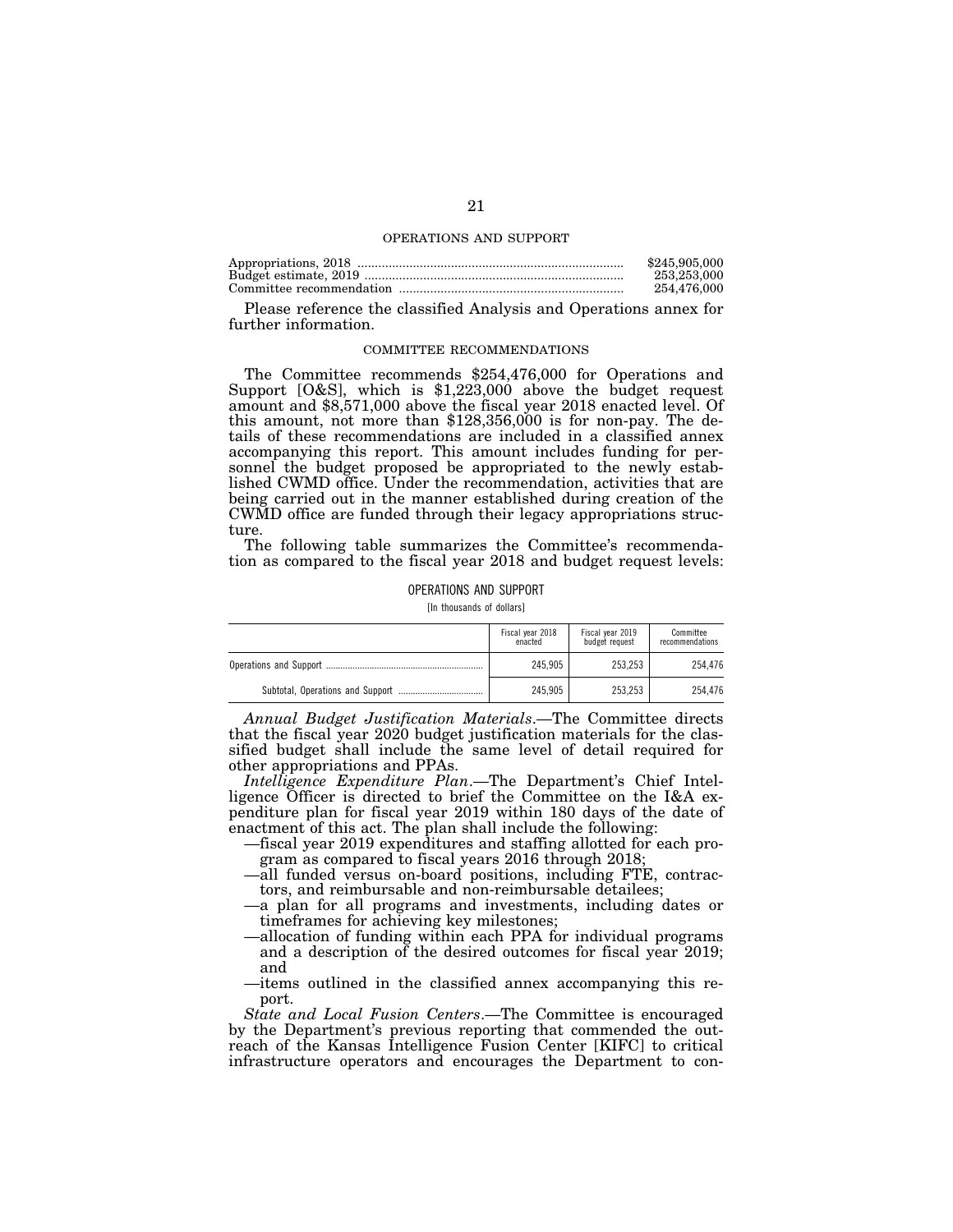## OPERATIONS AND SUPPORT

| | |
|---|---|
| Appropriations, 2018 | $245,905,000 |
| Budget estimate, 2019 | 253,253,000 |
| Committee recommendation | 254,476,000 |

Please reference the classified Analysis and Operations annex for further information.

### COMMITTEE RECOMMENDATIONS

The Committee recommends $254,476,000 for Operations and Support [O&S], which is $1,223,000 above the budget request amount and $8,571,000 above the fiscal year 2018 enacted level. Of this amount, not more than $128,356,000 is for non-pay. The details of these recommendations are included in a classified annex accompanying this report. This amount includes funding for personnel the budget proposed be appropriated to the newly established CWMD office. Under the recommendation, activities that are being carried out in the manner established during creation of the CWMD office are funded through their legacy appropriations structure.

The following table summarizes the Committee's recommendation as compared to the fiscal year 2018 and budget request levels:

OPERATIONS AND SUPPORT

[In thousands of dollars]

| | Fiscal year 2018 enacted | Fiscal year 2019 budget request | Committee recommendations |
|---|---|---|---|
| Operations and Support | 245,905 | 253,253 | 254,476 |
| Subtotal, Operations and Support | 245,905 | 253,253 | 254,476 |

*Annual Budget Justification Materials*.—The Committee directs that the fiscal year 2020 budget justification materials for the classified budget shall include the same level of detail required for other appropriations and PPAs.

*Intelligence Expenditure Plan*.—The Department's Chief Intelligence Officer is directed to brief the Committee on the I&A expenditure plan for fiscal year 2019 within 180 days of the date of enactment of this act. The plan shall include the following:

- —fiscal year 2019 expenditures and staffing allotted for each program as compared to fiscal years 2016 through 2018;
- —all funded versus on-board positions, including FTE, contractors, and reimbursable and non-reimbursable detailees;
- —a plan for all programs and investments, including dates or timeframes for achieving key milestones;
- —allocation of funding within each PPA for individual programs and a description of the desired outcomes for fiscal year 2019; and
- —items outlined in the classified annex accompanying this report.

*State and Local Fusion Centers*.—The Committee is encouraged by the Department's previous reporting that commended the outreach of the Kansas Intelligence Fusion Center [KIFC] to critical infrastructure operators and encourages the Department to con-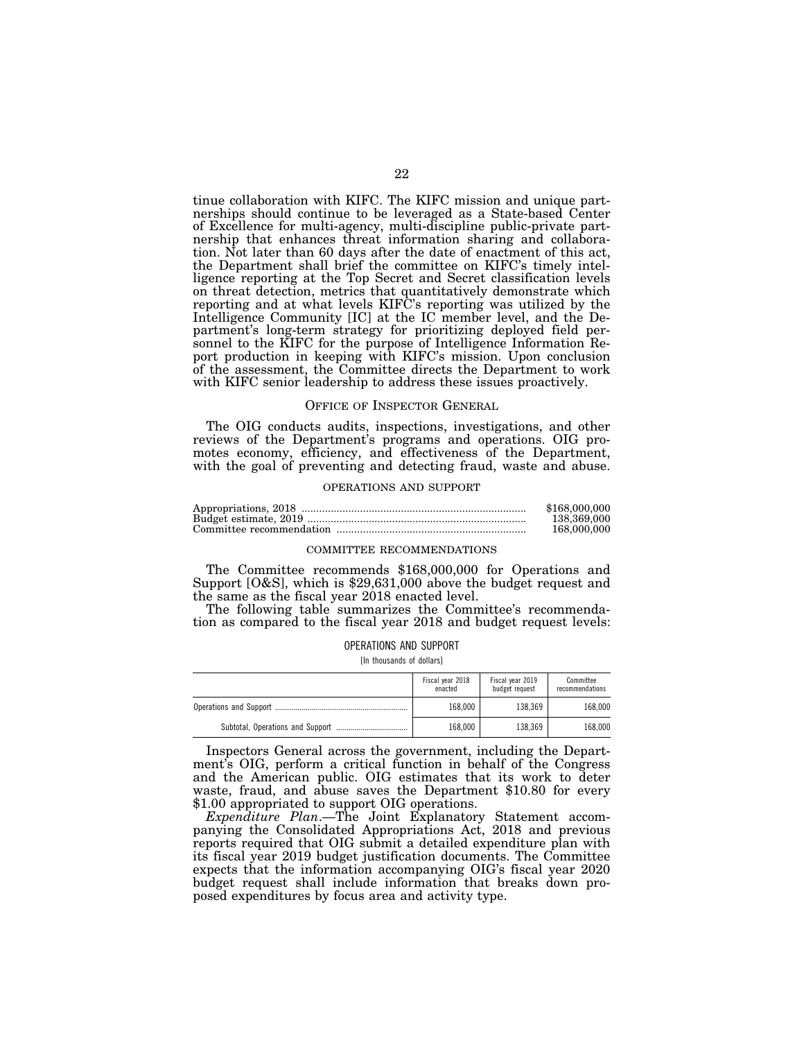tinue collaboration with KIFC. The KIFC mission and unique partnerships should continue to be leveraged as a State-based Center of Excellence for multi-agency, multi-discipline public-private partnership that enhances threat information sharing and collaboration. Not later than 60 days after the date of enactment of this act, the Department shall brief the committee on KIFC's timely intelligence reporting at the Top Secret and Secret classification levels on threat detection, metrics that quantitatively demonstrate which reporting and at what levels KIFC's reporting was utilized by the Intelligence Community [IC] at the IC member level, and the Department's long-term strategy for prioritizing deployed field personnel to the KIFC for the purpose of Intelligence Information Report production in keeping with KIFC's mission. Upon conclusion of the assessment, the Committee directs the Department to work with KIFC senior leadership to address these issues proactively.

## OFFICE OF INSPECTOR GENERAL

The OIG conducts audits, inspections, investigations, and other reviews of the Department's programs and operations. OIG promotes economy, efficiency, and effectiveness of the Department, with the goal of preventing and detecting fraud, waste and abuse.

### OPERATIONS AND SUPPORT

| | |
|---|---|
| Appropriations, 2018 | $168,000,000 |
| Budget estimate, 2019 | 138,369,000 |
| Committee recommendation | 168,000,000 |

### COMMITTEE RECOMMENDATIONS

The Committee recommends $168,000,000 for Operations and Support [O&S], which is $29,631,000 above the budget request and the same as the fiscal year 2018 enacted level.

The following table summarizes the Committee's recommendation as compared to the fiscal year 2018 and budget request levels:

OPERATIONS AND SUPPORT

[In thousands of dollars]

| | Fiscal year 2018 enacted | Fiscal year 2019 budget request | Committee recommendations |
|---|---|---|---|
| Operations and Support | 168,000 | 138,369 | 168,000 |
| Subtotal, Operations and Support | 168,000 | 138,369 | 168,000 |

Inspectors General across the government, including the Department's OIG, perform a critical function in behalf of the Congress and the American public. OIG estimates that its work to deter waste, fraud, and abuse saves the Department $10.80 for every $1.00 appropriated to support OIG operations.

*Expenditure Plan*.—The Joint Explanatory Statement accompanying the Consolidated Appropriations Act, 2018 and previous reports required that OIG submit a detailed expenditure plan with its fiscal year 2019 budget justification documents. The Committee expects that the information accompanying OIG's fiscal year 2020 budget request shall include information that breaks down proposed expenditures by focus area and activity type.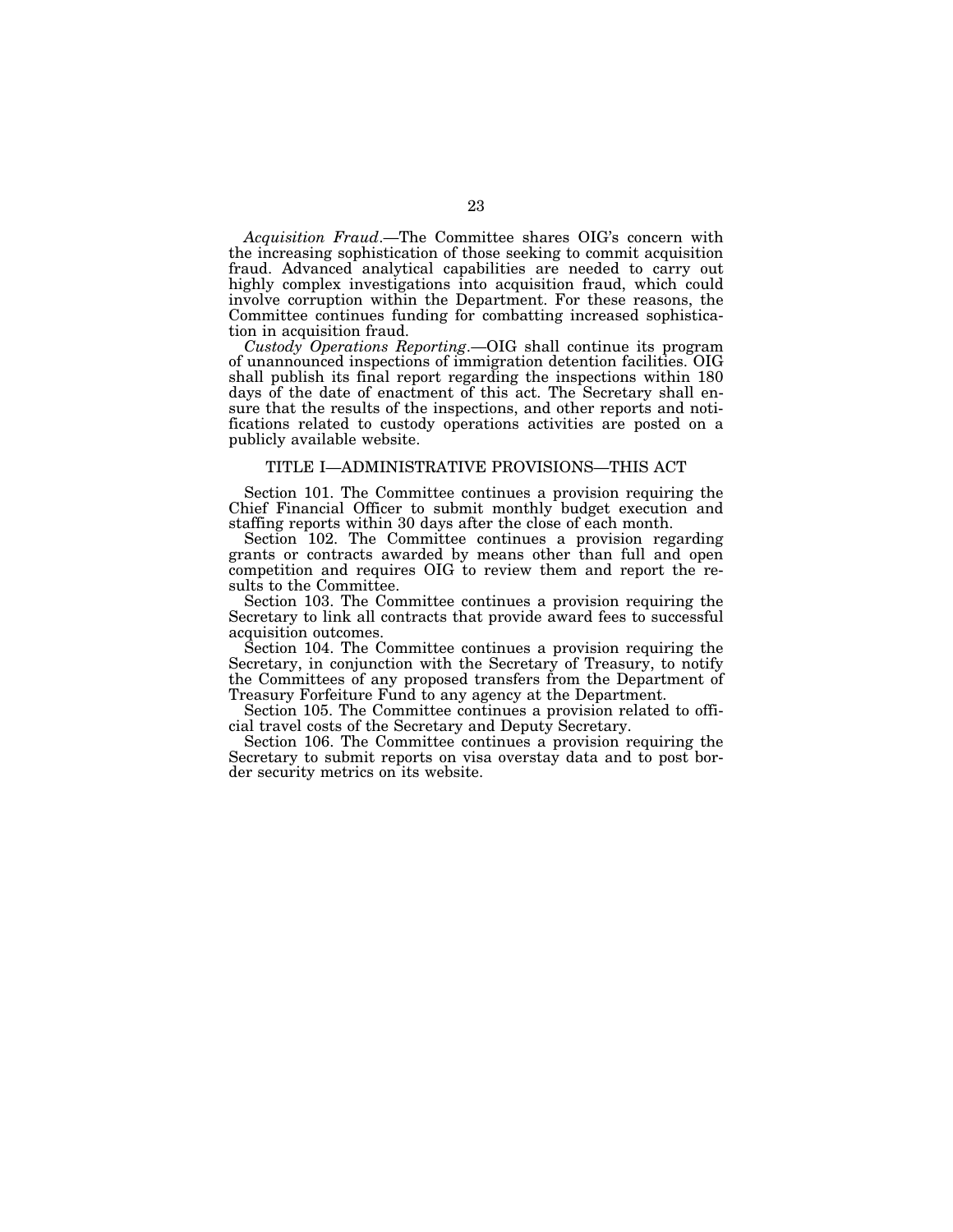*Acquisition Fraud*.—The Committee shares OIG's concern with the increasing sophistication of those seeking to commit acquisition fraud. Advanced analytical capabilities are needed to carry out highly complex investigations into acquisition fraud, which could involve corruption within the Department. For these reasons, the Committee continues funding for combatting increased sophistication in acquisition fraud.

*Custody Operations Reporting*.—OIG shall continue its program of unannounced inspections of immigration detention facilities. OIG shall publish its final report regarding the inspections within 180 days of the date of enactment of this act. The Secretary shall ensure that the results of the inspections, and other reports and notifications related to custody operations activities are posted on a publicly available website.

## TITLE I—ADMINISTRATIVE PROVISIONS—THIS ACT

Section 101. The Committee continues a provision requiring the Chief Financial Officer to submit monthly budget execution and staffing reports within 30 days after the close of each month.

Section 102. The Committee continues a provision regarding grants or contracts awarded by means other than full and open competition and requires OIG to review them and report the results to the Committee.

Section 103. The Committee continues a provision requiring the Secretary to link all contracts that provide award fees to successful acquisition outcomes.

Section 104. The Committee continues a provision requiring the Secretary, in conjunction with the Secretary of Treasury, to notify the Committees of any proposed transfers from the Department of Treasury Forfeiture Fund to any agency at the Department.

Section 105. The Committee continues a provision related to official travel costs of the Secretary and Deputy Secretary.

Section 106. The Committee continues a provision requiring the Secretary to submit reports on visa overstay data and to post border security metrics on its website.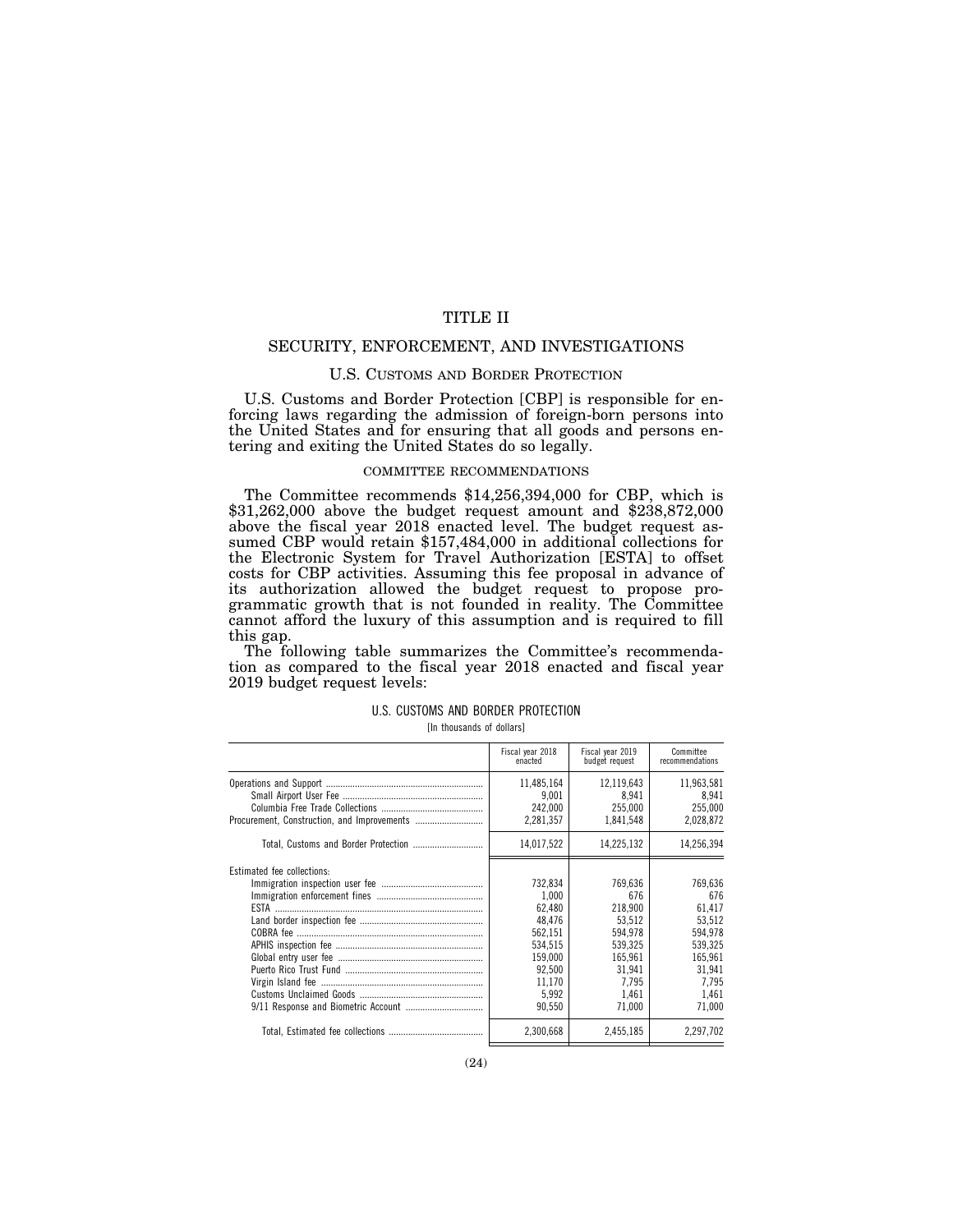# TITLE II

## SECURITY, ENFORCEMENT, AND INVESTIGATIONS

### U.S. CUSTOMS AND BORDER PROTECTION

U.S. Customs and Border Protection [CBP] is responsible for enforcing laws regarding the admission of foreign-born persons into the United States and for ensuring that all goods and persons entering and exiting the United States do so legally.

#### COMMITTEE RECOMMENDATIONS

The Committee recommends $14,256,394,000 for CBP, which is $31,262,000 above the budget request amount and $238,872,000 above the fiscal year 2018 enacted level. The budget request assumed CBP would retain $157,484,000 in additional collections for the Electronic System for Travel Authorization [ESTA] to offset costs for CBP activities. Assuming this fee proposal in advance of its authorization allowed the budget request to propose programmatic growth that is not founded in reality. The Committee cannot afford the luxury of this assumption and is required to fill this gap.

The following table summarizes the Committee's recommendation as compared to the fiscal year 2018 enacted and fiscal year 2019 budget request levels:

U.S. CUSTOMS AND BORDER PROTECTION

[In thousands of dollars]

| | Fiscal year 2018 enacted | Fiscal year 2019 budget request | Committee recommendations |
|---|---|---|---|
| Operations and Support | 11,485,164 | 12,119,643 | 11,963,581 |
| Small Airport User Fee | 9,001 | 8,941 | 8,941 |
| Columbia Free Trade Collections | 242,000 | 255,000 | 255,000 |
| Procurement, Construction, and Improvements | 2,281,357 | 1,841,548 | 2,028,872 |
| Total, Customs and Border Protection | 14,017,522 | 14,225,132 | 14,256,394 |
| Estimated fee collections: | | | |
| Immigration inspection user fee | 732,834 | 769,636 | 769,636 |
| Immigration enforcement fines | 1,000 | 676 | 676 |
| ESTA | 62,480 | 218,900 | 61,417 |
| Land border inspection fee | 48,476 | 53,512 | 53,512 |
| COBRA fee | 562,151 | 594,978 | 594,978 |
| APHIS inspection fee | 534,515 | 539,325 | 539,325 |
| Global entry user fee | 159,000 | 165,961 | 165,961 |
| Puerto Rico Trust Fund | 92,500 | 31,941 | 31,941 |
| Virgin Island fee | 11,170 | 7,795 | 7,795 |
| Customs Unclaimed Goods | 5,992 | 1,461 | 1,461 |
| 9/11 Response and Biometric Account | 90,550 | 71,000 | 71,000 |
| Total, Estimated fee collections | 2,300,668 | 2,455,185 | 2,297,702 |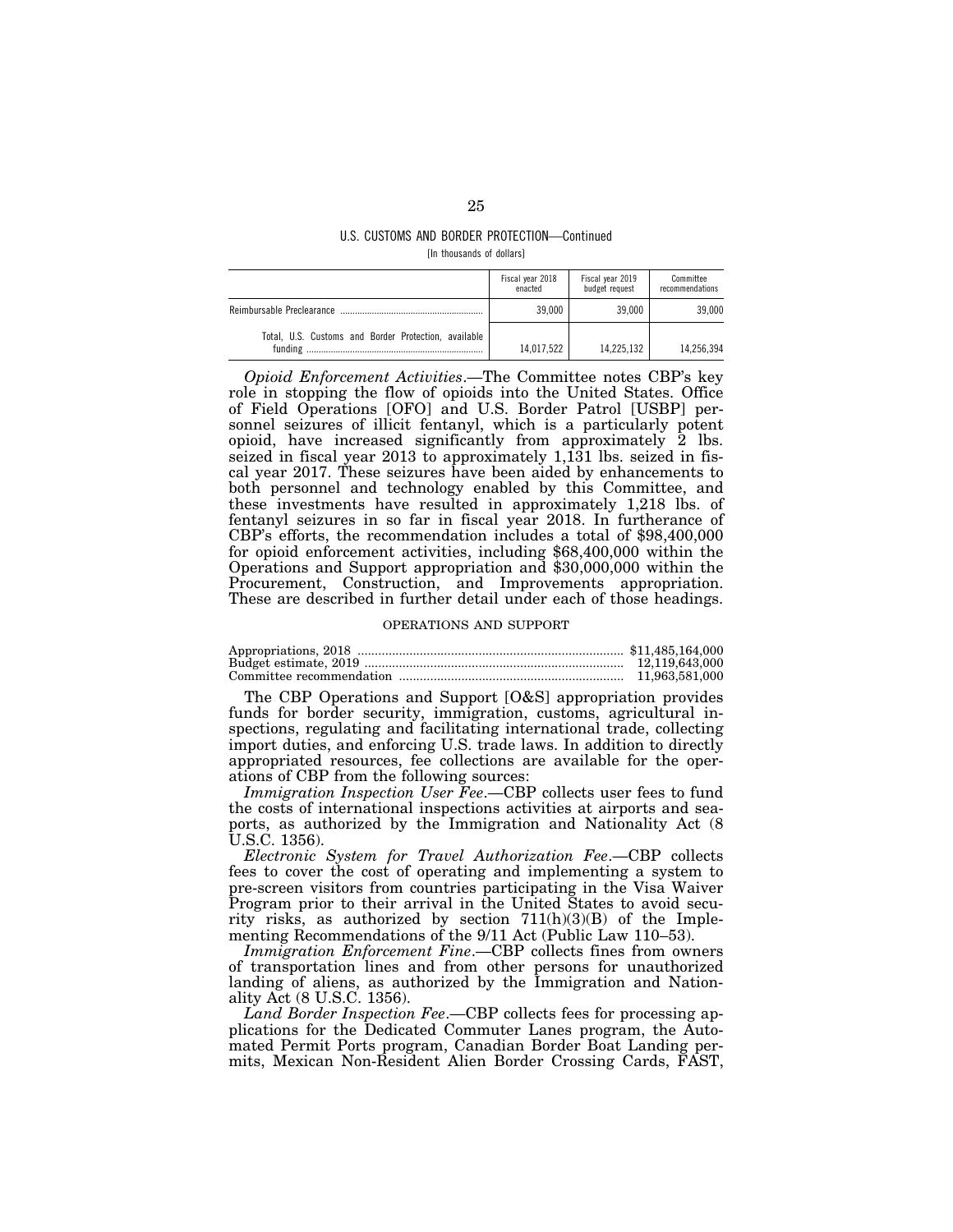U.S. CUSTOMS AND BORDER PROTECTION—Continued

[In thousands of dollars]

| | Fiscal year 2018 enacted | Fiscal year 2019 budget request | Committee recommendations |
|---|---|---|---|
| Reimbursable Preclearance | 39,000 | 39,000 | 39,000 |
| Total, U.S. Customs and Border Protection, available funding | 14,017,522 | 14,225,132 | 14,256,394 |

*Opioid Enforcement Activities*.—The Committee notes CBP's key role in stopping the flow of opioids into the United States. Office of Field Operations [OFO] and U.S. Border Patrol [USBP] personnel seizures of illicit fentanyl, which is a particularly potent opioid, have increased significantly from approximately 2 lbs. seized in fiscal year 2013 to approximately 1,131 lbs. seized in fiscal year 2017. These seizures have been aided by enhancements to both personnel and technology enabled by this Committee, and these investments have resulted in approximately 1,218 lbs. of fentanyl seizures in so far in fiscal year 2018. In furtherance of CBP's efforts, the recommendation includes a total of $98,400,000 for opioid enforcement activities, including $68,400,000 within the Operations and Support appropriation and $30,000,000 within the Procurement, Construction, and Improvements appropriation. These are described in further detail under each of those headings.

## OPERATIONS AND SUPPORT

| | |
|---|---|
| Appropriations, 2018 | $11,485,164,000 |
| Budget estimate, 2019 | 12,119,643,000 |
| Committee recommendation | 11,963,581,000 |

The CBP Operations and Support [O&S] appropriation provides funds for border security, immigration, customs, agricultural inspections, regulating and facilitating international trade, collecting import duties, and enforcing U.S. trade laws. In addition to directly appropriated resources, fee collections are available for the operations of CBP from the following sources:

*Immigration Inspection User Fee*.—CBP collects user fees to fund the costs of international inspections activities at airports and seaports, as authorized by the Immigration and Nationality Act (8 U.S.C. 1356).

*Electronic System for Travel Authorization Fee*.—CBP collects fees to cover the cost of operating and implementing a system to pre-screen visitors from countries participating in the Visa Waiver Program prior to their arrival in the United States to avoid security risks, as authorized by section 711(h)(3)(B) of the Implementing Recommendations of the 9/11 Act (Public Law 110–53).

*Immigration Enforcement Fine*.—CBP collects fines from owners of transportation lines and from other persons for unauthorized landing of aliens, as authorized by the Immigration and Nationality Act (8 U.S.C. 1356).

*Land Border Inspection Fee*.—CBP collects fees for processing applications for the Dedicated Commuter Lanes program, the Automated Permit Ports program, Canadian Border Boat Landing permits, Mexican Non-Resident Alien Border Crossing Cards, FAST,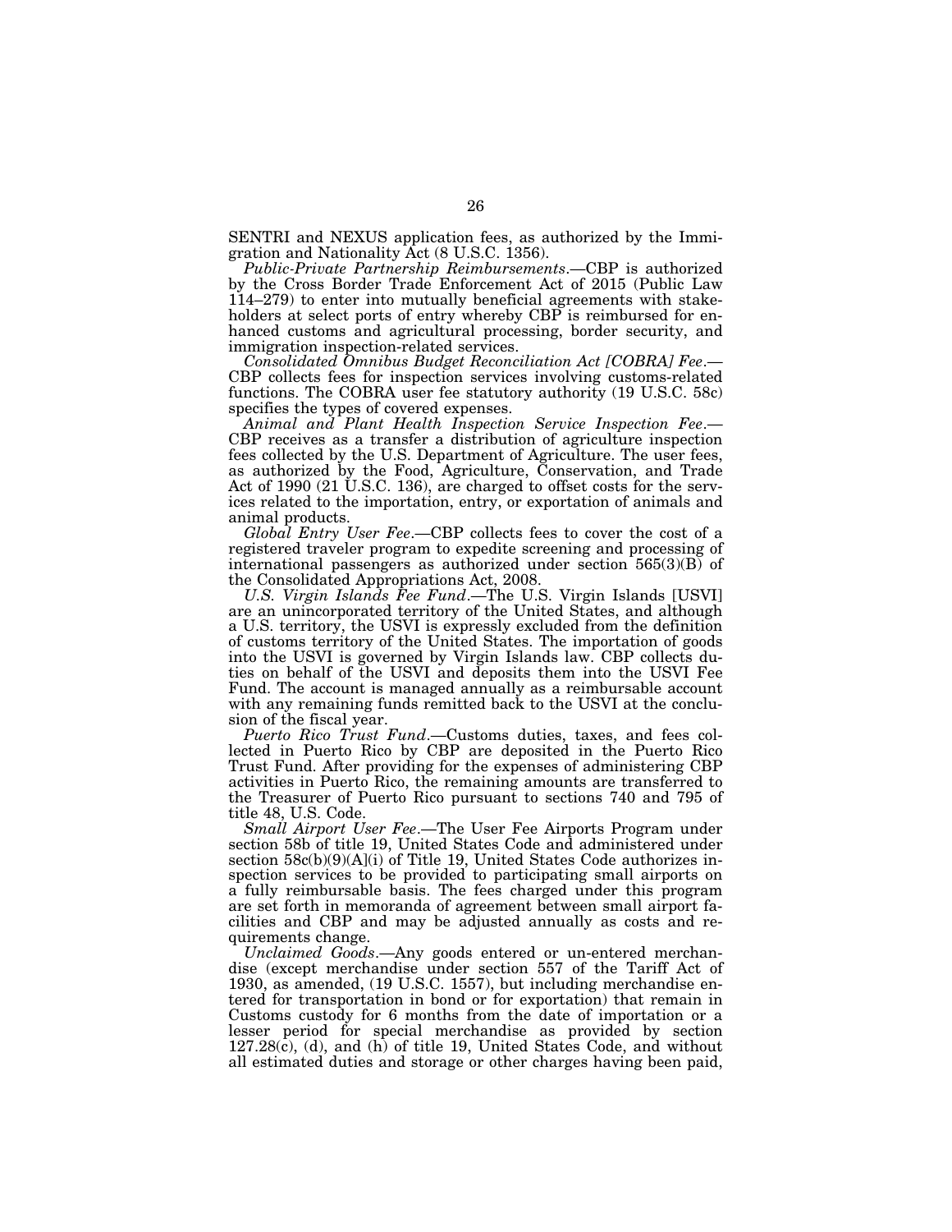SENTRI and NEXUS application fees, as authorized by the Immigration and Nationality Act (8 U.S.C. 1356).

*Public-Private Partnership Reimbursements*.—CBP is authorized by the Cross Border Trade Enforcement Act of 2015 (Public Law 114–279) to enter into mutually beneficial agreements with stakeholders at select ports of entry whereby CBP is reimbursed for enhanced customs and agricultural processing, border security, and immigration inspection-related services.

*Consolidated Omnibus Budget Reconciliation Act [COBRA] Fee*.—CBP collects fees for inspection services involving customs-related functions. The COBRA user fee statutory authority (19 U.S.C. 58c) specifies the types of covered expenses.

*Animal and Plant Health Inspection Service Inspection Fee*.—CBP receives as a transfer a distribution of agriculture inspection fees collected by the U.S. Department of Agriculture. The user fees, as authorized by the Food, Agriculture, Conservation, and Trade Act of 1990 (21 U.S.C. 136), are charged to offset costs for the services related to the importation, entry, or exportation of animals and animal products.

*Global Entry User Fee*.—CBP collects fees to cover the cost of a registered traveler program to expedite screening and processing of international passengers as authorized under section 565(3)(B) of the Consolidated Appropriations Act, 2008.

*U.S. Virgin Islands Fee Fund*.—The U.S. Virgin Islands [USVI] are an unincorporated territory of the United States, and although a U.S. territory, the USVI is expressly excluded from the definition of customs territory of the United States. The importation of goods into the USVI is governed by Virgin Islands law. CBP collects duties on behalf of the USVI and deposits them into the USVI Fee Fund. The account is managed annually as a reimbursable account with any remaining funds remitted back to the USVI at the conclusion of the fiscal year.

*Puerto Rico Trust Fund*.—Customs duties, taxes, and fees collected in Puerto Rico by CBP are deposited in the Puerto Rico Trust Fund. After providing for the expenses of administering CBP activities in Puerto Rico, the remaining amounts are transferred to the Treasurer of Puerto Rico pursuant to sections 740 and 795 of title 48, U.S. Code.

*Small Airport User Fee*.—The User Fee Airports Program under section 58b of title 19, United States Code and administered under section 58c(b)(9)(A](i) of Title 19, United States Code authorizes inspection services to be provided to participating small airports on a fully reimbursable basis. The fees charged under this program are set forth in memoranda of agreement between small airport facilities and CBP and may be adjusted annually as costs and requirements change.

*Unclaimed Goods*.—Any goods entered or un-entered merchandise (except merchandise under section 557 of the Tariff Act of 1930, as amended, (19 U.S.C. 1557), but including merchandise entered for transportation in bond or for exportation) that remain in Customs custody for 6 months from the date of importation or a lesser period for special merchandise as provided by section 127.28(c), (d), and (h) of title 19, United States Code, and without all estimated duties and storage or other charges having been paid,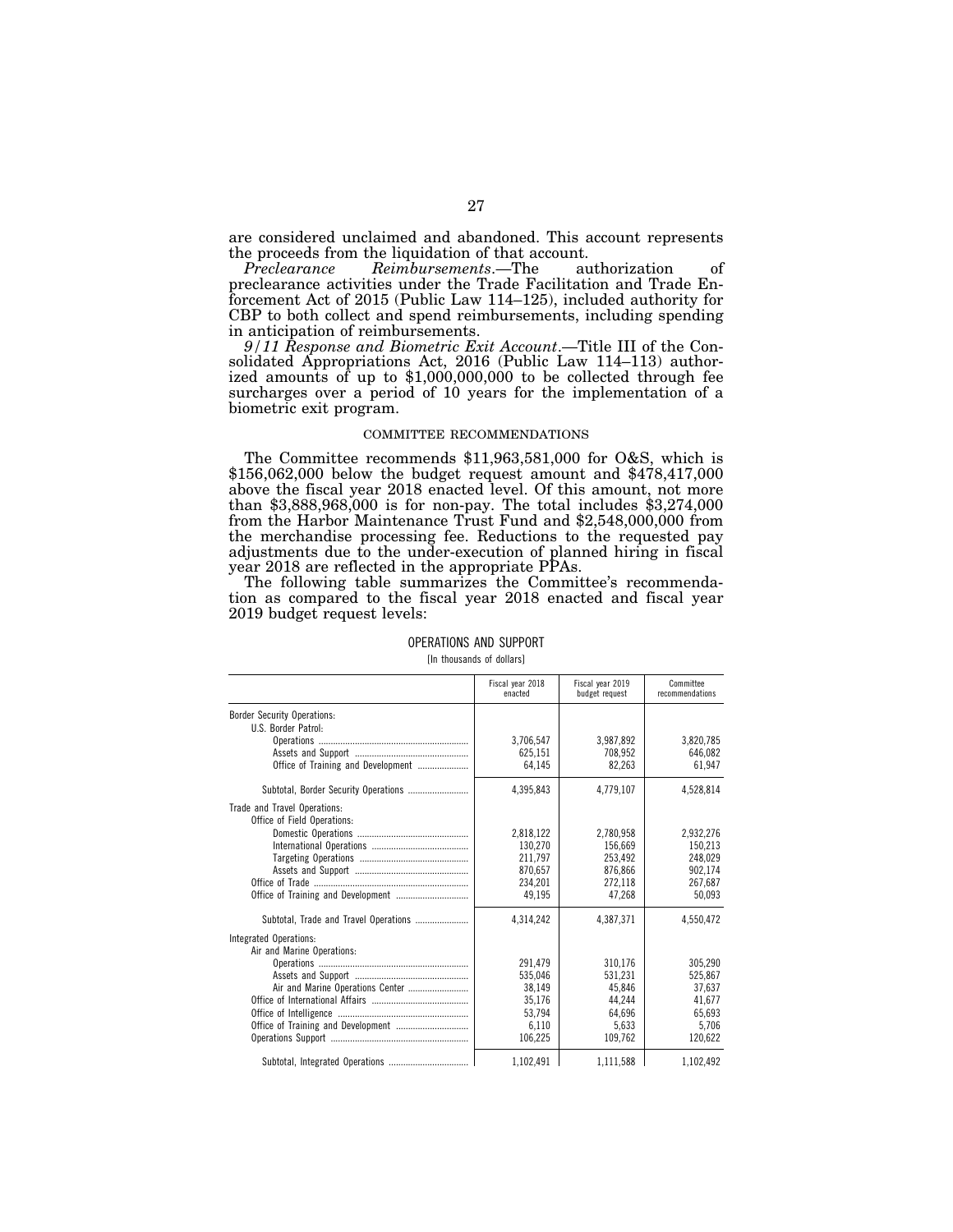are considered unclaimed and abandoned. This account represents the proceeds from the liquidation of that account.

*Preclearance Reimbursements*.—The authorization of preclearance activities under the Trade Facilitation and Trade Enforcement Act of 2015 (Public Law 114–125), included authority for CBP to both collect and spend reimbursements, including spending in anticipation of reimbursements.

*9/11 Response and Biometric Exit Account*.—Title III of the Consolidated Appropriations Act, 2016 (Public Law 114–113) authorized amounts of up to $1,000,000,000 to be collected through fee surcharges over a period of 10 years for the implementation of a biometric exit program.

COMMITTEE RECOMMENDATIONS

The Committee recommends $11,963,581,000 for O&S, which is $156,062,000 below the budget request amount and $478,417,000 above the fiscal year 2018 enacted level. Of this amount, not more than $3,888,968,000 is for non-pay. The total includes $3,274,000 from the Harbor Maintenance Trust Fund and $2,548,000,000 from the merchandise processing fee. Reductions to the requested pay adjustments due to the under-execution of planned hiring in fiscal year 2018 are reflected in the appropriate PPAs.

The following table summarizes the Committee's recommendation as compared to the fiscal year 2018 enacted and fiscal year 2019 budget request levels:

OPERATIONS AND SUPPORT

[In thousands of dollars]

| | Fiscal year 2018 enacted | Fiscal year 2019 budget request | Committee recommendations |
|---|---|---|---|
| Border Security Operations: | | | |
| U.S. Border Patrol: | | | |
| Operations | 3,706,547 | 3,987,892 | 3,820,785 |
| Assets and Support | 625,151 | 708,952 | 646,082 |
| Office of Training and Development | 64,145 | 82,263 | 61,947 |
| Subtotal, Border Security Operations | 4,395,843 | 4,779,107 | 4,528,814 |
| Trade and Travel Operations: | | | |
| Office of Field Operations: | | | |
| Domestic Operations | 2,818,122 | 2,780,958 | 2,932,276 |
| International Operations | 130,270 | 156,669 | 150,213 |
| Targeting Operations | 211,797 | 253,492 | 248,029 |
| Assets and Support | 870,657 | 876,866 | 902,174 |
| Office of Trade | 234,201 | 272,118 | 267,687 |
| Office of Training and Development | 49,195 | 47,268 | 50,093 |
| Subtotal, Trade and Travel Operations | 4,314,242 | 4,387,371 | 4,550,472 |
| Integrated Operations: | | | |
| Air and Marine Operations: | | | |
| Operations | 291,479 | 310,176 | 305,290 |
| Assets and Support | 535,046 | 531,231 | 525,867 |
| Air and Marine Operations Center | 38,149 | 45,846 | 37,637 |
| Office of International Affairs | 35,176 | 44,244 | 41,677 |
| Office of Intelligence | 53,794 | 64,696 | 65,693 |
| Office of Training and Development | 6,110 | 5,633 | 5,706 |
| Operations Support | 106,225 | 109,762 | 120,622 |
| Subtotal, Integrated Operations | 1,102,491 | 1,111,588 | 1,102,492 |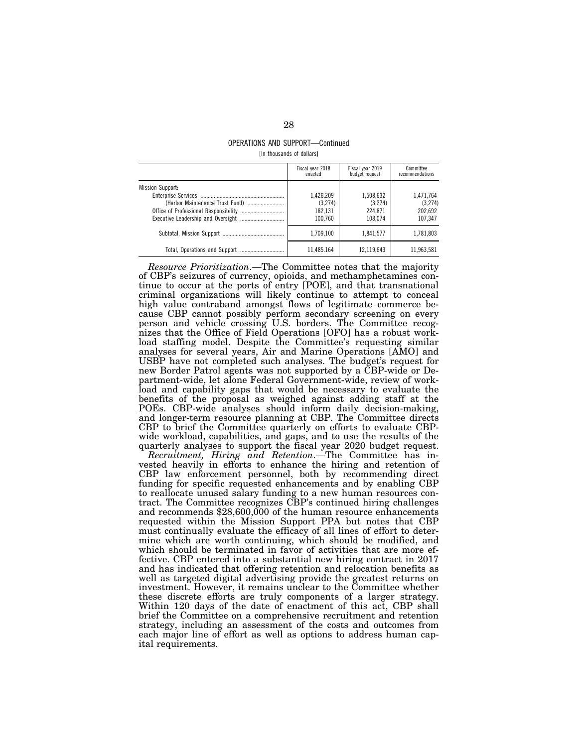OPERATIONS AND SUPPORT—Continued

[In thousands of dollars]

| | Fiscal year 2018 enacted | Fiscal year 2019 budget request | Committee recommendations |
|---|---|---|---|
| Mission Support: | | | |
| Enterprise Services | 1,426,209 | 1,508,632 | 1,471,764 |
| (Harbor Maintenance Trust Fund) | (3,274) | (3,274) | (3,274) |
| Office of Professional Responsibility | 182,131 | 224,871 | 202,692 |
| Executive Leadership and Oversight | 100,760 | 108,074 | 107,347 |
| Subtotal, Mission Support | 1,709,100 | 1,841,577 | 1,781,803 |
| Total, Operations and Support | 11,485.164 | 12,119,643 | 11,963,581 |

*Resource Prioritization*.—The Committee notes that the majority of CBP's seizures of currency, opioids, and methamphetamines continue to occur at the ports of entry [POE], and that transnational criminal organizations will likely continue to attempt to conceal high value contraband amongst flows of legitimate commerce because CBP cannot possibly perform secondary screening on every person and vehicle crossing U.S. borders. The Committee recognizes that the Office of Field Operations [OFO] has a robust workload staffing model. Despite the Committee's requesting similar analyses for several years, Air and Marine Operations [AMO] and USBP have not completed such analyses. The budget's request for new Border Patrol agents was not supported by a CBP-wide or Department-wide, let alone Federal Government-wide, review of workload and capability gaps that would be necessary to evaluate the benefits of the proposal as weighed against adding staff at the POEs. CBP-wide analyses should inform daily decision-making, and longer-term resource planning at CBP. The Committee directs CBP to brief the Committee quarterly on efforts to evaluate CBP-wide workload, capabilities, and gaps, and to use the results of the quarterly analyses to support the fiscal year 2020 budget request.

*Recruitment, Hiring and Retention*.—The Committee has invested heavily in efforts to enhance the hiring and retention of CBP law enforcement personnel, both by recommending direct funding for specific requested enhancements and by enabling CBP to reallocate unused salary funding to a new human resources contract. The Committee recognizes CBP's continued hiring challenges and recommends $28,600,000 of the human resource enhancements requested within the Mission Support PPA but notes that CBP must continually evaluate the efficacy of all lines of effort to determine which are worth continuing, which should be modified, and which should be terminated in favor of activities that are more effective. CBP entered into a substantial new hiring contract in 2017 and has indicated that offering retention and relocation benefits as well as targeted digital advertising provide the greatest returns on investment. However, it remains unclear to the Committee whether these discrete efforts are truly components of a larger strategy. Within 120 days of the date of enactment of this act, CBP shall brief the Committee on a comprehensive recruitment and retention strategy, including an assessment of the costs and outcomes from each major line of effort as well as options to address human capital requirements.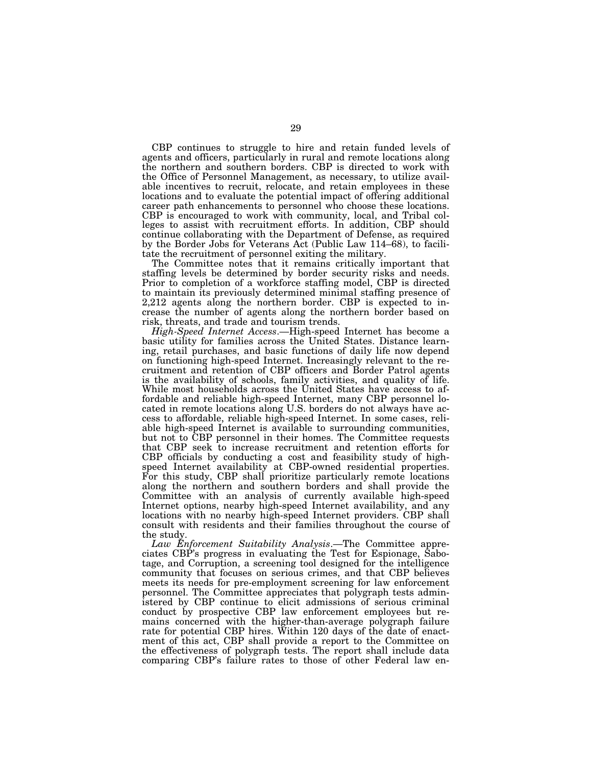CBP continues to struggle to hire and retain funded levels of agents and officers, particularly in rural and remote locations along the northern and southern borders. CBP is directed to work with the Office of Personnel Management, as necessary, to utilize available incentives to recruit, relocate, and retain employees in these locations and to evaluate the potential impact of offering additional career path enhancements to personnel who choose these locations. CBP is encouraged to work with community, local, and Tribal colleges to assist with recruitment efforts. In addition, CBP should continue collaborating with the Department of Defense, as required by the Border Jobs for Veterans Act (Public Law 114–68), to facilitate the recruitment of personnel exiting the military.

The Committee notes that it remains critically important that staffing levels be determined by border security risks and needs. Prior to completion of a workforce staffing model, CBP is directed to maintain its previously determined minimal staffing presence of 2,212 agents along the northern border. CBP is expected to increase the number of agents along the northern border based on risk, threats, and trade and tourism trends.

*High-Speed Internet Access*.—High-speed Internet has become a basic utility for families across the United States. Distance learning, retail purchases, and basic functions of daily life now depend on functioning high-speed Internet. Increasingly relevant to the recruitment and retention of CBP officers and Border Patrol agents is the availability of schools, family activities, and quality of life. While most households across the United States have access to affordable and reliable high-speed Internet, many CBP personnel located in remote locations along U.S. borders do not always have access to affordable, reliable high-speed Internet. In some cases, reliable high-speed Internet is available to surrounding communities, but not to CBP personnel in their homes. The Committee requests that CBP seek to increase recruitment and retention efforts for CBP officials by conducting a cost and feasibility study of high-speed Internet availability at CBP-owned residential properties. For this study, CBP shall prioritize particularly remote locations along the northern and southern borders and shall provide the Committee with an analysis of currently available high-speed Internet options, nearby high-speed Internet availability, and any locations with no nearby high-speed Internet providers. CBP shall consult with residents and their families throughout the course of the study.

*Law Enforcement Suitability Analysis*.—The Committee appreciates CBP's progress in evaluating the Test for Espionage, Sabotage, and Corruption, a screening tool designed for the intelligence community that focuses on serious crimes, and that CBP believes meets its needs for pre-employment screening for law enforcement personnel. The Committee appreciates that polygraph tests administered by CBP continue to elicit admissions of serious criminal conduct by prospective CBP law enforcement employees but remains concerned with the higher-than-average polygraph failure rate for potential CBP hires. Within 120 days of the date of enactment of this act, CBP shall provide a report to the Committee on the effectiveness of polygraph tests. The report shall include data comparing CBP's failure rates to those of other Federal law en-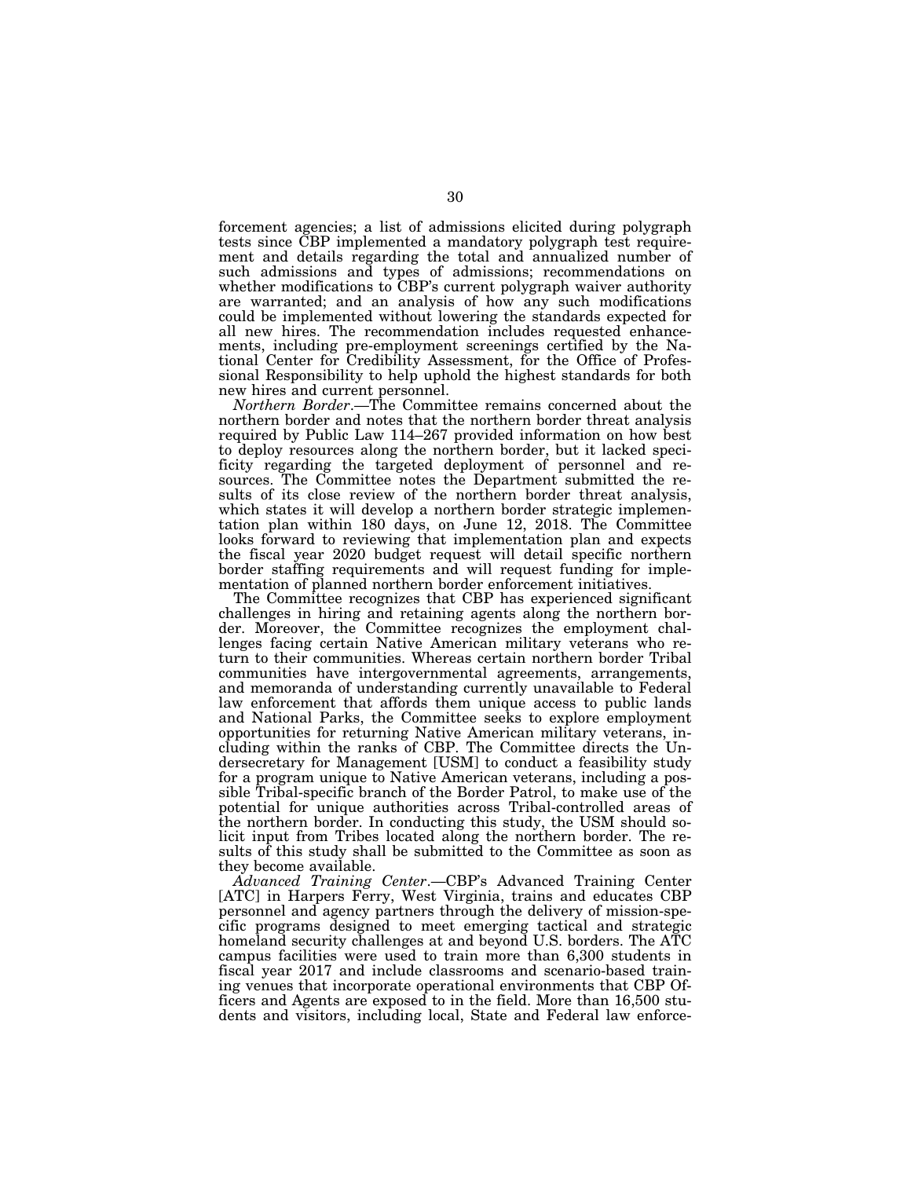forcement agencies; a list of admissions elicited during polygraph tests since CBP implemented a mandatory polygraph test requirement and details regarding the total and annualized number of such admissions and types of admissions; recommendations on whether modifications to CBP's current polygraph waiver authority are warranted; and an analysis of how any such modifications could be implemented without lowering the standards expected for all new hires. The recommendation includes requested enhancements, including pre-employment screenings certified by the National Center for Credibility Assessment, for the Office of Professional Responsibility to help uphold the highest standards for both new hires and current personnel.

*Northern Border*.—The Committee remains concerned about the northern border and notes that the northern border threat analysis required by Public Law 114–267 provided information on how best to deploy resources along the northern border, but it lacked specificity regarding the targeted deployment of personnel and resources. The Committee notes the Department submitted the results of its close review of the northern border threat analysis, which states it will develop a northern border strategic implementation plan within 180 days, on June 12, 2018. The Committee looks forward to reviewing that implementation plan and expects the fiscal year 2020 budget request will detail specific northern border staffing requirements and will request funding for implementation of planned northern border enforcement initiatives.

The Committee recognizes that CBP has experienced significant challenges in hiring and retaining agents along the northern border. Moreover, the Committee recognizes the employment challenges facing certain Native American military veterans who return to their communities. Whereas certain northern border Tribal communities have intergovernmental agreements, arrangements, and memoranda of understanding currently unavailable to Federal law enforcement that affords them unique access to public lands and National Parks, the Committee seeks to explore employment opportunities for returning Native American military veterans, including within the ranks of CBP. The Committee directs the Undersecretary for Management [USM] to conduct a feasibility study for a program unique to Native American veterans, including a possible Tribal-specific branch of the Border Patrol, to make use of the potential for unique authorities across Tribal-controlled areas of the northern border. In conducting this study, the USM should solicit input from Tribes located along the northern border. The results of this study shall be submitted to the Committee as soon as they become available.

*Advanced Training Center*.—CBP's Advanced Training Center [ATC] in Harpers Ferry, West Virginia, trains and educates CBP personnel and agency partners through the delivery of mission-specific programs designed to meet emerging tactical and strategic homeland security challenges at and beyond U.S. borders. The ATC campus facilities were used to train more than 6,300 students in fiscal year 2017 and include classrooms and scenario-based training venues that incorporate operational environments that CBP Officers and Agents are exposed to in the field. More than 16,500 students and visitors, including local, State and Federal law enforce-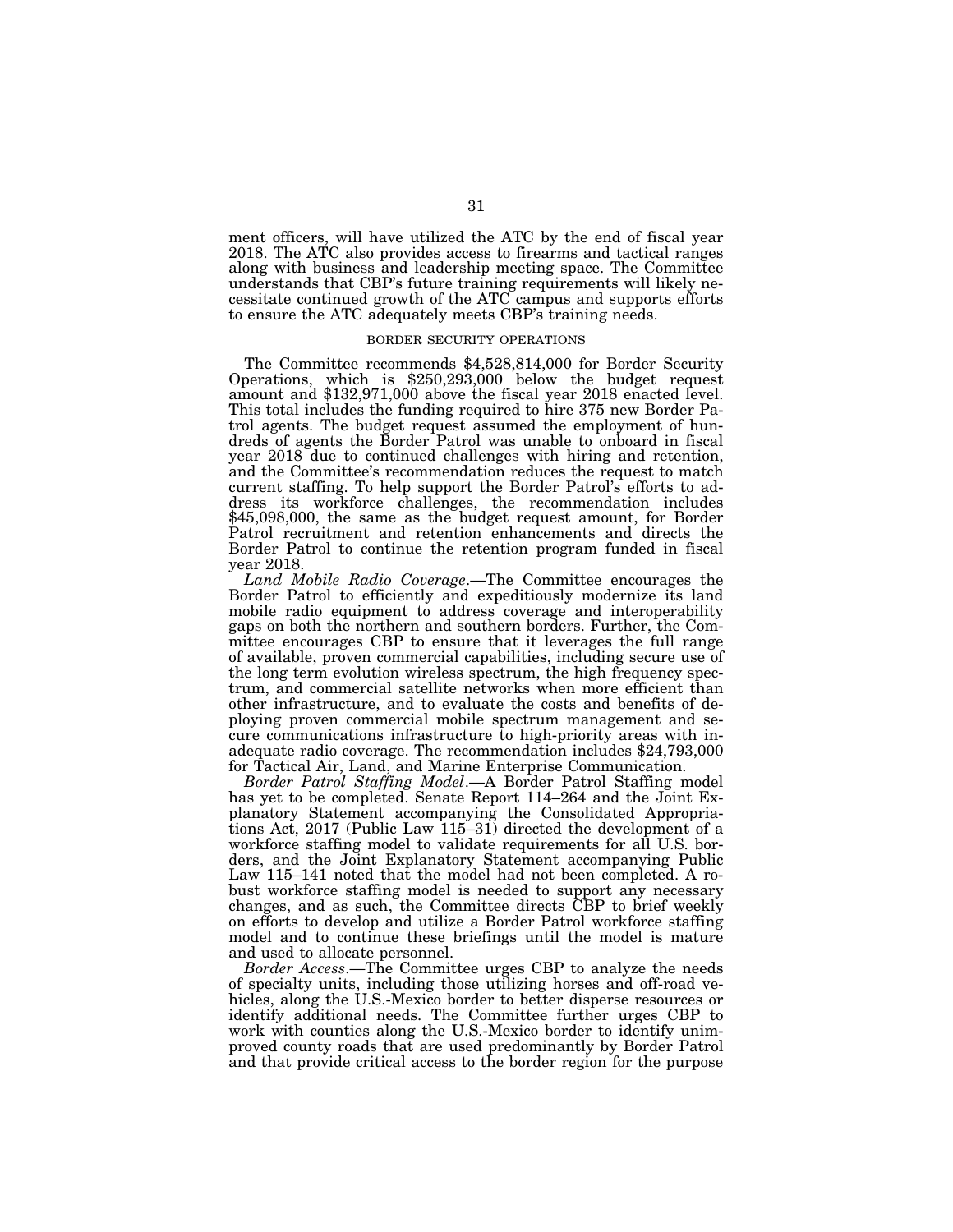ment officers, will have utilized the ATC by the end of fiscal year 2018. The ATC also provides access to firearms and tactical ranges along with business and leadership meeting space. The Committee understands that CBP's future training requirements will likely necessitate continued growth of the ATC campus and supports efforts to ensure the ATC adequately meets CBP's training needs.

### BORDER SECURITY OPERATIONS

The Committee recommends $4,528,814,000 for Border Security Operations, which is $250,293,000 below the budget request amount and $132,971,000 above the fiscal year 2018 enacted level. This total includes the funding required to hire 375 new Border Patrol agents. The budget request assumed the employment of hundreds of agents the Border Patrol was unable to onboard in fiscal year 2018 due to continued challenges with hiring and retention, and the Committee's recommendation reduces the request to match current staffing. To help support the Border Patrol's efforts to address its workforce challenges, the recommendation includes $45,098,000, the same as the budget request amount, for Border Patrol recruitment and retention enhancements and directs the Border Patrol to continue the retention program funded in fiscal year 2018.

*Land Mobile Radio Coverage*.—The Committee encourages the Border Patrol to efficiently and expeditiously modernize its land mobile radio equipment to address coverage and interoperability gaps on both the northern and southern borders. Further, the Committee encourages CBP to ensure that it leverages the full range of available, proven commercial capabilities, including secure use of the long term evolution wireless spectrum, the high frequency spectrum, and commercial satellite networks when more efficient than other infrastructure, and to evaluate the costs and benefits of deploying proven commercial mobile spectrum management and secure communications infrastructure to high-priority areas with inadequate radio coverage. The recommendation includes $24,793,000 for Tactical Air, Land, and Marine Enterprise Communication.

*Border Patrol Staffing Model*.—A Border Patrol Staffing model has yet to be completed. Senate Report 114–264 and the Joint Explanatory Statement accompanying the Consolidated Appropriations Act, 2017 (Public Law 115–31) directed the development of a workforce staffing model to validate requirements for all U.S. borders, and the Joint Explanatory Statement accompanying Public Law 115–141 noted that the model had not been completed. A robust workforce staffing model is needed to support any necessary changes, and as such, the Committee directs CBP to brief weekly on efforts to develop and utilize a Border Patrol workforce staffing model and to continue these briefings until the model is mature and used to allocate personnel.

*Border Access*.—The Committee urges CBP to analyze the needs of specialty units, including those utilizing horses and off-road vehicles, along the U.S.-Mexico border to better disperse resources or identify additional needs. The Committee further urges CBP to work with counties along the U.S.-Mexico border to identify unimproved county roads that are used predominantly by Border Patrol and that provide critical access to the border region for the purpose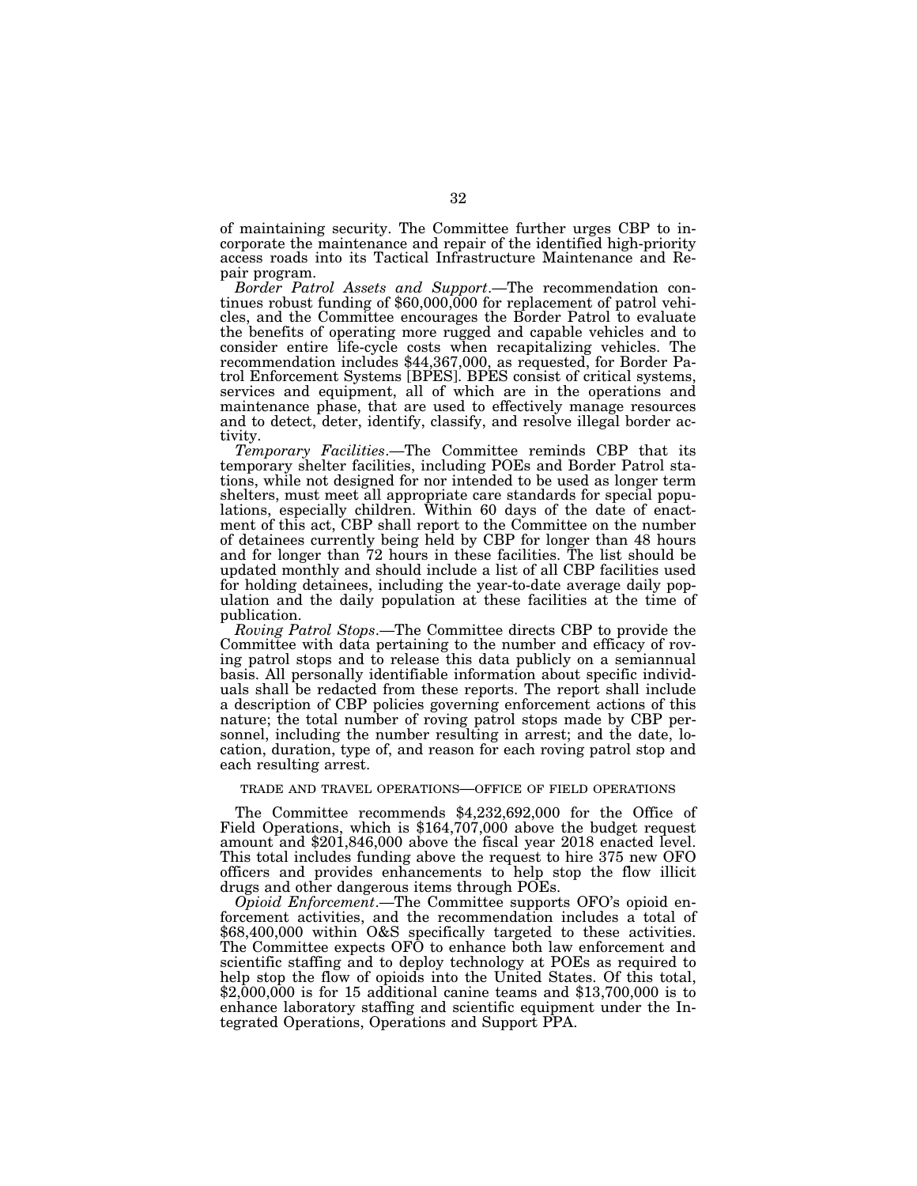of maintaining security. The Committee further urges CBP to incorporate the maintenance and repair of the identified high-priority access roads into its Tactical Infrastructure Maintenance and Repair program.

*Border Patrol Assets and Support*.—The recommendation continues robust funding of $60,000,000 for replacement of patrol vehicles, and the Committee encourages the Border Patrol to evaluate the benefits of operating more rugged and capable vehicles and to consider entire life-cycle costs when recapitalizing vehicles. The recommendation includes $44,367,000, as requested, for Border Patrol Enforcement Systems [BPES]. BPES consist of critical systems, services and equipment, all of which are in the operations and maintenance phase, that are used to effectively manage resources and to detect, deter, identify, classify, and resolve illegal border activity.

*Temporary Facilities*.—The Committee reminds CBP that its temporary shelter facilities, including POEs and Border Patrol stations, while not designed for nor intended to be used as longer term shelters, must meet all appropriate care standards for special populations, especially children. Within 60 days of the date of enactment of this act, CBP shall report to the Committee on the number of detainees currently being held by CBP for longer than 48 hours and for longer than 72 hours in these facilities. The list should be updated monthly and should include a list of all CBP facilities used for holding detainees, including the year-to-date average daily population and the daily population at these facilities at the time of publication.

*Roving Patrol Stops*.—The Committee directs CBP to provide the Committee with data pertaining to the number and efficacy of roving patrol stops and to release this data publicly on a semiannual basis. All personally identifiable information about specific individuals shall be redacted from these reports. The report shall include a description of CBP policies governing enforcement actions of this nature; the total number of roving patrol stops made by CBP personnel, including the number resulting in arrest; and the date, location, duration, type of, and reason for each roving patrol stop and each resulting arrest.

## TRADE AND TRAVEL OPERATIONS—OFFICE OF FIELD OPERATIONS

The Committee recommends $4,232,692,000 for the Office of Field Operations, which is $164,707,000 above the budget request amount and $201,846,000 above the fiscal year 2018 enacted level. This total includes funding above the request to hire 375 new OFO officers and provides enhancements to help stop the flow illicit drugs and other dangerous items through POEs.

*Opioid Enforcement*.—The Committee supports OFO's opioid enforcement activities, and the recommendation includes a total of $68,400,000 within O&S specifically targeted to these activities. The Committee expects OFO to enhance both law enforcement and scientific staffing and to deploy technology at POEs as required to help stop the flow of opioids into the United States. Of this total, $2,000,000 is for 15 additional canine teams and $13,700,000 is to enhance laboratory staffing and scientific equipment under the Integrated Operations, Operations and Support PPA.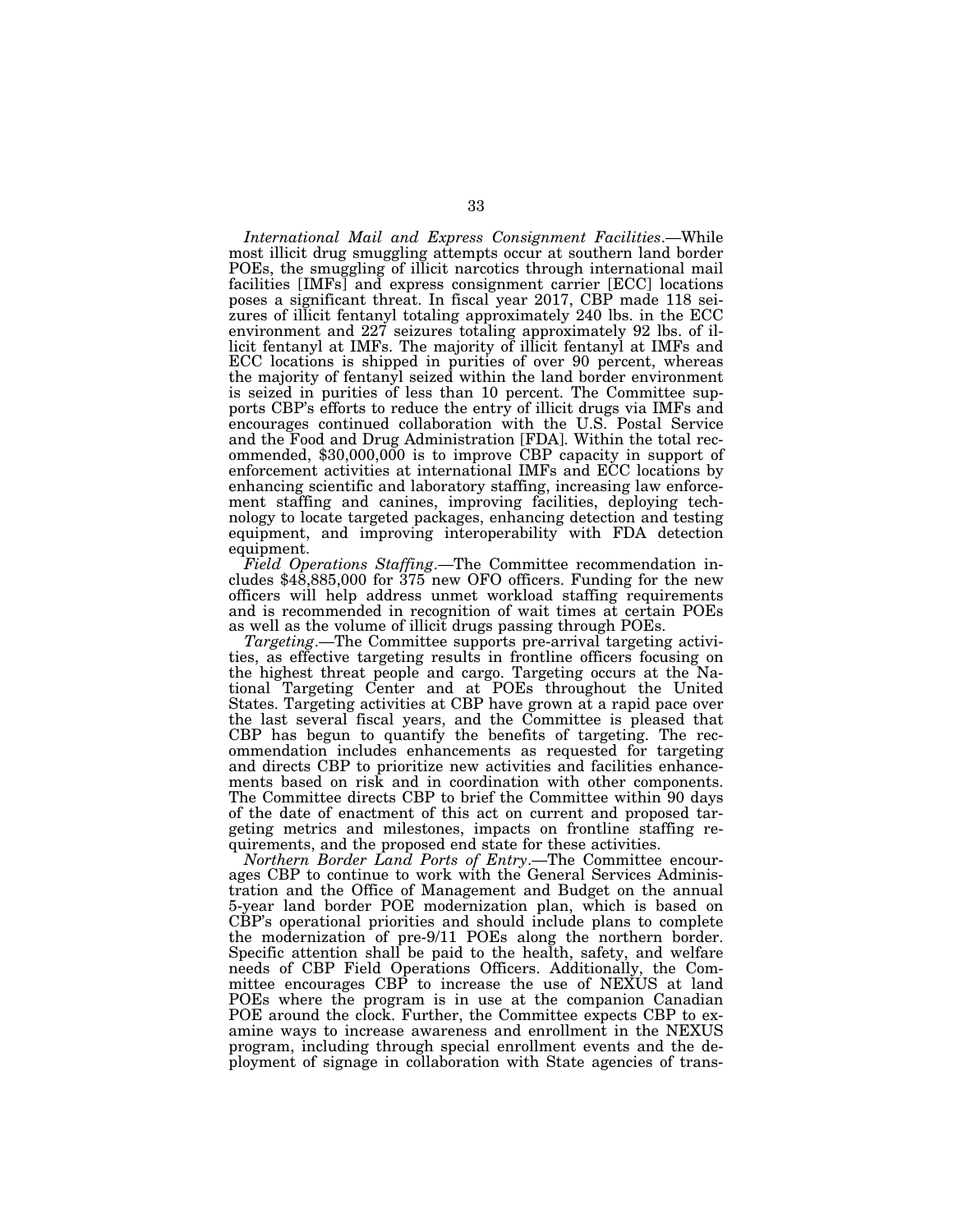*International Mail and Express Consignment Facilities*.—While most illicit drug smuggling attempts occur at southern land border POEs, the smuggling of illicit narcotics through international mail facilities [IMFs] and express consignment carrier [ECC] locations poses a significant threat. In fiscal year 2017, CBP made 118 seizures of illicit fentanyl totaling approximately 240 lbs. in the ECC environment and 227 seizures totaling approximately 92 lbs. of illicit fentanyl at IMFs. The majority of illicit fentanyl at IMFs and ECC locations is shipped in purities of over 90 percent, whereas the majority of fentanyl seized within the land border environment is seized in purities of less than 10 percent. The Committee supports CBP's efforts to reduce the entry of illicit drugs via IMFs and encourages continued collaboration with the U.S. Postal Service and the Food and Drug Administration [FDA]. Within the total recommended, $30,000,000 is to improve CBP capacity in support of enforcement activities at international IMFs and ECC locations by enhancing scientific and laboratory staffing, increasing law enforcement staffing and canines, improving facilities, deploying technology to locate targeted packages, enhancing detection and testing equipment, and improving interoperability with FDA detection equipment.

*Field Operations Staffing*.—The Committee recommendation includes $48,885,000 for 375 new OFO officers. Funding for the new officers will help address unmet workload staffing requirements and is recommended in recognition of wait times at certain POEs as well as the volume of illicit drugs passing through POEs.

*Targeting*.—The Committee supports pre-arrival targeting activities, as effective targeting results in frontline officers focusing on the highest threat people and cargo. Targeting occurs at the National Targeting Center and at POEs throughout the United States. Targeting activities at CBP have grown at a rapid pace over the last several fiscal years, and the Committee is pleased that CBP has begun to quantify the benefits of targeting. The recommendation includes enhancements as requested for targeting and directs CBP to prioritize new activities and facilities enhancements based on risk and in coordination with other components. The Committee directs CBP to brief the Committee within 90 days of the date of enactment of this act on current and proposed targeting metrics and milestones, impacts on frontline staffing requirements, and the proposed end state for these activities.

*Northern Border Land Ports of Entry*.—The Committee encourages CBP to continue to work with the General Services Administration and the Office of Management and Budget on the annual 5-year land border POE modernization plan, which is based on CBP's operational priorities and should include plans to complete the modernization of pre-9/11 POEs along the northern border. Specific attention shall be paid to the health, safety, and welfare needs of CBP Field Operations Officers. Additionally, the Committee encourages CBP to increase the use of NEXUS at land POEs where the program is in use at the companion Canadian POE around the clock. Further, the Committee expects CBP to examine ways to increase awareness and enrollment in the NEXUS program, including through special enrollment events and the deployment of signage in collaboration with State agencies of trans-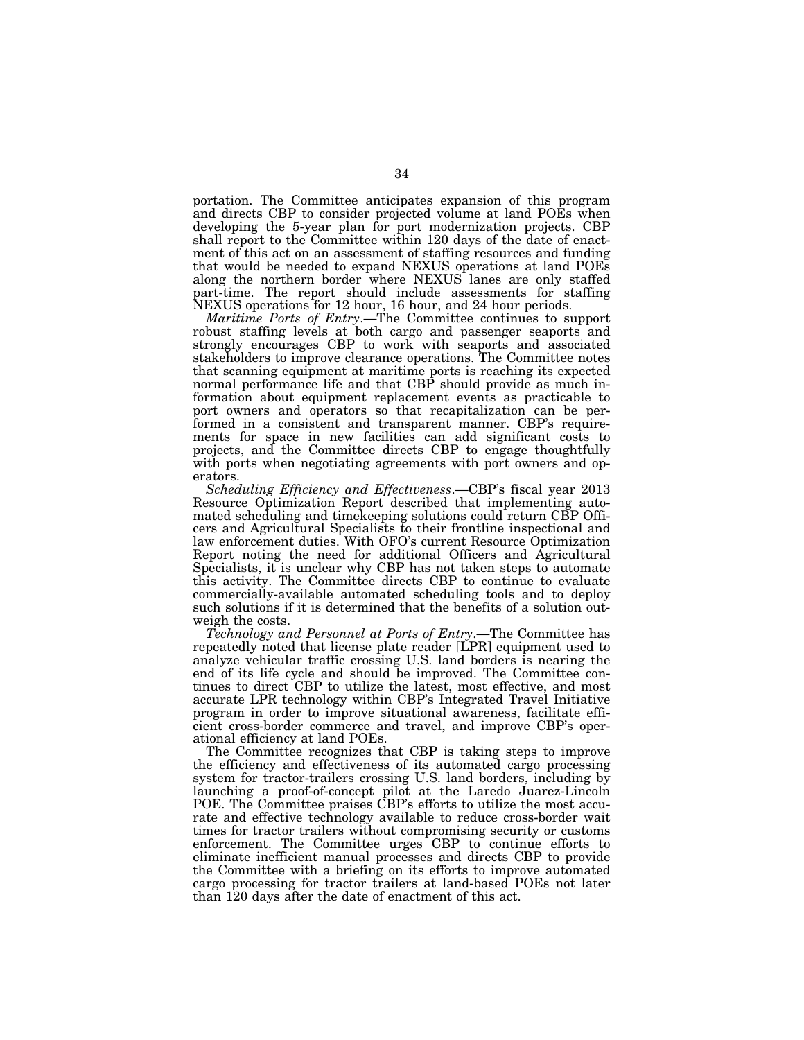portation. The Committee anticipates expansion of this program and directs CBP to consider projected volume at land POEs when developing the 5-year plan for port modernization projects. CBP shall report to the Committee within 120 days of the date of enactment of this act on an assessment of staffing resources and funding that would be needed to expand NEXUS operations at land POEs along the northern border where NEXUS lanes are only staffed part-time. The report should include assessments for staffing NEXUS operations for 12 hour, 16 hour, and 24 hour periods.

*Maritime Ports of Entry*.—The Committee continues to support robust staffing levels at both cargo and passenger seaports and strongly encourages CBP to work with seaports and associated stakeholders to improve clearance operations. The Committee notes that scanning equipment at maritime ports is reaching its expected normal performance life and that CBP should provide as much information about equipment replacement events as practicable to port owners and operators so that recapitalization can be performed in a consistent and transparent manner. CBP's requirements for space in new facilities can add significant costs to projects, and the Committee directs CBP to engage thoughtfully with ports when negotiating agreements with port owners and operators.

*Scheduling Efficiency and Effectiveness*.—CBP's fiscal year 2013 Resource Optimization Report described that implementing automated scheduling and timekeeping solutions could return CBP Officers and Agricultural Specialists to their frontline inspectional and law enforcement duties. With OFO's current Resource Optimization Report noting the need for additional Officers and Agricultural Specialists, it is unclear why CBP has not taken steps to automate this activity. The Committee directs CBP to continue to evaluate commercially-available automated scheduling tools and to deploy such solutions if it is determined that the benefits of a solution outweigh the costs.

*Technology and Personnel at Ports of Entry*.—The Committee has repeatedly noted that license plate reader [LPR] equipment used to analyze vehicular traffic crossing U.S. land borders is nearing the end of its life cycle and should be improved. The Committee continues to direct CBP to utilize the latest, most effective, and most accurate LPR technology within CBP's Integrated Travel Initiative program in order to improve situational awareness, facilitate efficient cross-border commerce and travel, and improve CBP's operational efficiency at land POEs.

The Committee recognizes that CBP is taking steps to improve the efficiency and effectiveness of its automated cargo processing system for tractor-trailers crossing U.S. land borders, including by launching a proof-of-concept pilot at the Laredo Juarez-Lincoln POE. The Committee praises CBP's efforts to utilize the most accurate and effective technology available to reduce cross-border wait times for tractor trailers without compromising security or customs enforcement. The Committee urges CBP to continue efforts to eliminate inefficient manual processes and directs CBP to provide the Committee with a briefing on its efforts to improve automated cargo processing for tractor trailers at land-based POEs not later than 120 days after the date of enactment of this act.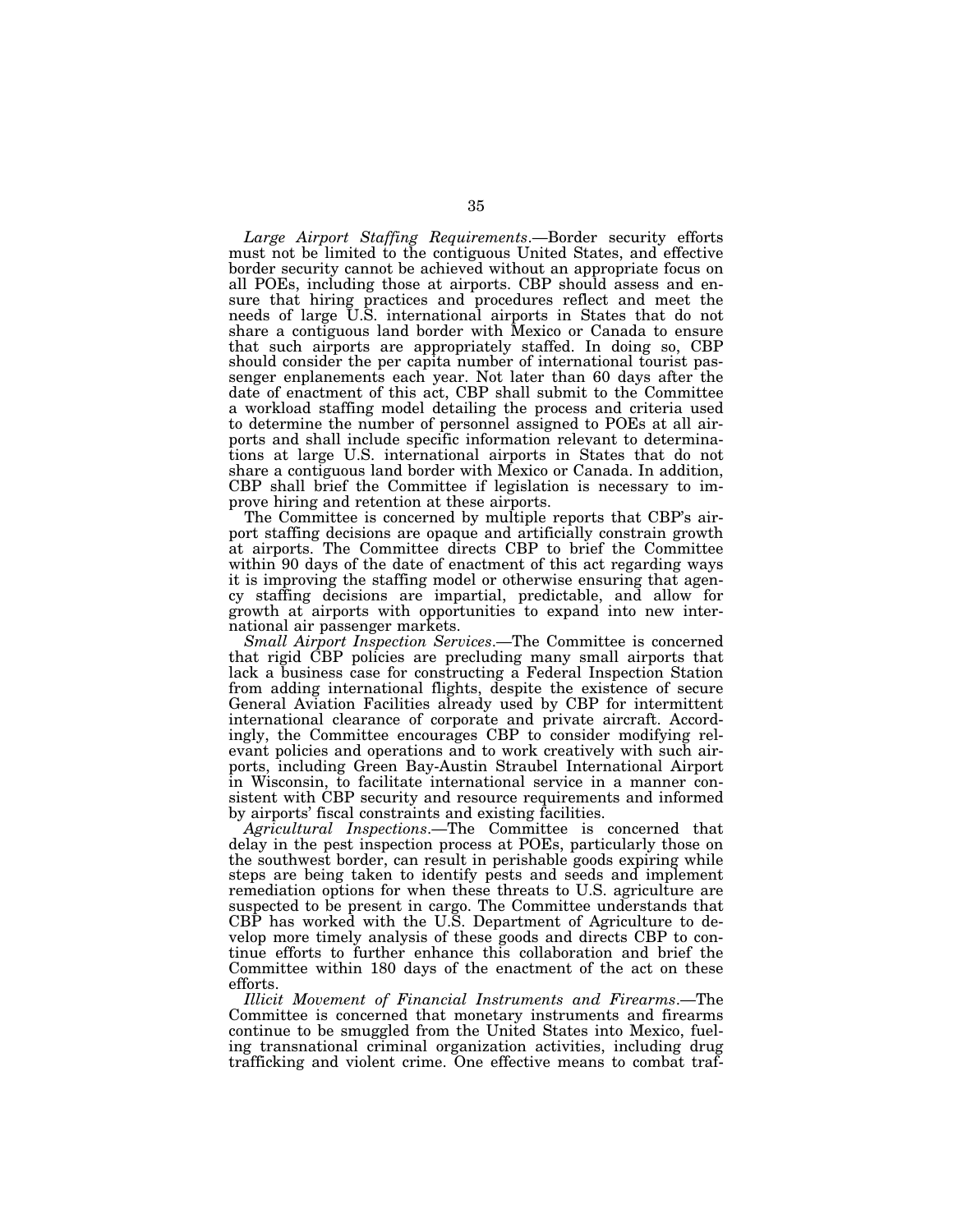*Large Airport Staffing Requirements*.—Border security efforts must not be limited to the contiguous United States, and effective border security cannot be achieved without an appropriate focus on all POEs, including those at airports. CBP should assess and ensure that hiring practices and procedures reflect and meet the needs of large U.S. international airports in States that do not share a contiguous land border with Mexico or Canada to ensure that such airports are appropriately staffed. In doing so, CBP should consider the per capita number of international tourist passenger enplanements each year. Not later than 60 days after the date of enactment of this act, CBP shall submit to the Committee a workload staffing model detailing the process and criteria used to determine the number of personnel assigned to POEs at all airports and shall include specific information relevant to determinations at large U.S. international airports in States that do not share a contiguous land border with Mexico or Canada. In addition, CBP shall brief the Committee if legislation is necessary to improve hiring and retention at these airports.

The Committee is concerned by multiple reports that CBP's airport staffing decisions are opaque and artificially constrain growth at airports. The Committee directs CBP to brief the Committee within 90 days of the date of enactment of this act regarding ways it is improving the staffing model or otherwise ensuring that agency staffing decisions are impartial, predictable, and allow for growth at airports with opportunities to expand into new international air passenger markets.

*Small Airport Inspection Services*.—The Committee is concerned that rigid CBP policies are precluding many small airports that lack a business case for constructing a Federal Inspection Station from adding international flights, despite the existence of secure General Aviation Facilities already used by CBP for intermittent international clearance of corporate and private aircraft. Accordingly, the Committee encourages CBP to consider modifying relevant policies and operations and to work creatively with such airports, including Green Bay-Austin Straubel International Airport in Wisconsin, to facilitate international service in a manner consistent with CBP security and resource requirements and informed by airports' fiscal constraints and existing facilities.

*Agricultural Inspections*.—The Committee is concerned that delay in the pest inspection process at POEs, particularly those on the southwest border, can result in perishable goods expiring while steps are being taken to identify pests and seeds and implement remediation options for when these threats to U.S. agriculture are suspected to be present in cargo. The Committee understands that CBP has worked with the U.S. Department of Agriculture to develop more timely analysis of these goods and directs CBP to continue efforts to further enhance this collaboration and brief the Committee within 180 days of the enactment of the act on these efforts.

*Illicit Movement of Financial Instruments and Firearms*.—The Committee is concerned that monetary instruments and firearms continue to be smuggled from the United States into Mexico, fueling transnational criminal organization activities, including drug trafficking and violent crime. One effective means to combat traf-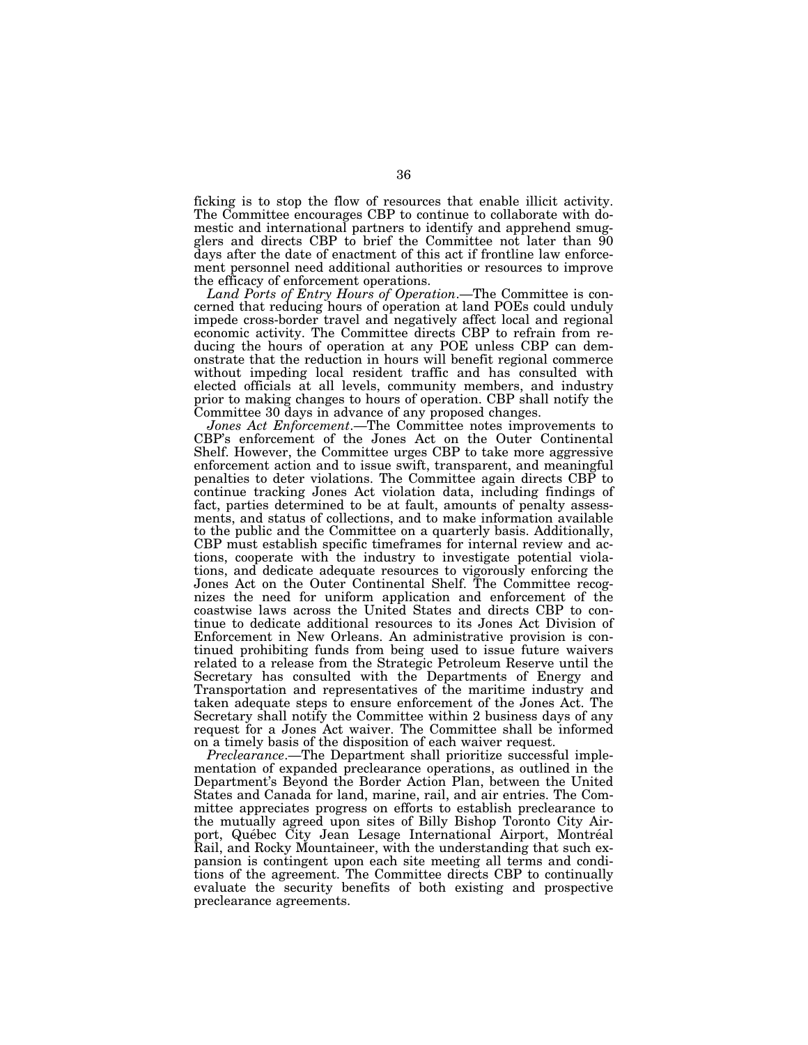ficking is to stop the flow of resources that enable illicit activity. The Committee encourages CBP to continue to collaborate with domestic and international partners to identify and apprehend smugglers and directs CBP to brief the Committee not later than 90 days after the date of enactment of this act if frontline law enforcement personnel need additional authorities or resources to improve the efficacy of enforcement operations.

*Land Ports of Entry Hours of Operation*.—The Committee is concerned that reducing hours of operation at land POEs could unduly impede cross-border travel and negatively affect local and regional economic activity. The Committee directs CBP to refrain from reducing the hours of operation at any POE unless CBP can demonstrate that the reduction in hours will benefit regional commerce without impeding local resident traffic and has consulted with elected officials at all levels, community members, and industry prior to making changes to hours of operation. CBP shall notify the Committee 30 days in advance of any proposed changes.

*Jones Act Enforcement*.—The Committee notes improvements to CBP's enforcement of the Jones Act on the Outer Continental Shelf. However, the Committee urges CBP to take more aggressive enforcement action and to issue swift, transparent, and meaningful penalties to deter violations. The Committee again directs CBP to continue tracking Jones Act violation data, including findings of fact, parties determined to be at fault, amounts of penalty assessments, and status of collections, and to make information available to the public and the Committee on a quarterly basis. Additionally, CBP must establish specific timeframes for internal review and actions, cooperate with the industry to investigate potential violations, and dedicate adequate resources to vigorously enforcing the Jones Act on the Outer Continental Shelf. The Committee recognizes the need for uniform application and enforcement of the coastwise laws across the United States and directs CBP to continue to dedicate additional resources to its Jones Act Division of Enforcement in New Orleans. An administrative provision is continued prohibiting funds from being used to issue future waivers related to a release from the Strategic Petroleum Reserve until the Secretary has consulted with the Departments of Energy and Transportation and representatives of the maritime industry and taken adequate steps to ensure enforcement of the Jones Act. The Secretary shall notify the Committee within 2 business days of any request for a Jones Act waiver. The Committee shall be informed on a timely basis of the disposition of each waiver request.

*Preclearance*.—The Department shall prioritize successful implementation of expanded preclearance operations, as outlined in the Department's Beyond the Border Action Plan, between the United States and Canada for land, marine, rail, and air entries. The Committee appreciates progress on efforts to establish preclearance to the mutually agreed upon sites of Billy Bishop Toronto City Airport, Québec City Jean Lesage International Airport, Montréal Rail, and Rocky Mountaineer, with the understanding that such expansion is contingent upon each site meeting all terms and conditions of the agreement. The Committee directs CBP to continually evaluate the security benefits of both existing and prospective preclearance agreements.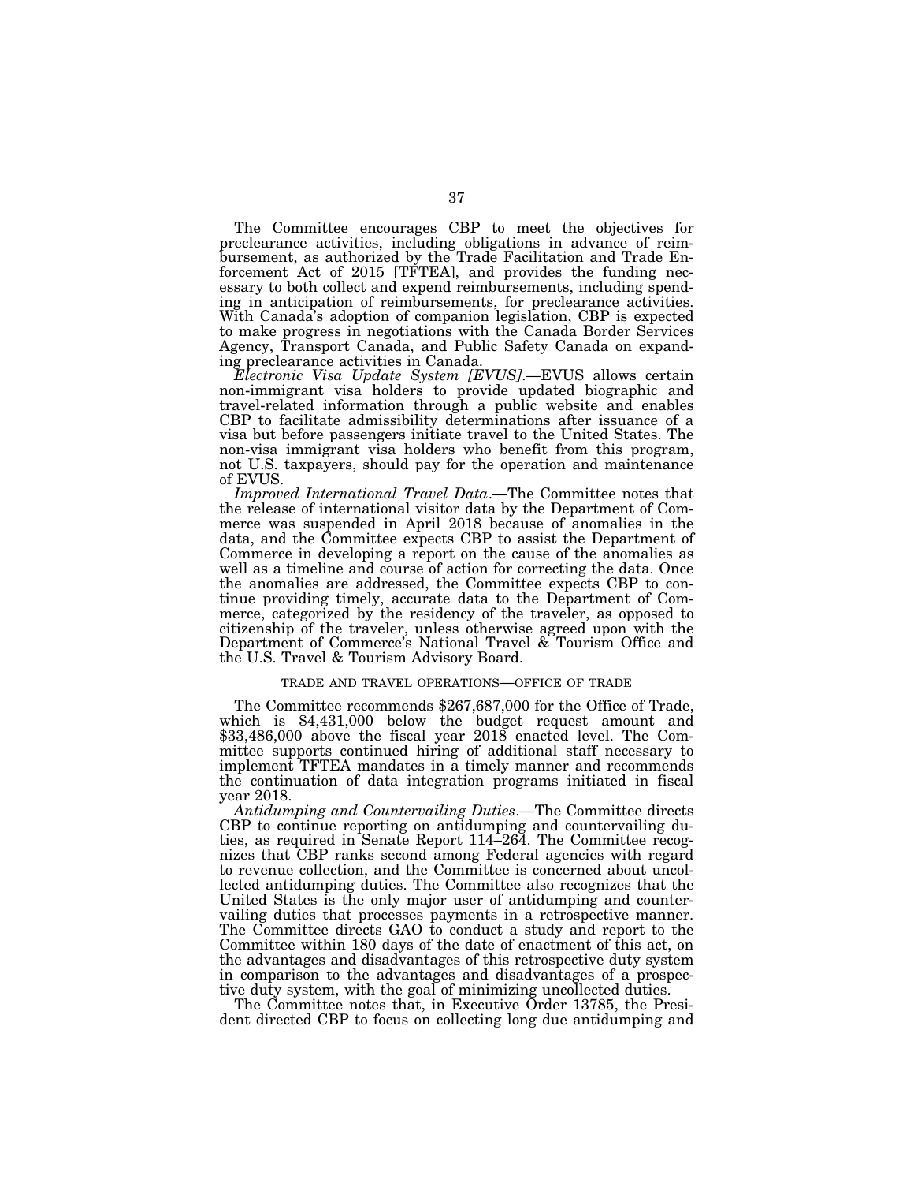The Committee encourages CBP to meet the objectives for preclearance activities, including obligations in advance of reimbursement, as authorized by the Trade Facilitation and Trade Enforcement Act of 2015 [TFTEA], and provides the funding necessary to both collect and expend reimbursements, including spending in anticipation of reimbursements, for preclearance activities. With Canada's adoption of companion legislation, CBP is expected to make progress in negotiations with the Canada Border Services Agency, Transport Canada, and Public Safety Canada on expanding preclearance activities in Canada.

*Electronic Visa Update System [EVUS]*.—EVUS allows certain non-immigrant visa holders to provide updated biographic and travel-related information through a public website and enables CBP to facilitate admissibility determinations after issuance of a visa but before passengers initiate travel to the United States. The non-visa immigrant visa holders who benefit from this program, not U.S. taxpayers, should pay for the operation and maintenance of EVUS.

*Improved International Travel Data*.—The Committee notes that the release of international visitor data by the Department of Commerce was suspended in April 2018 because of anomalies in the data, and the Committee expects CBP to assist the Department of Commerce in developing a report on the cause of the anomalies as well as a timeline and course of action for correcting the data. Once the anomalies are addressed, the Committee expects CBP to continue providing timely, accurate data to the Department of Commerce, categorized by the residency of the traveler, as opposed to citizenship of the traveler, unless otherwise agreed upon with the Department of Commerce's National Travel & Tourism Office and the U.S. Travel & Tourism Advisory Board.

TRADE AND TRAVEL OPERATIONS—OFFICE OF TRADE

The Committee recommends $267,687,000 for the Office of Trade, which is $4,431,000 below the budget request amount and $33,486,000 above the fiscal year 2018 enacted level. The Committee supports continued hiring of additional staff necessary to implement TFTEA mandates in a timely manner and recommends the continuation of data integration programs initiated in fiscal year 2018.

*Antidumping and Countervailing Duties*.—The Committee directs CBP to continue reporting on antidumping and countervailing duties, as required in Senate Report 114–264. The Committee recognizes that CBP ranks second among Federal agencies with regard to revenue collection, and the Committee is concerned about uncollected antidumping duties. The Committee also recognizes that the United States is the only major user of antidumping and countervailing duties that processes payments in a retrospective manner. The Committee directs GAO to conduct a study and report to the Committee within 180 days of the date of enactment of this act, on the advantages and disadvantages of this retrospective duty system in comparison to the advantages and disadvantages of a prospective duty system, with the goal of minimizing uncollected duties.

The Committee notes that, in Executive Order 13785, the President directed CBP to focus on collecting long due antidumping and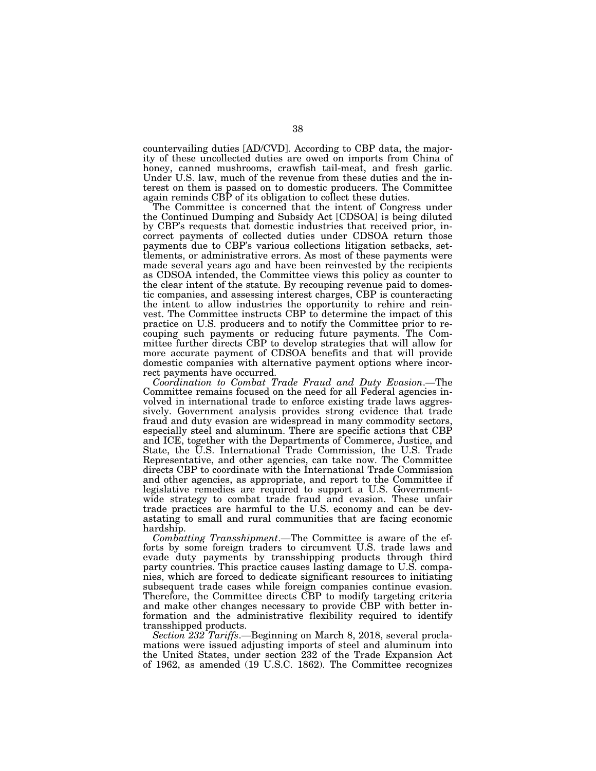countervailing duties [AD/CVD]. According to CBP data, the majority of these uncollected duties are owed on imports from China of honey, canned mushrooms, crawfish tail-meat, and fresh garlic. Under U.S. law, much of the revenue from these duties and the interest on them is passed on to domestic producers. The Committee again reminds CBP of its obligation to collect these duties.

The Committee is concerned that the intent of Congress under the Continued Dumping and Subsidy Act [CDSOA] is being diluted by CBP's requests that domestic industries that received prior, incorrect payments of collected duties under CDSOA return those payments due to CBP's various collections litigation setbacks, settlements, or administrative errors. As most of these payments were made several years ago and have been reinvested by the recipients as CDSOA intended, the Committee views this policy as counter to the clear intent of the statute. By recouping revenue paid to domestic companies, and assessing interest charges, CBP is counteracting the intent to allow industries the opportunity to rehire and reinvest. The Committee instructs CBP to determine the impact of this practice on U.S. producers and to notify the Committee prior to recouping such payments or reducing future payments. The Committee further directs CBP to develop strategies that will allow for more accurate payment of CDSOA benefits and that will provide domestic companies with alternative payment options where incorrect payments have occurred.

*Coordination to Combat Trade Fraud and Duty Evasion*.—The Committee remains focused on the need for all Federal agencies involved in international trade to enforce existing trade laws aggressively. Government analysis provides strong evidence that trade fraud and duty evasion are widespread in many commodity sectors, especially steel and aluminum. There are specific actions that CBP and ICE, together with the Departments of Commerce, Justice, and State, the U.S. International Trade Commission, the U.S. Trade Representative, and other agencies, can take now. The Committee directs CBP to coordinate with the International Trade Commission and other agencies, as appropriate, and report to the Committee if legislative remedies are required to support a U.S. Government-wide strategy to combat trade fraud and evasion. These unfair trade practices are harmful to the U.S. economy and can be devastating to small and rural communities that are facing economic hardship.

*Combatting Transshipment*.—The Committee is aware of the efforts by some foreign traders to circumvent U.S. trade laws and evade duty payments by transshipping products through third party countries. This practice causes lasting damage to U.S. companies, which are forced to dedicate significant resources to initiating subsequent trade cases while foreign companies continue evasion. Therefore, the Committee directs CBP to modify targeting criteria and make other changes necessary to provide CBP with better information and the administrative flexibility required to identify transshipped products.

*Section 232 Tariffs*.—Beginning on March 8, 2018, several proclamations were issued adjusting imports of steel and aluminum into the United States, under section 232 of the Trade Expansion Act of 1962, as amended (19 U.S.C. 1862). The Committee recognizes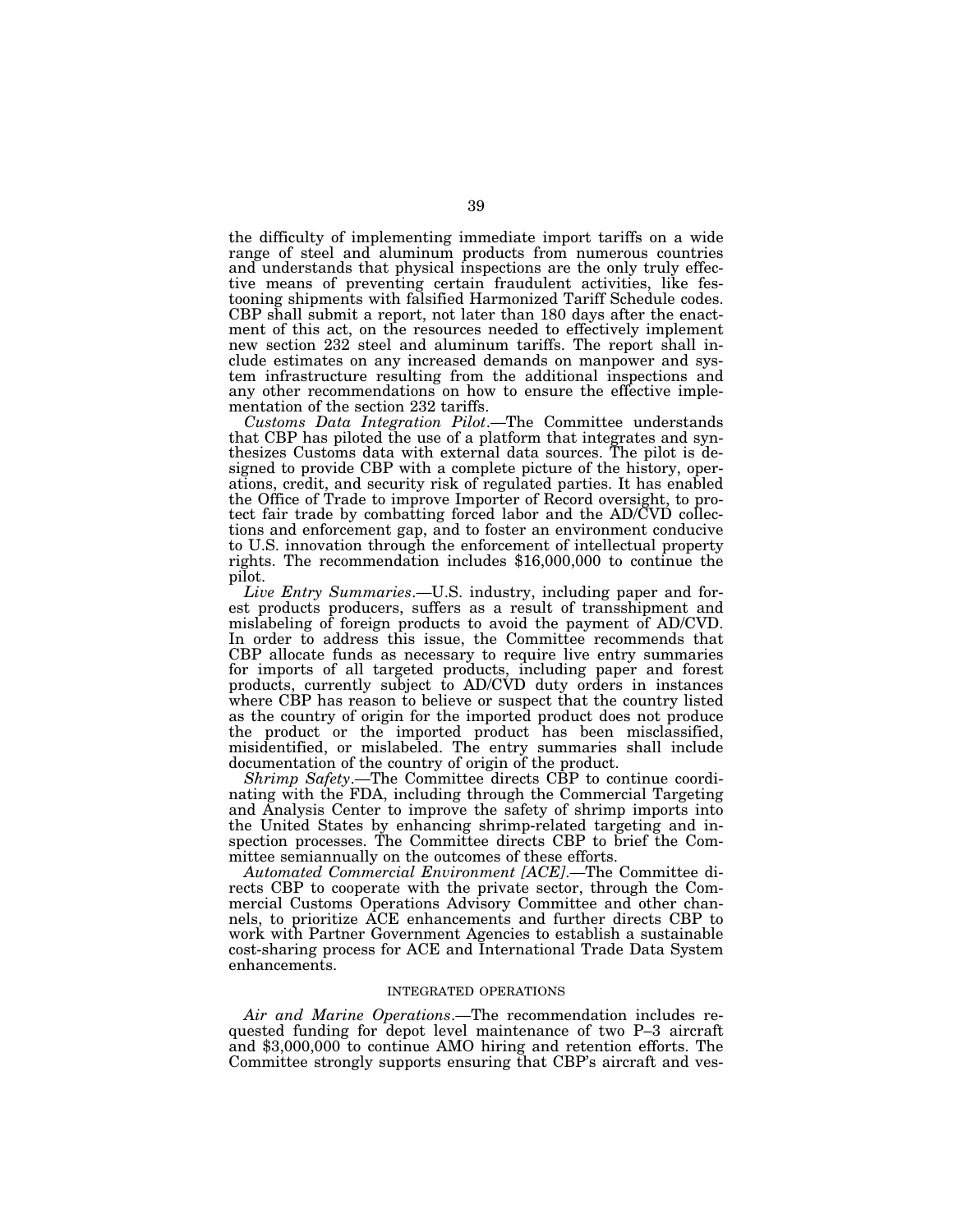the difficulty of implementing immediate import tariffs on a wide range of steel and aluminum products from numerous countries and understands that physical inspections are the only truly effective means of preventing certain fraudulent activities, like festooning shipments with falsified Harmonized Tariff Schedule codes. CBP shall submit a report, not later than 180 days after the enactment of this act, on the resources needed to effectively implement new section 232 steel and aluminum tariffs. The report shall include estimates on any increased demands on manpower and system infrastructure resulting from the additional inspections and any other recommendations on how to ensure the effective implementation of the section 232 tariffs.

*Customs Data Integration Pilot*.—The Committee understands that CBP has piloted the use of a platform that integrates and synthesizes Customs data with external data sources. The pilot is designed to provide CBP with a complete picture of the history, operations, credit, and security risk of regulated parties. It has enabled the Office of Trade to improve Importer of Record oversight, to protect fair trade by combatting forced labor and the AD/CVD collections and enforcement gap, and to foster an environment conducive to U.S. innovation through the enforcement of intellectual property rights. The recommendation includes $16,000,000 to continue the pilot.

*Live Entry Summaries*.—U.S. industry, including paper and forest products producers, suffers as a result of transshipment and mislabeling of foreign products to avoid the payment of AD/CVD. In order to address this issue, the Committee recommends that CBP allocate funds as necessary to require live entry summaries for imports of all targeted products, including paper and forest products, currently subject to AD/CVD duty orders in instances where CBP has reason to believe or suspect that the country listed as the country of origin for the imported product does not produce the product or the imported product has been misclassified, misidentified, or mislabeled. The entry summaries shall include documentation of the country of origin of the product.

*Shrimp Safety*.—The Committee directs CBP to continue coordinating with the FDA, including through the Commercial Targeting and Analysis Center to improve the safety of shrimp imports into the United States by enhancing shrimp-related targeting and inspection processes. The Committee directs CBP to brief the Committee semiannually on the outcomes of these efforts.

*Automated Commercial Environment [ACE]*.—The Committee directs CBP to cooperate with the private sector, through the Commercial Customs Operations Advisory Committee and other channels, to prioritize ACE enhancements and further directs CBP to work with Partner Government Agencies to establish a sustainable cost-sharing process for ACE and International Trade Data System enhancements.

## INTEGRATED OPERATIONS

*Air and Marine Operations*.—The recommendation includes requested funding for depot level maintenance of two P–3 aircraft and $3,000,000 to continue AMO hiring and retention efforts. The Committee strongly supports ensuring that CBP's aircraft and ves-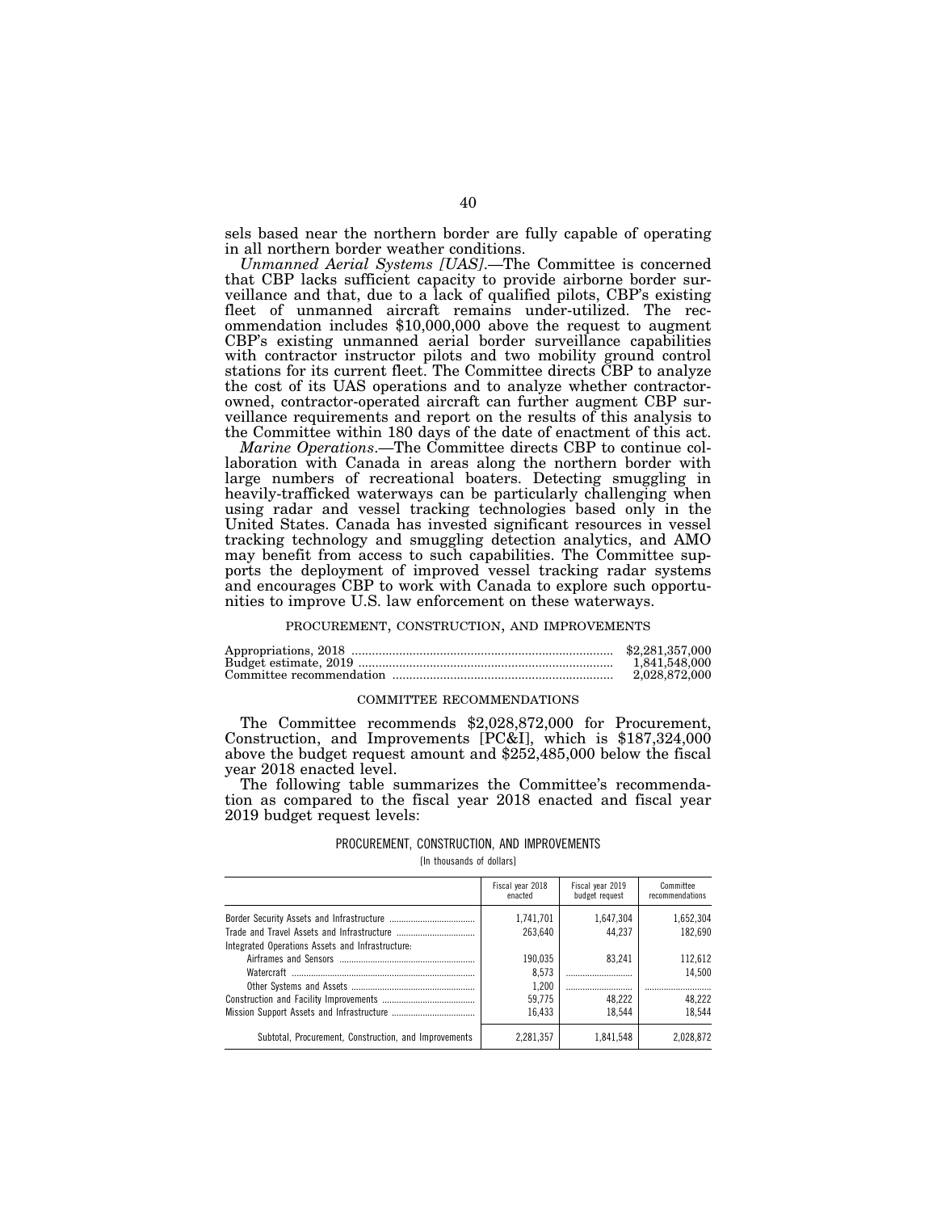sels based near the northern border are fully capable of operating in all northern border weather conditions.

*Unmanned Aerial Systems [UAS]*.—The Committee is concerned that CBP lacks sufficient capacity to provide airborne border surveillance and that, due to a lack of qualified pilots, CBP's existing fleet of unmanned aircraft remains under-utilized. The recommendation includes $10,000,000 above the request to augment CBP's existing unmanned aerial border surveillance capabilities with contractor instructor pilots and two mobility ground control stations for its current fleet. The Committee directs CBP to analyze the cost of its UAS operations and to analyze whether contractor-owned, contractor-operated aircraft can further augment CBP surveillance requirements and report on the results of this analysis to the Committee within 180 days of the date of enactment of this act.

*Marine Operations*.—The Committee directs CBP to continue collaboration with Canada in areas along the northern border with large numbers of recreational boaters. Detecting smuggling in heavily-trafficked waterways can be particularly challenging when using radar and vessel tracking technologies based only in the United States. Canada has invested significant resources in vessel tracking technology and smuggling detection analytics, and AMO may benefit from access to such capabilities. The Committee supports the deployment of improved vessel tracking radar systems and encourages CBP to work with Canada to explore such opportunities to improve U.S. law enforcement on these waterways.

## PROCUREMENT, CONSTRUCTION, AND IMPROVEMENTS

| | |
|---|---|
| Appropriations, 2018 | $2,281,357,000 |
| Budget estimate, 2019 | 1,841,548,000 |
| Committee recommendation | 2,028,872,000 |

### COMMITTEE RECOMMENDATIONS

The Committee recommends $2,028,872,000 for Procurement, Construction, and Improvements [PC&I], which is $187,324,000 above the budget request amount and $252,485,000 below the fiscal year 2018 enacted level.

The following table summarizes the Committee's recommendation as compared to the fiscal year 2018 enacted and fiscal year 2019 budget request levels:

PROCUREMENT, CONSTRUCTION, AND IMPROVEMENTS

[In thousands of dollars]

| | Fiscal year 2018 enacted | Fiscal year 2019 budget request | Committee recommendations |
|---|---|---|---|
| Border Security Assets and Infrastructure | 1,741,701 | 1,647,304 | 1,652,304 |
| Trade and Travel Assets and Infrastructure | 263,640 | 44,237 | 182,690 |
| Integrated Operations Assets and Infrastructure: | | | |
| Airframes and Sensors | 190,035 | 83,241 | 112,612 |
| Watercraft | 8,573 | | 14,500 |
| Other Systems and Assets | 1,200 | | |
| Construction and Facility Improvements | 59,775 | 48,222 | 48,222 |
| Mission Support Assets and Infrastructure | 16,433 | 18,544 | 18,544 |
| Subtotal, Procurement, Construction, and Improvements | 2,281,357 | 1,841,548 | 2,028,872 |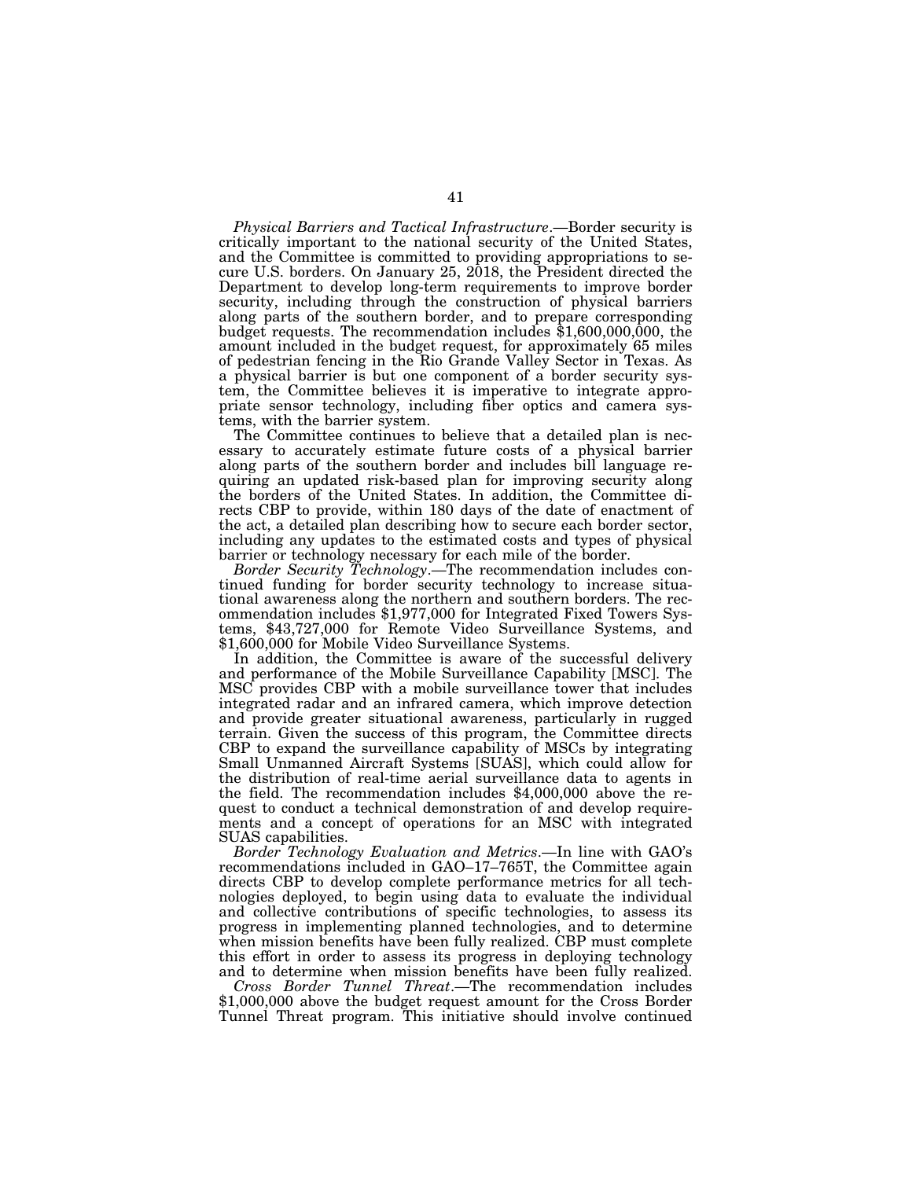*Physical Barriers and Tactical Infrastructure*.—Border security is critically important to the national security of the United States, and the Committee is committed to providing appropriations to secure U.S. borders. On January 25, 2018, the President directed the Department to develop long-term requirements to improve border security, including through the construction of physical barriers along parts of the southern border, and to prepare corresponding budget requests. The recommendation includes $1,600,000,000, the amount included in the budget request, for approximately 65 miles of pedestrian fencing in the Rio Grande Valley Sector in Texas. As a physical barrier is but one component of a border security system, the Committee believes it is imperative to integrate appropriate sensor technology, including fiber optics and camera systems, with the barrier system.

The Committee continues to believe that a detailed plan is necessary to accurately estimate future costs of a physical barrier along parts of the southern border and includes bill language requiring an updated risk-based plan for improving security along the borders of the United States. In addition, the Committee directs CBP to provide, within 180 days of the date of enactment of the act, a detailed plan describing how to secure each border sector, including any updates to the estimated costs and types of physical barrier or technology necessary for each mile of the border.

*Border Security Technology*.—The recommendation includes continued funding for border security technology to increase situational awareness along the northern and southern borders. The recommendation includes $1,977,000 for Integrated Fixed Towers Systems, $43,727,000 for Remote Video Surveillance Systems, and $1,600,000 for Mobile Video Surveillance Systems.

In addition, the Committee is aware of the successful delivery and performance of the Mobile Surveillance Capability [MSC]. The MSC provides CBP with a mobile surveillance tower that includes integrated radar and an infrared camera, which improve detection and provide greater situational awareness, particularly in rugged terrain. Given the success of this program, the Committee directs CBP to expand the surveillance capability of MSCs by integrating Small Unmanned Aircraft Systems [SUAS], which could allow for the distribution of real-time aerial surveillance data to agents in the field. The recommendation includes $4,000,000 above the request to conduct a technical demonstration of and develop requirements and a concept of operations for an MSC with integrated SUAS capabilities.

*Border Technology Evaluation and Metrics*.—In line with GAO's recommendations included in GAO–17–765T, the Committee again directs CBP to develop complete performance metrics for all technologies deployed, to begin using data to evaluate the individual and collective contributions of specific technologies, to assess its progress in implementing planned technologies, and to determine when mission benefits have been fully realized. CBP must complete this effort in order to assess its progress in deploying technology and to determine when mission benefits have been fully realized.

*Cross Border Tunnel Threat*.—The recommendation includes $1,000,000 above the budget request amount for the Cross Border Tunnel Threat program. This initiative should involve continued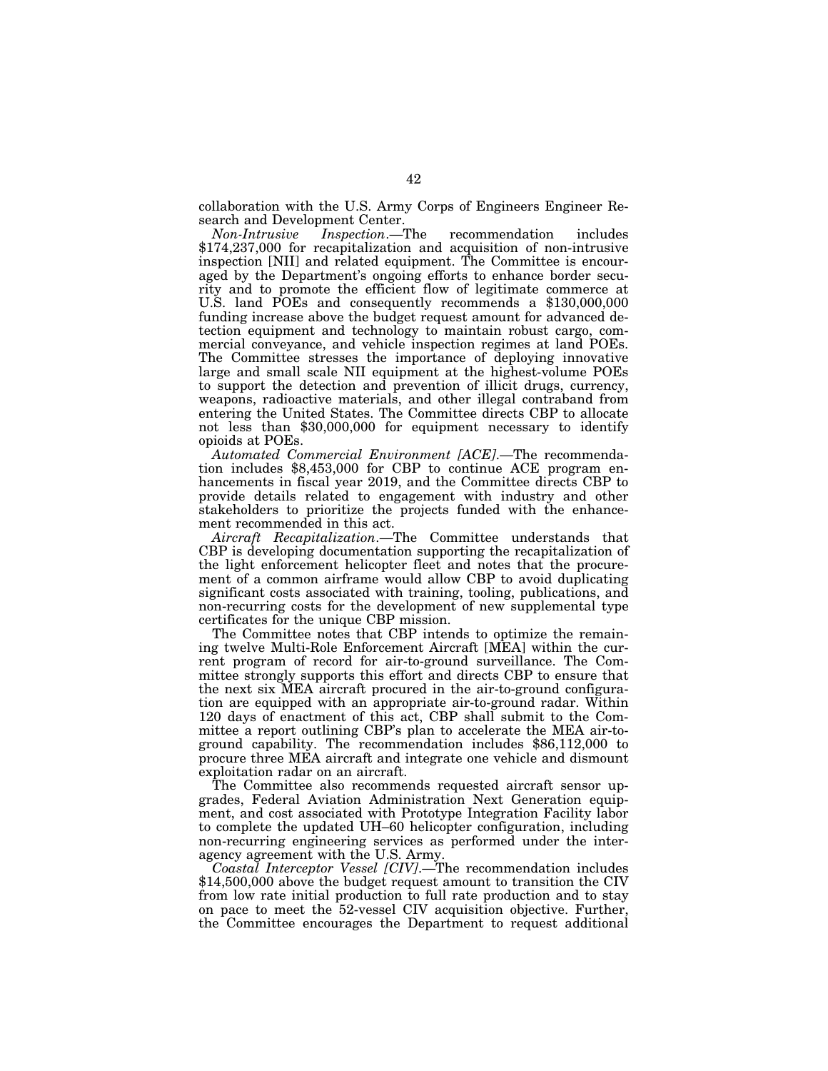collaboration with the U.S. Army Corps of Engineers Engineer Research and Development Center.

*Non-Intrusive Inspection*.—The recommendation includes $174,237,000 for recapitalization and acquisition of non-intrusive inspection [NII] and related equipment. The Committee is encouraged by the Department's ongoing efforts to enhance border security and to promote the efficient flow of legitimate commerce at U.S. land POEs and consequently recommends a $130,000,000 funding increase above the budget request amount for advanced detection equipment and technology to maintain robust cargo, commercial conveyance, and vehicle inspection regimes at land POEs. The Committee stresses the importance of deploying innovative large and small scale NII equipment at the highest-volume POEs to support the detection and prevention of illicit drugs, currency, weapons, radioactive materials, and other illegal contraband from entering the United States. The Committee directs CBP to allocate not less than $30,000,000 for equipment necessary to identify opioids at POEs.

*Automated Commercial Environment [ACE]*.—The recommendation includes $8,453,000 for CBP to continue ACE program enhancements in fiscal year 2019, and the Committee directs CBP to provide details related to engagement with industry and other stakeholders to prioritize the projects funded with the enhancement recommended in this act.

*Aircraft Recapitalization*.—The Committee understands that CBP is developing documentation supporting the recapitalization of the light enforcement helicopter fleet and notes that the procurement of a common airframe would allow CBP to avoid duplicating significant costs associated with training, tooling, publications, and non-recurring costs for the development of new supplemental type certificates for the unique CBP mission.

The Committee notes that CBP intends to optimize the remaining twelve Multi-Role Enforcement Aircraft [MEA] within the current program of record for air-to-ground surveillance. The Committee strongly supports this effort and directs CBP to ensure that the next six MEA aircraft procured in the air-to-ground configuration are equipped with an appropriate air-to-ground radar. Within 120 days of enactment of this act, CBP shall submit to the Committee a report outlining CBP's plan to accelerate the MEA air-to-ground capability. The recommendation includes $86,112,000 to procure three MEA aircraft and integrate one vehicle and dismount exploitation radar on an aircraft.

The Committee also recommends requested aircraft sensor upgrades, Federal Aviation Administration Next Generation equipment, and cost associated with Prototype Integration Facility labor to complete the updated UH–60 helicopter configuration, including non-recurring engineering services as performed under the interagency agreement with the U.S. Army.

*Coastal Interceptor Vessel [CIV]*.—The recommendation includes $14,500,000 above the budget request amount to transition the CIV from low rate initial production to full rate production and to stay on pace to meet the 52-vessel CIV acquisition objective. Further, the Committee encourages the Department to request additional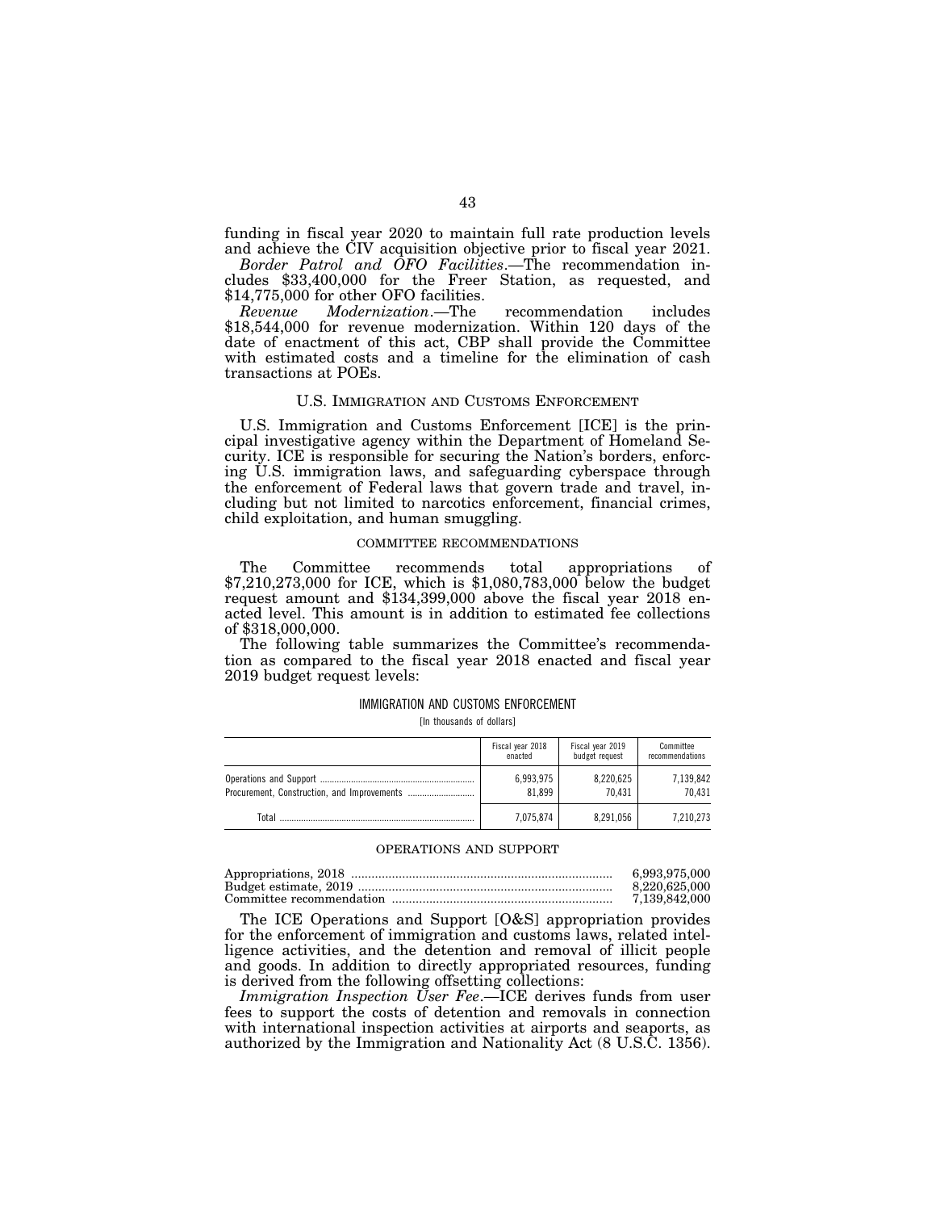funding in fiscal year 2020 to maintain full rate production levels and achieve the CIV acquisition objective prior to fiscal year 2021.

*Border Patrol and OFO Facilities*.—The recommendation includes $33,400,000 for the Freer Station, as requested, and $14,775,000 for other OFO facilities.

*Revenue Modernization*.—The recommendation includes $18,544,000 for revenue modernization. Within 120 days of the date of enactment of this act, CBP shall provide the Committee with estimated costs and a timeline for the elimination of cash transactions at POEs.

## U.S. IMMIGRATION AND CUSTOMS ENFORCEMENT

U.S. Immigration and Customs Enforcement [ICE] is the principal investigative agency within the Department of Homeland Security. ICE is responsible for securing the Nation's borders, enforcing U.S. immigration laws, and safeguarding cyberspace through the enforcement of Federal laws that govern trade and travel, including but not limited to narcotics enforcement, financial crimes, child exploitation, and human smuggling.

### COMMITTEE RECOMMENDATIONS

The Committee recommends total appropriations of $7,210,273,000 for ICE, which is $1,080,783,000 below the budget request amount and $134,399,000 above the fiscal year 2018 enacted level. This amount is in addition to estimated fee collections of $318,000,000.

The following table summarizes the Committee's recommendation as compared to the fiscal year 2018 enacted and fiscal year 2019 budget request levels:

IMMIGRATION AND CUSTOMS ENFORCEMENT

[In thousands of dollars]

| | Fiscal year 2018 enacted | Fiscal year 2019 budget request | Committee recommendations |
|---|---|---|---|
| Operations and Support | 6,993,975 | 8,220,625 | 7,139,842 |
| Procurement, Construction, and Improvements | 81,899 | 70,431 | 70,431 |
| Total | 7,075,874 | 8,291,056 | 7,210,273 |

### OPERATIONS AND SUPPORT

| | |
|---|---|
| Appropriations, 2018 | 6,993,975,000 |
| Budget estimate, 2019 | 8,220,625,000 |
| Committee recommendation | 7,139,842,000 |

The ICE Operations and Support [O&S] appropriation provides for the enforcement of immigration and customs laws, related intelligence activities, and the detention and removal of illicit people and goods. In addition to directly appropriated resources, funding is derived from the following offsetting collections:

*Immigration Inspection User Fee*.—ICE derives funds from user fees to support the costs of detention and removals in connection with international inspection activities at airports and seaports, as authorized by the Immigration and Nationality Act (8 U.S.C. 1356).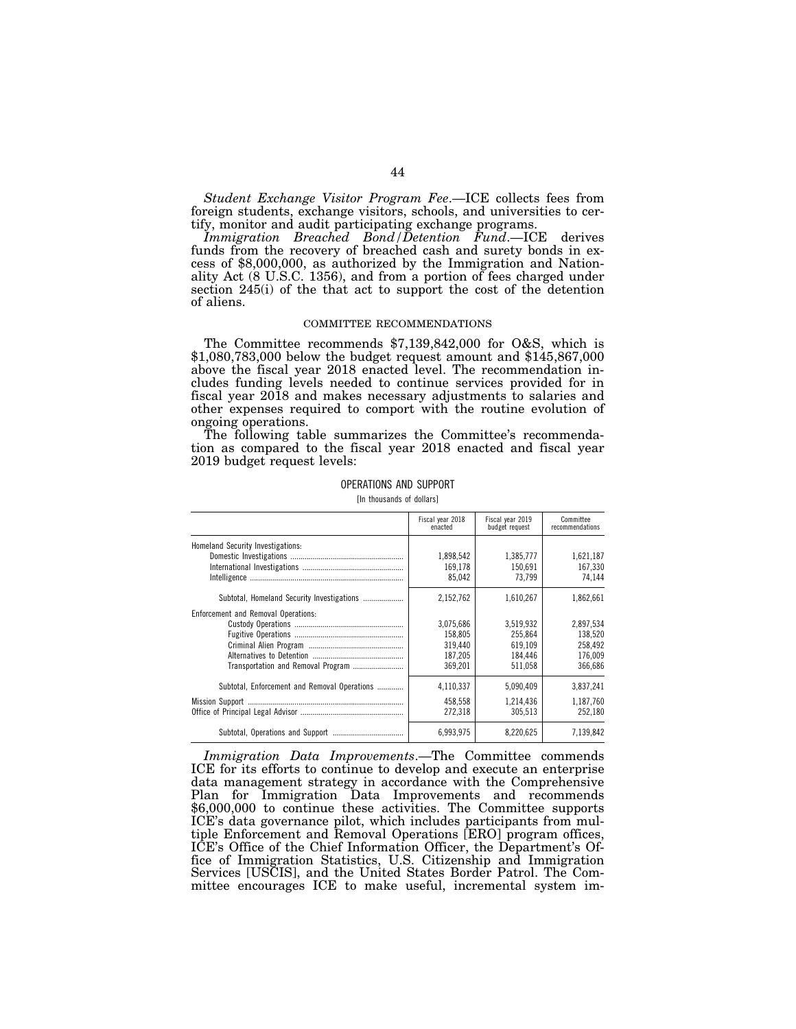*Student Exchange Visitor Program Fee*.—ICE collects fees from foreign students, exchange visitors, schools, and universities to certify, monitor and audit participating exchange programs.

*Immigration Breached Bond/Detention Fund*.—ICE derives funds from the recovery of breached cash and surety bonds in excess of $8,000,000, as authorized by the Immigration and Nationality Act (8 U.S.C. 1356), and from a portion of fees charged under section 245(i) of the that act to support the cost of the detention of aliens.

COMMITTEE RECOMMENDATIONS

The Committee recommends $7,139,842,000 for O&S, which is $1,080,783,000 below the budget request amount and $145,867,000 above the fiscal year 2018 enacted level. The recommendation includes funding levels needed to continue services provided for in fiscal year 2018 and makes necessary adjustments to salaries and other expenses required to comport with the routine evolution of ongoing operations.

The following table summarizes the Committee's recommendation as compared to the fiscal year 2018 enacted and fiscal year 2019 budget request levels:

OPERATIONS AND SUPPORT

[In thousands of dollars]

| | Fiscal year 2018 enacted | Fiscal year 2019 budget request | Committee recommendations |
|---|---|---|---|
| Homeland Security Investigations: | | | |
| Domestic Investigations | 1,898,542 | 1,385,777 | 1,621,187 |
| International Investigations | 169,178 | 150,691 | 167,330 |
| Intelligence | 85,042 | 73,799 | 74,144 |
| Subtotal, Homeland Security Investigations | 2,152,762 | 1,610,267 | 1,862,661 |
| Enforcement and Removal Operations: | | | |
| Custody Operations | 3,075,686 | 3,519,932 | 2,897,534 |
| Fugitive Operations | 158,805 | 255,864 | 138,520 |
| Criminal Alien Program | 319,440 | 619,109 | 258,492 |
| Alternatives to Detention | 187,205 | 184,446 | 176,009 |
| Transportation and Removal Program | 369,201 | 511,058 | 366,686 |
| Subtotal, Enforcement and Removal Operations | 4,110,337 | 5,090,409 | 3,837,241 |
| Mission Support | 458,558 | 1,214,436 | 1,187,760 |
| Office of Principal Legal Advisor | 272,318 | 305,513 | 252,180 |
| Subtotal, Operations and Support | 6,993,975 | 8,220,625 | 7,139,842 |

*Immigration Data Improvements*.—The Committee commends ICE for its efforts to continue to develop and execute an enterprise data management strategy in accordance with the Comprehensive Plan for Immigration Data Improvements and recommends $6,000,000 to continue these activities. The Committee supports ICE's data governance pilot, which includes participants from multiple Enforcement and Removal Operations [ERO] program offices, ICE's Office of the Chief Information Officer, the Department's Office of Immigration Statistics, U.S. Citizenship and Immigration Services [USCIS], and the United States Border Patrol. The Committee encourages ICE to make useful, incremental system im-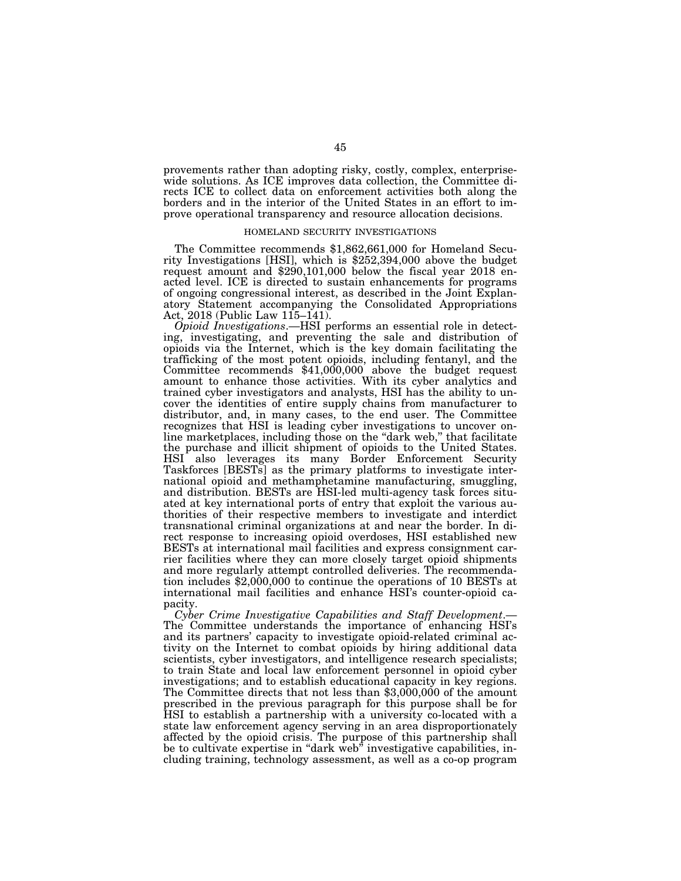provements rather than adopting risky, costly, complex, enterprise-wide solutions. As ICE improves data collection, the Committee directs ICE to collect data on enforcement activities both along the borders and in the interior of the United States in an effort to improve operational transparency and resource allocation decisions.

### HOMELAND SECURITY INVESTIGATIONS

The Committee recommends $1,862,661,000 for Homeland Security Investigations [HSI], which is $252,394,000 above the budget request amount and $290,101,000 below the fiscal year 2018 enacted level. ICE is directed to sustain enhancements for programs of ongoing congressional interest, as described in the Joint Explanatory Statement accompanying the Consolidated Appropriations Act, 2018 (Public Law 115–141).

*Opioid Investigations*.—HSI performs an essential role in detecting, investigating, and preventing the sale and distribution of opioids via the Internet, which is the key domain facilitating the trafficking of the most potent opioids, including fentanyl, and the Committee recommends $41,000,000 above the budget request amount to enhance those activities. With its cyber analytics and trained cyber investigators and analysts, HSI has the ability to uncover the identities of entire supply chains from manufacturer to distributor, and, in many cases, to the end user. The Committee recognizes that HSI is leading cyber investigations to uncover online marketplaces, including those on the "dark web," that facilitate the purchase and illicit shipment of opioids to the United States. HSI also leverages its many Border Enforcement Security Taskforces [BESTs] as the primary platforms to investigate international opioid and methamphetamine manufacturing, smuggling, and distribution. BESTs are HSI-led multi-agency task forces situated at key international ports of entry that exploit the various authorities of their respective members to investigate and interdict transnational criminal organizations at and near the border. In direct response to increasing opioid overdoses, HSI established new BESTs at international mail facilities and express consignment carrier facilities where they can more closely target opioid shipments and more regularly attempt controlled deliveries. The recommendation includes $2,000,000 to continue the operations of 10 BESTs at international mail facilities and enhance HSI's counter-opioid capacity.

*Cyber Crime Investigative Capabilities and Staff Development*.—The Committee understands the importance of enhancing HSI's and its partners' capacity to investigate opioid-related criminal activity on the Internet to combat opioids by hiring additional data scientists, cyber investigators, and intelligence research specialists; to train State and local law enforcement personnel in opioid cyber investigations; and to establish educational capacity in key regions. The Committee directs that not less than $3,000,000 of the amount prescribed in the previous paragraph for this purpose shall be for HSI to establish a partnership with a university co-located with a state law enforcement agency serving in an area disproportionately affected by the opioid crisis. The purpose of this partnership shall be to cultivate expertise in "dark web" investigative capabilities, including training, technology assessment, as well as a co-op program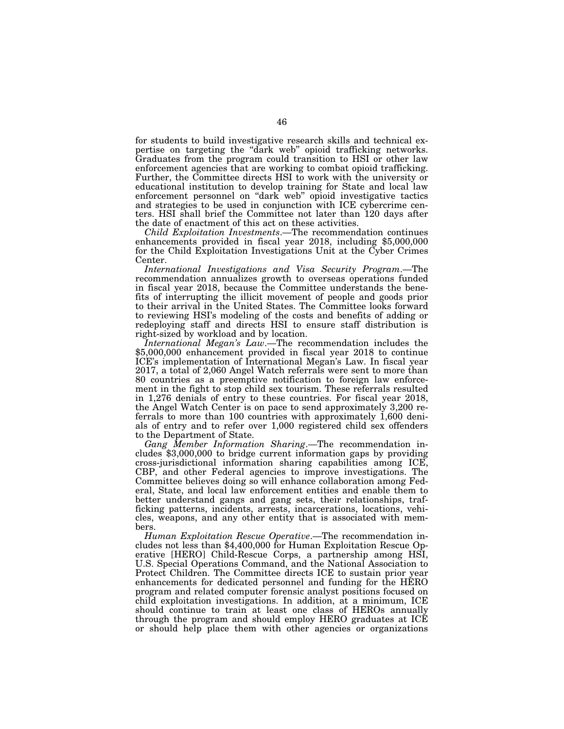for students to build investigative research skills and technical expertise on targeting the "dark web" opioid trafficking networks. Graduates from the program could transition to HSI or other law enforcement agencies that are working to combat opioid trafficking. Further, the Committee directs HSI to work with the university or educational institution to develop training for State and local law enforcement personnel on "dark web" opioid investigative tactics and strategies to be used in conjunction with ICE cybercrime centers. HSI shall brief the Committee not later than 120 days after the date of enactment of this act on these activities.

*Child Exploitation Investments*.—The recommendation continues enhancements provided in fiscal year 2018, including $5,000,000 for the Child Exploitation Investigations Unit at the Cyber Crimes Center.

*International Investigations and Visa Security Program*.—The recommendation annualizes growth to overseas operations funded in fiscal year 2018, because the Committee understands the benefits of interrupting the illicit movement of people and goods prior to their arrival in the United States. The Committee looks forward to reviewing HSI's modeling of the costs and benefits of adding or redeploying staff and directs HSI to ensure staff distribution is right-sized by workload and by location.

*International Megan's Law*.—The recommendation includes the $5,000,000 enhancement provided in fiscal year 2018 to continue ICE's implementation of International Megan's Law. In fiscal year 2017, a total of 2,060 Angel Watch referrals were sent to more than 80 countries as a preemptive notification to foreign law enforcement in the fight to stop child sex tourism. These referrals resulted in 1,276 denials of entry to these countries. For fiscal year 2018, the Angel Watch Center is on pace to send approximately 3,200 referrals to more than 100 countries with approximately 1,600 denials of entry and to refer over 1,000 registered child sex offenders to the Department of State.

*Gang Member Information Sharing*.—The recommendation includes $3,000,000 to bridge current information gaps by providing cross-jurisdictional information sharing capabilities among ICE, CBP, and other Federal agencies to improve investigations. The Committee believes doing so will enhance collaboration among Federal, State, and local law enforcement entities and enable them to better understand gangs and gang sets, their relationships, trafficking patterns, incidents, arrests, incarcerations, locations, vehicles, weapons, and any other entity that is associated with members.

*Human Exploitation Rescue Operative*.—The recommendation includes not less than $4,400,000 for Human Exploitation Rescue Operative [HERO] Child-Rescue Corps, a partnership among HSI, U.S. Special Operations Command, and the National Association to Protect Children. The Committee directs ICE to sustain prior year enhancements for dedicated personnel and funding for the HERO program and related computer forensic analyst positions focused on child exploitation investigations. In addition, at a minimum, ICE should continue to train at least one class of HEROs annually through the program and should employ HERO graduates at ICE or should help place them with other agencies or organizations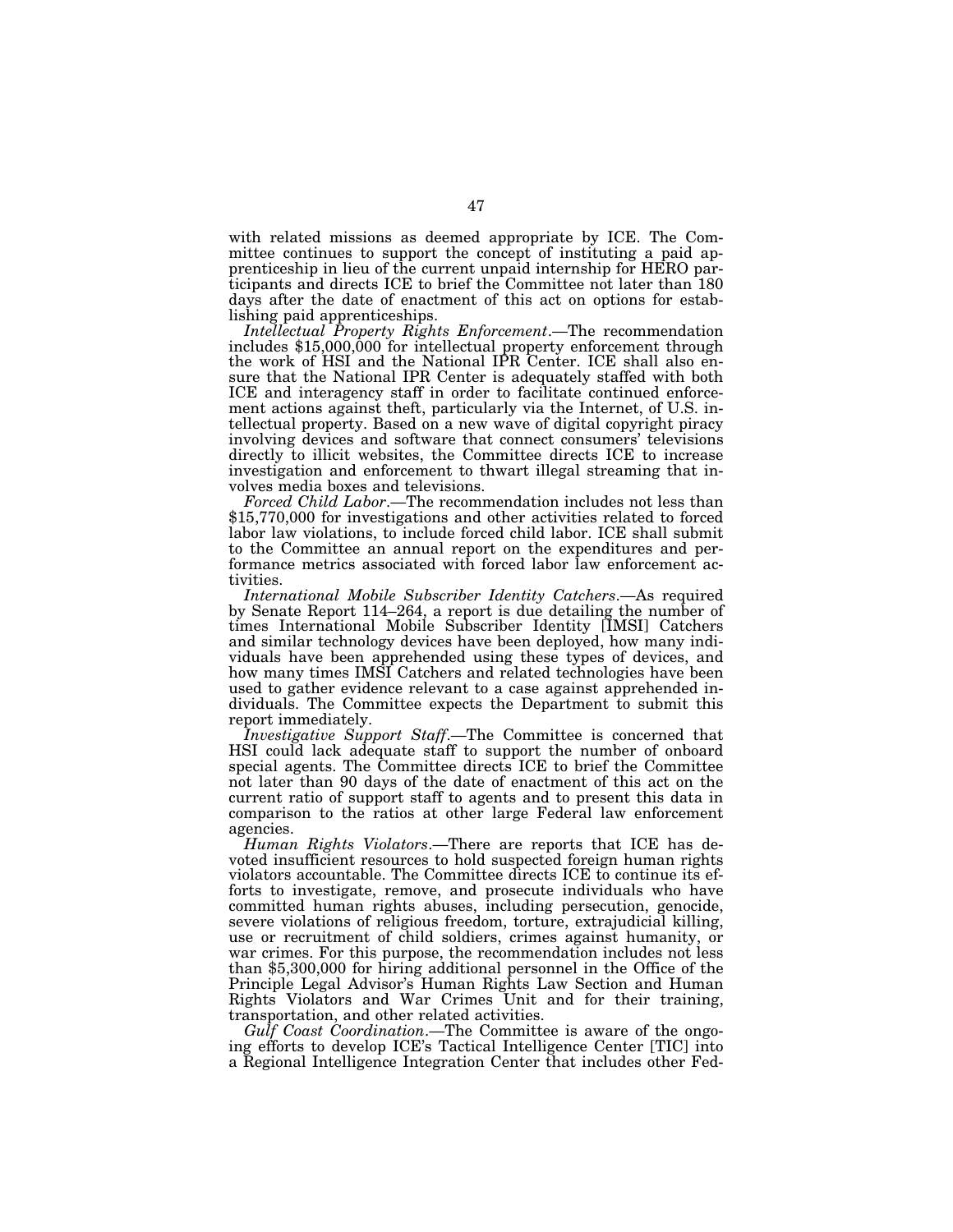with related missions as deemed appropriate by ICE. The Committee continues to support the concept of instituting a paid apprenticeship in lieu of the current unpaid internship for HERO participants and directs ICE to brief the Committee not later than 180 days after the date of enactment of this act on options for establishing paid apprenticeships.

*Intellectual Property Rights Enforcement*.—The recommendation includes $15,000,000 for intellectual property enforcement through the work of HSI and the National IPR Center. ICE shall also ensure that the National IPR Center is adequately staffed with both ICE and interagency staff in order to facilitate continued enforcement actions against theft, particularly via the Internet, of U.S. intellectual property. Based on a new wave of digital copyright piracy involving devices and software that connect consumers' televisions directly to illicit websites, the Committee directs ICE to increase investigation and enforcement to thwart illegal streaming that involves media boxes and televisions.

*Forced Child Labor*.—The recommendation includes not less than $15,770,000 for investigations and other activities related to forced labor law violations, to include forced child labor. ICE shall submit to the Committee an annual report on the expenditures and performance metrics associated with forced labor law enforcement activities.

*International Mobile Subscriber Identity Catchers*.—As required by Senate Report 114–264, a report is due detailing the number of times International Mobile Subscriber Identity [IMSI] Catchers and similar technology devices have been deployed, how many individuals have been apprehended using these types of devices, and how many times IMSI Catchers and related technologies have been used to gather evidence relevant to a case against apprehended individuals. The Committee expects the Department to submit this report immediately.

*Investigative Support Staff*.—The Committee is concerned that HSI could lack adequate staff to support the number of onboard special agents. The Committee directs ICE to brief the Committee not later than 90 days of the date of enactment of this act on the current ratio of support staff to agents and to present this data in comparison to the ratios at other large Federal law enforcement agencies.

*Human Rights Violators*.—There are reports that ICE has devoted insufficient resources to hold suspected foreign human rights violators accountable. The Committee directs ICE to continue its efforts to investigate, remove, and prosecute individuals who have committed human rights abuses, including persecution, genocide, severe violations of religious freedom, torture, extrajudicial killing, use or recruitment of child soldiers, crimes against humanity, or war crimes. For this purpose, the recommendation includes not less than $5,300,000 for hiring additional personnel in the Office of the Principle Legal Advisor's Human Rights Law Section and Human Rights Violators and War Crimes Unit and for their training, transportation, and other related activities.

*Gulf Coast Coordination*.—The Committee is aware of the ongoing efforts to develop ICE's Tactical Intelligence Center [TIC] into a Regional Intelligence Integration Center that includes other Fed-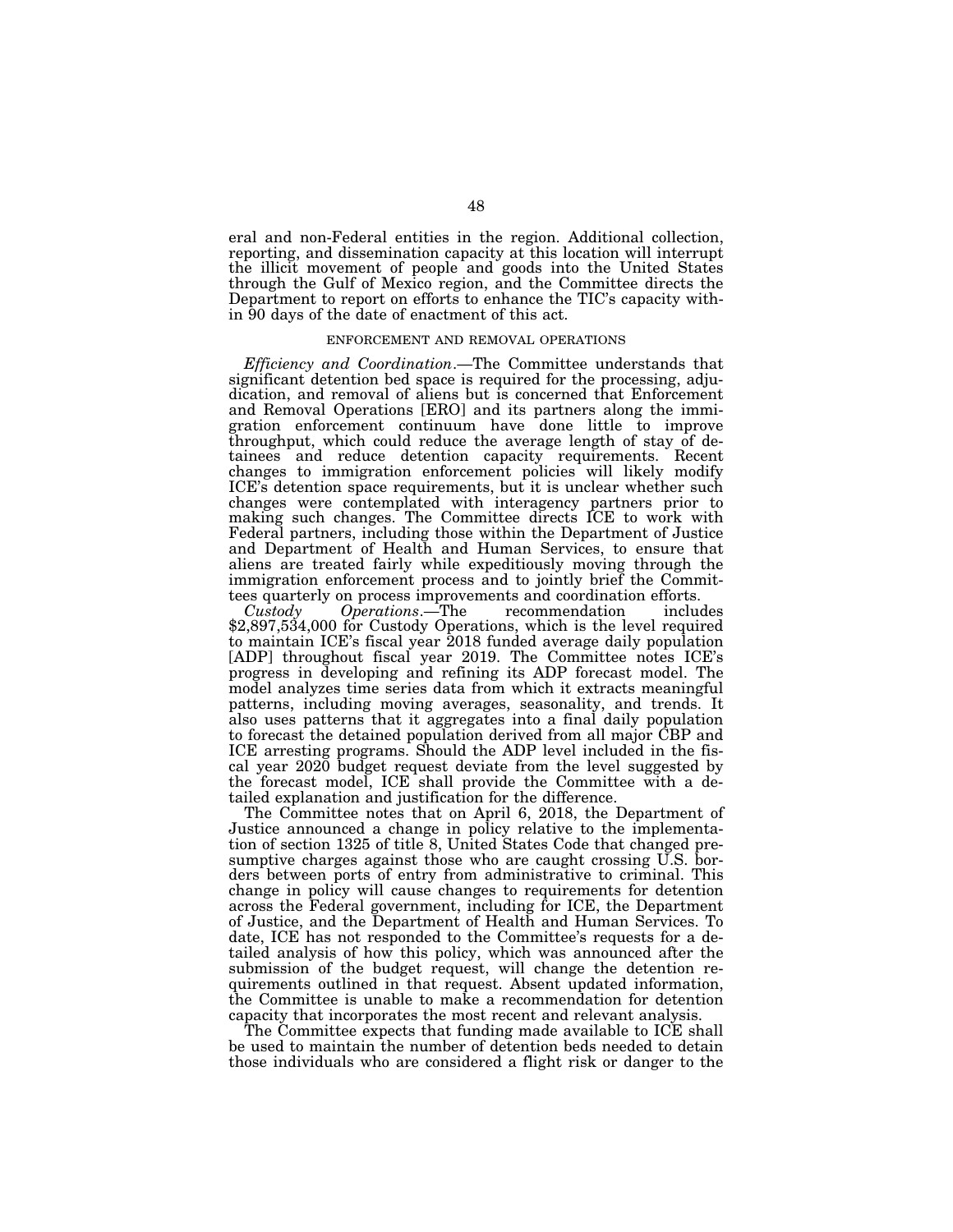eral and non-Federal entities in the region. Additional collection, reporting, and dissemination capacity at this location will interrupt the illicit movement of people and goods into the United States through the Gulf of Mexico region, and the Committee directs the Department to report on efforts to enhance the TIC's capacity within 90 days of the date of enactment of this act.

ENFORCEMENT AND REMOVAL OPERATIONS

*Efficiency and Coordination*.—The Committee understands that significant detention bed space is required for the processing, adjudication, and removal of aliens but is concerned that Enforcement and Removal Operations [ERO] and its partners along the immigration enforcement continuum have done little to improve throughput, which could reduce the average length of stay of detainees and reduce detention capacity requirements. Recent changes to immigration enforcement policies will likely modify ICE's detention space requirements, but it is unclear whether such changes were contemplated with interagency partners prior to making such changes. The Committee directs ICE to work with Federal partners, including those within the Department of Justice and Department of Health and Human Services, to ensure that aliens are treated fairly while expeditiously moving through the immigration enforcement process and to jointly brief the Committees quarterly on process improvements and coordination efforts.

*Custody Operations*.—The recommendation includes $2,897,534,000 for Custody Operations, which is the level required to maintain ICE's fiscal year 2018 funded average daily population [ADP] throughout fiscal year 2019. The Committee notes ICE's progress in developing and refining its ADP forecast model. The model analyzes time series data from which it extracts meaningful patterns, including moving averages, seasonality, and trends. It also uses patterns that it aggregates into a final daily population to forecast the detained population derived from all major CBP and ICE arresting programs. Should the ADP level included in the fiscal year 2020 budget request deviate from the level suggested by the forecast model, ICE shall provide the Committee with a detailed explanation and justification for the difference.

The Committee notes that on April 6, 2018, the Department of Justice announced a change in policy relative to the implementation of section 1325 of title 8, United States Code that changed presumptive charges against those who are caught crossing U.S. borders between ports of entry from administrative to criminal. This change in policy will cause changes to requirements for detention across the Federal government, including for ICE, the Department of Justice, and the Department of Health and Human Services. To date, ICE has not responded to the Committee's requests for a detailed analysis of how this policy, which was announced after the submission of the budget request, will change the detention requirements outlined in that request. Absent updated information, the Committee is unable to make a recommendation for detention capacity that incorporates the most recent and relevant analysis.

The Committee expects that funding made available to ICE shall be used to maintain the number of detention beds needed to detain those individuals who are considered a flight risk or danger to the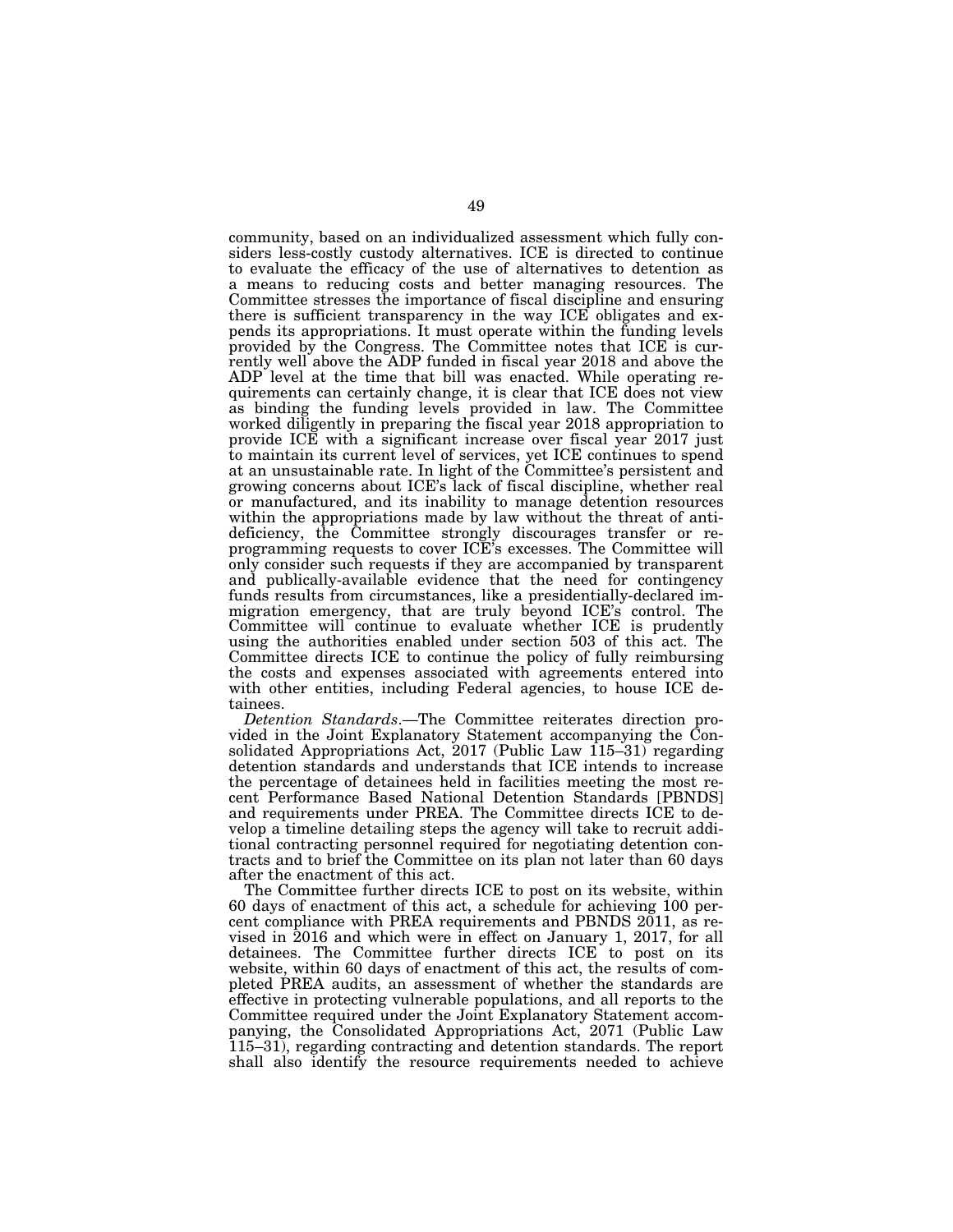community, based on an individualized assessment which fully considers less-costly custody alternatives. ICE is directed to continue to evaluate the efficacy of the use of alternatives to detention as a means to reducing costs and better managing resources. The Committee stresses the importance of fiscal discipline and ensuring there is sufficient transparency in the way ICE obligates and expends its appropriations. It must operate within the funding levels provided by the Congress. The Committee notes that ICE is currently well above the ADP funded in fiscal year 2018 and above the ADP level at the time that bill was enacted. While operating requirements can certainly change, it is clear that ICE does not view as binding the funding levels provided in law. The Committee worked diligently in preparing the fiscal year 2018 appropriation to provide ICE with a significant increase over fiscal year 2017 just to maintain its current level of services, yet ICE continues to spend at an unsustainable rate. In light of the Committee's persistent and growing concerns about ICE's lack of fiscal discipline, whether real or manufactured, and its inability to manage detention resources within the appropriations made by law without the threat of anti-deficiency, the Committee strongly discourages transfer or reprogramming requests to cover ICE's excesses. The Committee will only consider such requests if they are accompanied by transparent and publically-available evidence that the need for contingency funds results from circumstances, like a presidentially-declared immigration emergency, that are truly beyond ICE's control. The Committee will continue to evaluate whether ICE is prudently using the authorities enabled under section 503 of this act. The Committee directs ICE to continue the policy of fully reimbursing the costs and expenses associated with agreements entered into with other entities, including Federal agencies, to house ICE detainees.

*Detention Standards*.—The Committee reiterates direction provided in the Joint Explanatory Statement accompanying the Consolidated Appropriations Act, 2017 (Public Law 115–31) regarding detention standards and understands that ICE intends to increase the percentage of detainees held in facilities meeting the most recent Performance Based National Detention Standards [PBNDS] and requirements under PREA. The Committee directs ICE to develop a timeline detailing steps the agency will take to recruit additional contracting personnel required for negotiating detention contracts and to brief the Committee on its plan not later than 60 days after the enactment of this act.

The Committee further directs ICE to post on its website, within 60 days of enactment of this act, a schedule for achieving 100 percent compliance with PREA requirements and PBNDS 2011, as revised in 2016 and which were in effect on January 1, 2017, for all detainees. The Committee further directs ICE to post on its website, within 60 days of enactment of this act, the results of completed PREA audits, an assessment of whether the standards are effective in protecting vulnerable populations, and all reports to the Committee required under the Joint Explanatory Statement accompanying, the Consolidated Appropriations Act, 2071 (Public Law 115–31), regarding contracting and detention standards. The report shall also identify the resource requirements needed to achieve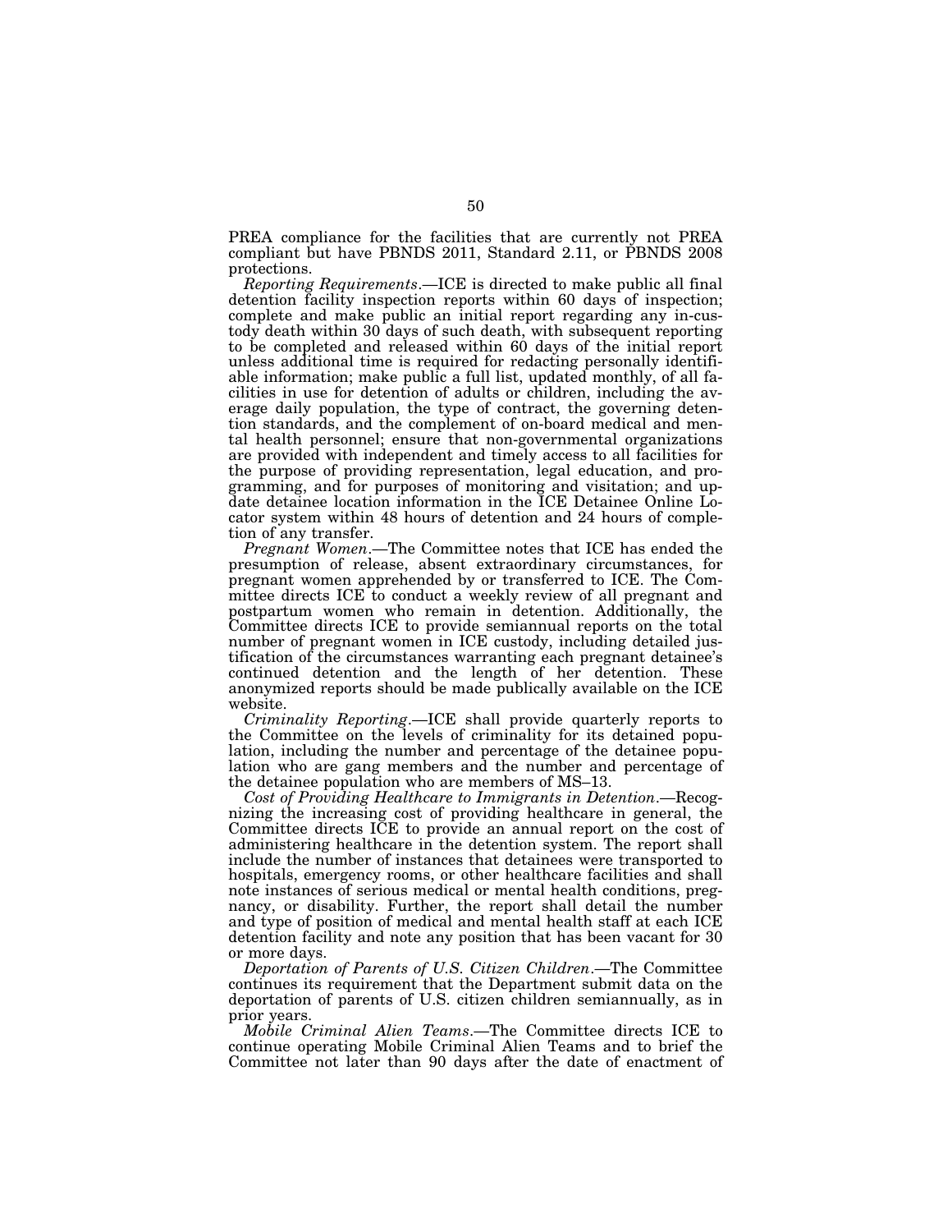PREA compliance for the facilities that are currently not PREA compliant but have PBNDS 2011, Standard 2.11, or PBNDS 2008 protections.

*Reporting Requirements*.—ICE is directed to make public all final detention facility inspection reports within 60 days of inspection; complete and make public an initial report regarding any in-custody death within 30 days of such death, with subsequent reporting to be completed and released within 60 days of the initial report unless additional time is required for redacting personally identifiable information; make public a full list, updated monthly, of all facilities in use for detention of adults or children, including the average daily population, the type of contract, the governing detention standards, and the complement of on-board medical and mental health personnel; ensure that non-governmental organizations are provided with independent and timely access to all facilities for the purpose of providing representation, legal education, and programming, and for purposes of monitoring and visitation; and update detainee location information in the ICE Detainee Online Locator system within 48 hours of detention and 24 hours of completion of any transfer.

*Pregnant Women*.—The Committee notes that ICE has ended the presumption of release, absent extraordinary circumstances, for pregnant women apprehended by or transferred to ICE. The Committee directs ICE to conduct a weekly review of all pregnant and postpartum women who remain in detention. Additionally, the Committee directs ICE to provide semiannual reports on the total number of pregnant women in ICE custody, including detailed justification of the circumstances warranting each pregnant detainee's continued detention and the length of her detention. These anonymized reports should be made publically available on the ICE website.

*Criminality Reporting*.—ICE shall provide quarterly reports to the Committee on the levels of criminality for its detained population, including the number and percentage of the detainee population who are gang members and the number and percentage of the detainee population who are members of MS–13.

*Cost of Providing Healthcare to Immigrants in Detention*.—Recognizing the increasing cost of providing healthcare in general, the Committee directs ICE to provide an annual report on the cost of administering healthcare in the detention system. The report shall include the number of instances that detainees were transported to hospitals, emergency rooms, or other healthcare facilities and shall note instances of serious medical or mental health conditions, pregnancy, or disability. Further, the report shall detail the number and type of position of medical and mental health staff at each ICE detention facility and note any position that has been vacant for 30 or more days.

*Deportation of Parents of U.S. Citizen Children*.—The Committee continues its requirement that the Department submit data on the deportation of parents of U.S. citizen children semiannually, as in prior years.

*Mobile Criminal Alien Teams*.—The Committee directs ICE to continue operating Mobile Criminal Alien Teams and to brief the Committee not later than 90 days after the date of enactment of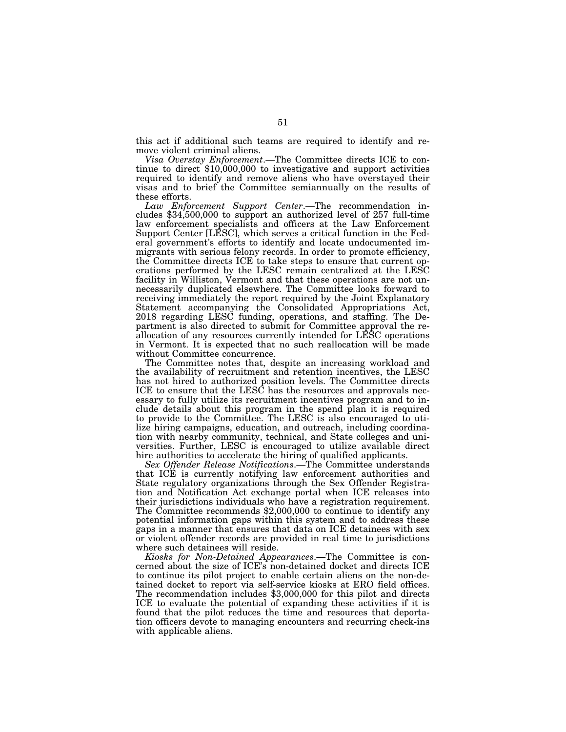this act if additional such teams are required to identify and remove violent criminal aliens.

*Visa Overstay Enforcement*.—The Committee directs ICE to continue to direct $10,000,000 to investigative and support activities required to identify and remove aliens who have overstayed their visas and to brief the Committee semiannually on the results of these efforts.

*Law Enforcement Support Center*.—The recommendation includes $34,500,000 to support an authorized level of 257 full-time law enforcement specialists and officers at the Law Enforcement Support Center [LESC], which serves a critical function in the Federal government's efforts to identify and locate undocumented immigrants with serious felony records. In order to promote efficiency, the Committee directs ICE to take steps to ensure that current operations performed by the LESC remain centralized at the LESC facility in Williston, Vermont and that these operations are not unnecessarily duplicated elsewhere. The Committee looks forward to receiving immediately the report required by the Joint Explanatory Statement accompanying the Consolidated Appropriations Act, 2018 regarding LESC funding, operations, and staffing. The Department is also directed to submit for Committee approval the reallocation of any resources currently intended for LESC operations in Vermont. It is expected that no such reallocation will be made without Committee concurrence.

The Committee notes that, despite an increasing workload and the availability of recruitment and retention incentives, the LESC has not hired to authorized position levels. The Committee directs ICE to ensure that the LESC has the resources and approvals necessary to fully utilize its recruitment incentives program and to include details about this program in the spend plan it is required to provide to the Committee. The LESC is also encouraged to utilize hiring campaigns, education, and outreach, including coordination with nearby community, technical, and State colleges and universities. Further, LESC is encouraged to utilize available direct hire authorities to accelerate the hiring of qualified applicants.

*Sex Offender Release Notifications*.—The Committee understands that ICE is currently notifying law enforcement authorities and State regulatory organizations through the Sex Offender Registration and Notification Act exchange portal when ICE releases into their jurisdictions individuals who have a registration requirement. The Committee recommends $2,000,000 to continue to identify any potential information gaps within this system and to address these gaps in a manner that ensures that data on ICE detainees with sex or violent offender records are provided in real time to jurisdictions where such detainees will reside.

*Kiosks for Non-Detained Appearances*.—The Committee is concerned about the size of ICE's non-detained docket and directs ICE to continue its pilot project to enable certain aliens on the non-detained docket to report via self-service kiosks at ERO field offices. The recommendation includes $3,000,000 for this pilot and directs ICE to evaluate the potential of expanding these activities if it is found that the pilot reduces the time and resources that deportation officers devote to managing encounters and recurring check-ins with applicable aliens.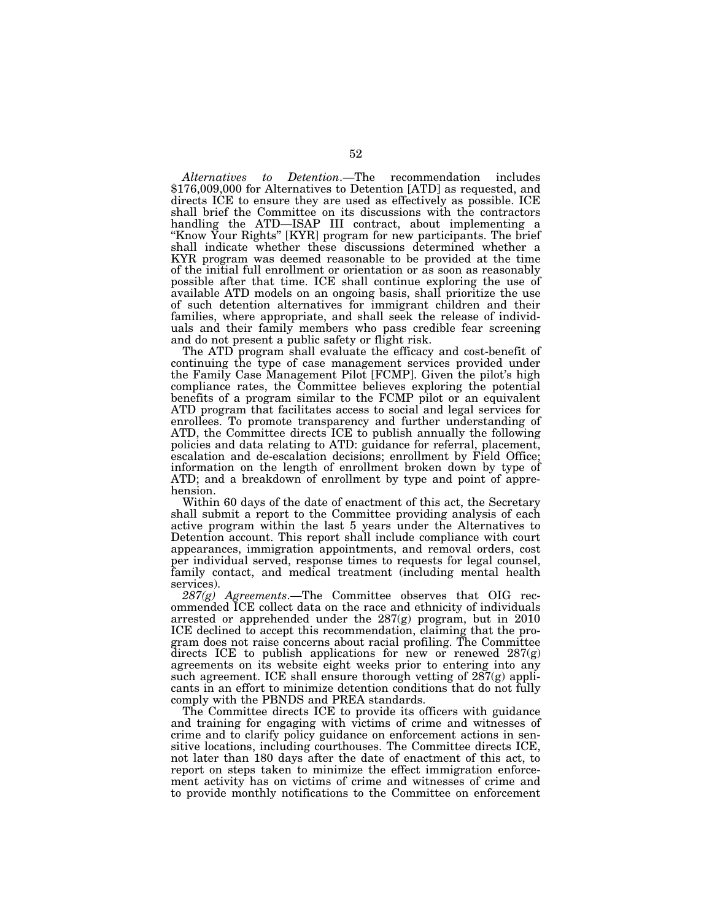*Alternatives to Detention*.—The recommendation includes $176,009,000 for Alternatives to Detention [ATD] as requested, and directs ICE to ensure they are used as effectively as possible. ICE shall brief the Committee on its discussions with the contractors handling the ATD—ISAP III contract, about implementing a "Know Your Rights" [KYR] program for new participants. The brief shall indicate whether these discussions determined whether a KYR program was deemed reasonable to be provided at the time of the initial full enrollment or orientation or as soon as reasonably possible after that time. ICE shall continue exploring the use of available ATD models on an ongoing basis, shall prioritize the use of such detention alternatives for immigrant children and their families, where appropriate, and shall seek the release of individuals and their family members who pass credible fear screening and do not present a public safety or flight risk.

The ATD program shall evaluate the efficacy and cost-benefit of continuing the type of case management services provided under the Family Case Management Pilot [FCMP]. Given the pilot's high compliance rates, the Committee believes exploring the potential benefits of a program similar to the FCMP pilot or an equivalent ATD program that facilitates access to social and legal services for enrollees. To promote transparency and further understanding of ATD, the Committee directs ICE to publish annually the following policies and data relating to ATD: guidance for referral, placement, escalation and de-escalation decisions; enrollment by Field Office; information on the length of enrollment broken down by type of ATD; and a breakdown of enrollment by type and point of apprehension.

Within 60 days of the date of enactment of this act, the Secretary shall submit a report to the Committee providing analysis of each active program within the last 5 years under the Alternatives to Detention account. This report shall include compliance with court appearances, immigration appointments, and removal orders, cost per individual served, response times to requests for legal counsel, family contact, and medical treatment (including mental health services).

*287(g) Agreements*.—The Committee observes that OIG recommended ICE collect data on the race and ethnicity of individuals arrested or apprehended under the 287(g) program, but in 2010 ICE declined to accept this recommendation, claiming that the program does not raise concerns about racial profiling. The Committee directs ICE to publish applications for new or renewed 287(g) agreements on its website eight weeks prior to entering into any such agreement. ICE shall ensure thorough vetting of 287(g) applicants in an effort to minimize detention conditions that do not fully comply with the PBNDS and PREA standards.

The Committee directs ICE to provide its officers with guidance and training for engaging with victims of crime and witnesses of crime and to clarify policy guidance on enforcement actions in sensitive locations, including courthouses. The Committee directs ICE, not later than 180 days after the date of enactment of this act, to report on steps taken to minimize the effect immigration enforcement activity has on victims of crime and witnesses of crime and to provide monthly notifications to the Committee on enforcement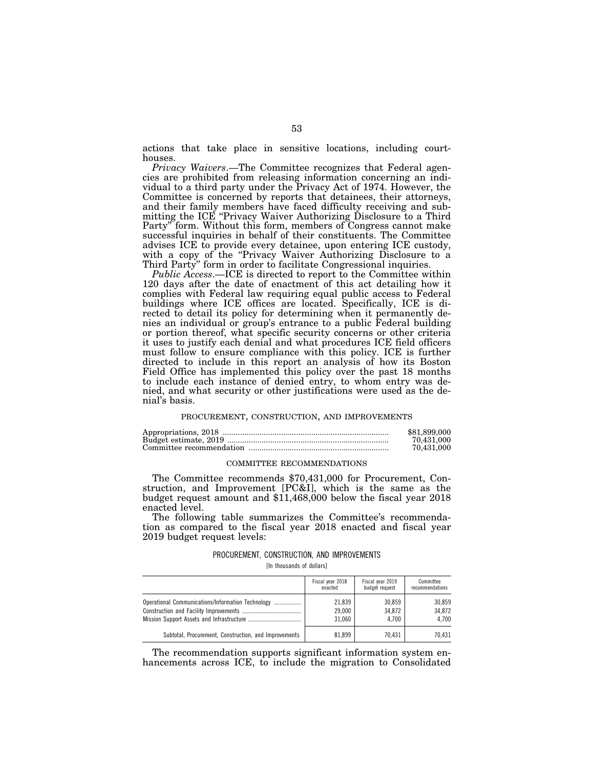actions that take place in sensitive locations, including courthouses.

*Privacy Waivers*.—The Committee recognizes that Federal agencies are prohibited from releasing information concerning an individual to a third party under the Privacy Act of 1974. However, the Committee is concerned by reports that detainees, their attorneys, and their family members have faced difficulty receiving and submitting the ICE "Privacy Waiver Authorizing Disclosure to a Third Party" form. Without this form, members of Congress cannot make successful inquiries in behalf of their constituents. The Committee advises ICE to provide every detainee, upon entering ICE custody, with a copy of the "Privacy Waiver Authorizing Disclosure to a Third Party" form in order to facilitate Congressional inquiries.

*Public Access*.—ICE is directed to report to the Committee within 120 days after the date of enactment of this act detailing how it complies with Federal law requiring equal public access to Federal buildings where ICE offices are located. Specifically, ICE is directed to detail its policy for determining when it permanently denies an individual or group's entrance to a public Federal building or portion thereof, what specific security concerns or other criteria it uses to justify each denial and what procedures ICE field officers must follow to ensure compliance with this policy. ICE is further directed to include in this report an analysis of how its Boston Field Office has implemented this policy over the past 18 months to include each instance of denied entry, to whom entry was denied, and what security or other justifications were used as the denial's basis.

PROCUREMENT, CONSTRUCTION, AND IMPROVEMENTS

| | |
|---|---|
| Appropriations, 2018 | $81,899,000 |
| Budget estimate, 2019 | 70,431,000 |
| Committee recommendation | 70,431,000 |

COMMITTEE RECOMMENDATIONS

The Committee recommends $70,431,000 for Procurement, Construction, and Improvement [PC&I], which is the same as the budget request amount and $11,468,000 below the fiscal year 2018 enacted level.

The following table summarizes the Committee's recommendation as compared to the fiscal year 2018 enacted and fiscal year 2019 budget request levels:

PROCUREMENT, CONSTRUCTION, AND IMPROVEMENTS

[In thousands of dollars]

| | Fiscal year 2018 enacted | Fiscal year 2019 budget request | Committee recommendations |
|---|---|---|---|
| Operational Communications/Information Technology | 21,839 | 30,859 | 30,859 |
| Construction and Facility Improvements | 29,000 | 34,872 | 34,872 |
| Mission Support Assets and Infrastructure | 31,060 | 4,700 | 4,700 |
| Subtotal, Procurement, Construction, and Improvements | 81,899 | 70,431 | 70,431 |

The recommendation supports significant information system enhancements across ICE, to include the migration to Consolidated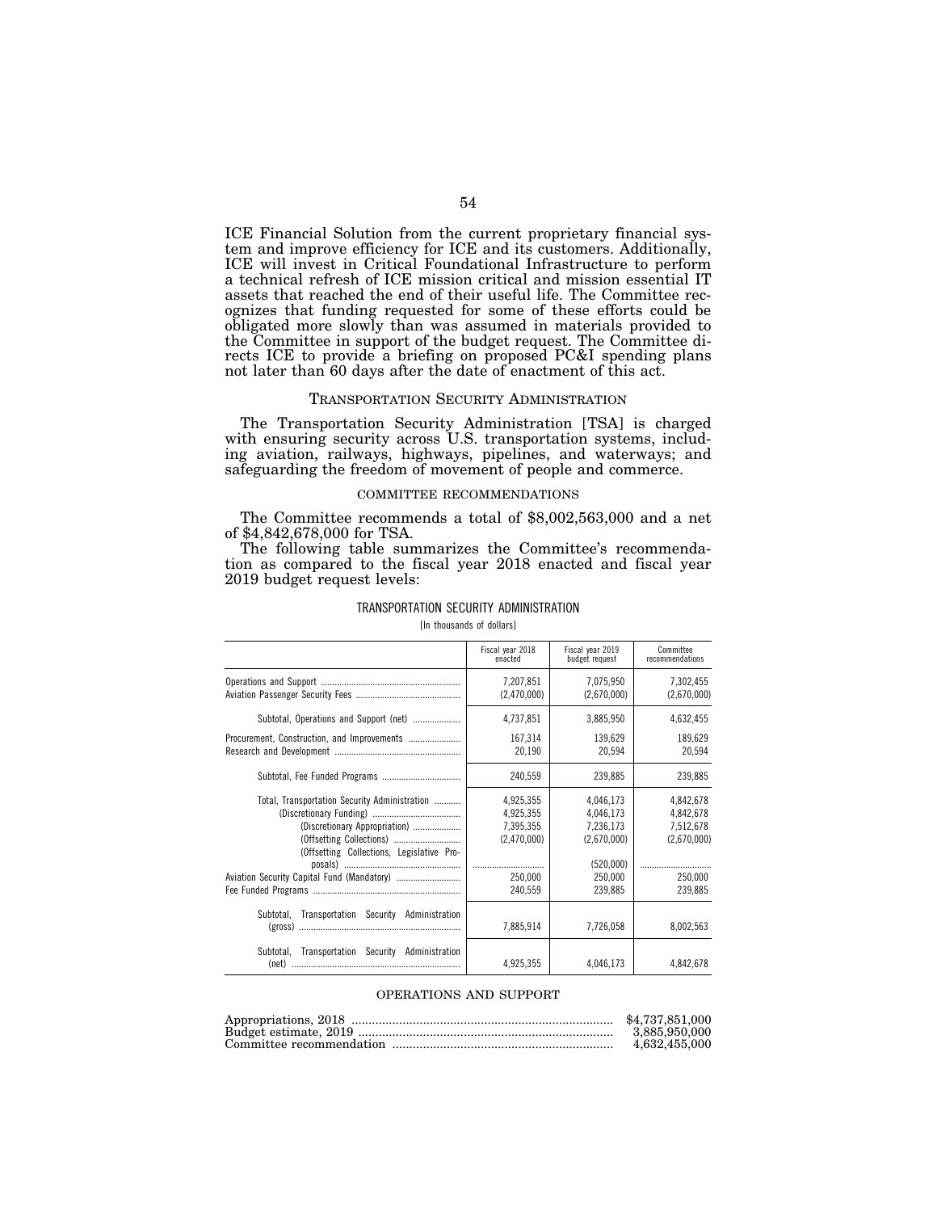ICE Financial Solution from the current proprietary financial system and improve efficiency for ICE and its customers. Additionally, ICE will invest in Critical Foundational Infrastructure to perform a technical refresh of ICE mission critical and mission essential IT assets that reached the end of their useful life. The Committee recognizes that funding requested for some of these efforts could be obligated more slowly than was assumed in materials provided to the Committee in support of the budget request. The Committee directs ICE to provide a briefing on proposed PC&I spending plans not later than 60 days after the date of enactment of this act.

## TRANSPORTATION SECURITY ADMINISTRATION

The Transportation Security Administration [TSA] is charged with ensuring security across U.S. transportation systems, including aviation, railways, highways, pipelines, and waterways; and safeguarding the freedom of movement of people and commerce.

### COMMITTEE RECOMMENDATIONS

The Committee recommends a total of $8,002,563,000 and a net of $4,842,678,000 for TSA.

The following table summarizes the Committee's recommendation as compared to the fiscal year 2018 enacted and fiscal year 2019 budget request levels:

TRANSPORTATION SECURITY ADMINISTRATION

[In thousands of dollars]

| | Fiscal year 2018 enacted | Fiscal year 2019 budget request | Committee recommendations |
|---|---|---|---|
| Operations and Support | 7,207,851 | 7,075,950 | 7,302,455 |
| Aviation Passenger Security Fees | (2,470,000) | (2,670,000) | (2,670,000) |
| Subtotal, Operations and Support (net) | 4,737,851 | 3,885,950 | 4,632,455 |
| Procurement, Construction, and Improvements | 167,314 | 139,629 | 189,629 |
| Research and Development | 20,190 | 20,594 | 20,594 |
| Subtotal, Fee Funded Programs | 240,559 | 239,885 | 239,885 |
| Total, Transportation Security Administration | 4,925,355 | 4,046,173 | 4,842,678 |
| (Discretionary Funding) | 4,925,355 | 4,046,173 | 4,842,678 |
| (Discretionary Appropriation) | 7,395,355 | 7,236,173 | 7,512,678 |
| (Offsetting Collections) | (2,470,000) | (2,670,000) | (2,670,000) |
| (Offsetting Collections, Legislative Proposals) | | (520,000) | |
| Aviation Security Capital Fund (Mandatory) | 250,000 | 250,000 | 250,000 |
| Fee Funded Programs | 240,559 | 239,885 | 239,885 |
| Subtotal, Transportation Security Administration (gross) | 7,885,914 | 7,726,058 | 8,002,563 |
| Subtotal, Transportation Security Administration (net) | 4,925,355 | 4,046,173 | 4,842,678 |

### OPERATIONS AND SUPPORT

| | |
|---|---|
| Appropriations, 2018 | $4,737,851,000 |
| Budget estimate, 2019 | 3,885,950,000 |
| Committee recommendation | 4,632,455,000 |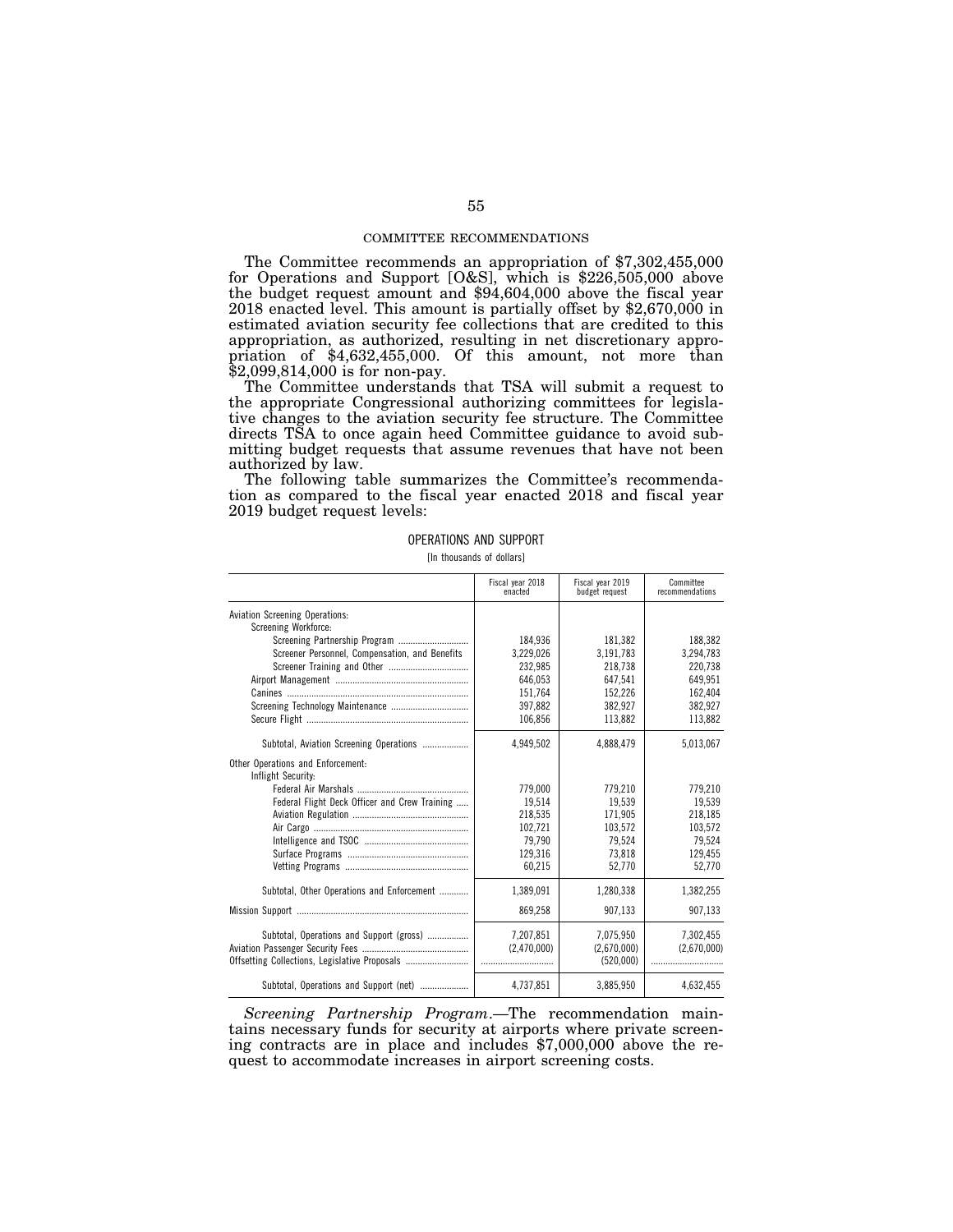COMMITTEE RECOMMENDATIONS

The Committee recommends an appropriation of $7,302,455,000 for Operations and Support [O&S], which is $226,505,000 above the budget request amount and $94,604,000 above the fiscal year 2018 enacted level. This amount is partially offset by $2,670,000 in estimated aviation security fee collections that are credited to this appropriation, as authorized, resulting in net discretionary appropriation of $4,632,455,000. Of this amount, not more than $2,099,814,000 is for non-pay.

The Committee understands that TSA will submit a request to the appropriate Congressional authorizing committees for legislative changes to the aviation security fee structure. The Committee directs TSA to once again heed Committee guidance to avoid submitting budget requests that assume revenues that have not been authorized by law.

The following table summarizes the Committee's recommendation as compared to the fiscal year enacted 2018 and fiscal year 2019 budget request levels:

OPERATIONS AND SUPPORT

[In thousands of dollars]

| | Fiscal year 2018 enacted | Fiscal year 2019 budget request | Committee recommendations |
|---|---|---|---|
| Aviation Screening Operations: | | | |
| Screening Workforce: | | | |
| Screening Partnership Program | 184,936 | 181,382 | 188,382 |
| Screener Personnel, Compensation, and Benefits | 3,229,026 | 3,191,783 | 3,294,783 |
| Screener Training and Other | 232,985 | 218,738 | 220,738 |
| Airport Management | 646,053 | 647,541 | 649,951 |
| Canines | 151,764 | 152,226 | 162,404 |
| Screening Technology Maintenance | 397,882 | 382,927 | 382,927 |
| Secure Flight | 106,856 | 113,882 | 113,882 |
| Subtotal, Aviation Screening Operations | 4,949,502 | 4,888,479 | 5,013,067 |
| Other Operations and Enforcement: | | | |
| Inflight Security: | | | |
| Federal Air Marshals | 779,000 | 779,210 | 779,210 |
| Federal Flight Deck Officer and Crew Training | 19,514 | 19,539 | 19,539 |
| Aviation Regulation | 218,535 | 171,905 | 218,185 |
| Air Cargo | 102,721 | 103,572 | 103,572 |
| Intelligence and TSOC | 79,790 | 79,524 | 79,524 |
| Surface Programs | 129,316 | 73,818 | 129,455 |
| Vetting Programs | 60,215 | 52,770 | 52,770 |
| Subtotal, Other Operations and Enforcement | 1,389,091 | 1,280,338 | 1,382,255 |
| Mission Support | 869,258 | 907,133 | 907,133 |
| Subtotal, Operations and Support (gross) | 7,207,851 | 7,075,950 | 7,302,455 |
| Aviation Passenger Security Fees | (2,470,000) | (2,670,000) | (2,670,000) |
| Offsetting Collections, Legislative Proposals | | (520,000) | |
| Subtotal, Operations and Support (net) | 4,737,851 | 3,885,950 | 4,632,455 |

*Screening Partnership Program*.—The recommendation maintains necessary funds for security at airports where private screening contracts are in place and includes $7,000,000 above the request to accommodate increases in airport screening costs.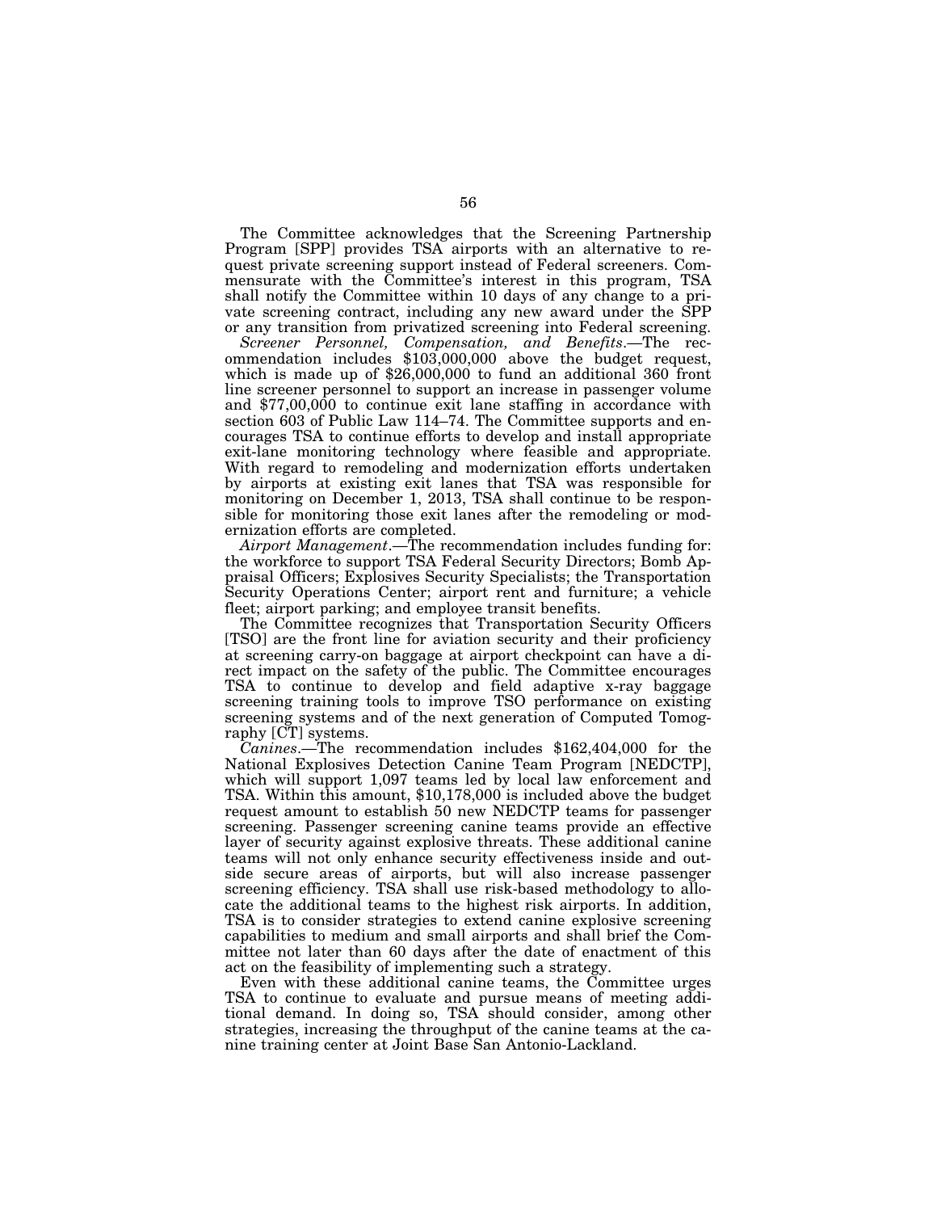The Committee acknowledges that the Screening Partnership Program [SPP] provides TSA airports with an alternative to request private screening support instead of Federal screeners. Commensurate with the Committee's interest in this program, TSA shall notify the Committee within 10 days of any change to a private screening contract, including any new award under the SPP or any transition from privatized screening into Federal screening.

*Screener Personnel, Compensation, and Benefits*.—The recommendation includes $103,000,000 above the budget request, which is made up of $26,000,000 to fund an additional 360 front line screener personnel to support an increase in passenger volume and $77,00,000 to continue exit lane staffing in accordance with section 603 of Public Law 114–74. The Committee supports and encourages TSA to continue efforts to develop and install appropriate exit-lane monitoring technology where feasible and appropriate. With regard to remodeling and modernization efforts undertaken by airports at existing exit lanes that TSA was responsible for monitoring on December 1, 2013, TSA shall continue to be responsible for monitoring those exit lanes after the remodeling or modernization efforts are completed.

*Airport Management*.—The recommendation includes funding for: the workforce to support TSA Federal Security Directors; Bomb Appraisal Officers; Explosives Security Specialists; the Transportation Security Operations Center; airport rent and furniture; a vehicle fleet; airport parking; and employee transit benefits.

The Committee recognizes that Transportation Security Officers [TSO] are the front line for aviation security and their proficiency at screening carry-on baggage at airport checkpoint can have a direct impact on the safety of the public. The Committee encourages TSA to continue to develop and field adaptive x-ray baggage screening training tools to improve TSO performance on existing screening systems and of the next generation of Computed Tomography [CT] systems.

*Canines*.—The recommendation includes $162,404,000 for the National Explosives Detection Canine Team Program [NEDCTP], which will support 1,097 teams led by local law enforcement and TSA. Within this amount, $10,178,000 is included above the budget request amount to establish 50 new NEDCTP teams for passenger screening. Passenger screening canine teams provide an effective layer of security against explosive threats. These additional canine teams will not only enhance security effectiveness inside and outside secure areas of airports, but will also increase passenger screening efficiency. TSA shall use risk-based methodology to allocate the additional teams to the highest risk airports. In addition, TSA is to consider strategies to extend canine explosive screening capabilities to medium and small airports and shall brief the Committee not later than 60 days after the date of enactment of this act on the feasibility of implementing such a strategy.

Even with these additional canine teams, the Committee urges TSA to continue to evaluate and pursue means of meeting additional demand. In doing so, TSA should consider, among other strategies, increasing the throughput of the canine teams at the canine training center at Joint Base San Antonio-Lackland.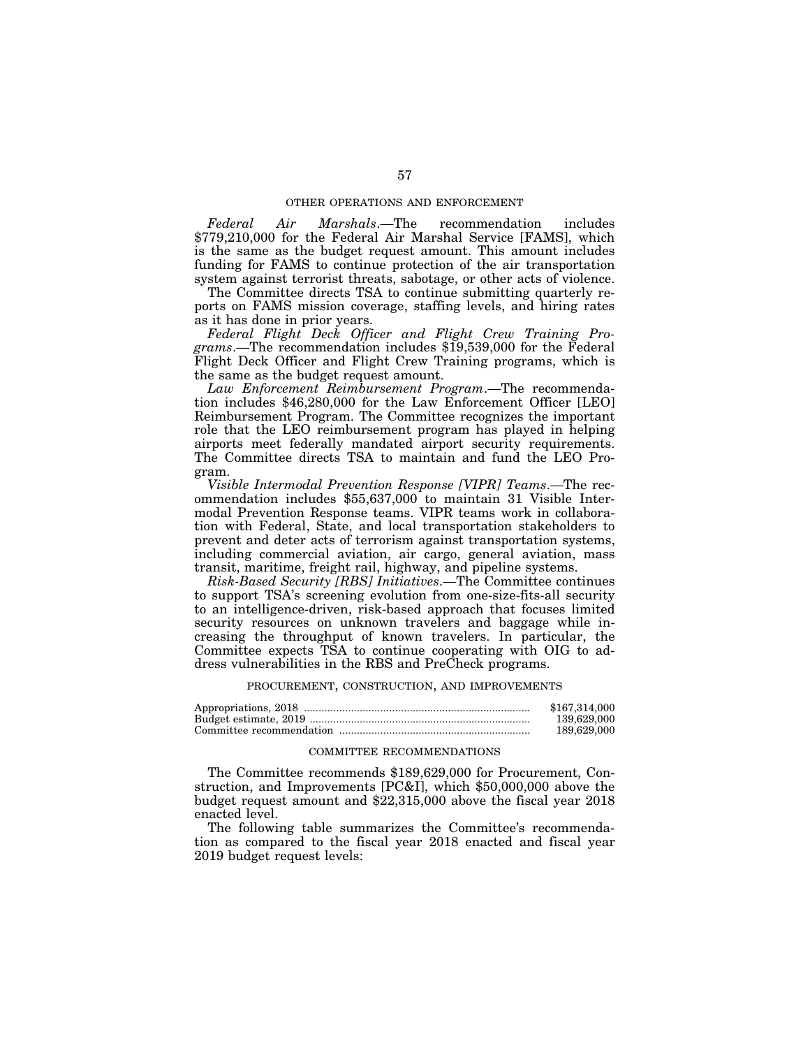### OTHER OPERATIONS AND ENFORCEMENT

*Federal Air Marshals*.—The recommendation includes $779,210,000 for the Federal Air Marshal Service [FAMS], which is the same as the budget request amount. This amount includes funding for FAMS to continue protection of the air transportation system against terrorist threats, sabotage, or other acts of violence.

The Committee directs TSA to continue submitting quarterly reports on FAMS mission coverage, staffing levels, and hiring rates as it has done in prior years.

*Federal Flight Deck Officer and Flight Crew Training Programs*.—The recommendation includes $19,539,000 for the Federal Flight Deck Officer and Flight Crew Training programs, which is the same as the budget request amount.

*Law Enforcement Reimbursement Program*.—The recommendation includes $46,280,000 for the Law Enforcement Officer [LEO] Reimbursement Program. The Committee recognizes the important role that the LEO reimbursement program has played in helping airports meet federally mandated airport security requirements. The Committee directs TSA to maintain and fund the LEO Program.

*Visible Intermodal Prevention Response [VIPR] Teams*.—The recommendation includes $55,637,000 to maintain 31 Visible Intermodal Prevention Response teams. VIPR teams work in collaboration with Federal, State, and local transportation stakeholders to prevent and deter acts of terrorism against transportation systems, including commercial aviation, air cargo, general aviation, mass transit, maritime, freight rail, highway, and pipeline systems.

*Risk-Based Security [RBS] Initiatives*.—The Committee continues to support TSA's screening evolution from one-size-fits-all security to an intelligence-driven, risk-based approach that focuses limited security resources on unknown travelers and baggage while increasing the throughput of known travelers. In particular, the Committee expects TSA to continue cooperating with OIG to address vulnerabilities in the RBS and PreCheck programs.

### PROCUREMENT, CONSTRUCTION, AND IMPROVEMENTS

| | |
|---|---|
| Appropriations, 2018 | $167,314,000 |
| Budget estimate, 2019 | 139,629,000 |
| Committee recommendation | 189,629,000 |

### COMMITTEE RECOMMENDATIONS

The Committee recommends $189,629,000 for Procurement, Construction, and Improvements [PC&I], which $50,000,000 above the budget request amount and $22,315,000 above the fiscal year 2018 enacted level.

The following table summarizes the Committee's recommendation as compared to the fiscal year 2018 enacted and fiscal year 2019 budget request levels: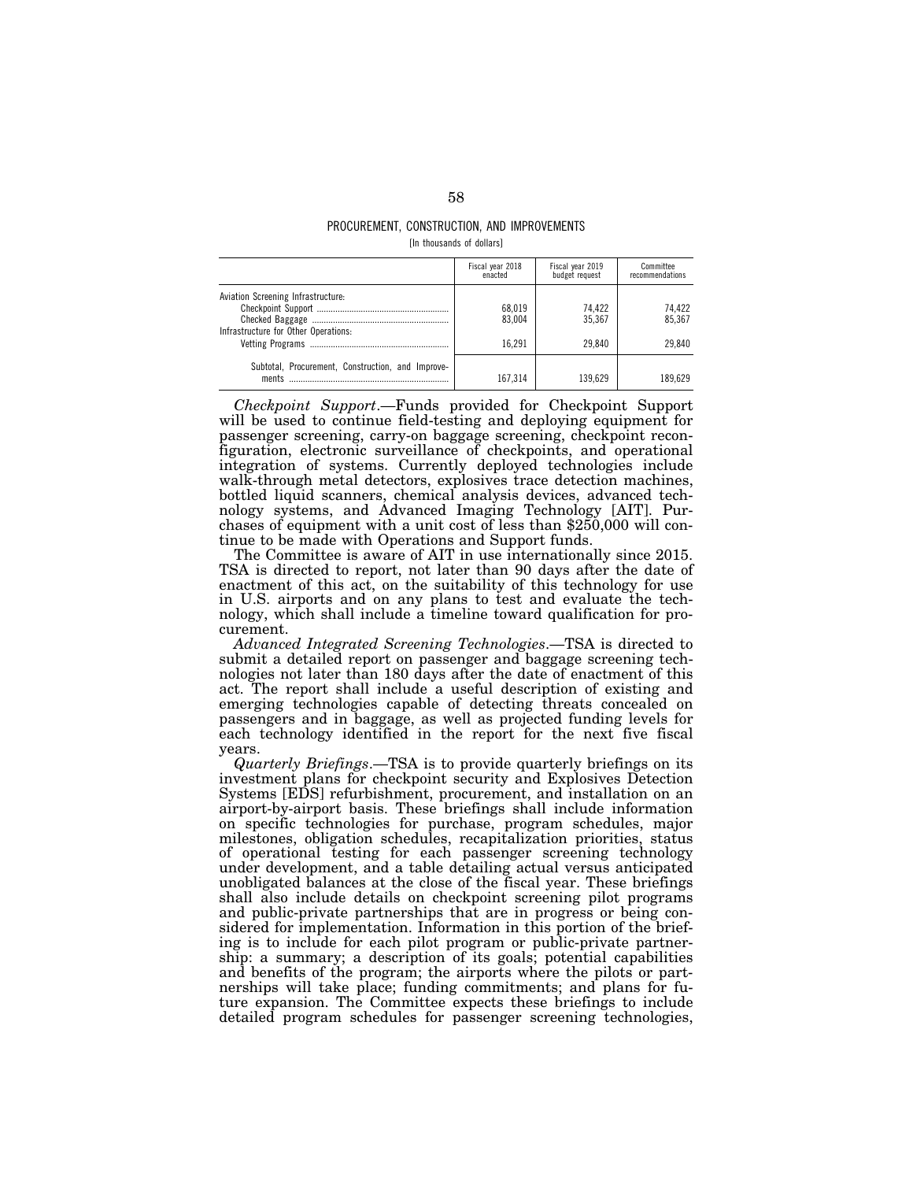PROCUREMENT, CONSTRUCTION, AND IMPROVEMENTS

[In thousands of dollars]

| | Fiscal year 2018 enacted | Fiscal year 2019 budget request | Committee recommendations |
|---|---|---|---|
| Aviation Screening Infrastructure: | | | |
| Checkpoint Support | 68,019 | 74,422 | 74,422 |
| Checked Baggage | 83,004 | 35,367 | 85,367 |
| Infrastructure for Other Operations: | | | |
| Vetting Programs | 16,291 | 29,840 | 29,840 |
| Subtotal, Procurement, Construction, and Improvements | 167,314 | 139,629 | 189,629 |

*Checkpoint Support*.—Funds provided for Checkpoint Support will be used to continue field-testing and deploying equipment for passenger screening, carry-on baggage screening, checkpoint reconfiguration, electronic surveillance of checkpoints, and operational integration of systems. Currently deployed technologies include walk-through metal detectors, explosives trace detection machines, bottled liquid scanners, chemical analysis devices, advanced technology systems, and Advanced Imaging Technology [AIT]. Purchases of equipment with a unit cost of less than $250,000 will continue to be made with Operations and Support funds.

The Committee is aware of AIT in use internationally since 2015. TSA is directed to report, not later than 90 days after the date of enactment of this act, on the suitability of this technology for use in U.S. airports and on any plans to test and evaluate the technology, which shall include a timeline toward qualification for procurement.

*Advanced Integrated Screening Technologies*.—TSA is directed to submit a detailed report on passenger and baggage screening technologies not later than 180 days after the date of enactment of this act. The report shall include a useful description of existing and emerging technologies capable of detecting threats concealed on passengers and in baggage, as well as projected funding levels for each technology identified in the report for the next five fiscal years.

*Quarterly Briefings*.—TSA is to provide quarterly briefings on its investment plans for checkpoint security and Explosives Detection Systems [EDS] refurbishment, procurement, and installation on an airport-by-airport basis. These briefings shall include information on specific technologies for purchase, program schedules, major milestones, obligation schedules, recapitalization priorities, status of operational testing for each passenger screening technology under development, and a table detailing actual versus anticipated unobligated balances at the close of the fiscal year. These briefings shall also include details on checkpoint screening pilot programs and public-private partnerships that are in progress or being considered for implementation. Information in this portion of the briefing is to include for each pilot program or public-private partnership: a summary; a description of its goals; potential capabilities and benefits of the program; the airports where the pilots or partnerships will take place; funding commitments; and plans for future expansion. The Committee expects these briefings to include detailed program schedules for passenger screening technologies,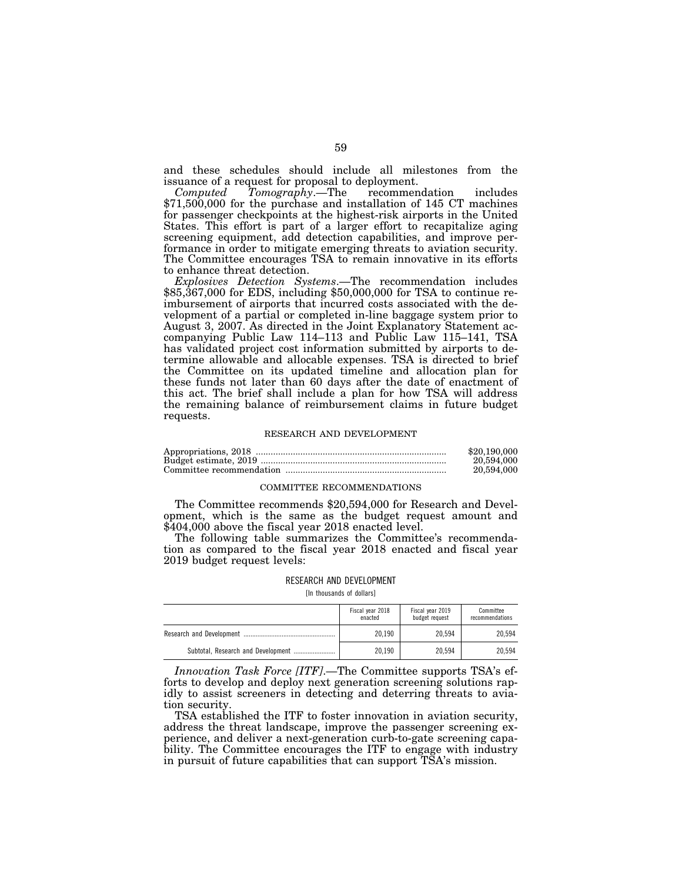and these schedules should include all milestones from the issuance of a request for proposal to deployment.

*Computed Tomography*.—The recommendation includes $71,500,000 for the purchase and installation of 145 CT machines for passenger checkpoints at the highest-risk airports in the United States. This effort is part of a larger effort to recapitalize aging screening equipment, add detection capabilities, and improve performance in order to mitigate emerging threats to aviation security. The Committee encourages TSA to remain innovative in its efforts to enhance threat detection.

*Explosives Detection Systems*.—The recommendation includes $85,367,000 for EDS, including $50,000,000 for TSA to continue reimbursement of airports that incurred costs associated with the development of a partial or completed in-line baggage system prior to August 3, 2007. As directed in the Joint Explanatory Statement accompanying Public Law 114–113 and Public Law 115–141, TSA has validated project cost information submitted by airports to determine allowable and allocable expenses. TSA is directed to brief the Committee on its updated timeline and allocation plan for these funds not later than 60 days after the date of enactment of this act. The brief shall include a plan for how TSA will address the remaining balance of reimbursement claims in future budget requests.

## RESEARCH AND DEVELOPMENT

| | |
|---|---|
| Appropriations, 2018 | $20,190,000 |
| Budget estimate, 2019 | 20,594,000 |
| Committee recommendation | 20,594,000 |

### COMMITTEE RECOMMENDATIONS

The Committee recommends $20,594,000 for Research and Development, which is the same as the budget request amount and $404,000 above the fiscal year 2018 enacted level.

The following table summarizes the Committee's recommendation as compared to the fiscal year 2018 enacted and fiscal year 2019 budget request levels:

RESEARCH AND DEVELOPMENT

[In thousands of dollars]

| | Fiscal year 2018 enacted | Fiscal year 2019 budget request | Committee recommendations |
|---|---|---|---|
| Research and Development | 20,190 | 20,594 | 20,594 |
| Subtotal, Research and Development | 20,190 | 20,594 | 20,594 |

*Innovation Task Force [ITF]*.—The Committee supports TSA's efforts to develop and deploy next generation screening solutions rapidly to assist screeners in detecting and deterring threats to aviation security.

TSA established the ITF to foster innovation in aviation security, address the threat landscape, improve the passenger screening experience, and deliver a next-generation curb-to-gate screening capability. The Committee encourages the ITF to engage with industry in pursuit of future capabilities that can support TSA's mission.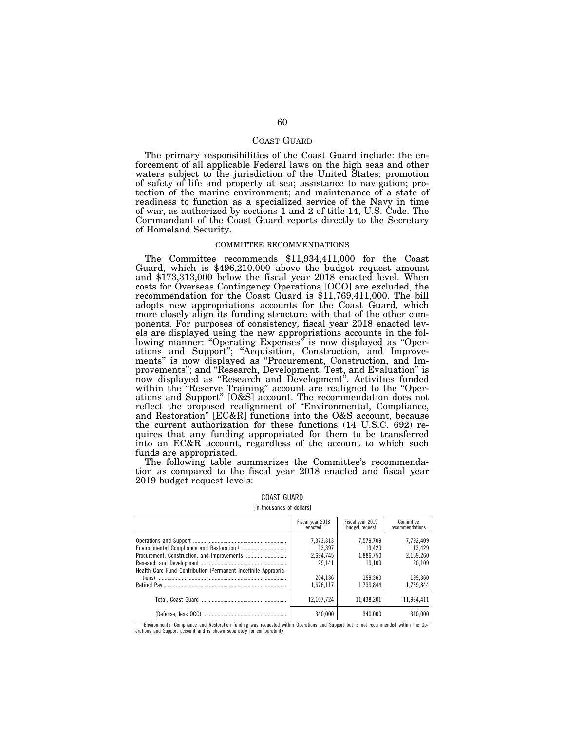## COAST GUARD

The primary responsibilities of the Coast Guard include: the enforcement of all applicable Federal laws on the high seas and other waters subject to the jurisdiction of the United States; promotion of safety of life and property at sea; assistance to navigation; protection of the marine environment; and maintenance of a state of readiness to function as a specialized service of the Navy in time of war, as authorized by sections 1 and 2 of title 14, U.S. Code. The Commandant of the Coast Guard reports directly to the Secretary of Homeland Security.

### COMMITTEE RECOMMENDATIONS

The Committee recommends $11,934,411,000 for the Coast Guard, which is $496,210,000 above the budget request amount and $173,313,000 below the fiscal year 2018 enacted level. When costs for Overseas Contingency Operations [OCO] are excluded, the recommendation for the Coast Guard is $11,769,411,000. The bill adopts new appropriations accounts for the Coast Guard, which more closely align its funding structure with that of the other components. For purposes of consistency, fiscal year 2018 enacted levels are displayed using the new appropriations accounts in the following manner: "Operating Expenses" is now displayed as "Operations and Support"; "Acquisition, Construction, and Improvements" is now displayed as "Procurement, Construction, and Improvements"; and "Research, Development, Test, and Evaluation" is now displayed as "Research and Development". Activities funded within the "Reserve Training" account are realigned to the "Operations and Support" [O&S] account. The recommendation does not reflect the proposed realignment of "Environmental, Compliance, and Restoration" [EC&R] functions into the O&S account, because the current authorization for these functions (14 U.S.C. 692) requires that any funding appropriated for them to be transferred into an EC&R account, regardless of the account to which such funds are appropriated.

The following table summarizes the Committee's recommendation as compared to the fiscal year 2018 enacted and fiscal year 2019 budget request levels:

COAST GUARD

[In thousands of dollars]

| | Fiscal year 2018 enacted | Fiscal year 2019 budget request | Committee recommendations |
|---|---|---|---|
| Operations and Support | 7,373,313 | 7,579,709 | 7,792,409 |
| Environmental Compliance and Restoration [1] | 13,397 | 13,429 | 13,429 |
| Procurement, Construction, and Improvements | 2,694,745 | 1,886,750 | 2,169,260 |
| Research and Development | 29,141 | 19,109 | 20,109 |
| Health Care Fund Contribution (Permanent Indefinite Appropriations) | 204,136 | 199,360 | 199,360 |
| Retired Pay | 1,676,117 | 1,739,844 | 1,739,844 |
| Total, Coast Guard | 12,107,724 | 11,438,201 | 11,934,411 |
| (Defense, less OCO) | 340,000 | 340,000 | 340,000 |

[1] Environmental Compliance and Restoration funding was requested within Operations and Support but is not recommended within the Operations and Support account and is shown separately for comparability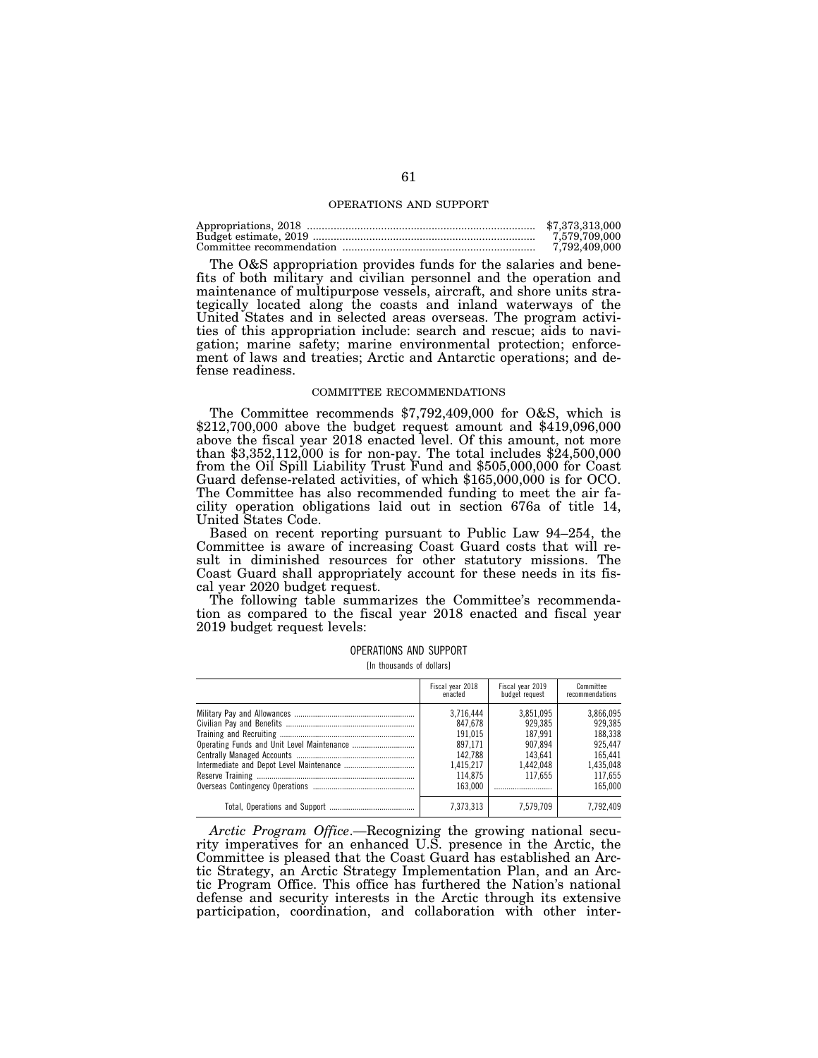OPERATIONS AND SUPPORT

| | |
|---|---|
| Appropriations, 2018 | $7,373,313,000 |
| Budget estimate, 2019 | 7,579,709,000 |
| Committee recommendation | 7,792,409,000 |

The O&S appropriation provides funds for the salaries and benefits of both military and civilian personnel and the operation and maintenance of multipurpose vessels, aircraft, and shore units strategically located along the coasts and inland waterways of the United States and in selected areas overseas. The program activities of this appropriation include: search and rescue; aids to navigation; marine safety; marine environmental protection; enforcement of laws and treaties; Arctic and Antarctic operations; and defense readiness.

COMMITTEE RECOMMENDATIONS

The Committee recommends $7,792,409,000 for O&S, which is $212,700,000 above the budget request amount and $419,096,000 above the fiscal year 2018 enacted level. Of this amount, not more than $3,352,112,000 is for non-pay. The total includes $24,500,000 from the Oil Spill Liability Trust Fund and $505,000,000 for Coast Guard defense-related activities, of which $165,000,000 is for OCO. The Committee has also recommended funding to meet the air facility operation obligations laid out in section 676a of title 14, United States Code.

Based on recent reporting pursuant to Public Law 94–254, the Committee is aware of increasing Coast Guard costs that will result in diminished resources for other statutory missions. The Coast Guard shall appropriately account for these needs in its fiscal year 2020 budget request.

The following table summarizes the Committee's recommendation as compared to the fiscal year 2018 enacted and fiscal year 2019 budget request levels:

OPERATIONS AND SUPPORT

[In thousands of dollars]

| | Fiscal year 2018 enacted | Fiscal year 2019 budget request | Committee recommendations |
|---|---|---|---|
| Military Pay and Allowances | 3,716,444 | 3,851,095 | 3,866,095 |
| Civilian Pay and Benefits | 847,678 | 929,385 | 929,385 |
| Training and Recruiting | 191,015 | 187,991 | 188,338 |
| Operating Funds and Unit Level Maintenance | 897,171 | 907,894 | 925,447 |
| Centrally Managed Accounts | 142,788 | 143,641 | 165,441 |
| Intermediate and Depot Level Maintenance | 1,415,217 | 1,442,048 | 1,435,048 |
| Reserve Training | 114,875 | 117,655 | 117,655 |
| Overseas Contingency Operations | 163,000 | | 165,000 |
| Total, Operations and Support | 7,373,313 | 7,579,709 | 7,792,409 |

*Arctic Program Office*.—Recognizing the growing national security imperatives for an enhanced U.S. presence in the Arctic, the Committee is pleased that the Coast Guard has established an Arctic Strategy, an Arctic Strategy Implementation Plan, and an Arctic Program Office. This office has furthered the Nation's national defense and security interests in the Arctic through its extensive participation, coordination, and collaboration with other inter-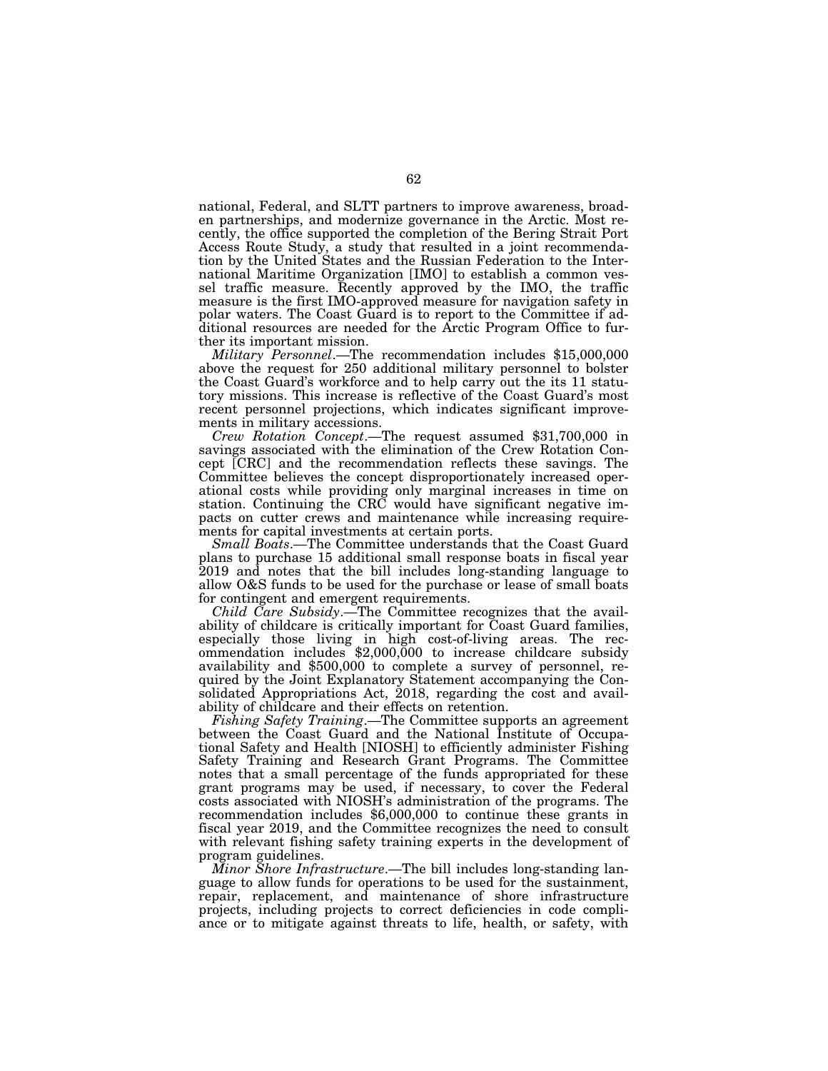national, Federal, and SLTT partners to improve awareness, broaden partnerships, and modernize governance in the Arctic. Most recently, the office supported the completion of the Bering Strait Port Access Route Study, a study that resulted in a joint recommendation by the United States and the Russian Federation to the International Maritime Organization [IMO] to establish a common vessel traffic measure. Recently approved by the IMO, the traffic measure is the first IMO-approved measure for navigation safety in polar waters. The Coast Guard is to report to the Committee if additional resources are needed for the Arctic Program Office to further its important mission.

*Military Personnel*.—The recommendation includes $15,000,000 above the request for 250 additional military personnel to bolster the Coast Guard's workforce and to help carry out the its 11 statutory missions. This increase is reflective of the Coast Guard's most recent personnel projections, which indicates significant improvements in military accessions.

*Crew Rotation Concept*.—The request assumed $31,700,000 in savings associated with the elimination of the Crew Rotation Concept [CRC] and the recommendation reflects these savings. The Committee believes the concept disproportionately increased operational costs while providing only marginal increases in time on station. Continuing the CRC would have significant negative impacts on cutter crews and maintenance while increasing requirements for capital investments at certain ports.

*Small Boats*.—The Committee understands that the Coast Guard plans to purchase 15 additional small response boats in fiscal year 2019 and notes that the bill includes long-standing language to allow O&S funds to be used for the purchase or lease of small boats for contingent and emergent requirements.

*Child Care Subsidy*.—The Committee recognizes that the availability of childcare is critically important for Coast Guard families, especially those living in high cost-of-living areas. The recommendation includes $2,000,000 to increase childcare subsidy availability and $500,000 to complete a survey of personnel, required by the Joint Explanatory Statement accompanying the Consolidated Appropriations Act, 2018, regarding the cost and availability of childcare and their effects on retention.

*Fishing Safety Training*.—The Committee supports an agreement between the Coast Guard and the National Institute of Occupational Safety and Health [NIOSH] to efficiently administer Fishing Safety Training and Research Grant Programs. The Committee notes that a small percentage of the funds appropriated for these grant programs may be used, if necessary, to cover the Federal costs associated with NIOSH's administration of the programs. The recommendation includes $6,000,000 to continue these grants in fiscal year 2019, and the Committee recognizes the need to consult with relevant fishing safety training experts in the development of program guidelines.

*Minor Shore Infrastructure*.—The bill includes long-standing language to allow funds for operations to be used for the sustainment, repair, replacement, and maintenance of shore infrastructure projects, including projects to correct deficiencies in code compliance or to mitigate against threats to life, health, or safety, with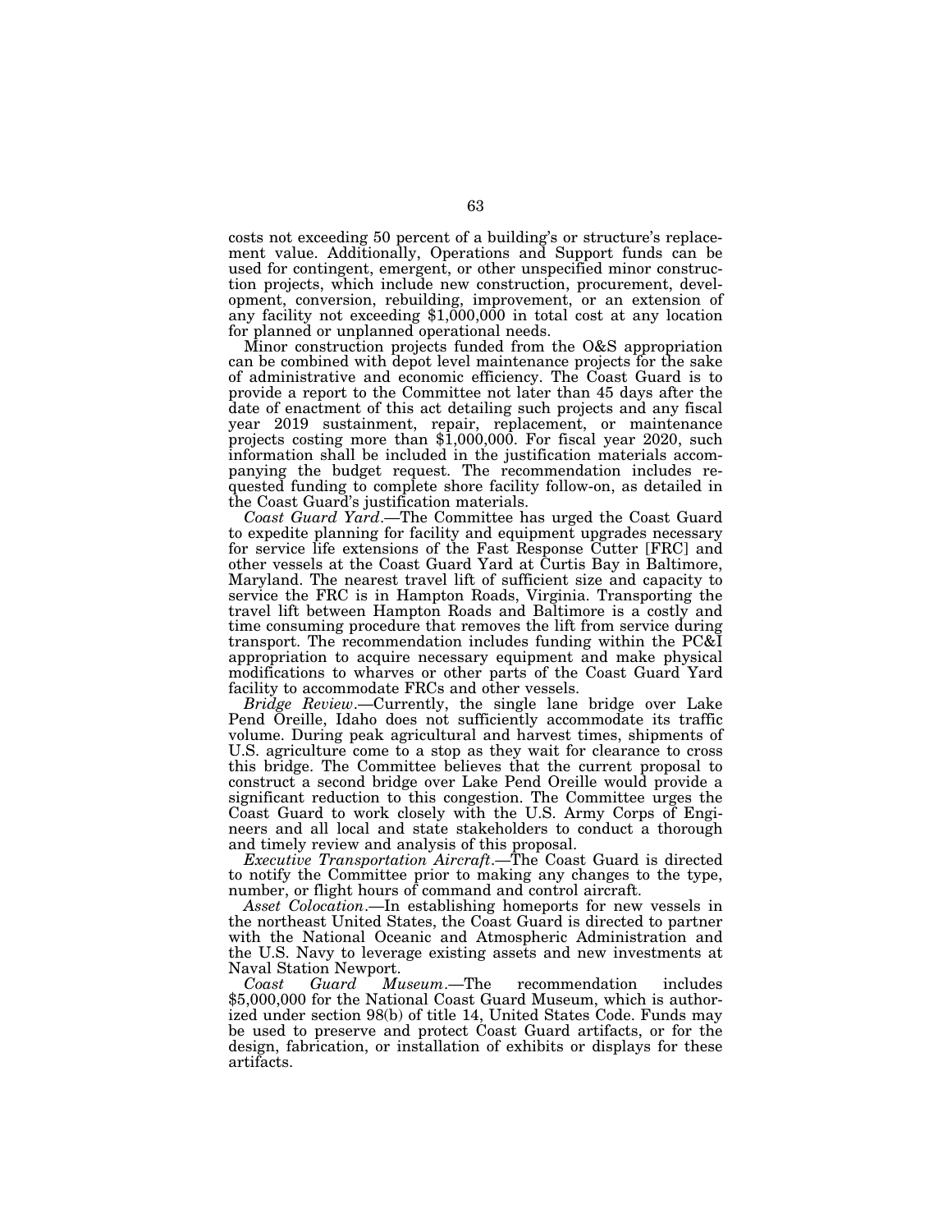costs not exceeding 50 percent of a building's or structure's replacement value. Additionally, Operations and Support funds can be used for contingent, emergent, or other unspecified minor construction projects, which include new construction, procurement, development, conversion, rebuilding, improvement, or an extension of any facility not exceeding $1,000,000 in total cost at any location for planned or unplanned operational needs.

Minor construction projects funded from the O&S appropriation can be combined with depot level maintenance projects for the sake of administrative and economic efficiency. The Coast Guard is to provide a report to the Committee not later than 45 days after the date of enactment of this act detailing such projects and any fiscal year 2019 sustainment, repair, replacement, or maintenance projects costing more than $1,000,000. For fiscal year 2020, such information shall be included in the justification materials accompanying the budget request. The recommendation includes requested funding to complete shore facility follow-on, as detailed in the Coast Guard's justification materials.

*Coast Guard Yard*.—The Committee has urged the Coast Guard to expedite planning for facility and equipment upgrades necessary for service life extensions of the Fast Response Cutter [FRC] and other vessels at the Coast Guard Yard at Curtis Bay in Baltimore, Maryland. The nearest travel lift of sufficient size and capacity to service the FRC is in Hampton Roads, Virginia. Transporting the travel lift between Hampton Roads and Baltimore is a costly and time consuming procedure that removes the lift from service during transport. The recommendation includes funding within the PC&I appropriation to acquire necessary equipment and make physical modifications to wharves or other parts of the Coast Guard Yard facility to accommodate FRCs and other vessels.

*Bridge Review*.—Currently, the single lane bridge over Lake Pend Oreille, Idaho does not sufficiently accommodate its traffic volume. During peak agricultural and harvest times, shipments of U.S. agriculture come to a stop as they wait for clearance to cross this bridge. The Committee believes that the current proposal to construct a second bridge over Lake Pend Oreille would provide a significant reduction to this congestion. The Committee urges the Coast Guard to work closely with the U.S. Army Corps of Engineers and all local and state stakeholders to conduct a thorough and timely review and analysis of this proposal.

*Executive Transportation Aircraft*.—The Coast Guard is directed to notify the Committee prior to making any changes to the type, number, or flight hours of command and control aircraft.

*Asset Colocation*.—In establishing homeports for new vessels in the northeast United States, the Coast Guard is directed to partner with the National Oceanic and Atmospheric Administration and the U.S. Navy to leverage existing assets and new investments at Naval Station Newport.

*Coast Guard Museum*.—The recommendation includes $5,000,000 for the National Coast Guard Museum, which is authorized under section 98(b) of title 14, United States Code. Funds may be used to preserve and protect Coast Guard artifacts, or for the design, fabrication, or installation of exhibits or displays for these artifacts.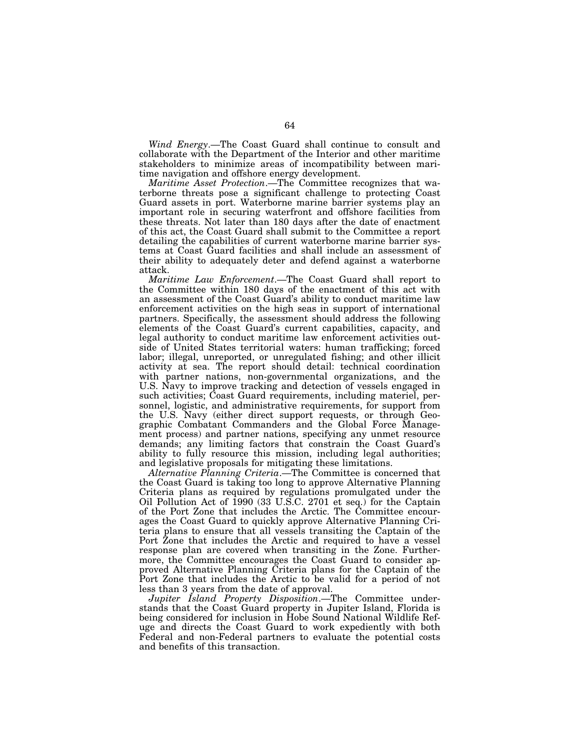*Wind Energy*.—The Coast Guard shall continue to consult and collaborate with the Department of the Interior and other maritime stakeholders to minimize areas of incompatibility between maritime navigation and offshore energy development.

*Maritime Asset Protection*.—The Committee recognizes that waterborne threats pose a significant challenge to protecting Coast Guard assets in port. Waterborne marine barrier systems play an important role in securing waterfront and offshore facilities from these threats. Not later than 180 days after the date of enactment of this act, the Coast Guard shall submit to the Committee a report detailing the capabilities of current waterborne marine barrier systems at Coast Guard facilities and shall include an assessment of their ability to adequately deter and defend against a waterborne attack.

*Maritime Law Enforcement*.—The Coast Guard shall report to the Committee within 180 days of the enactment of this act with an assessment of the Coast Guard's ability to conduct maritime law enforcement activities on the high seas in support of international partners. Specifically, the assessment should address the following elements of the Coast Guard's current capabilities, capacity, and legal authority to conduct maritime law enforcement activities outside of United States territorial waters: human trafficking; forced labor; illegal, unreported, or unregulated fishing; and other illicit activity at sea. The report should detail: technical coordination with partner nations, non-governmental organizations, and the U.S. Navy to improve tracking and detection of vessels engaged in such activities; Coast Guard requirements, including materiel, personnel, logistic, and administrative requirements, for support from the U.S. Navy (either direct support requests, or through Geographic Combatant Commanders and the Global Force Management process) and partner nations, specifying any unmet resource demands; any limiting factors that constrain the Coast Guard's ability to fully resource this mission, including legal authorities; and legislative proposals for mitigating these limitations.

*Alternative Planning Criteria*.—The Committee is concerned that the Coast Guard is taking too long to approve Alternative Planning Criteria plans as required by regulations promulgated under the Oil Pollution Act of 1990 (33 U.S.C. 2701 et seq.) for the Captain of the Port Zone that includes the Arctic. The Committee encourages the Coast Guard to quickly approve Alternative Planning Criteria plans to ensure that all vessels transiting the Captain of the Port Zone that includes the Arctic and required to have a vessel response plan are covered when transiting in the Zone. Furthermore, the Committee encourages the Coast Guard to consider approved Alternative Planning Criteria plans for the Captain of the Port Zone that includes the Arctic to be valid for a period of not less than 3 years from the date of approval.

*Jupiter Island Property Disposition*.—The Committee understands that the Coast Guard property in Jupiter Island, Florida is being considered for inclusion in Hobe Sound National Wildlife Refuge and directs the Coast Guard to work expediently with both Federal and non-Federal partners to evaluate the potential costs and benefits of this transaction.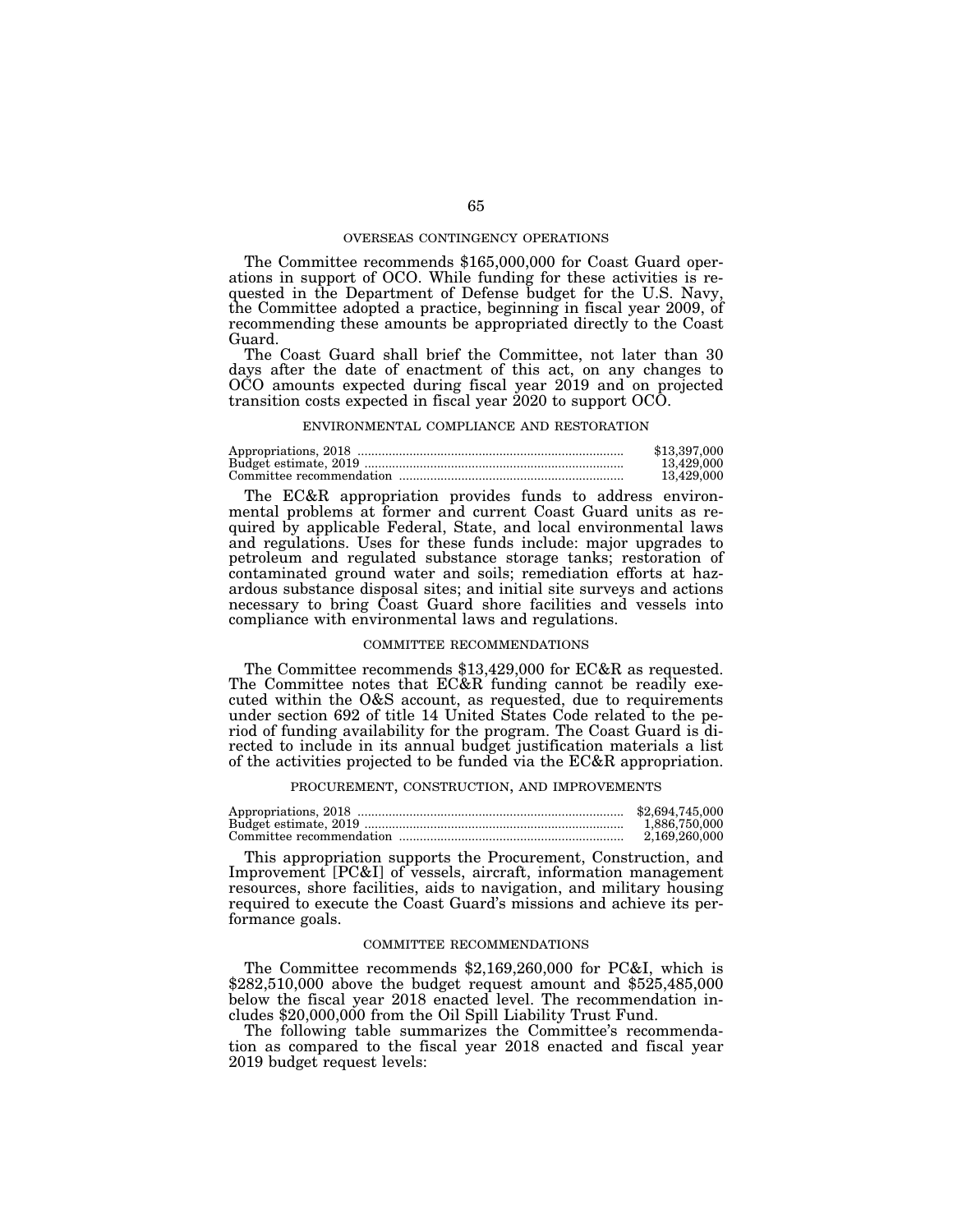## OVERSEAS CONTINGENCY OPERATIONS

The Committee recommends $165,000,000 for Coast Guard operations in support of OCO. While funding for these activities is requested in the Department of Defense budget for the U.S. Navy, the Committee adopted a practice, beginning in fiscal year 2009, of recommending these amounts be appropriated directly to the Coast Guard.

The Coast Guard shall brief the Committee, not later than 30 days after the date of enactment of this act, on any changes to OCO amounts expected during fiscal year 2019 and on projected transition costs expected in fiscal year 2020 to support OCO.

## ENVIRONMENTAL COMPLIANCE AND RESTORATION

| | |
|---|---|
| Appropriations, 2018 | $13,397,000 |
| Budget estimate, 2019 | 13,429,000 |
| Committee recommendation | 13,429,000 |

The EC&R appropriation provides funds to address environmental problems at former and current Coast Guard units as required by applicable Federal, State, and local environmental laws and regulations. Uses for these funds include: major upgrades to petroleum and regulated substance storage tanks; restoration of contaminated ground water and soils; remediation efforts at hazardous substance disposal sites; and initial site surveys and actions necessary to bring Coast Guard shore facilities and vessels into compliance with environmental laws and regulations.

### COMMITTEE RECOMMENDATIONS

The Committee recommends $13,429,000 for EC&R as requested. The Committee notes that EC&R funding cannot be readily executed within the O&S account, as requested, due to requirements under section 692 of title 14 United States Code related to the period of funding availability for the program. The Coast Guard is directed to include in its annual budget justification materials a list of the activities projected to be funded via the EC&R appropriation.

## PROCUREMENT, CONSTRUCTION, AND IMPROVEMENTS

| | |
|---|---|
| Appropriations, 2018 | $2,694,745,000 |
| Budget estimate, 2019 | 1,886,750,000 |
| Committee recommendation | 2,169,260,000 |

This appropriation supports the Procurement, Construction, and Improvement [PC&I] of vessels, aircraft, information management resources, shore facilities, aids to navigation, and military housing required to execute the Coast Guard's missions and achieve its performance goals.

### COMMITTEE RECOMMENDATIONS

The Committee recommends $2,169,260,000 for PC&I, which is $282,510,000 above the budget request amount and $525,485,000 below the fiscal year 2018 enacted level. The recommendation includes $20,000,000 from the Oil Spill Liability Trust Fund.

The following table summarizes the Committee's recommendation as compared to the fiscal year 2018 enacted and fiscal year 2019 budget request levels: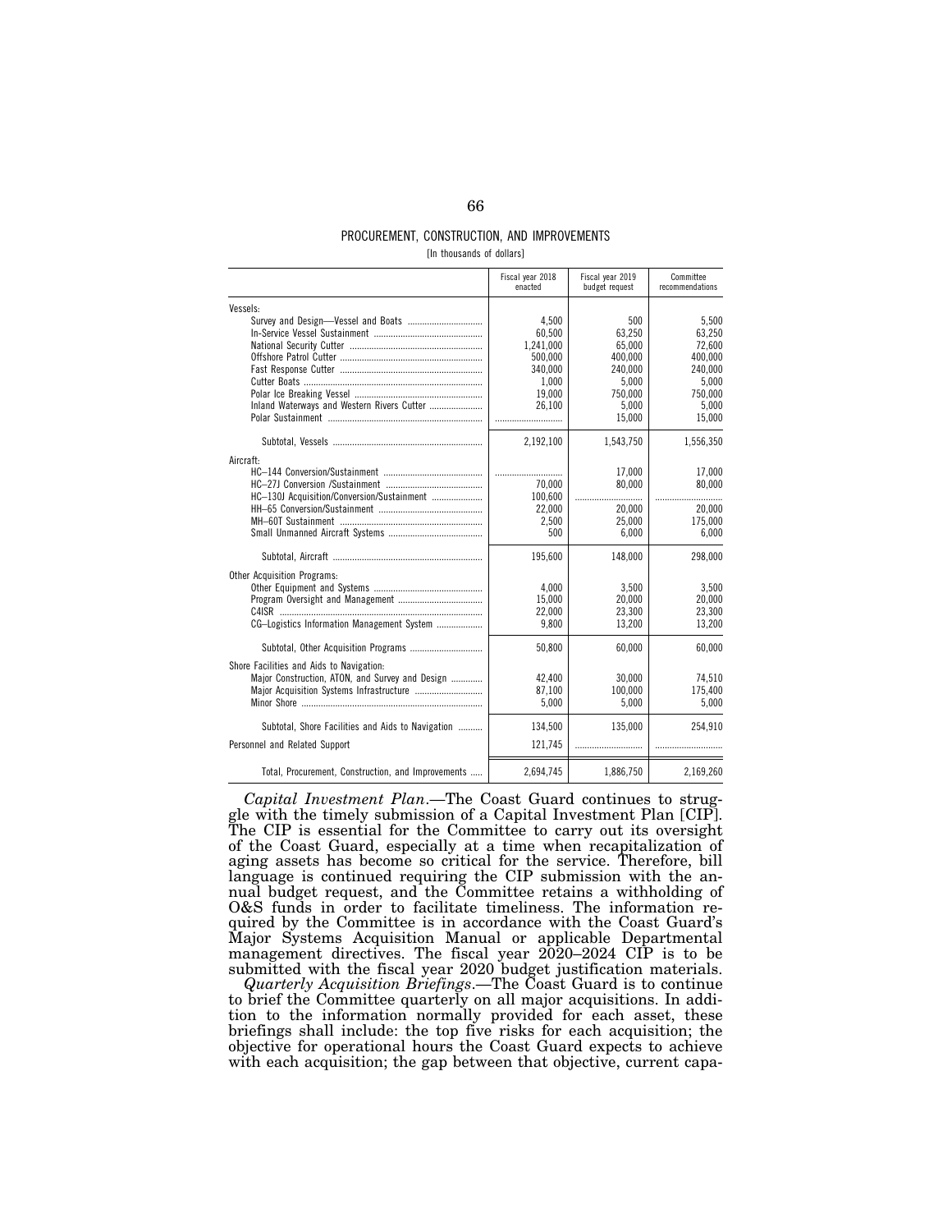PROCUREMENT, CONSTRUCTION, AND IMPROVEMENTS

[In thousands of dollars]

| | Fiscal year 2018 enacted | Fiscal year 2019 budget request | Committee recommendations |
|---|---|---|---|
| Vessels: | | | |
| Survey and Design—Vessel and Boats | 4,500 | 500 | 5,500 |
| In-Service Vessel Sustainment | 60,500 | 63,250 | 63,250 |
| National Security Cutter | 1,241,000 | 65,000 | 72,600 |
| Offshore Patrol Cutter | 500,000 | 400,000 | 400,000 |
| Fast Response Cutter | 340,000 | 240,000 | 240,000 |
| Cutter Boats | 1,000 | 5,000 | 5,000 |
| Polar Ice Breaking Vessel | 19,000 | 750,000 | 750,000 |
| Inland Waterways and Western Rivers Cutter | 26,100 | 5,000 | 5,000 |
| Polar Sustainment | .................... | 15,000 | 15,000 |
| Subtotal, Vessels | 2,192,100 | 1,543,750 | 1,556,350 |
| Aircraft: | | | |
| HC–144 Conversion/Sustainment | .................... | 17,000 | 17,000 |
| HC–27J Conversion /Sustainment | 70,000 | 80,000 | 80,000 |
| HC–130J Acquisition/Conversion/Sustainment | 100,600 | .................... | .................... |
| HH–65 Conversion/Sustainment | 22,000 | 20,000 | 20,000 |
| MH–60T Sustainment | 2,500 | 25,000 | 175,000 |
| Small Unmanned Aircraft Systems | 500 | 6,000 | 6,000 |
| Subtotal, Aircraft | 195,600 | 148,000 | 298,000 |
| Other Acquisition Programs: | | | |
| Other Equipment and Systems | 4,000 | 3,500 | 3,500 |
| Program Oversight and Management | 15,000 | 20,000 | 20,000 |
| C4ISR | 22,000 | 23,300 | 23,300 |
| CG–Logistics Information Management System | 9,800 | 13,200 | 13,200 |
| Subtotal, Other Acquisition Programs | 50,800 | 60,000 | 60,000 |
| Shore Facilities and Aids to Navigation: | | | |
| Major Construction, ATON, and Survey and Design | 42,400 | 30,000 | 74,510 |
| Major Acquisition Systems Infrastructure | 87,100 | 100,000 | 175,400 |
| Minor Shore | 5,000 | 5,000 | 5,000 |
| Subtotal, Shore Facilities and Aids to Navigation | 134,500 | 135,000 | 254,910 |
| Personnel and Related Support | 121,745 | .................... | .................... |
| Total, Procurement, Construction, and Improvements | 2,694,745 | 1,886,750 | 2,169,260 |

*Capital Investment Plan*.—The Coast Guard continues to struggle with the timely submission of a Capital Investment Plan [CIP]. The CIP is essential for the Committee to carry out its oversight of the Coast Guard, especially at a time when recapitalization of aging assets has become so critical for the service. Therefore, bill language is continued requiring the CIP submission with the annual budget request, and the Committee retains a withholding of O&S funds in order to facilitate timeliness. The information required by the Committee is in accordance with the Coast Guard's Major Systems Acquisition Manual or applicable Departmental management directives. The fiscal year 2020–2024 CIP is to be submitted with the fiscal year 2020 budget justification materials.

*Quarterly Acquisition Briefings*.—The Coast Guard is to continue to brief the Committee quarterly on all major acquisitions. In addition to the information normally provided for each asset, these briefings shall include: the top five risks for each acquisition; the objective for operational hours the Coast Guard expects to achieve with each acquisition; the gap between that objective, current capa-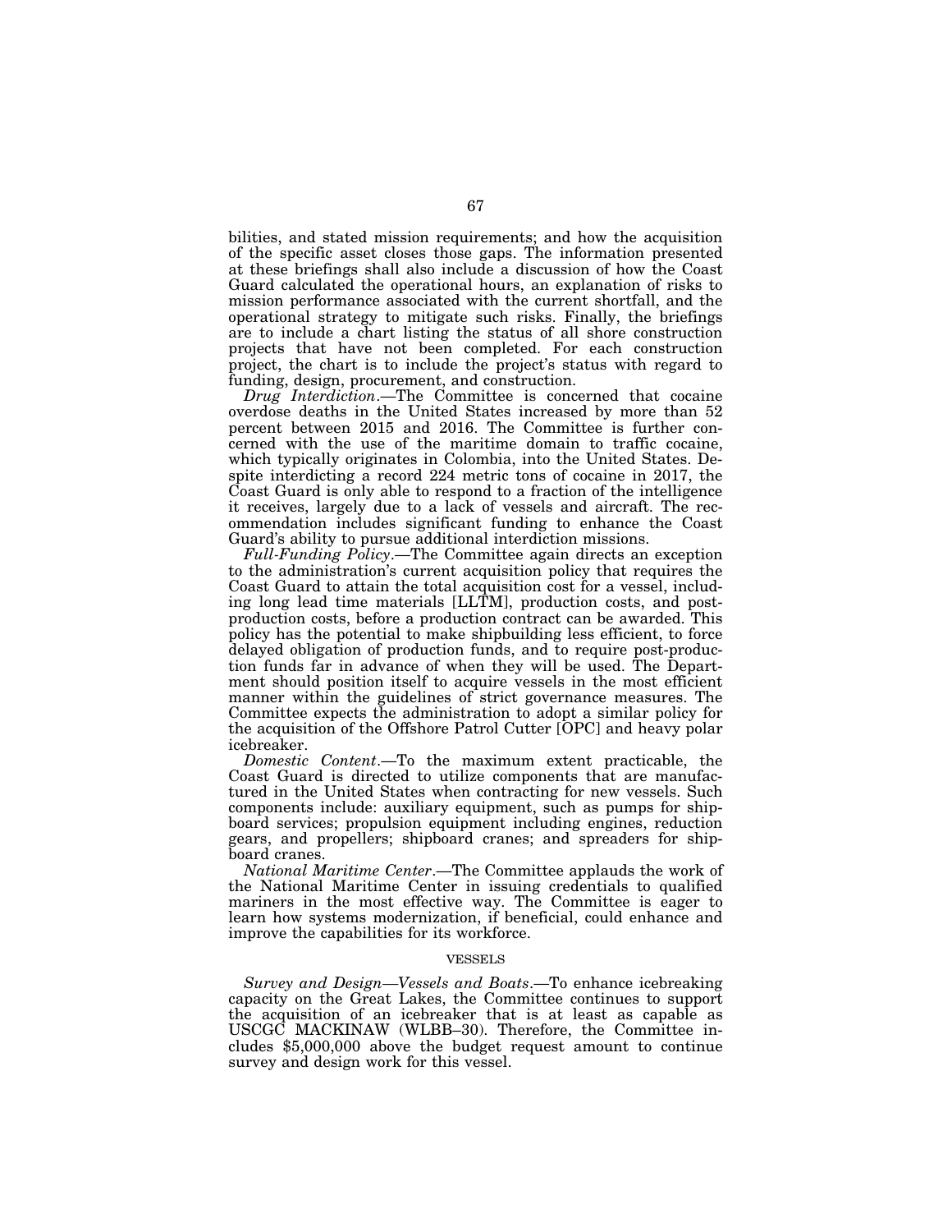bilities, and stated mission requirements; and how the acquisition of the specific asset closes those gaps. The information presented at these briefings shall also include a discussion of how the Coast Guard calculated the operational hours, an explanation of risks to mission performance associated with the current shortfall, and the operational strategy to mitigate such risks. Finally, the briefings are to include a chart listing the status of all shore construction projects that have not been completed. For each construction project, the chart is to include the project's status with regard to funding, design, procurement, and construction.

*Drug Interdiction*.—The Committee is concerned that cocaine overdose deaths in the United States increased by more than 52 percent between 2015 and 2016. The Committee is further concerned with the use of the maritime domain to traffic cocaine, which typically originates in Colombia, into the United States. Despite interdicting a record 224 metric tons of cocaine in 2017, the Coast Guard is only able to respond to a fraction of the intelligence it receives, largely due to a lack of vessels and aircraft. The recommendation includes significant funding to enhance the Coast Guard's ability to pursue additional interdiction missions.

*Full-Funding Policy*.—The Committee again directs an exception to the administration's current acquisition policy that requires the Coast Guard to attain the total acquisition cost for a vessel, including long lead time materials [LLTM], production costs, and post-production costs, before a production contract can be awarded. This policy has the potential to make shipbuilding less efficient, to force delayed obligation of production funds, and to require post-production funds far in advance of when they will be used. The Department should position itself to acquire vessels in the most efficient manner within the guidelines of strict governance measures. The Committee expects the administration to adopt a similar policy for the acquisition of the Offshore Patrol Cutter [OPC] and heavy polar icebreaker.

*Domestic Content*.—To the maximum extent practicable, the Coast Guard is directed to utilize components that are manufactured in the United States when contracting for new vessels. Such components include: auxiliary equipment, such as pumps for shipboard services; propulsion equipment including engines, reduction gears, and propellers; shipboard cranes; and spreaders for shipboard cranes.

*National Maritime Center*.—The Committee applauds the work of the National Maritime Center in issuing credentials to qualified mariners in the most effective way. The Committee is eager to learn how systems modernization, if beneficial, could enhance and improve the capabilities for its workforce.

## VESSELS

*Survey and Design—Vessels and Boats*.—To enhance icebreaking capacity on the Great Lakes, the Committee continues to support the acquisition of an icebreaker that is at least as capable as USCGC MACKINAW (WLBB–30). Therefore, the Committee includes $5,000,000 above the budget request amount to continue survey and design work for this vessel.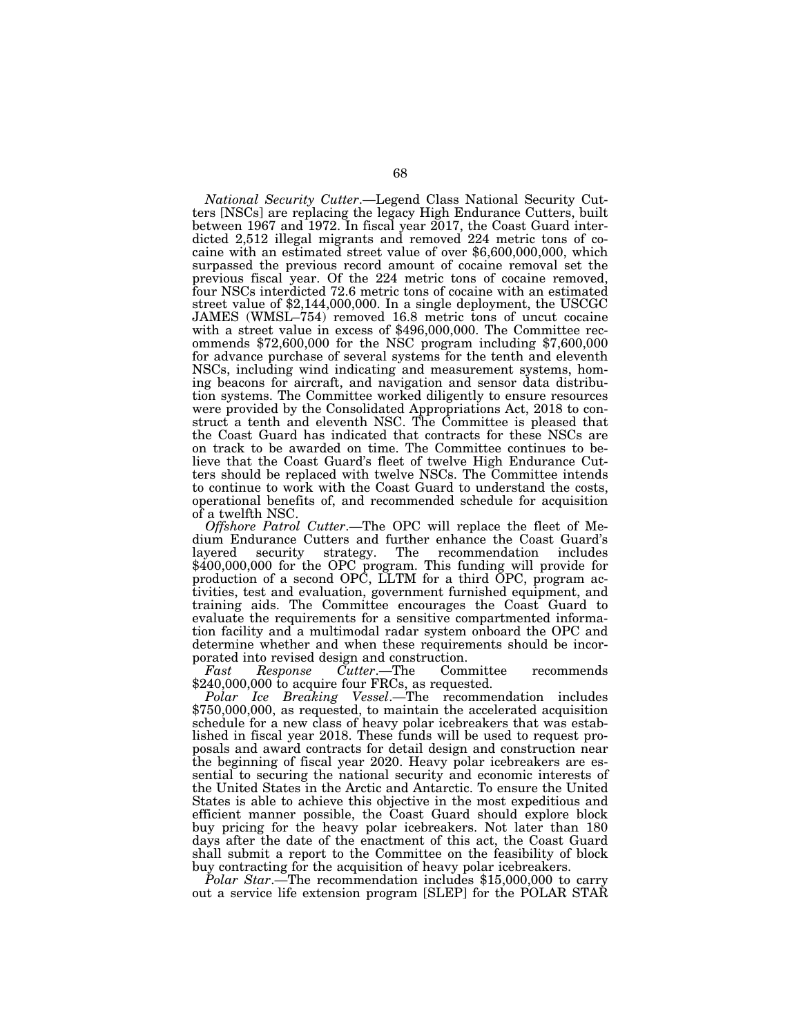*National Security Cutter*.—Legend Class National Security Cutters [NSCs] are replacing the legacy High Endurance Cutters, built between 1967 and 1972. In fiscal year 2017, the Coast Guard interdicted 2,512 illegal migrants and removed 224 metric tons of cocaine with an estimated street value of over $6,600,000,000, which surpassed the previous record amount of cocaine removal set the previous fiscal year. Of the 224 metric tons of cocaine removed, four NSCs interdicted 72.6 metric tons of cocaine with an estimated street value of $2,144,000,000. In a single deployment, the USCGC JAMES (WMSL–754) removed 16.8 metric tons of uncut cocaine with a street value in excess of $496,000,000. The Committee recommends $72,600,000 for the NSC program including $7,600,000 for advance purchase of several systems for the tenth and eleventh NSCs, including wind indicating and measurement systems, homing beacons for aircraft, and navigation and sensor data distribution systems. The Committee worked diligently to ensure resources were provided by the Consolidated Appropriations Act, 2018 to construct a tenth and eleventh NSC. The Committee is pleased that the Coast Guard has indicated that contracts for these NSCs are on track to be awarded on time. The Committee continues to believe that the Coast Guard's fleet of twelve High Endurance Cutters should be replaced with twelve NSCs. The Committee intends to continue to work with the Coast Guard to understand the costs, operational benefits of, and recommended schedule for acquisition of a twelfth NSC.

*Offshore Patrol Cutter*.—The OPC will replace the fleet of Medium Endurance Cutters and further enhance the Coast Guard's layered security strategy. The recommendation includes $400,000,000 for the OPC program. This funding will provide for production of a second OPC, LLTM for a third OPC, program activities, test and evaluation, government furnished equipment, and training aids. The Committee encourages the Coast Guard to evaluate the requirements for a sensitive compartmented information facility and a multimodal radar system onboard the OPC and determine whether and when these requirements should be incorporated into revised design and construction.

*Fast Response Cutter*.—The Committee recommends $240,000,000 to acquire four FRCs, as requested.

*Polar Ice Breaking Vessel*.—The recommendation includes $750,000,000, as requested, to maintain the accelerated acquisition schedule for a new class of heavy polar icebreakers that was established in fiscal year 2018. These funds will be used to request proposals and award contracts for detail design and construction near the beginning of fiscal year 2020. Heavy polar icebreakers are essential to securing the national security and economic interests of the United States in the Arctic and Antarctic. To ensure the United States is able to achieve this objective in the most expeditious and efficient manner possible, the Coast Guard should explore block buy pricing for the heavy polar icebreakers. Not later than 180 days after the date of the enactment of this act, the Coast Guard shall submit a report to the Committee on the feasibility of block buy contracting for the acquisition of heavy polar icebreakers.

*Polar Star*.—The recommendation includes $15,000,000 to carry out a service life extension program [SLEP] for the POLAR STAR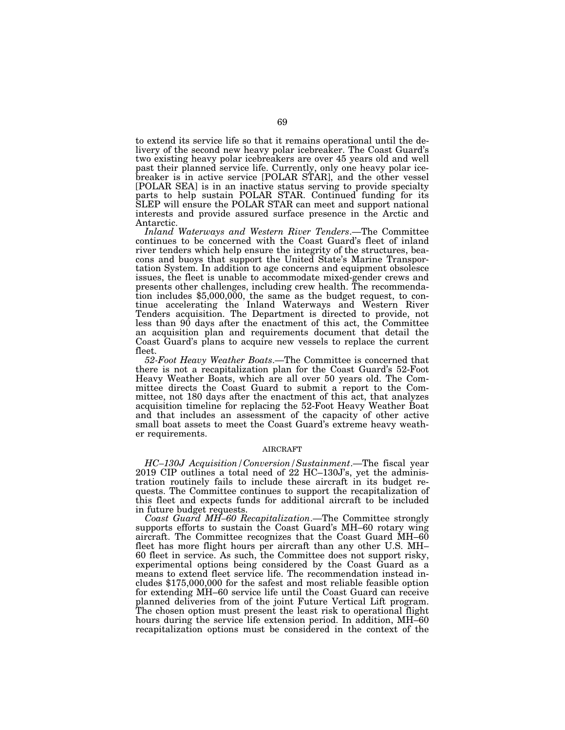to extend its service life so that it remains operational until the delivery of the second new heavy polar icebreaker. The Coast Guard's two existing heavy polar icebreakers are over 45 years old and well past their planned service life. Currently, only one heavy polar icebreaker is in active service [POLAR STAR], and the other vessel [POLAR SEA] is in an inactive status serving to provide specialty parts to help sustain POLAR STAR. Continued funding for its SLEP will ensure the POLAR STAR can meet and support national interests and provide assured surface presence in the Arctic and Antarctic.

*Inland Waterways and Western River Tenders*.—The Committee continues to be concerned with the Coast Guard's fleet of inland river tenders which help ensure the integrity of the structures, beacons and buoys that support the United State's Marine Transportation System. In addition to age concerns and equipment obsolesce issues, the fleet is unable to accommodate mixed-gender crews and presents other challenges, including crew health. The recommendation includes $5,000,000, the same as the budget request, to continue accelerating the Inland Waterways and Western River Tenders acquisition. The Department is directed to provide, not less than 90 days after the enactment of this act, the Committee an acquisition plan and requirements document that detail the Coast Guard's plans to acquire new vessels to replace the current fleet.

*52-Foot Heavy Weather Boats*.—The Committee is concerned that there is not a recapitalization plan for the Coast Guard's 52-Foot Heavy Weather Boats, which are all over 50 years old. The Committee directs the Coast Guard to submit a report to the Committee, not 180 days after the enactment of this act, that analyzes acquisition timeline for replacing the 52-Foot Heavy Weather Boat and that includes an assessment of the capacity of other active small boat assets to meet the Coast Guard's extreme heavy weather requirements.

AIRCRAFT

*HC–130J Acquisition/Conversion/Sustainment*.—The fiscal year 2019 CIP outlines a total need of 22 HC–130J's, yet the administration routinely fails to include these aircraft in its budget requests. The Committee continues to support the recapitalization of this fleet and expects funds for additional aircraft to be included in future budget requests.

*Coast Guard MH–60 Recapitalization*.—The Committee strongly supports efforts to sustain the Coast Guard's MH–60 rotary wing aircraft. The Committee recognizes that the Coast Guard MH–60 fleet has more flight hours per aircraft than any other U.S. MH–60 fleet in service. As such, the Committee does not support risky, experimental options being considered by the Coast Guard as a means to extend fleet service life. The recommendation instead includes $175,000,000 for the safest and most reliable feasible option for extending MH–60 service life until the Coast Guard can receive planned deliveries from of the joint Future Vertical Lift program. The chosen option must present the least risk to operational flight hours during the service life extension period. In addition, MH–60 recapitalization options must be considered in the context of the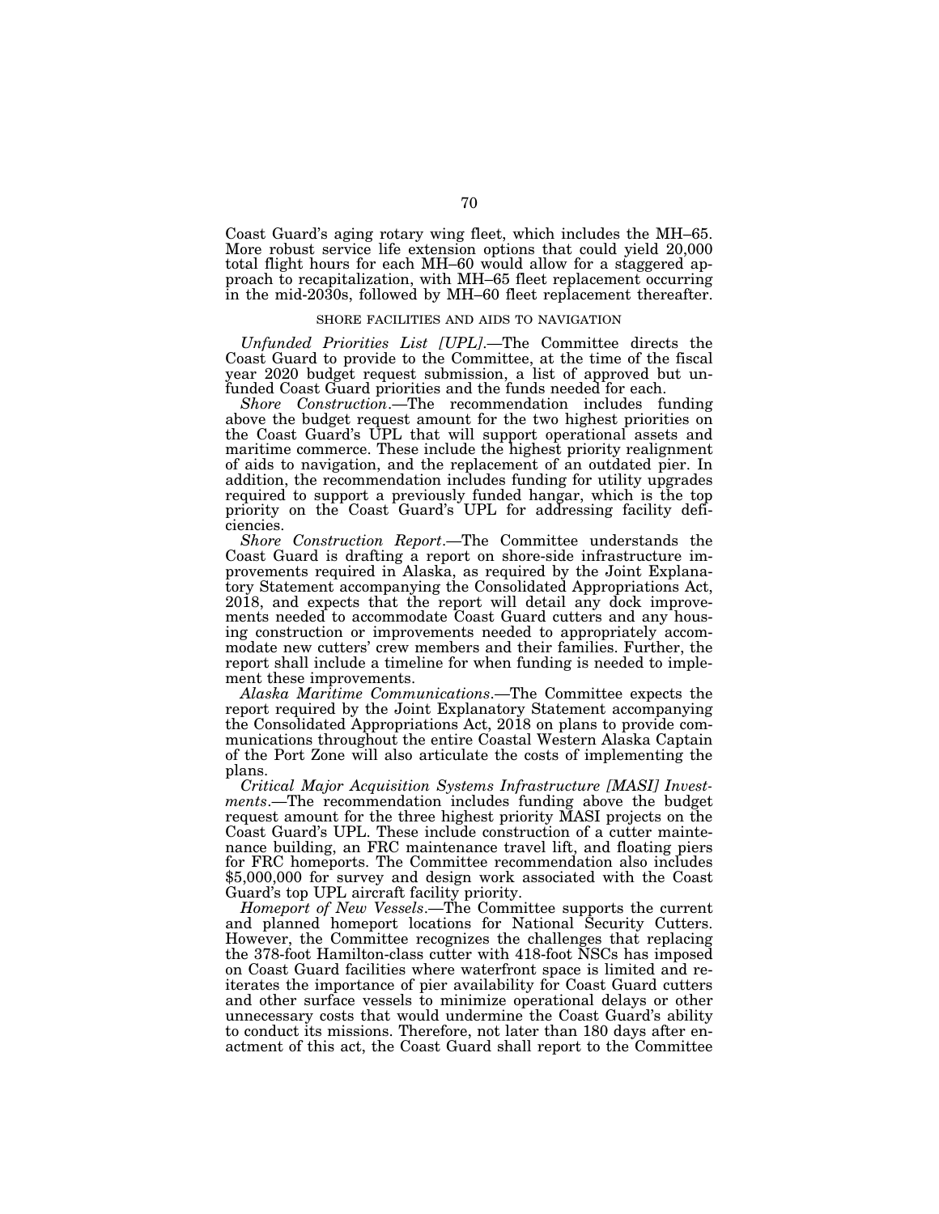Coast Guard's aging rotary wing fleet, which includes the MH–65. More robust service life extension options that could yield 20,000 total flight hours for each MH–60 would allow for a staggered approach to recapitalization, with MH–65 fleet replacement occurring in the mid-2030s, followed by MH–60 fleet replacement thereafter.

### SHORE FACILITIES AND AIDS TO NAVIGATION

*Unfunded Priorities List [UPL]*.—The Committee directs the Coast Guard to provide to the Committee, at the time of the fiscal year 2020 budget request submission, a list of approved but unfunded Coast Guard priorities and the funds needed for each.

*Shore Construction*.—The recommendation includes funding above the budget request amount for the two highest priorities on the Coast Guard's UPL that will support operational assets and maritime commerce. These include the highest priority realignment of aids to navigation, and the replacement of an outdated pier. In addition, the recommendation includes funding for utility upgrades required to support a previously funded hangar, which is the top priority on the Coast Guard's UPL for addressing facility deficiencies.

*Shore Construction Report*.—The Committee understands the Coast Guard is drafting a report on shore-side infrastructure improvements required in Alaska, as required by the Joint Explanatory Statement accompanying the Consolidated Appropriations Act, 2018, and expects that the report will detail any dock improvements needed to accommodate Coast Guard cutters and any housing construction or improvements needed to appropriately accommodate new cutters' crew members and their families. Further, the report shall include a timeline for when funding is needed to implement these improvements.

*Alaska Maritime Communications*.—The Committee expects the report required by the Joint Explanatory Statement accompanying the Consolidated Appropriations Act, 2018 on plans to provide communications throughout the entire Coastal Western Alaska Captain of the Port Zone will also articulate the costs of implementing the plans.

*Critical Major Acquisition Systems Infrastructure [MASI] Investments*.—The recommendation includes funding above the budget request amount for the three highest priority MASI projects on the Coast Guard's UPL. These include construction of a cutter maintenance building, an FRC maintenance travel lift, and floating piers for FRC homeports. The Committee recommendation also includes $5,000,000 for survey and design work associated with the Coast Guard's top UPL aircraft facility priority.

*Homeport of New Vessels*.—The Committee supports the current and planned homeport locations for National Security Cutters. However, the Committee recognizes the challenges that replacing the 378-foot Hamilton-class cutter with 418-foot NSCs has imposed on Coast Guard facilities where waterfront space is limited and reiterates the importance of pier availability for Coast Guard cutters and other surface vessels to minimize operational delays or other unnecessary costs that would undermine the Coast Guard's ability to conduct its missions. Therefore, not later than 180 days after enactment of this act, the Coast Guard shall report to the Committee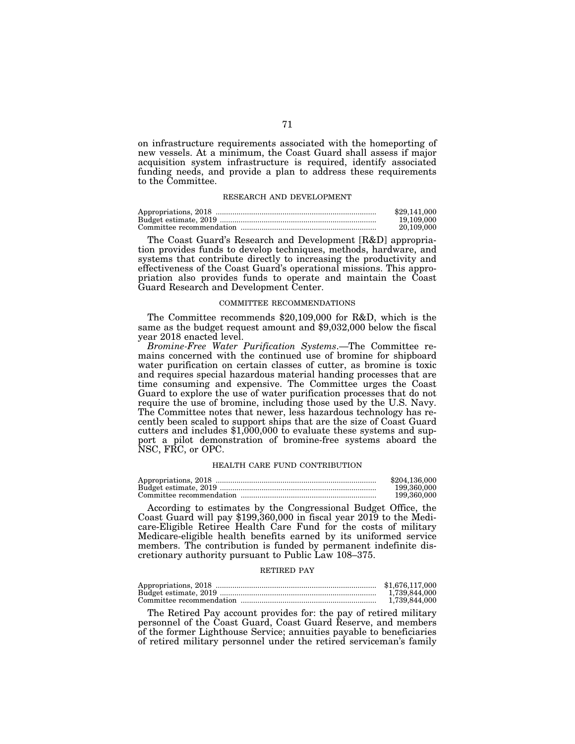on infrastructure requirements associated with the homeporting of new vessels. At a minimum, the Coast Guard shall assess if major acquisition system infrastructure is required, identify associated funding needs, and provide a plan to address these requirements to the Committee.

## RESEARCH AND DEVELOPMENT

| | |
|---|---|
| Appropriations, 2018 | $29,141,000 |
| Budget estimate, 2019 | 19,109,000 |
| Committee recommendation | 20,109,000 |

The Coast Guard's Research and Development [R&D] appropriation provides funds to develop techniques, methods, hardware, and systems that contribute directly to increasing the productivity and effectiveness of the Coast Guard's operational missions. This appropriation also provides funds to operate and maintain the Coast Guard Research and Development Center.

### COMMITTEE RECOMMENDATIONS

The Committee recommends $20,109,000 for R&D, which is the same as the budget request amount and $9,032,000 below the fiscal year 2018 enacted level.

*Bromine-Free Water Purification Systems*.—The Committee remains concerned with the continued use of bromine for shipboard water purification on certain classes of cutter, as bromine is toxic and requires special hazardous material handing processes that are time consuming and expensive. The Committee urges the Coast Guard to explore the use of water purification processes that do not require the use of bromine, including those used by the U.S. Navy. The Committee notes that newer, less hazardous technology has recently been scaled to support ships that are the size of Coast Guard cutters and includes $1,000,000 to evaluate these systems and support a pilot demonstration of bromine-free systems aboard the NSC, FRC, or OPC.

## HEALTH CARE FUND CONTRIBUTION

| | |
|---|---|
| Appropriations, 2018 | $204,136,000 |
| Budget estimate, 2019 | 199,360,000 |
| Committee recommendation | 199,360,000 |

According to estimates by the Congressional Budget Office, the Coast Guard will pay $199,360,000 in fiscal year 2019 to the Medicare-Eligible Retiree Health Care Fund for the costs of military Medicare-eligible health benefits earned by its uniformed service members. The contribution is funded by permanent indefinite discretionary authority pursuant to Public Law 108–375.

## RETIRED PAY

| | |
|---|---|
| Appropriations, 2018 | $1,676,117,000 |
| Budget estimate, 2019 | 1,739,844,000 |
| Committee recommendation | 1,739,844,000 |

The Retired Pay account provides for: the pay of retired military personnel of the Coast Guard, Coast Guard Reserve, and members of the former Lighthouse Service; annuities payable to beneficiaries of retired military personnel under the retired serviceman's family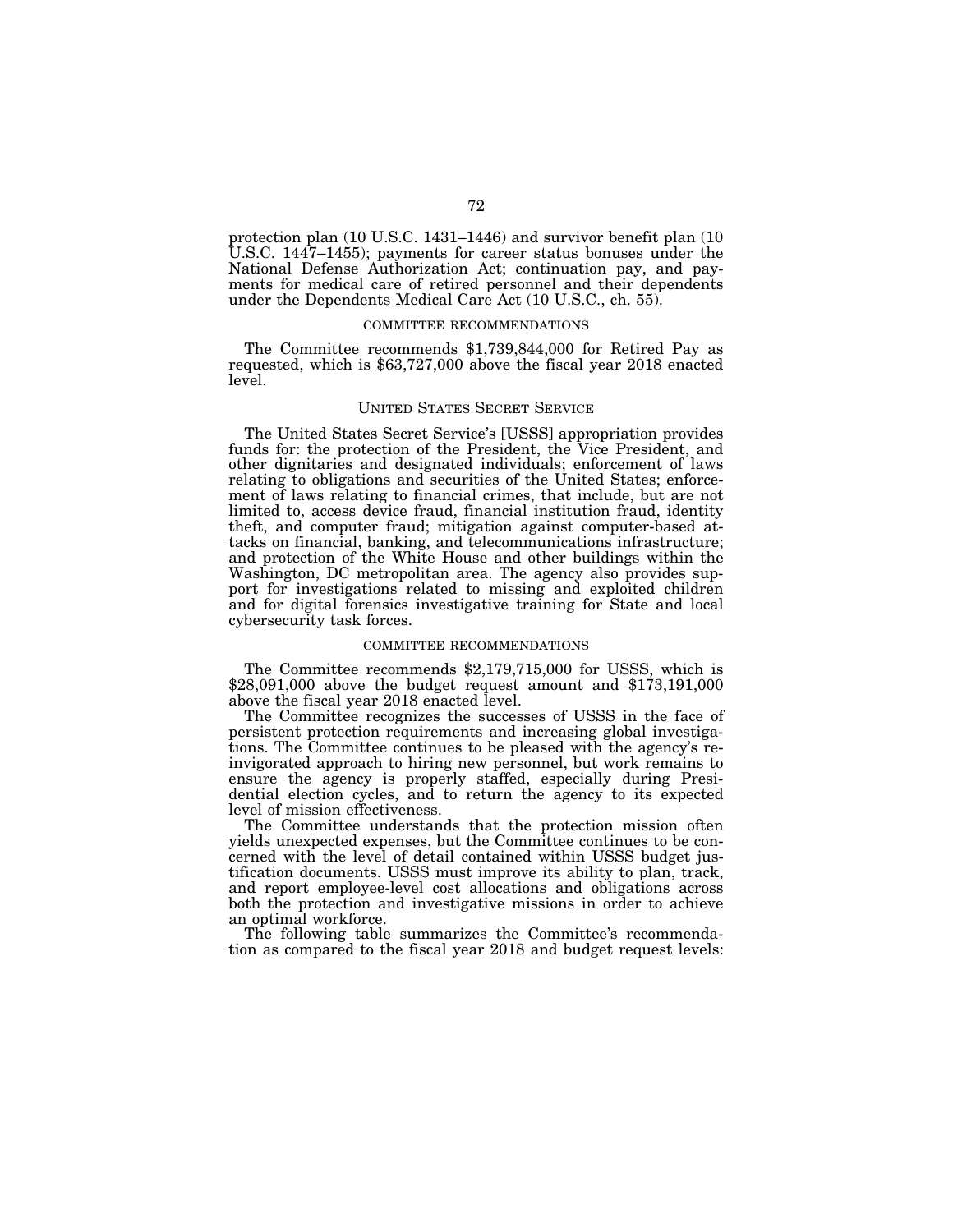protection plan (10 U.S.C. 1431–1446) and survivor benefit plan (10 U.S.C. 1447–1455); payments for career status bonuses under the National Defense Authorization Act; continuation pay, and payments for medical care of retired personnel and their dependents under the Dependents Medical Care Act (10 U.S.C., ch. 55).

#### COMMITTEE RECOMMENDATIONS

The Committee recommends $1,739,844,000 for Retired Pay as requested, which is $63,727,000 above the fiscal year 2018 enacted level.

### UNITED STATES SECRET SERVICE

The United States Secret Service's [USSS] appropriation provides funds for: the protection of the President, the Vice President, and other dignitaries and designated individuals; enforcement of laws relating to obligations and securities of the United States; enforcement of laws relating to financial crimes, that include, but are not limited to, access device fraud, financial institution fraud, identity theft, and computer fraud; mitigation against computer-based attacks on financial, banking, and telecommunications infrastructure; and protection of the White House and other buildings within the Washington, DC metropolitan area. The agency also provides support for investigations related to missing and exploited children and for digital forensics investigative training for State and local cybersecurity task forces.

#### COMMITTEE RECOMMENDATIONS

The Committee recommends $2,179,715,000 for USSS, which is $28,091,000 above the budget request amount and $173,191,000 above the fiscal year 2018 enacted level.

The Committee recognizes the successes of USSS in the face of persistent protection requirements and increasing global investigations. The Committee continues to be pleased with the agency's reinvigorated approach to hiring new personnel, but work remains to ensure the agency is properly staffed, especially during Presidential election cycles, and to return the agency to its expected level of mission effectiveness.

The Committee understands that the protection mission often yields unexpected expenses, but the Committee continues to be concerned with the level of detail contained within USSS budget justification documents. USSS must improve its ability to plan, track, and report employee-level cost allocations and obligations across both the protection and investigative missions in order to achieve an optimal workforce.

The following table summarizes the Committee's recommendation as compared to the fiscal year 2018 and budget request levels: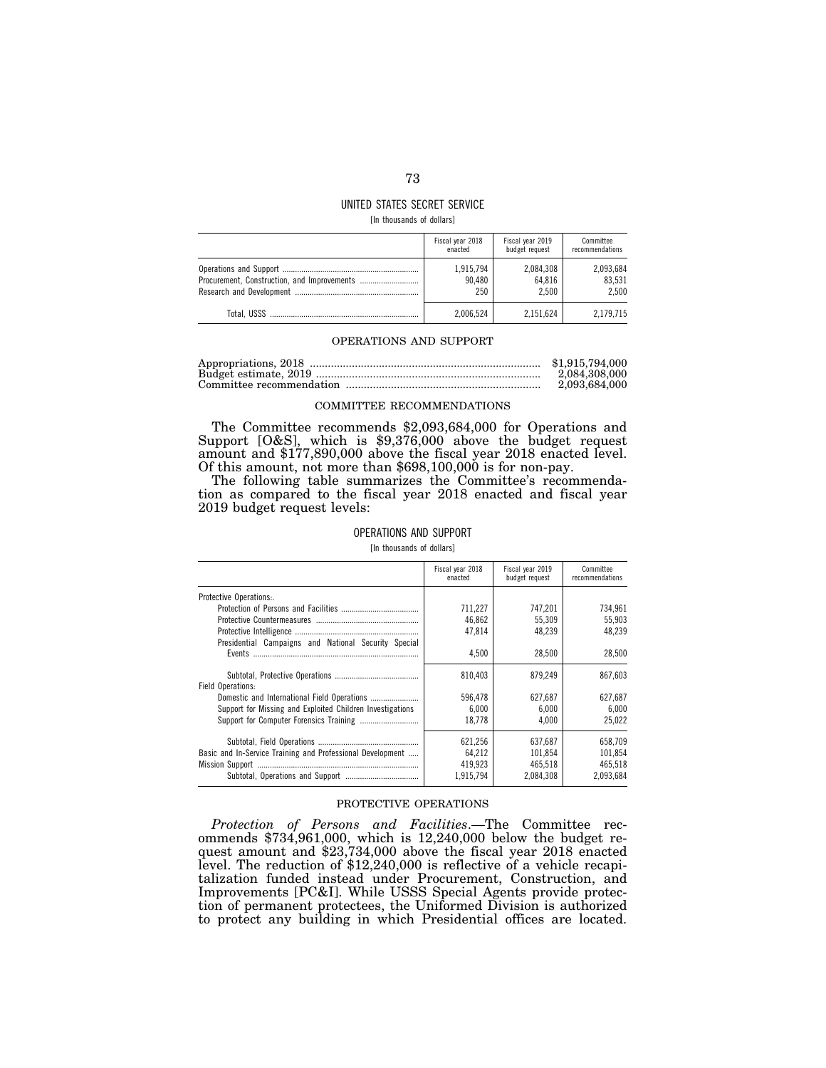## UNITED STATES SECRET SERVICE

[In thousands of dollars]

| | Fiscal year 2018 enacted | Fiscal year 2019 budget request | Committee recommendations |
|---|---|---|---|
| Operations and Support | 1,915,794 | 2,084,308 | 2,093,684 |
| Procurement, Construction, and Improvements | 90,480 | 64,816 | 83,531 |
| Research and Development | 250 | 2,500 | 2,500 |
| Total, USSS | 2,006,524 | 2,151,624 | 2,179,715 |

### OPERATIONS AND SUPPORT

| | |
|---|---|
| Appropriations, 2018 | $1,915,794,000 |
| Budget estimate, 2019 | 2,084,308,000 |
| Committee recommendation | 2,093,684,000 |

### COMMITTEE RECOMMENDATIONS

The Committee recommends $2,093,684,000 for Operations and Support [O&S], which is $9,376,000 above the budget request amount and $177,890,000 above the fiscal year 2018 enacted level. Of this amount, not more than $698,100,000 is for non-pay.

The following table summarizes the Committee's recommendation as compared to the fiscal year 2018 enacted and fiscal year 2019 budget request levels:

## OPERATIONS AND SUPPORT

[In thousands of dollars]

| | Fiscal year 2018 enacted | Fiscal year 2019 budget request | Committee recommendations |
|---|---|---|---|
| Protective Operations:. | | | |
| Protection of Persons and Facilities | 711,227 | 747,201 | 734,961 |
| Protective Countermeasures | 46,862 | 55,309 | 55,903 |
| Protective Intelligence | 47,814 | 48,239 | 48,239 |
| Presidential Campaigns and National Security Special Events | 4,500 | 28,500 | 28,500 |
| Subtotal, Protective Operations | 810,403 | 879,249 | 867,603 |
| Field Operations: | | | |
| Domestic and International Field Operations | 596,478 | 627,687 | 627,687 |
| Support for Missing and Exploited Children Investigations | 6,000 | 6,000 | 6,000 |
| Support for Computer Forensics Training | 18,778 | 4,000 | 25,022 |
| Subtotal, Field Operations | 621,256 | 637,687 | 658,709 |
| Basic and In-Service Training and Professional Development | 64,212 | 101,854 | 101,854 |
| Mission Support | 419,923 | 465,518 | 465,518 |
| Subtotal, Operations and Support | 1,915,794 | 2,084,308 | 2,093,684 |

### PROTECTIVE OPERATIONS

*Protection of Persons and Facilities*.—The Committee recommends $734,961,000, which is 12,240,000 below the budget request amount and $23,734,000 above the fiscal year 2018 enacted level. The reduction of $12,240,000 is reflective of a vehicle recapitalization funded instead under Procurement, Construction, and Improvements [PC&I]. While USSS Special Agents provide protection of permanent protectees, the Uniformed Division is authorized to protect any building in which Presidential offices are located.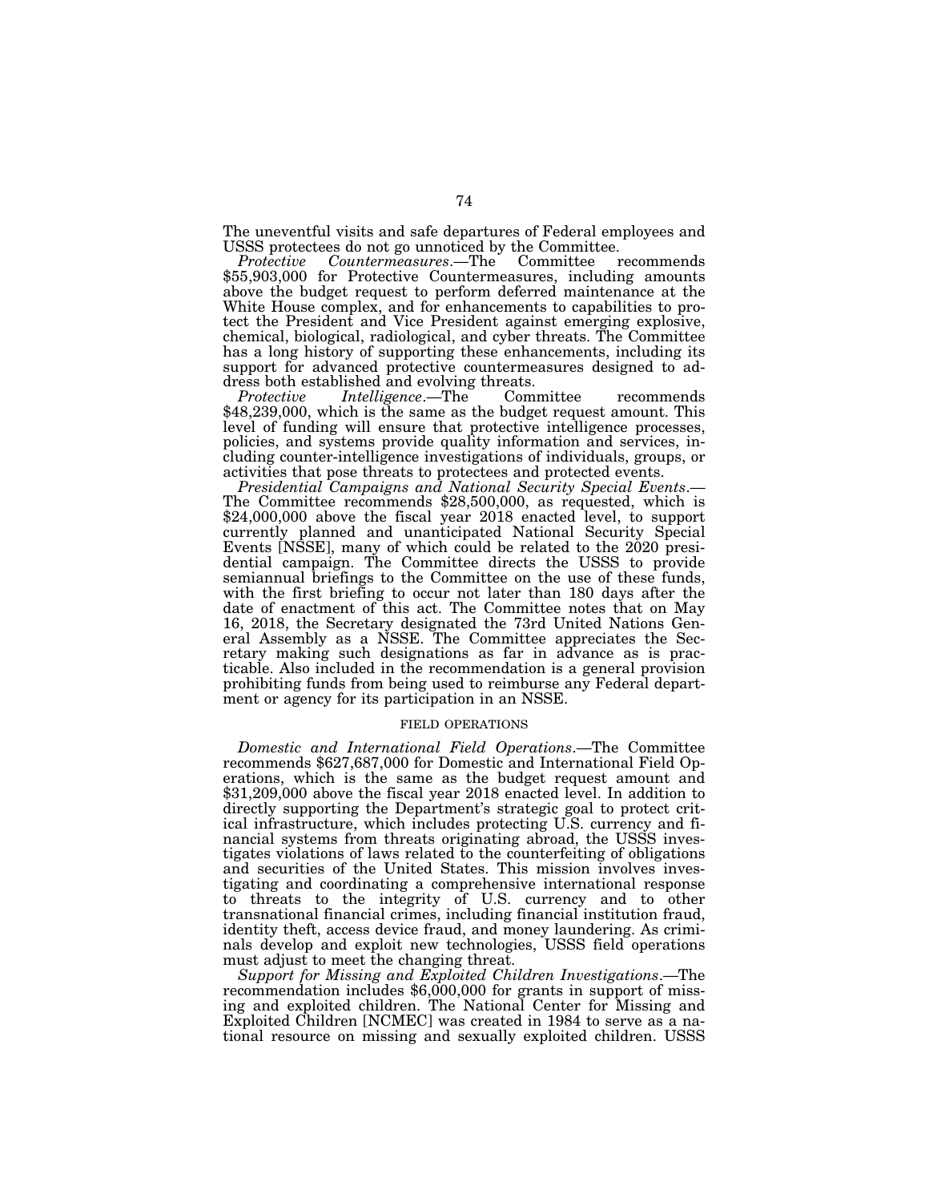The uneventful visits and safe departures of Federal employees and USSS protectees do not go unnoticed by the Committee.

*Protective Countermeasures*.—The Committee recommends $55,903,000 for Protective Countermeasures, including amounts above the budget request to perform deferred maintenance at the White House complex, and for enhancements to capabilities to protect the President and Vice President against emerging explosive, chemical, biological, radiological, and cyber threats. The Committee has a long history of supporting these enhancements, including its support for advanced protective countermeasures designed to address both established and evolving threats.

*Protective Intelligence*.—The Committee recommends $48,239,000, which is the same as the budget request amount. This level of funding will ensure that protective intelligence processes, policies, and systems provide quality information and services, including counter-intelligence investigations of individuals, groups, or activities that pose threats to protectees and protected events.

*Presidential Campaigns and National Security Special Events*.—The Committee recommends $28,500,000, as requested, which is $24,000,000 above the fiscal year 2018 enacted level, to support currently planned and unanticipated National Security Special Events [NSSE], many of which could be related to the 2020 presidential campaign. The Committee directs the USSS to provide semiannual briefings to the Committee on the use of these funds, with the first briefing to occur not later than 180 days after the date of enactment of this act. The Committee notes that on May 16, 2018, the Secretary designated the 73rd United Nations General Assembly as a NSSE. The Committee appreciates the Secretary making such designations as far in advance as is practicable. Also included in the recommendation is a general provision prohibiting funds from being used to reimburse any Federal department or agency for its participation in an NSSE.

FIELD OPERATIONS

*Domestic and International Field Operations*.—The Committee recommends $627,687,000 for Domestic and International Field Operations, which is the same as the budget request amount and $31,209,000 above the fiscal year 2018 enacted level. In addition to directly supporting the Department's strategic goal to protect critical infrastructure, which includes protecting U.S. currency and financial systems from threats originating abroad, the USSS investigates violations of laws related to the counterfeiting of obligations and securities of the United States. This mission involves investigating and coordinating a comprehensive international response to threats to the integrity of U.S. currency and to other transnational financial crimes, including financial institution fraud, identity theft, access device fraud, and money laundering. As criminals develop and exploit new technologies, USSS field operations must adjust to meet the changing threat.

*Support for Missing and Exploited Children Investigations*.—The recommendation includes $6,000,000 for grants in support of missing and exploited children. The National Center for Missing and Exploited Children [NCMEC] was created in 1984 to serve as a national resource on missing and sexually exploited children. USSS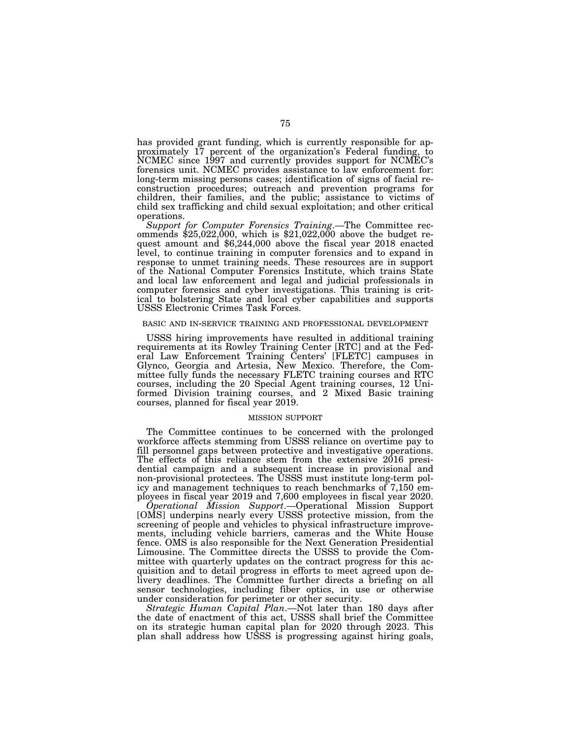has provided grant funding, which is currently responsible for approximately 17 percent of the organization's Federal funding, to NCMEC since 1997 and currently provides support for NCMEC's forensics unit. NCMEC provides assistance to law enforcement for: long-term missing persons cases; identification of signs of facial reconstruction procedures; outreach and prevention programs for children, their families, and the public; assistance to victims of child sex trafficking and child sexual exploitation; and other critical operations.

*Support for Computer Forensics Training*.—The Committee recommends $25,022,000, which is $21,022,000 above the budget request amount and $6,244,000 above the fiscal year 2018 enacted level, to continue training in computer forensics and to expand in response to unmet training needs. These resources are in support of the National Computer Forensics Institute, which trains State and local law enforcement and legal and judicial professionals in computer forensics and cyber investigations. This training is critical to bolstering State and local cyber capabilities and supports USSS Electronic Crimes Task Forces.

BASIC AND IN-SERVICE TRAINING AND PROFESSIONAL DEVELOPMENT

USSS hiring improvements have resulted in additional training requirements at its Rowley Training Center [RTC] and at the Federal Law Enforcement Training Centers' [FLETC] campuses in Glynco, Georgia and Artesia, New Mexico. Therefore, the Committee fully funds the necessary FLETC training courses and RTC courses, including the 20 Special Agent training courses, 12 Uniformed Division training courses, and 2 Mixed Basic training courses, planned for fiscal year 2019.

MISSION SUPPORT

The Committee continues to be concerned with the prolonged workforce affects stemming from USSS reliance on overtime pay to fill personnel gaps between protective and investigative operations. The effects of this reliance stem from the extensive 2016 presidential campaign and a subsequent increase in provisional and non-provisional protectees. The USSS must institute long-term policy and management techniques to reach benchmarks of 7,150 employees in fiscal year 2019 and 7,600 employees in fiscal year 2020.

*Operational Mission Support*.—Operational Mission Support [OMS] underpins nearly every USSS protective mission, from the screening of people and vehicles to physical infrastructure improvements, including vehicle barriers, cameras and the White House fence. OMS is also responsible for the Next Generation Presidential Limousine. The Committee directs the USSS to provide the Committee with quarterly updates on the contract progress for this acquisition and to detail progress in efforts to meet agreed upon delivery deadlines. The Committee further directs a briefing on all sensor technologies, including fiber optics, in use or otherwise under consideration for perimeter or other security.

*Strategic Human Capital Plan*.—Not later than 180 days after the date of enactment of this act, USSS shall brief the Committee on its strategic human capital plan for 2020 through 2023. This plan shall address how USSS is progressing against hiring goals,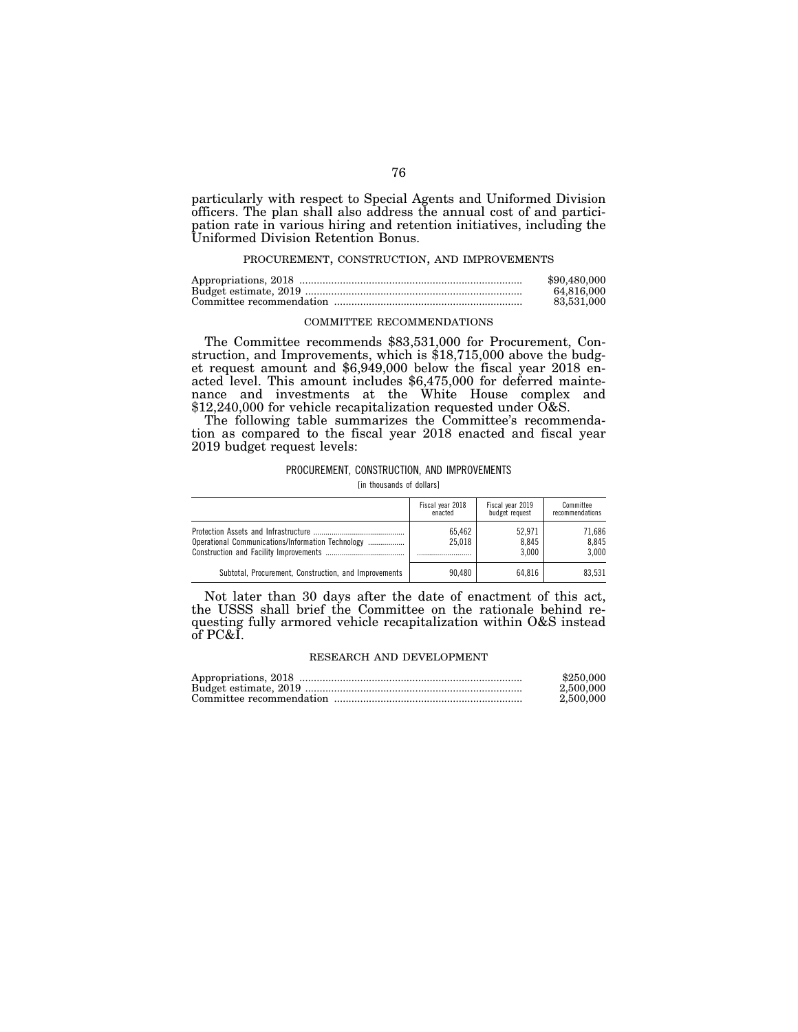particularly with respect to Special Agents and Uniformed Division officers. The plan shall also address the annual cost of and participation rate in various hiring and retention initiatives, including the Uniformed Division Retention Bonus.

### PROCUREMENT, CONSTRUCTION, AND IMPROVEMENTS

| | |
|---|---|
| Appropriations, 2018 | $90,480,000 |
| Budget estimate, 2019 | 64,816,000 |
| Committee recommendation | 83,531,000 |

### COMMITTEE RECOMMENDATIONS

The Committee recommends $83,531,000 for Procurement, Construction, and Improvements, which is $18,715,000 above the budget request amount and $6,949,000 below the fiscal year 2018 enacted level. This amount includes $6,475,000 for deferred maintenance and investments at the White House complex and $12,240,000 for vehicle recapitalization requested under O&S.

The following table summarizes the Committee's recommendation as compared to the fiscal year 2018 enacted and fiscal year 2019 budget request levels:

PROCUREMENT, CONSTRUCTION, AND IMPROVEMENTS

[in thousands of dollars]

| | Fiscal year 2018 enacted | Fiscal year 2019 budget request | Committee recommendations |
|---|---|---|---|
| Protection Assets and Infrastructure | 65,462 | 52,971 | 71,686 |
| Operational Communications/Information Technology | 25,018 | 8,845 | 8,845 |
| Construction and Facility Improvements | | 3,000 | 3,000 |
| Subtotal, Procurement, Construction, and Improvements | 90,480 | 64,816 | 83,531 |

Not later than 30 days after the date of enactment of this act, the USSS shall brief the Committee on the rationale behind requesting fully armored vehicle recapitalization within O&S instead of PC&I.

### RESEARCH AND DEVELOPMENT

| | |
|---|---|
| Appropriations, 2018 | $250,000 |
| Budget estimate, 2019 | 2,500,000 |
| Committee recommendation | 2,500,000 |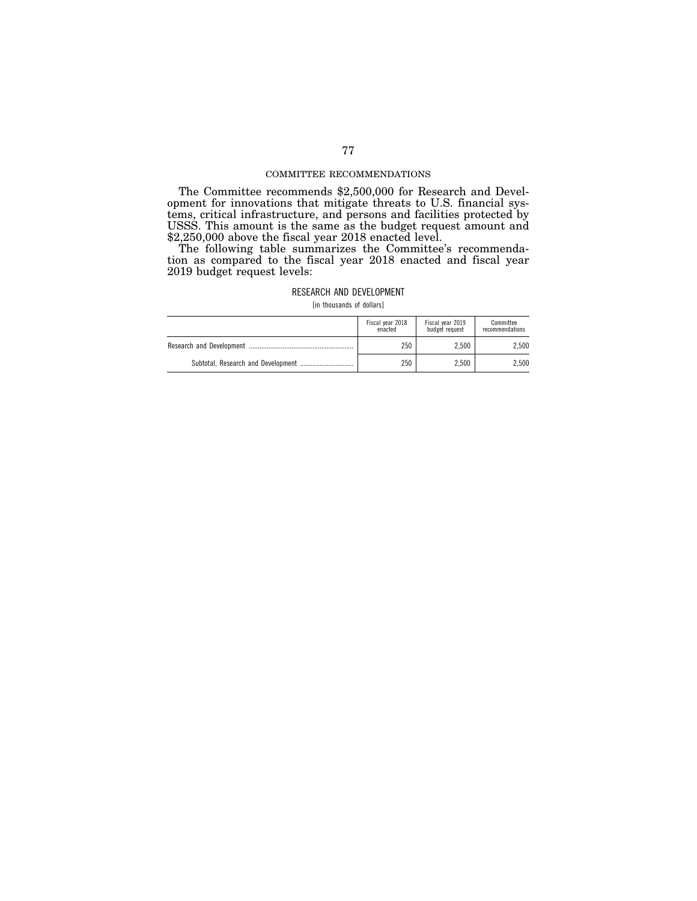## COMMITTEE RECOMMENDATIONS

The Committee recommends $2,500,000 for Research and Development for innovations that mitigate threats to U.S. financial systems, critical infrastructure, and persons and facilities protected by USSS. This amount is the same as the budget request amount and $2,250,000 above the fiscal year 2018 enacted level.

The following table summarizes the Committee's recommendation as compared to the fiscal year 2018 enacted and fiscal year 2019 budget request levels:

### RESEARCH AND DEVELOPMENT

[in thousands of dollars]

| | Fiscal year 2018 enacted | Fiscal year 2019 budget request | Committee recommendations |
|---|---|---|---|
| Research and Development | 250 | 2,500 | 2,500 |
| Subtotal, Research and Development | 250 | 2,500 | 2,500 |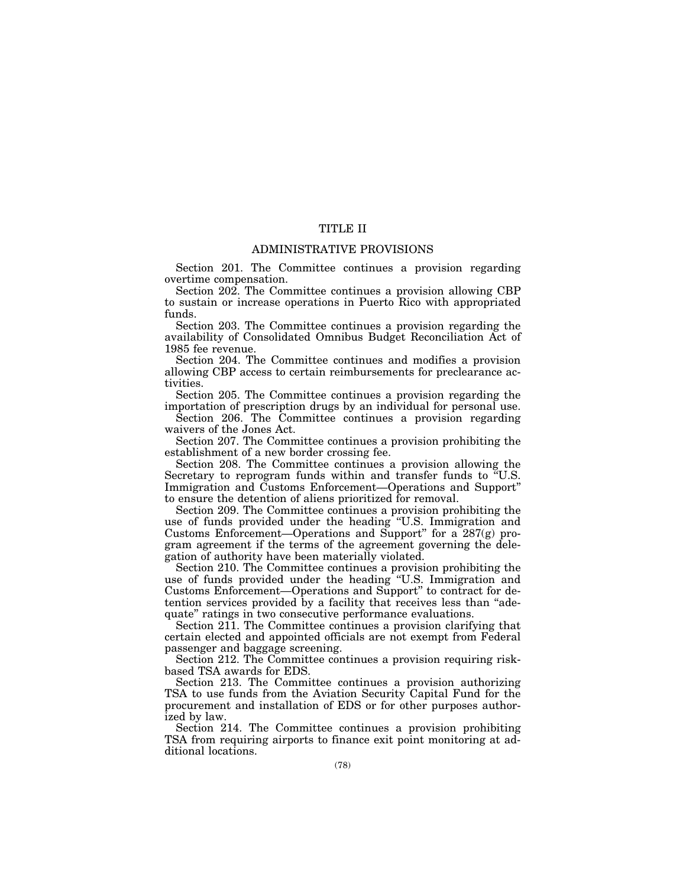# TITLE II

## ADMINISTRATIVE PROVISIONS

Section 201. The Committee continues a provision regarding overtime compensation.

Section 202. The Committee continues a provision allowing CBP to sustain or increase operations in Puerto Rico with appropriated funds.

Section 203. The Committee continues a provision regarding the availability of Consolidated Omnibus Budget Reconciliation Act of 1985 fee revenue.

Section 204. The Committee continues and modifies a provision allowing CBP access to certain reimbursements for preclearance activities.

Section 205. The Committee continues a provision regarding the importation of prescription drugs by an individual for personal use.

Section 206. The Committee continues a provision regarding waivers of the Jones Act.

Section 207. The Committee continues a provision prohibiting the establishment of a new border crossing fee.

Section 208. The Committee continues a provision allowing the Secretary to reprogram funds within and transfer funds to "U.S. Immigration and Customs Enforcement—Operations and Support" to ensure the detention of aliens prioritized for removal.

Section 209. The Committee continues a provision prohibiting the use of funds provided under the heading "U.S. Immigration and Customs Enforcement—Operations and Support" for a 287(g) program agreement if the terms of the agreement governing the delegation of authority have been materially violated.

Section 210. The Committee continues a provision prohibiting the use of funds provided under the heading "U.S. Immigration and Customs Enforcement—Operations and Support" to contract for detention services provided by a facility that receives less than "adequate" ratings in two consecutive performance evaluations.

Section 211. The Committee continues a provision clarifying that certain elected and appointed officials are not exempt from Federal passenger and baggage screening.

Section 212. The Committee continues a provision requiring risk-based TSA awards for EDS.

Section 213. The Committee continues a provision authorizing TSA to use funds from the Aviation Security Capital Fund for the procurement and installation of EDS or for other purposes authorized by law.

Section 214. The Committee continues a provision prohibiting TSA from requiring airports to finance exit point monitoring at additional locations.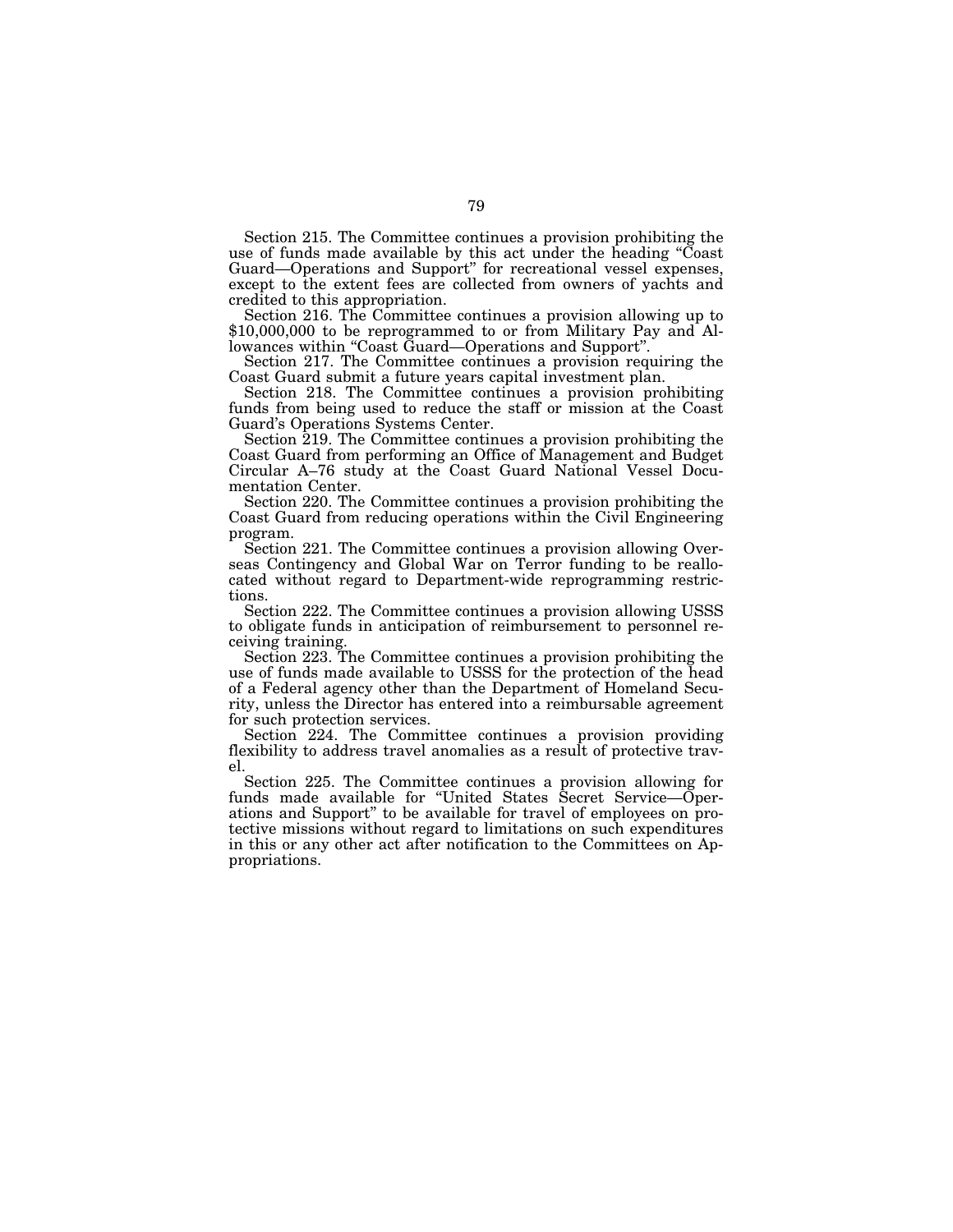Section 215. The Committee continues a provision prohibiting the use of funds made available by this act under the heading "Coast Guard—Operations and Support" for recreational vessel expenses, except to the extent fees are collected from owners of yachts and credited to this appropriation.

Section 216. The Committee continues a provision allowing up to $10,000,000 to be reprogrammed to or from Military Pay and Allowances within "Coast Guard—Operations and Support".

Section 217. The Committee continues a provision requiring the Coast Guard submit a future years capital investment plan.

Section 218. The Committee continues a provision prohibiting funds from being used to reduce the staff or mission at the Coast Guard's Operations Systems Center.

Section 219. The Committee continues a provision prohibiting the Coast Guard from performing an Office of Management and Budget Circular A–76 study at the Coast Guard National Vessel Documentation Center.

Section 220. The Committee continues a provision prohibiting the Coast Guard from reducing operations within the Civil Engineering program.

Section 221. The Committee continues a provision allowing Overseas Contingency and Global War on Terror funding to be reallocated without regard to Department-wide reprogramming restrictions.

Section 222. The Committee continues a provision allowing USSS to obligate funds in anticipation of reimbursement to personnel receiving training.

Section 223. The Committee continues a provision prohibiting the use of funds made available to USSS for the protection of the head of a Federal agency other than the Department of Homeland Security, unless the Director has entered into a reimbursable agreement for such protection services.

Section 224. The Committee continues a provision providing flexibility to address travel anomalies as a result of protective travel.

Section 225. The Committee continues a provision allowing for funds made available for "United States Secret Service—Operations and Support" to be available for travel of employees on protective missions without regard to limitations on such expenditures in this or any other act after notification to the Committees on Appropriations.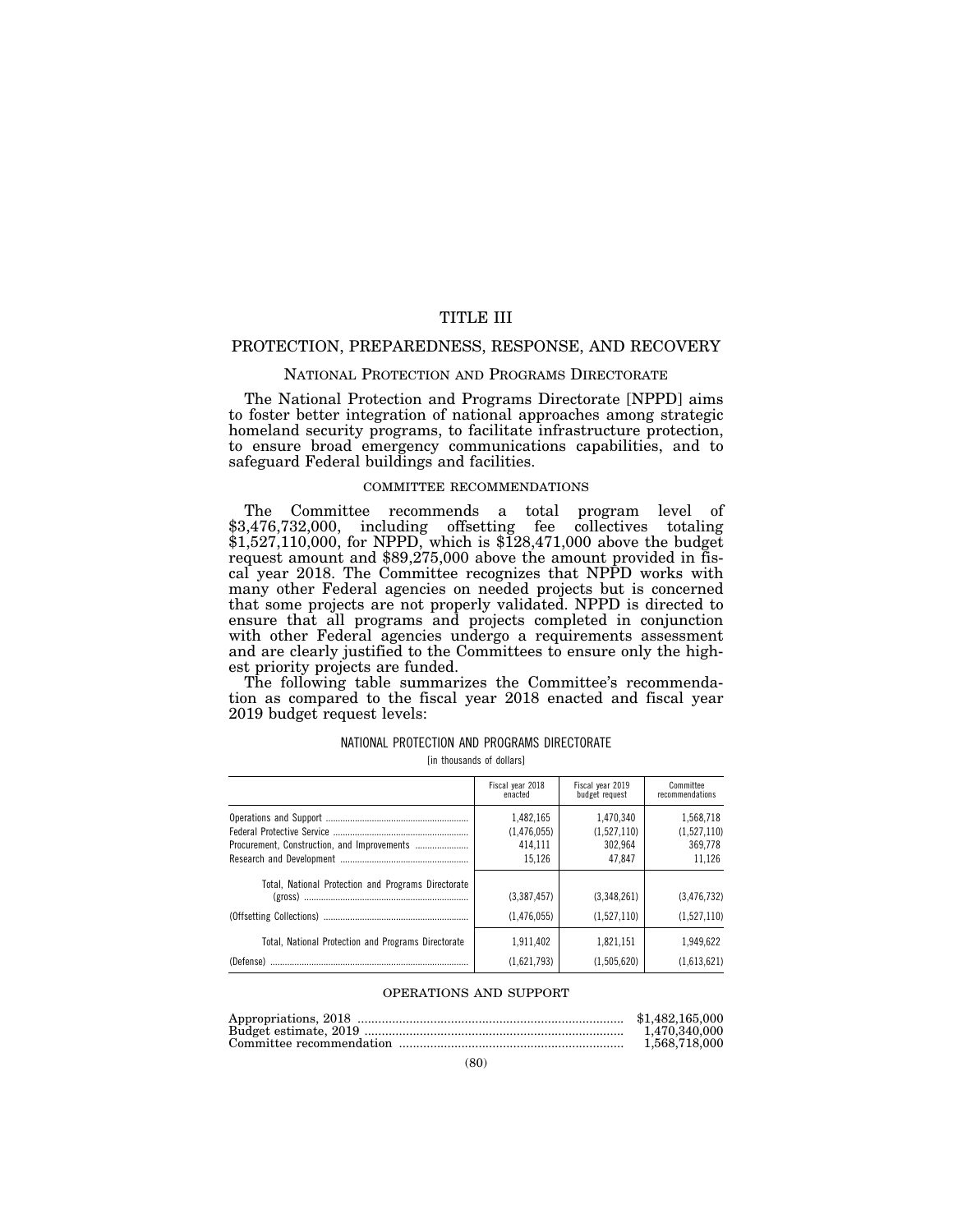# TITLE III

# PROTECTION, PREPAREDNESS, RESPONSE, AND RECOVERY

## NATIONAL PROTECTION AND PROGRAMS DIRECTORATE

The National Protection and Programs Directorate [NPPD] aims to foster better integration of national approaches among strategic homeland security programs, to facilitate infrastructure protection, to ensure broad emergency communications capabilities, and to safeguard Federal buildings and facilities.

### COMMITTEE RECOMMENDATIONS

The Committee recommends a total program level of $3,476,732,000, including offsetting fee collectives totaling $1,527,110,000, for NPPD, which is $128,471,000 above the budget request amount and $89,275,000 above the amount provided in fiscal year 2018. The Committee recognizes that NPPD works with many other Federal agencies on needed projects but is concerned that some projects are not properly validated. NPPD is directed to ensure that all programs and projects completed in conjunction with other Federal agencies undergo a requirements assessment and are clearly justified to the Committees to ensure only the highest priority projects are funded.

The following table summarizes the Committee's recommendation as compared to the fiscal year 2018 enacted and fiscal year 2019 budget request levels:

NATIONAL PROTECTION AND PROGRAMS DIRECTORATE

[in thousands of dollars]

| | Fiscal year 2018 enacted | Fiscal year 2019 budget request | Committee recommendations |
|---|---|---|---|
| Operations and Support | 1,482,165 | 1,470,340 | 1,568,718 |
| Federal Protective Service | (1,476,055) | (1,527,110) | (1,527,110) |
| Procurement, Construction, and Improvements | 414,111 | 302,964 | 369,778 |
| Research and Development | 15,126 | 47,847 | 11,126 |
| Total, National Protection and Programs Directorate (gross) | (3,387,457) | (3,348,261) | (3,476,732) |
| (Offsetting Collections) | (1,476,055) | (1,527,110) | (1,527,110) |
| Total, National Protection and Programs Directorate | 1,911,402 | 1,821,151 | 1,949,622 |
| (Defense) | (1,621,793) | (1,505,620) | (1,613,621) |

### OPERATIONS AND SUPPORT

| | |
|---|---|
| Appropriations, 2018 | $1,482,165,000 |
| Budget estimate, 2019 | 1,470,340,000 |
| Committee recommendation | 1,568,718,000 |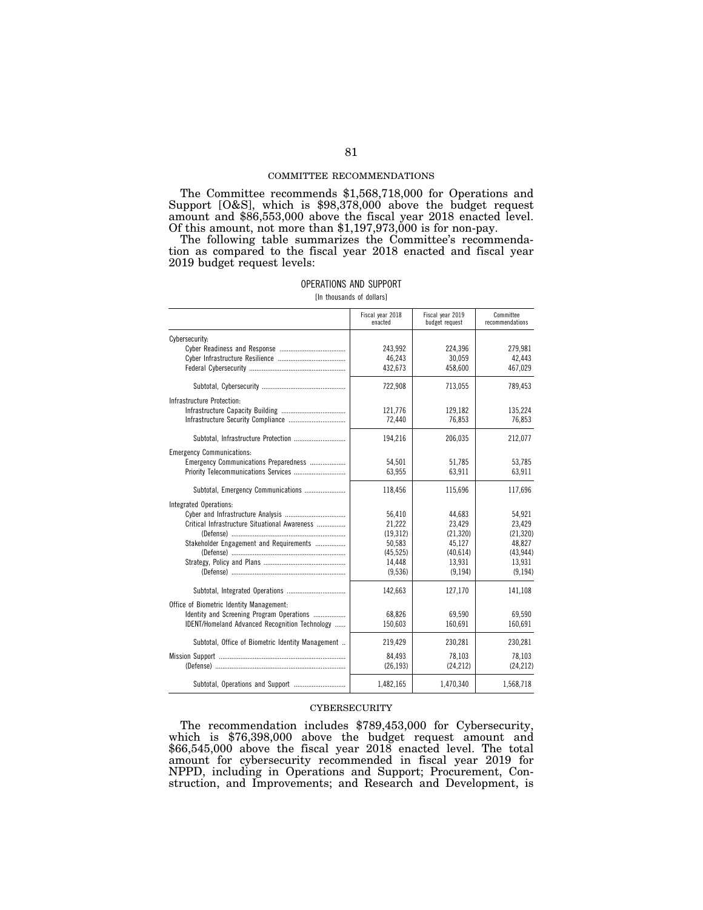## COMMITTEE RECOMMENDATIONS

The Committee recommends $1,568,718,000 for Operations and Support [O&S], which is $98,378,000 above the budget request amount and $86,553,000 above the fiscal year 2018 enacted level. Of this amount, not more than $1,197,973,000 is for non-pay.

The following table summarizes the Committee's recommendation as compared to the fiscal year 2018 enacted and fiscal year 2019 budget request levels:

OPERATIONS AND SUPPORT

[In thousands of dollars]

| | Fiscal year 2018 enacted | Fiscal year 2019 budget request | Committee recommendations |
|---|---|---|---|
| Cybersecurity: | | | |
| Cyber Readiness and Response | 243,992 | 224,396 | 279,981 |
| Cyber Infrastructure Resilience | 46,243 | 30,059 | 42,443 |
| Federal Cybersecurity | 432,673 | 458,600 | 467,029 |
| Subtotal, Cybersecurity | 722,908 | 713,055 | 789,453 |
| Infrastructure Protection: | | | |
| Infrastructure Capacity Building | 121,776 | 129,182 | 135,224 |
| Infrastructure Security Compliance | 72,440 | 76,853 | 76,853 |
| Subtotal, Infrastructure Protection | 194,216 | 206,035 | 212,077 |
| Emergency Communications: | | | |
| Emergency Communications Preparedness | 54,501 | 51,785 | 53,785 |
| Priority Telecommunications Services | 63,955 | 63,911 | 63,911 |
| Subtotal, Emergency Communications | 118,456 | 115,696 | 117,696 |
| Integrated Operations: | | | |
| Cyber and Infrastructure Analysis | 56,410 | 44,683 | 54,921 |
| Critical Infrastructure Situational Awareness | 21,222 | 23,429 | 23,429 |
| (Defense) | (19,312) | (21,320) | (21,320) |
| Stakeholder Engagement and Requirements | 50,583 | 45,127 | 48,827 |
| (Defense) | (45,525) | (40,614) | (43,944) |
| Strategy, Policy and Plans | 14,448 | 13,931 | 13,931 |
| (Defense) | (9,536) | (9,194) | (9,194) |
| Subtotal, Integrated Operations | 142,663 | 127,170 | 141,108 |
| Office of Biometric Identity Management: | | | |
| Identity and Screening Program Operations | 68,826 | 69,590 | 69,590 |
| IDENT/Homeland Advanced Recognition Technology | 150,603 | 160,691 | 160,691 |
| Subtotal, Office of Biometric Identity Management | 219,429 | 230,281 | 230,281 |
| Mission Support | 84,493 | 78,103 | 78,103 |
| (Defense) | (26,193) | (24,212) | (24,212) |
| Subtotal, Operations and Support | 1,482,165 | 1,470,340 | 1,568,718 |

## CYBERSECURITY

The recommendation includes $789,453,000 for Cybersecurity, which is $76,398,000 above the budget request amount and $66,545,000 above the fiscal year 2018 enacted level. The total amount for cybersecurity recommended in fiscal year 2019 for NPPD, including in Operations and Support; Procurement, Construction, and Improvements; and Research and Development, is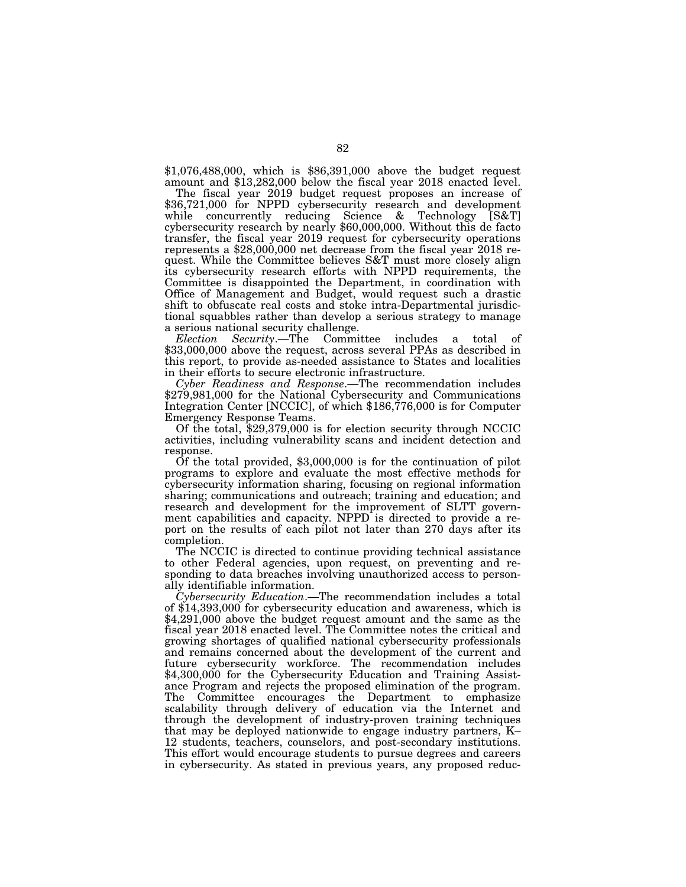$1,076,488,000, which is $86,391,000 above the budget request amount and $13,282,000 below the fiscal year 2018 enacted level.

The fiscal year 2019 budget request proposes an increase of $36,721,000 for NPPD cybersecurity research and development while concurrently reducing Science & Technology [S&T] cybersecurity research by nearly $60,000,000. Without this de facto transfer, the fiscal year 2019 request for cybersecurity operations represents a $28,000,000 net decrease from the fiscal year 2018 request. While the Committee believes S&T must more closely align its cybersecurity research efforts with NPPD requirements, the Committee is disappointed the Department, in coordination with Office of Management and Budget, would request such a drastic shift to obfuscate real costs and stoke intra-Departmental jurisdictional squabbles rather than develop a serious strategy to manage a serious national security challenge.

*Election Security*.—The Committee includes a total of $33,000,000 above the request, across several PPAs as described in this report, to provide as-needed assistance to States and localities in their efforts to secure electronic infrastructure.

*Cyber Readiness and Response*.—The recommendation includes $279,981,000 for the National Cybersecurity and Communications Integration Center [NCCIC], of which $186,776,000 is for Computer Emergency Response Teams.

Of the total, $29,379,000 is for election security through NCCIC activities, including vulnerability scans and incident detection and response.

Of the total provided, $3,000,000 is for the continuation of pilot programs to explore and evaluate the most effective methods for cybersecurity information sharing, focusing on regional information sharing; communications and outreach; training and education; and research and development for the improvement of SLTT government capabilities and capacity. NPPD is directed to provide a report on the results of each pilot not later than 270 days after its completion.

The NCCIC is directed to continue providing technical assistance to other Federal agencies, upon request, on preventing and responding to data breaches involving unauthorized access to personally identifiable information.

*Cybersecurity Education*.—The recommendation includes a total of $14,393,000 for cybersecurity education and awareness, which is $4,291,000 above the budget request amount and the same as the fiscal year 2018 enacted level. The Committee notes the critical and growing shortages of qualified national cybersecurity professionals and remains concerned about the development of the current and future cybersecurity workforce. The recommendation includes $4,300,000 for the Cybersecurity Education and Training Assistance Program and rejects the proposed elimination of the program. The Committee encourages the Department to emphasize scalability through delivery of education via the Internet and through the development of industry-proven training techniques that may be deployed nationwide to engage industry partners, K–12 students, teachers, counselors, and post-secondary institutions. This effort would encourage students to pursue degrees and careers in cybersecurity. As stated in previous years, any proposed reduc-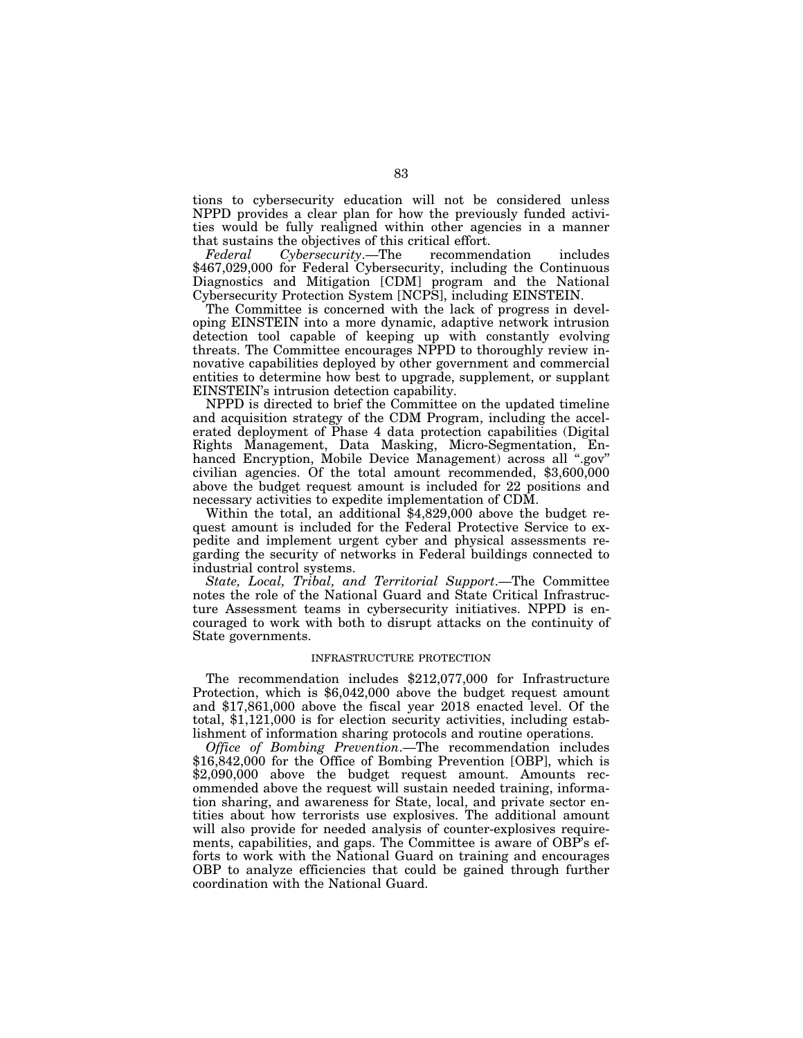tions to cybersecurity education will not be considered unless NPPD provides a clear plan for how the previously funded activities would be fully realigned within other agencies in a manner that sustains the objectives of this critical effort.

*Federal Cybersecurity*.—The recommendation includes $467,029,000 for Federal Cybersecurity, including the Continuous Diagnostics and Mitigation [CDM] program and the National Cybersecurity Protection System [NCPS], including EINSTEIN.

The Committee is concerned with the lack of progress in developing EINSTEIN into a more dynamic, adaptive network intrusion detection tool capable of keeping up with constantly evolving threats. The Committee encourages NPPD to thoroughly review innovative capabilities deployed by other government and commercial entities to determine how best to upgrade, supplement, or supplant EINSTEIN's intrusion detection capability.

NPPD is directed to brief the Committee on the updated timeline and acquisition strategy of the CDM Program, including the accelerated deployment of Phase 4 data protection capabilities (Digital Rights Management, Data Masking, Micro-Segmentation, Enhanced Encryption, Mobile Device Management) across all ".gov" civilian agencies. Of the total amount recommended, $3,600,000 above the budget request amount is included for 22 positions and necessary activities to expedite implementation of CDM.

Within the total, an additional $4,829,000 above the budget request amount is included for the Federal Protective Service to expedite and implement urgent cyber and physical assessments regarding the security of networks in Federal buildings connected to industrial control systems.

*State, Local, Tribal, and Territorial Support*.—The Committee notes the role of the National Guard and State Critical Infrastructure Assessment teams in cybersecurity initiatives. NPPD is encouraged to work with both to disrupt attacks on the continuity of State governments.

## INFRASTRUCTURE PROTECTION

The recommendation includes $212,077,000 for Infrastructure Protection, which is $6,042,000 above the budget request amount and $17,861,000 above the fiscal year 2018 enacted level. Of the total, $1,121,000 is for election security activities, including establishment of information sharing protocols and routine operations.

*Office of Bombing Prevention*.—The recommendation includes $16,842,000 for the Office of Bombing Prevention [OBP], which is $2,090,000 above the budget request amount. Amounts recommended above the request will sustain needed training, information sharing, and awareness for State, local, and private sector entities about how terrorists use explosives. The additional amount will also provide for needed analysis of counter-explosives requirements, capabilities, and gaps. The Committee is aware of OBP's efforts to work with the National Guard on training and encourages OBP to analyze efficiencies that could be gained through further coordination with the National Guard.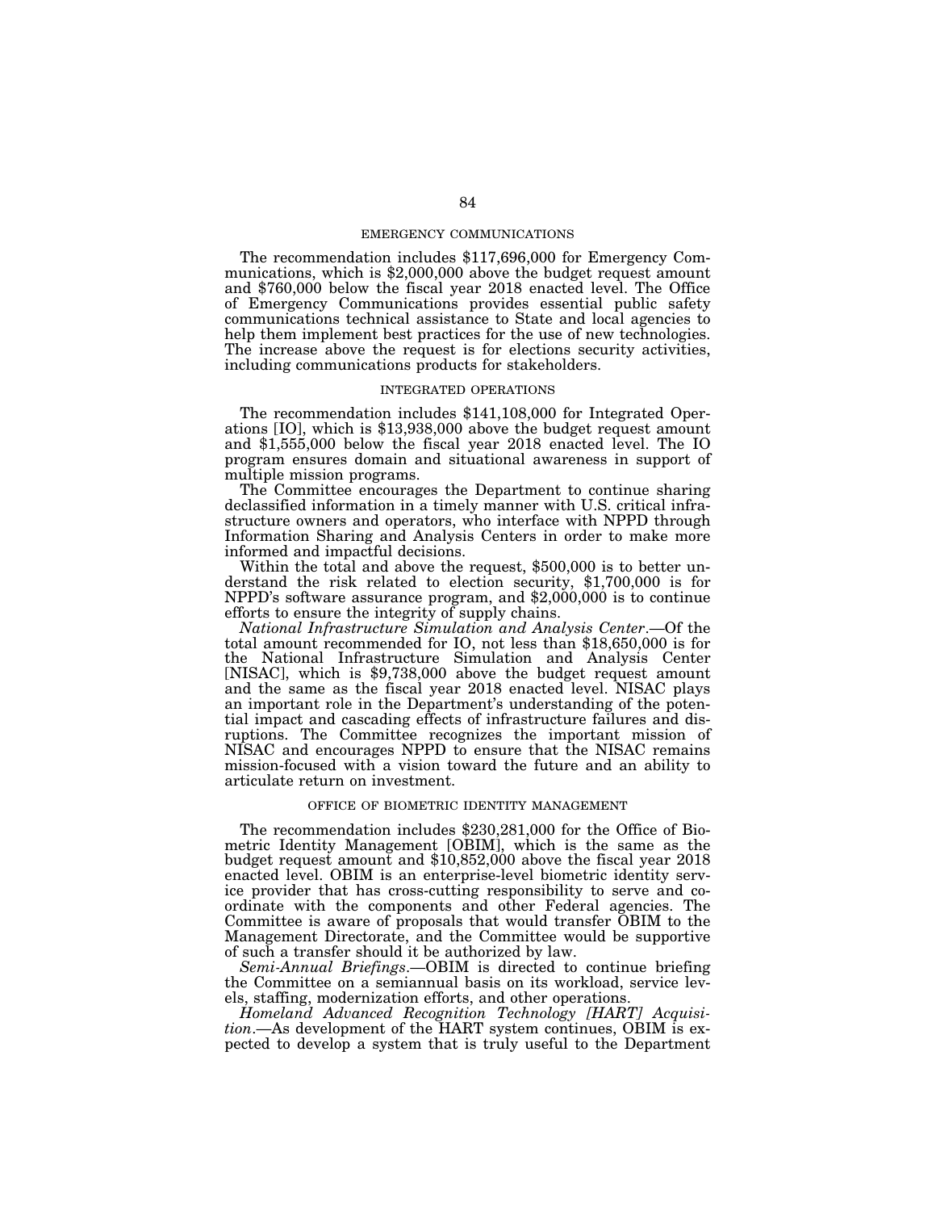### EMERGENCY COMMUNICATIONS

The recommendation includes $117,696,000 for Emergency Communications, which is $2,000,000 above the budget request amount and $760,000 below the fiscal year 2018 enacted level. The Office of Emergency Communications provides essential public safety communications technical assistance to State and local agencies to help them implement best practices for the use of new technologies. The increase above the request is for elections security activities, including communications products for stakeholders.

### INTEGRATED OPERATIONS

The recommendation includes $141,108,000 for Integrated Operations [IO], which is $13,938,000 above the budget request amount and $1,555,000 below the fiscal year 2018 enacted level. The IO program ensures domain and situational awareness in support of multiple mission programs.

The Committee encourages the Department to continue sharing declassified information in a timely manner with U.S. critical infrastructure owners and operators, who interface with NPPD through Information Sharing and Analysis Centers in order to make more informed and impactful decisions.

Within the total and above the request, $500,000 is to better understand the risk related to election security, $1,700,000 is for NPPD's software assurance program, and $2,000,000 is to continue efforts to ensure the integrity of supply chains.

*National Infrastructure Simulation and Analysis Center*.—Of the total amount recommended for IO, not less than $18,650,000 is for the National Infrastructure Simulation and Analysis Center [NISAC], which is $9,738,000 above the budget request amount and the same as the fiscal year 2018 enacted level. NISAC plays an important role in the Department's understanding of the potential impact and cascading effects of infrastructure failures and disruptions. The Committee recognizes the important mission of NISAC and encourages NPPD to ensure that the NISAC remains mission-focused with a vision toward the future and an ability to articulate return on investment.

### OFFICE OF BIOMETRIC IDENTITY MANAGEMENT

The recommendation includes $230,281,000 for the Office of Biometric Identity Management [OBIM], which is the same as the budget request amount and $10,852,000 above the fiscal year 2018 enacted level. OBIM is an enterprise-level biometric identity service provider that has cross-cutting responsibility to serve and coordinate with the components and other Federal agencies. The Committee is aware of proposals that would transfer OBIM to the Management Directorate, and the Committee would be supportive of such a transfer should it be authorized by law.

*Semi-Annual Briefings*.—OBIM is directed to continue briefing the Committee on a semiannual basis on its workload, service levels, staffing, modernization efforts, and other operations.

*Homeland Advanced Recognition Technology [HART] Acquisition*.—As development of the HART system continues, OBIM is expected to develop a system that is truly useful to the Department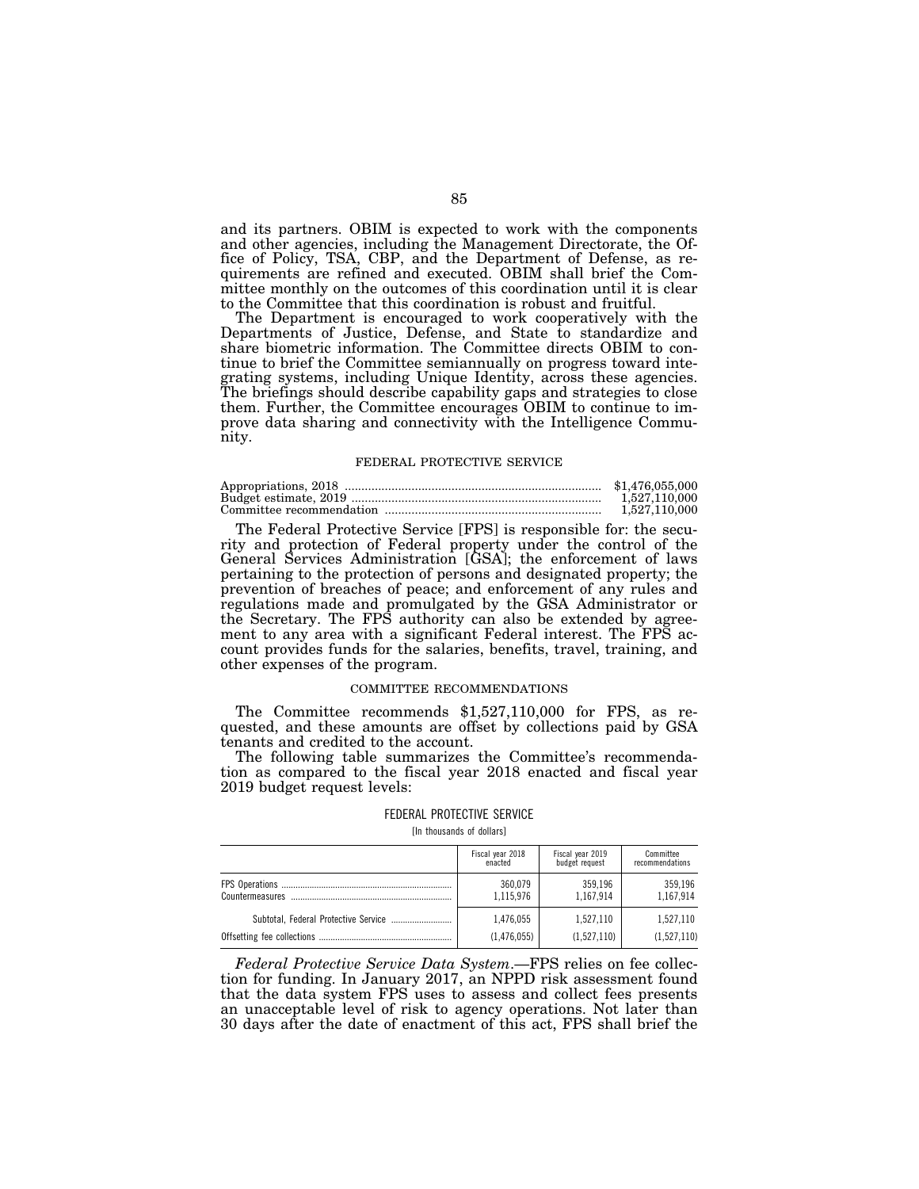and its partners. OBIM is expected to work with the components and other agencies, including the Management Directorate, the Office of Policy, TSA, CBP, and the Department of Defense, as requirements are refined and executed. OBIM shall brief the Committee monthly on the outcomes of this coordination until it is clear to the Committee that this coordination is robust and fruitful.

The Department is encouraged to work cooperatively with the Departments of Justice, Defense, and State to standardize and share biometric information. The Committee directs OBIM to continue to brief the Committee semiannually on progress toward integrating systems, including Unique Identity, across these agencies. The briefings should describe capability gaps and strategies to close them. Further, the Committee encourages OBIM to continue to improve data sharing and connectivity with the Intelligence Community.

## FEDERAL PROTECTIVE SERVICE

| | |
|---|---|
| Appropriations, 2018 | $1,476,055,000 |
| Budget estimate, 2019 | 1,527,110,000 |
| Committee recommendation | 1,527,110,000 |

The Federal Protective Service [FPS] is responsible for: the security and protection of Federal property under the control of the General Services Administration [GSA]; the enforcement of laws pertaining to the protection of persons and designated property; the prevention of breaches of peace; and enforcement of any rules and regulations made and promulgated by the GSA Administrator or the Secretary. The FPS authority can also be extended by agreement to any area with a significant Federal interest. The FPS account provides funds for the salaries, benefits, travel, training, and other expenses of the program.

### COMMITTEE RECOMMENDATIONS

The Committee recommends $1,527,110,000 for FPS, as requested, and these amounts are offset by collections paid by GSA tenants and credited to the account.

The following table summarizes the Committee's recommendation as compared to the fiscal year 2018 enacted and fiscal year 2019 budget request levels:

FEDERAL PROTECTIVE SERVICE

[In thousands of dollars]

| | Fiscal year 2018 enacted | Fiscal year 2019 budget request | Committee recommendations |
|---|---|---|---|
| FPS Operations | 360,079 | 359,196 | 359,196 |
| Countermeasures | 1,115,976 | 1,167,914 | 1,167,914 |
| Subtotal, Federal Protective Service | 1,476,055 | 1,527,110 | 1,527,110 |
| Offsetting fee collections | (1,476,055) | (1,527,110) | (1,527,110) |

*Federal Protective Service Data System*.—FPS relies on fee collection for funding. In January 2017, an NPPD risk assessment found that the data system FPS uses to assess and collect fees presents an unacceptable level of risk to agency operations. Not later than 30 days after the date of enactment of this act, FPS shall brief the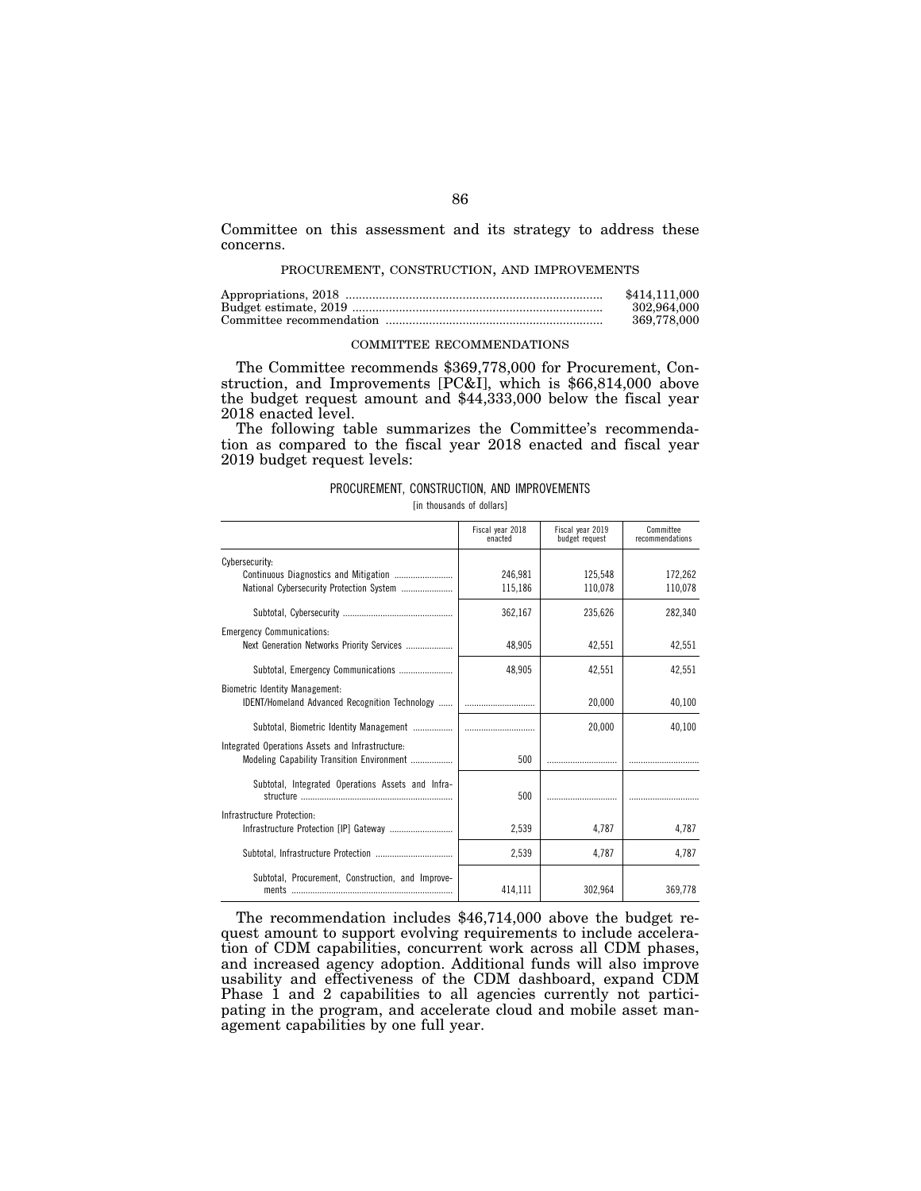Committee on this assessment and its strategy to address these concerns.

## PROCUREMENT, CONSTRUCTION, AND IMPROVEMENTS

| | |
|---|---|
| Appropriations, 2018 | $414,111,000 |
| Budget estimate, 2019 | 302,964,000 |
| Committee recommendation | 369,778,000 |

### COMMITTEE RECOMMENDATIONS

The Committee recommends $369,778,000 for Procurement, Construction, and Improvements [PC&I], which is $66,814,000 above the budget request amount and $44,333,000 below the fiscal year 2018 enacted level.

The following table summarizes the Committee's recommendation as compared to the fiscal year 2018 enacted and fiscal year 2019 budget request levels:

PROCUREMENT, CONSTRUCTION, AND IMPROVEMENTS

[in thousands of dollars]

| | Fiscal year 2018 enacted | Fiscal year 2019 budget request | Committee recommendations |
|---|---|---|---|
| Cybersecurity: | | | |
| Continuous Diagnostics and Mitigation | 246,981 | 125,548 | 172,262 |
| National Cybersecurity Protection System | 115,186 | 110,078 | 110,078 |
| Subtotal, Cybersecurity | 362,167 | 235,626 | 282,340 |
| Emergency Communications: | | | |
| Next Generation Networks Priority Services | 48,905 | 42,551 | 42,551 |
| Subtotal, Emergency Communications | 48,905 | 42,551 | 42,551 |
| Biometric Identity Management: | | | |
| IDENT/Homeland Advanced Recognition Technology | | 20,000 | 40,100 |
| Subtotal, Biometric Identity Management | | 20,000 | 40,100 |
| Integrated Operations Assets and Infrastructure: | | | |
| Modeling Capability Transition Environment | 500 | | |
| Subtotal, Integrated Operations Assets and Infrastructure | 500 | | |
| Infrastructure Protection: | | | |
| Infrastructure Protection [IP] Gateway | 2,539 | 4,787 | 4,787 |
| Subtotal, Infrastructure Protection | 2,539 | 4,787 | 4,787 |
| Subtotal, Procurement, Construction, and Improvements | 414,111 | 302,964 | 369,778 |

The recommendation includes $46,714,000 above the budget request amount to support evolving requirements to include acceleration of CDM capabilities, concurrent work across all CDM phases, and increased agency adoption. Additional funds will also improve usability and effectiveness of the CDM dashboard, expand CDM Phase 1 and 2 capabilities to all agencies currently not participating in the program, and accelerate cloud and mobile asset management capabilities by one full year.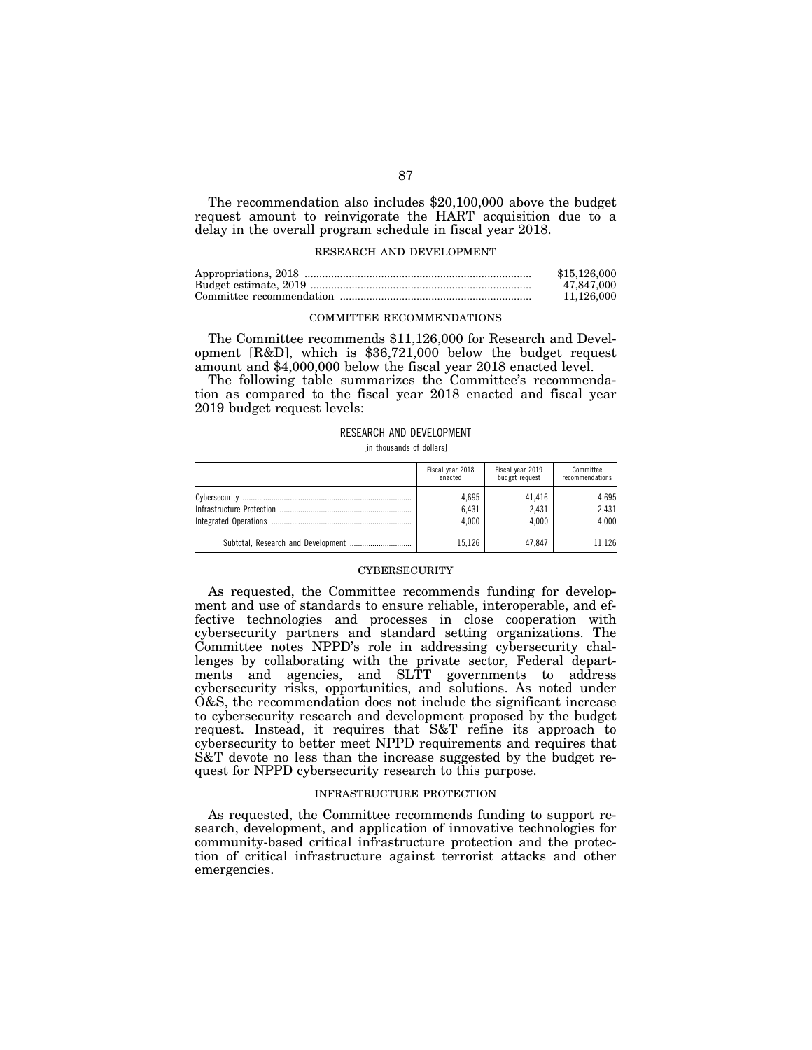The recommendation also includes $20,100,000 above the budget request amount to reinvigorate the HART acquisition due to a delay in the overall program schedule in fiscal year 2018.

## RESEARCH AND DEVELOPMENT

| | |
|---|---|
| Appropriations, 2018 | $15,126,000 |
| Budget estimate, 2019 | 47,847,000 |
| Committee recommendation | 11,126,000 |

### COMMITTEE RECOMMENDATIONS

The Committee recommends $11,126,000 for Research and Development [R&D], which is $36,721,000 below the budget request amount and $4,000,000 below the fiscal year 2018 enacted level.

The following table summarizes the Committee's recommendation as compared to the fiscal year 2018 enacted and fiscal year 2019 budget request levels:

RESEARCH AND DEVELOPMENT

[in thousands of dollars]

| | Fiscal year 2018 enacted | Fiscal year 2019 budget request | Committee recommendations |
|---|---|---|---|
| Cybersecurity | 4,695 | 41,416 | 4,695 |
| Infrastructure Protection | 6,431 | 2,431 | 2,431 |
| Integrated Operations | 4,000 | 4,000 | 4,000 |
| Subtotal, Research and Development | 15,126 | 47,847 | 11,126 |

### CYBERSECURITY

As requested, the Committee recommends funding for development and use of standards to ensure reliable, interoperable, and effective technologies and processes in close cooperation with cybersecurity partners and standard setting organizations. The Committee notes NPPD's role in addressing cybersecurity challenges by collaborating with the private sector, Federal departments and agencies, and SLTT governments to address cybersecurity risks, opportunities, and solutions. As noted under O&S, the recommendation does not include the significant increase to cybersecurity research and development proposed by the budget request. Instead, it requires that S&T refine its approach to cybersecurity to better meet NPPD requirements and requires that S&T devote no less than the increase suggested by the budget request for NPPD cybersecurity research to this purpose.

### INFRASTRUCTURE PROTECTION

As requested, the Committee recommends funding to support research, development, and application of innovative technologies for community-based critical infrastructure protection and the protection of critical infrastructure against terrorist attacks and other emergencies.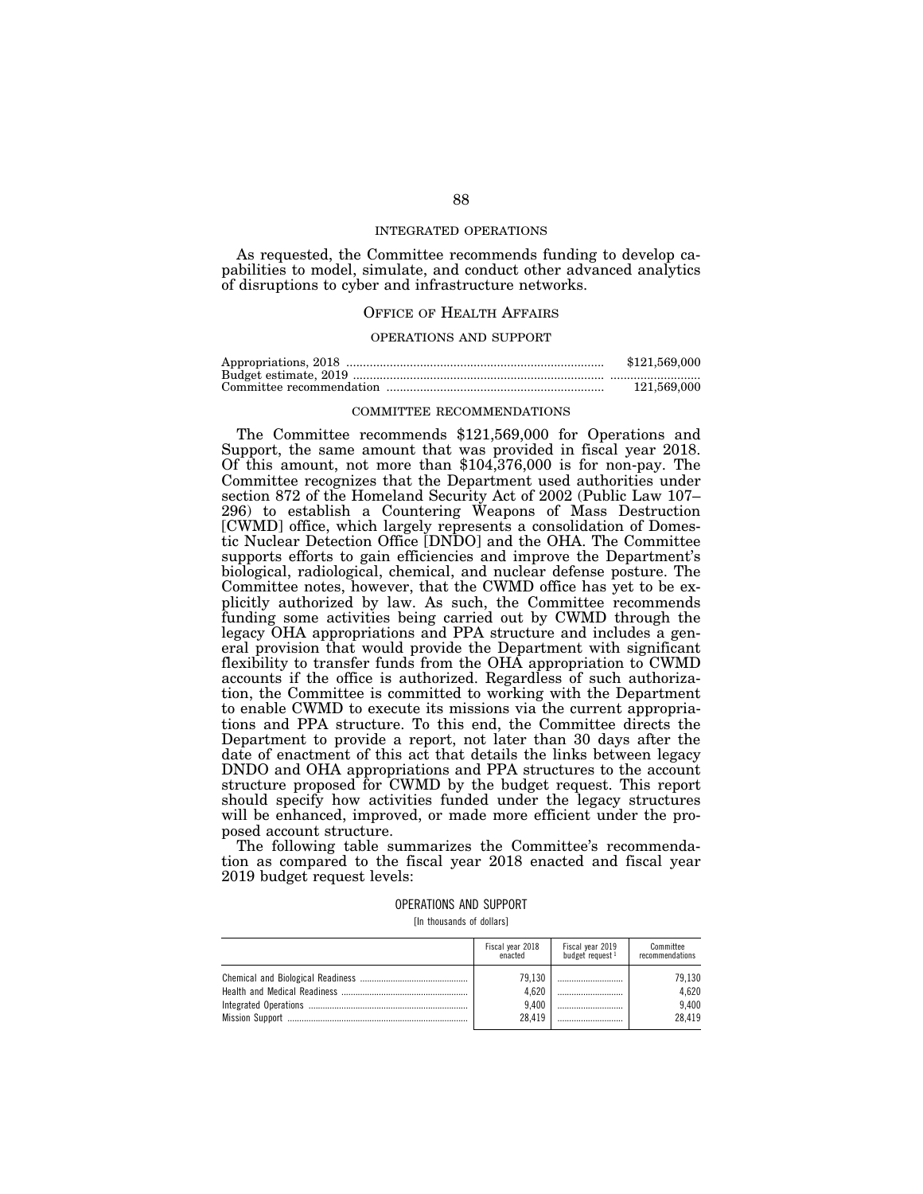INTEGRATED OPERATIONS

As requested, the Committee recommends funding to develop capabilities to model, simulate, and conduct other advanced analytics of disruptions to cyber and infrastructure networks.

## OFFICE OF HEALTH AFFAIRS

### OPERATIONS AND SUPPORT

| | |
|---|---|
| Appropriations, 2018 | $121,569,000 |
| Budget estimate, 2019 | ........................... |
| Committee recommendation | 121,569,000 |

### COMMITTEE RECOMMENDATIONS

The Committee recommends $121,569,000 for Operations and Support, the same amount that was provided in fiscal year 2018. Of this amount, not more than $104,376,000 is for non-pay. The Committee recognizes that the Department used authorities under section 872 of the Homeland Security Act of 2002 (Public Law 107–296) to establish a Countering Weapons of Mass Destruction [CWMD] office, which largely represents a consolidation of Domestic Nuclear Detection Office [DNDO] and the OHA. The Committee supports efforts to gain efficiencies and improve the Department's biological, radiological, chemical, and nuclear defense posture. The Committee notes, however, that the CWMD office has yet to be explicitly authorized by law. As such, the Committee recommends funding some activities being carried out by CWMD through the legacy OHA appropriations and PPA structure and includes a general provision that would provide the Department with significant flexibility to transfer funds from the OHA appropriation to CWMD accounts if the office is authorized. Regardless of such authorization, the Committee is committed to working with the Department to enable CWMD to execute its missions via the current appropriations and PPA structure. To this end, the Committee directs the Department to provide a report, not later than 30 days after the date of enactment of this act that details the links between legacy DNDO and OHA appropriations and PPA structures to the account structure proposed for CWMD by the budget request. This report should specify how activities funded under the legacy structures will be enhanced, improved, or made more efficient under the proposed account structure.

The following table summarizes the Committee's recommendation as compared to the fiscal year 2018 enacted and fiscal year 2019 budget request levels:

OPERATIONS AND SUPPORT

[In thousands of dollars]

| | Fiscal year 2018 enacted | Fiscal year 2019 budget request [1] | Committee recommendations |
|---|---|---|---|
| Chemical and Biological Readiness | 79,130 | ........................... | 79,130 |
| Health and Medical Readiness | 4,620 | ........................... | 4,620 |
| Integrated Operations | 9,400 | ........................... | 9,400 |
| Mission Support | 28,419 | ........................... | 28,419 |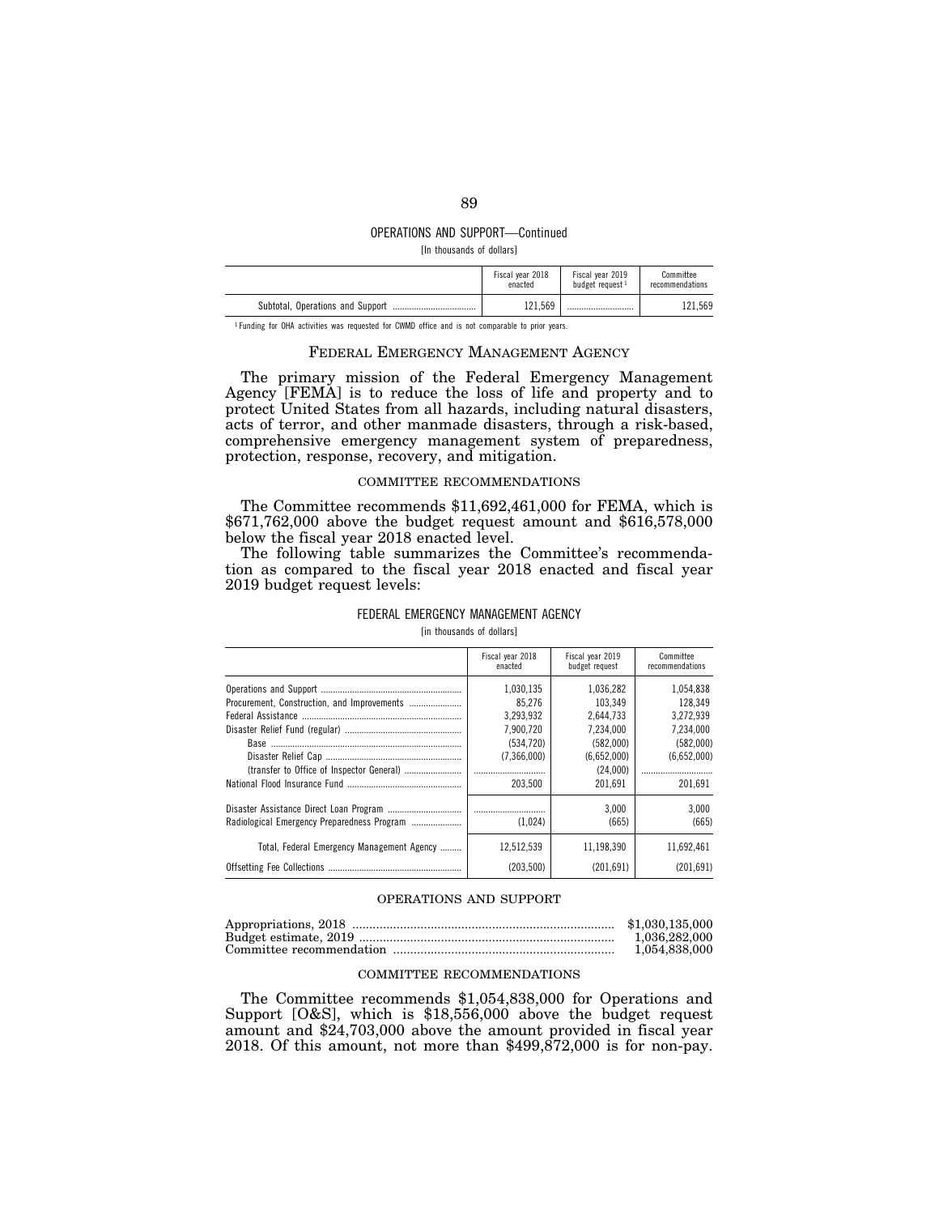OPERATIONS AND SUPPORT—Continued

[In thousands of dollars]

| | Fiscal year 2018 enacted | Fiscal year 2019 budget request [1] | Committee recommendations |
|---|---|---|---|
| Subtotal, Operations and Support | 121,569 | .......................... | 121,569 |

[1] Funding for OHA activities was requested for CWMD office and is not comparable to prior years.

## FEDERAL EMERGENCY MANAGEMENT AGENCY

The primary mission of the Federal Emergency Management Agency [FEMA] is to reduce the loss of life and property and to protect United States from all hazards, including natural disasters, acts of terror, and other manmade disasters, through a risk-based, comprehensive emergency management system of preparedness, protection, response, recovery, and mitigation.

### COMMITTEE RECOMMENDATIONS

The Committee recommends $11,692,461,000 for FEMA, which is $671,762,000 above the budget request amount and $616,578,000 below the fiscal year 2018 enacted level.

The following table summarizes the Committee's recommendation as compared to the fiscal year 2018 enacted and fiscal year 2019 budget request levels:

FEDERAL EMERGENCY MANAGEMENT AGENCY

[in thousands of dollars]

| | Fiscal year 2018 enacted | Fiscal year 2019 budget request | Committee recommendations |
|---|---|---|---|
| Operations and Support | 1,030,135 | 1,036,282 | 1,054,838 |
| Procurement, Construction, and Improvements | 85,276 | 103,349 | 128,349 |
| Federal Assistance | 3,293,932 | 2,644,733 | 3,272,939 |
| Disaster Relief Fund (regular) | 7,900,720 | 7,234,000 | 7,234,000 |
| Base | (534,720) | (582,000) | (582,000) |
| Disaster Relief Cap | (7,366,000) | (6,652,000) | (6,652,000) |
| (transfer to Office of Inspector General) | .......................... | (24,000) | .......................... |
| National Flood Insurance Fund | 203,500 | 201,691 | 201,691 |
| Disaster Assistance Direct Loan Program | .......................... | 3,000 | 3,000 |
| Radiological Emergency Preparedness Program | (1,024) | (665) | (665) |
| Total, Federal Emergency Management Agency | 12,512,539 | 11,198,390 | 11,692,461 |
| Offsetting Fee Collections | (203,500) | (201,691) | (201,691) |

### OPERATIONS AND SUPPORT

| | |
|---|---|
| Appropriations, 2018 | $1,030,135,000 |
| Budget estimate, 2019 | 1,036,282,000 |
| Committee recommendation | 1,054,838,000 |

### COMMITTEE RECOMMENDATIONS

The Committee recommends $1,054,838,000 for Operations and Support [O&S], which is $18,556,000 above the budget request amount and $24,703,000 above the amount provided in fiscal year 2018. Of this amount, not more than $499,872,000 is for non-pay.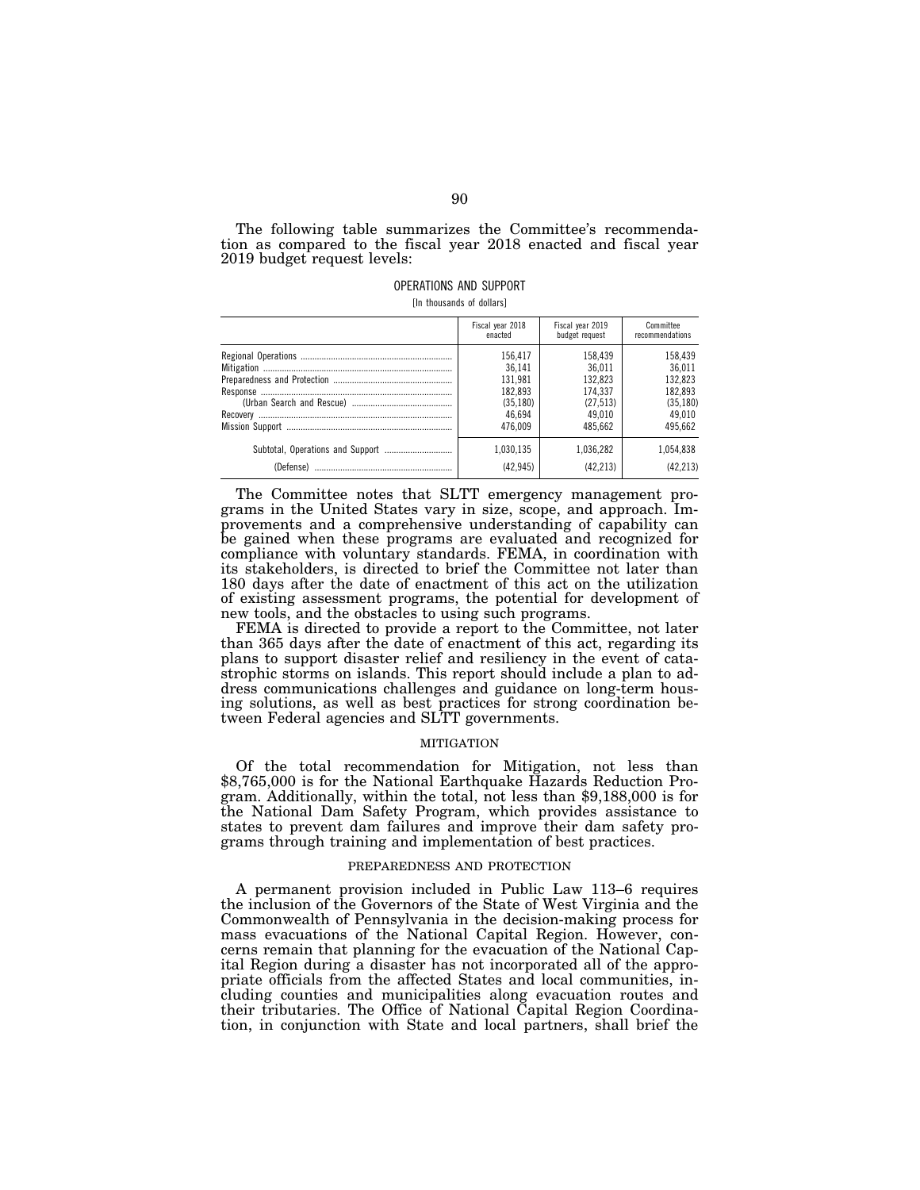The following table summarizes the Committee's recommendation as compared to the fiscal year 2018 enacted and fiscal year 2019 budget request levels:

OPERATIONS AND SUPPORT

[In thousands of dollars]

| | Fiscal year 2018 enacted | Fiscal year 2019 budget request | Committee recommendations |
|---|---|---|---|
| Regional Operations | 156,417 | 158,439 | 158,439 |
| Mitigation | 36,141 | 36,011 | 36,011 |
| Preparedness and Protection | 131,981 | 132,823 | 132,823 |
| Response | 182,893 | 174,337 | 182,893 |
| (Urban Search and Rescue) | (35,180) | (27,513) | (35,180) |
| Recovery | 46,694 | 49,010 | 49,010 |
| Mission Support | 476,009 | 485,662 | 495,662 |
| Subtotal, Operations and Support | 1,030,135 | 1,036,282 | 1,054,838 |
| (Defense) | (42,945) | (42,213) | (42,213) |

The Committee notes that SLTT emergency management programs in the United States vary in size, scope, and approach. Improvements and a comprehensive understanding of capability can be gained when these programs are evaluated and recognized for compliance with voluntary standards. FEMA, in coordination with its stakeholders, is directed to brief the Committee not later than 180 days after the date of enactment of this act on the utilization of existing assessment programs, the potential for development of new tools, and the obstacles to using such programs.

FEMA is directed to provide a report to the Committee, not later than 365 days after the date of enactment of this act, regarding its plans to support disaster relief and resiliency in the event of catastrophic storms on islands. This report should include a plan to address communications challenges and guidance on long-term housing solutions, as well as best practices for strong coordination between Federal agencies and SLTT governments.

MITIGATION

Of the total recommendation for Mitigation, not less than $8,765,000 is for the National Earthquake Hazards Reduction Program. Additionally, within the total, not less than $9,188,000 is for the National Dam Safety Program, which provides assistance to states to prevent dam failures and improve their dam safety programs through training and implementation of best practices.

PREPAREDNESS AND PROTECTION

A permanent provision included in Public Law 113–6 requires the inclusion of the Governors of the State of West Virginia and the Commonwealth of Pennsylvania in the decision-making process for mass evacuations of the National Capital Region. However, concerns remain that planning for the evacuation of the National Capital Region during a disaster has not incorporated all of the appropriate officials from the affected States and local communities, including counties and municipalities along evacuation routes and their tributaries. The Office of National Capital Region Coordination, in conjunction with State and local partners, shall brief the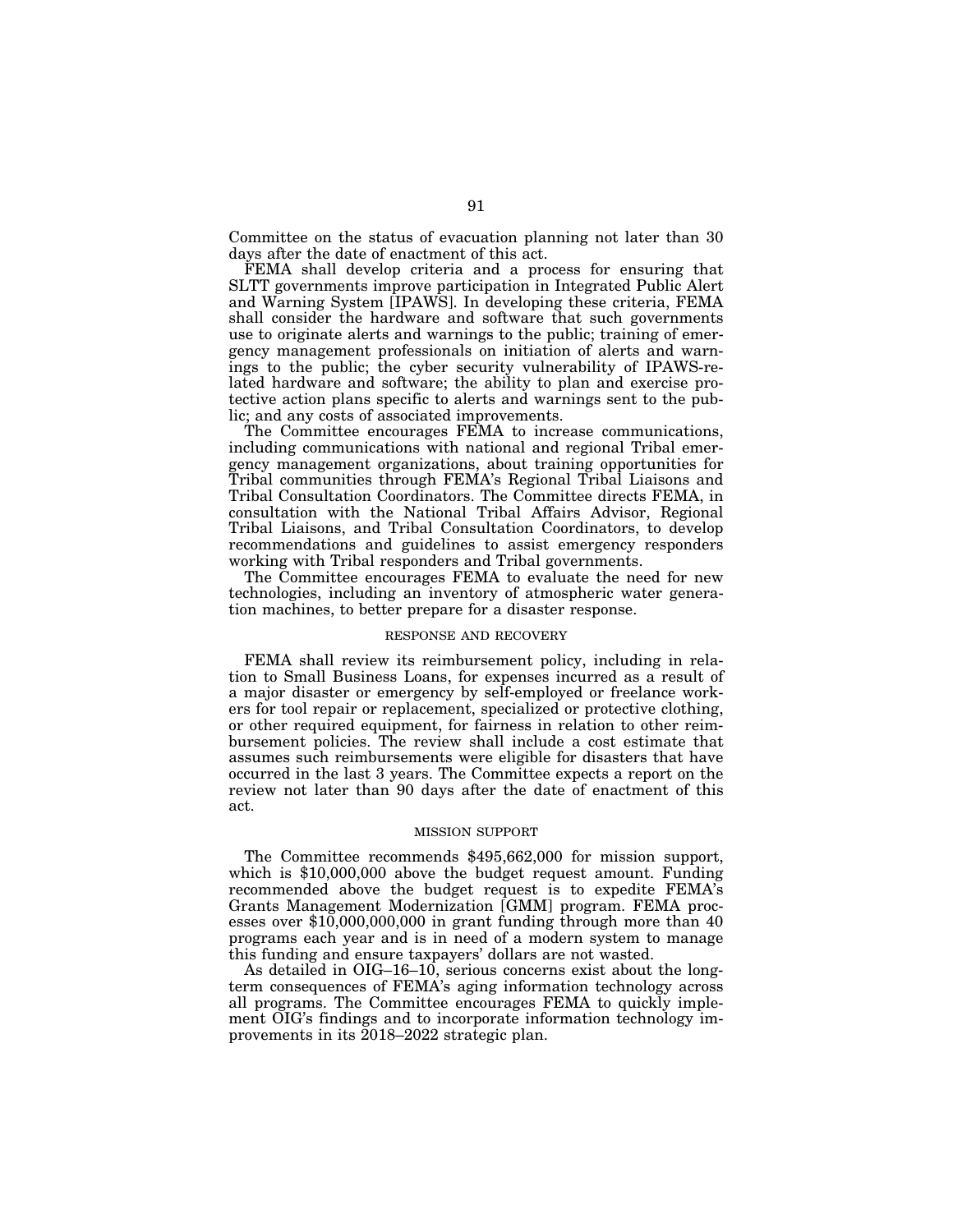Committee on the status of evacuation planning not later than 30 days after the date of enactment of this act.

FEMA shall develop criteria and a process for ensuring that SLTT governments improve participation in Integrated Public Alert and Warning System [IPAWS]. In developing these criteria, FEMA shall consider the hardware and software that such governments use to originate alerts and warnings to the public; training of emergency management professionals on initiation of alerts and warnings to the public; the cyber security vulnerability of IPAWS-related hardware and software; the ability to plan and exercise protective action plans specific to alerts and warnings sent to the public; and any costs of associated improvements.

The Committee encourages FEMA to increase communications, including communications with national and regional Tribal emergency management organizations, about training opportunities for Tribal communities through FEMA's Regional Tribal Liaisons and Tribal Consultation Coordinators. The Committee directs FEMA, in consultation with the National Tribal Affairs Advisor, Regional Tribal Liaisons, and Tribal Consultation Coordinators, to develop recommendations and guidelines to assist emergency responders working with Tribal responders and Tribal governments.

The Committee encourages FEMA to evaluate the need for new technologies, including an inventory of atmospheric water generation machines, to better prepare for a disaster response.

### RESPONSE AND RECOVERY

FEMA shall review its reimbursement policy, including in relation to Small Business Loans, for expenses incurred as a result of a major disaster or emergency by self-employed or freelance workers for tool repair or replacement, specialized or protective clothing, or other required equipment, for fairness in relation to other reimbursement policies. The review shall include a cost estimate that assumes such reimbursements were eligible for disasters that have occurred in the last 3 years. The Committee expects a report on the review not later than 90 days after the date of enactment of this act.

### MISSION SUPPORT

The Committee recommends $495,662,000 for mission support, which is $10,000,000 above the budget request amount. Funding recommended above the budget request is to expedite FEMA's Grants Management Modernization [GMM] program. FEMA processes over $10,000,000,000 in grant funding through more than 40 programs each year and is in need of a modern system to manage this funding and ensure taxpayers' dollars are not wasted.

As detailed in OIG–16–10, serious concerns exist about the long-term consequences of FEMA's aging information technology across all programs. The Committee encourages FEMA to quickly implement OIG's findings and to incorporate information technology improvements in its 2018–2022 strategic plan.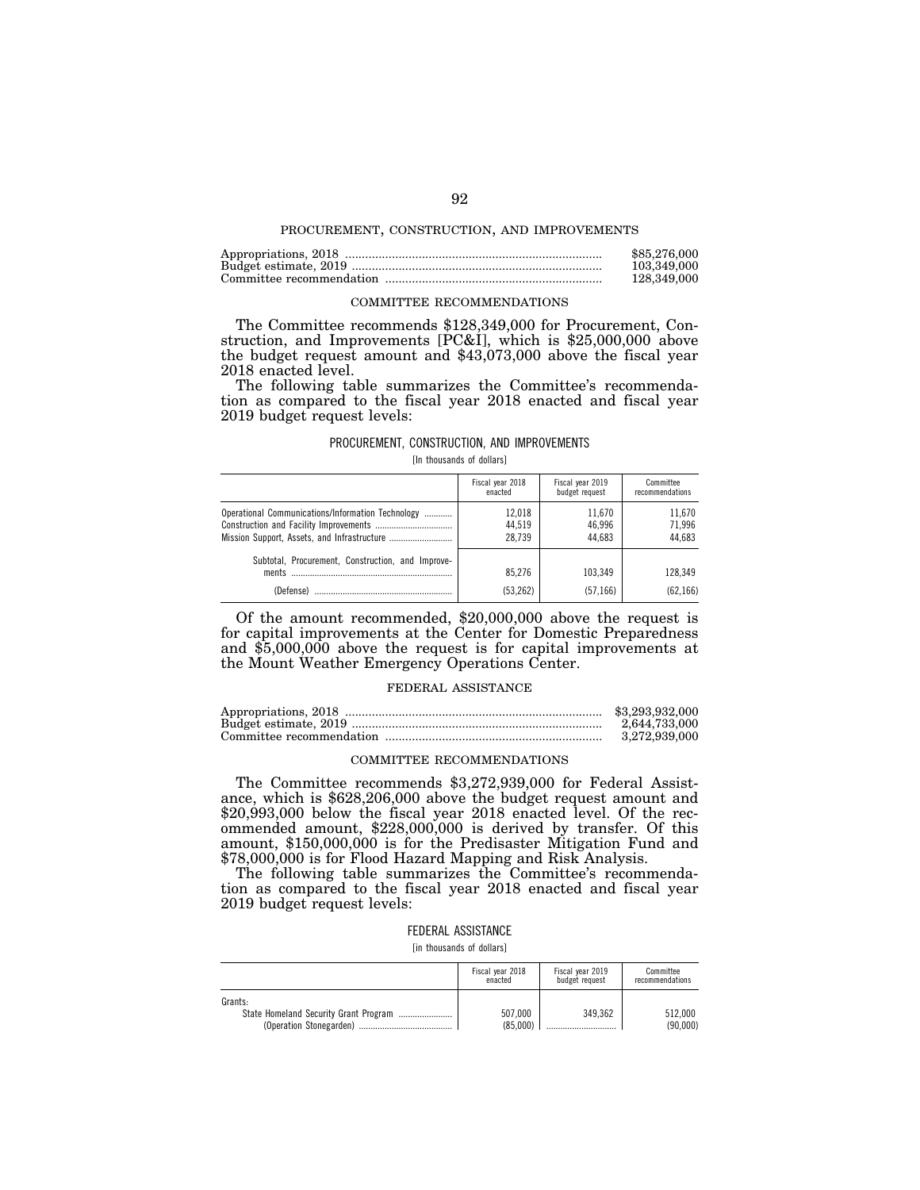## PROCUREMENT, CONSTRUCTION, AND IMPROVEMENTS

| | |
|---|---|
| Appropriations, 2018 | $85,276,000 |
| Budget estimate, 2019 | 103,349,000 |
| Committee recommendation | 128,349,000 |

### COMMITTEE RECOMMENDATIONS

The Committee recommends $128,349,000 for Procurement, Construction, and Improvements [PC&I], which is $25,000,000 above the budget request amount and $43,073,000 above the fiscal year 2018 enacted level.

The following table summarizes the Committee's recommendation as compared to the fiscal year 2018 enacted and fiscal year 2019 budget request levels:

PROCUREMENT, CONSTRUCTION, AND IMPROVEMENTS

[In thousands of dollars]

| | Fiscal year 2018 enacted | Fiscal year 2019 budget request | Committee recommendations |
|---|---|---|---|
| Operational Communications/Information Technology | 12,018 | 11,670 | 11,670 |
| Construction and Facility Improvements | 44,519 | 46,996 | 71,996 |
| Mission Support, Assets, and Infrastructure | 28,739 | 44,683 | 44,683 |
| Subtotal, Procurement, Construction, and Improvements | 85,276 | 103,349 | 128,349 |
| (Defense) | (53,262) | (57,166) | (62,166) |

Of the amount recommended, $20,000,000 above the request is for capital improvements at the Center for Domestic Preparedness and $5,000,000 above the request is for capital improvements at the Mount Weather Emergency Operations Center.

## FEDERAL ASSISTANCE

| | |
|---|---|
| Appropriations, 2018 | $3,293,932,000 |
| Budget estimate, 2019 | 2,644,733,000 |
| Committee recommendation | 3,272,939,000 |

### COMMITTEE RECOMMENDATIONS

The Committee recommends $3,272,939,000 for Federal Assistance, which is $628,206,000 above the budget request amount and $20,993,000 below the fiscal year 2018 enacted level. Of the recommended amount, $228,000,000 is derived by transfer. Of this amount, $150,000,000 is for the Predisaster Mitigation Fund and $78,000,000 is for Flood Hazard Mapping and Risk Analysis.

The following table summarizes the Committee's recommendation as compared to the fiscal year 2018 enacted and fiscal year 2019 budget request levels:

FEDERAL ASSISTANCE

[in thousands of dollars]

| | Fiscal year 2018 enacted | Fiscal year 2019 budget request | Committee recommendations |
|---|---|---|---|
| Grants: | | | |
| State Homeland Security Grant Program | 507,000 | 349,362 | 512,000 |
| (Operation Stonegarden) | (85,000) | | (90,000) |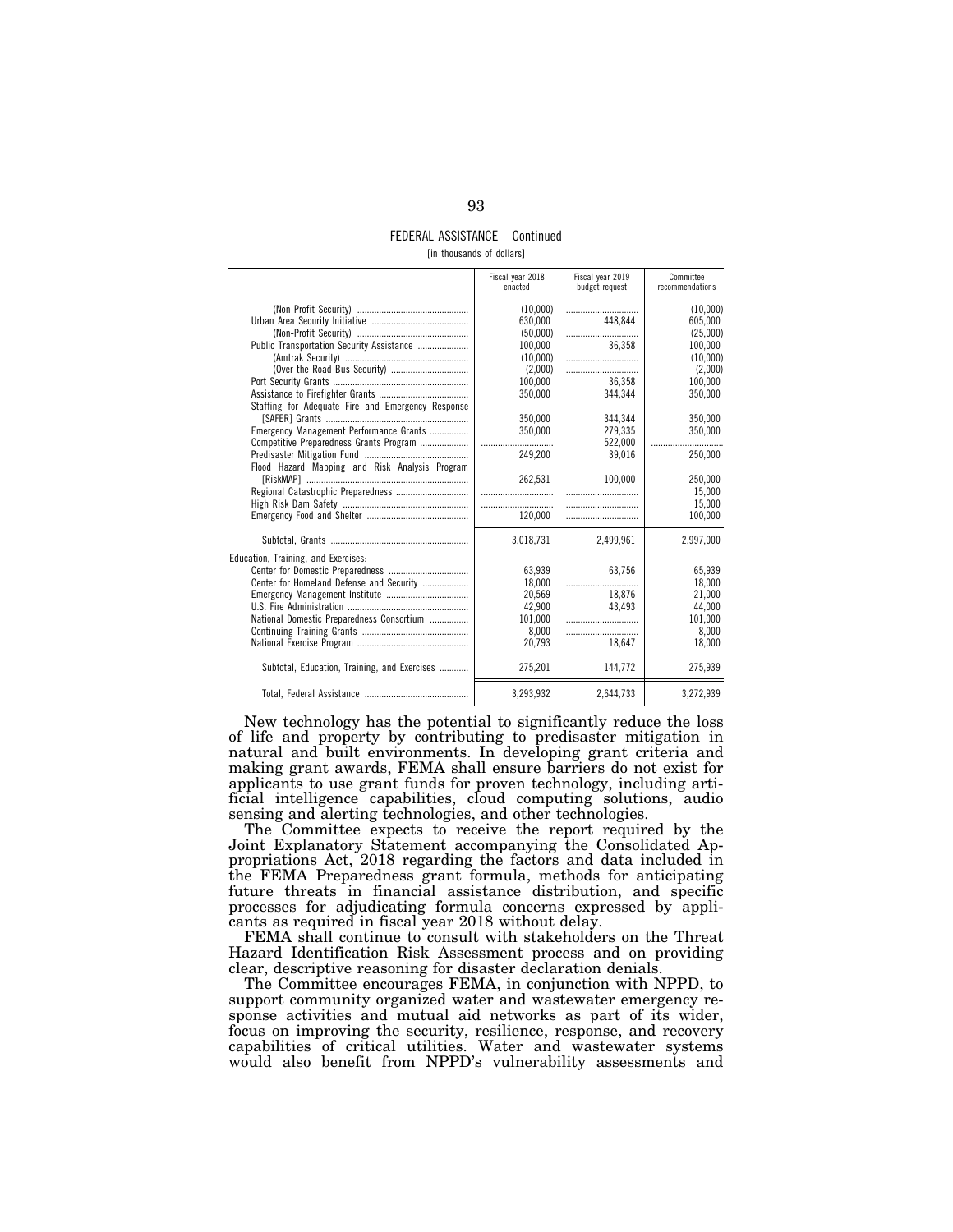FEDERAL ASSISTANCE—Continued

[in thousands of dollars]

| | Fiscal year 2018 enacted | Fiscal year 2019 budget request | Committee recommendations |
|---|---|---|---|
| (Non-Profit Security) | (10,000) | | (10,000) |
| Urban Area Security Initiative | 630,000 | 448,844 | 605,000 |
| (Non-Profit Security) | (50,000) | | (25,000) |
| Public Transportation Security Assistance | 100,000 | 36,358 | 100,000 |
| (Amtrak Security) | (10,000) | | (10,000) |
| (Over-the-Road Bus Security) | (2,000) | | (2,000) |
| Port Security Grants | 100,000 | 36,358 | 100,000 |
| Assistance to Firefighter Grants | 350,000 | 344,344 | 350,000 |
| Staffing for Adequate Fire and Emergency Response [SAFER] Grants | 350,000 | 344,344 | 350,000 |
| Emergency Management Performance Grants | 350,000 | 279,335 | 350,000 |
| Competitive Preparedness Grants Program | | 522,000 | |
| Predisaster Mitigation Fund | 249,200 | 39,016 | 250,000 |
| Flood Hazard Mapping and Risk Analysis Program [RiskMAP] | 262,531 | 100,000 | 250,000 |
| Regional Catastrophic Preparedness | | | 15,000 |
| High Risk Dam Safety | | | 15,000 |
| Emergency Food and Shelter | 120,000 | | 100,000 |
| Subtotal, Grants | 3,018,731 | 2,499,961 | 2,997,000 |
| Education, Training, and Exercises: | | | |
| Center for Domestic Preparedness | 63,939 | 63,756 | 65,939 |
| Center for Homeland Defense and Security | 18,000 | | 18,000 |
| Emergency Management Institute | 20,569 | 18,876 | 21,000 |
| U.S. Fire Administration | 42,900 | 43,493 | 44,000 |
| National Domestic Preparedness Consortium | 101,000 | | 101,000 |
| Continuing Training Grants | 8,000 | | 8,000 |
| National Exercise Program | 20,793 | 18,647 | 18,000 |
| Subtotal, Education, Training, and Exercises | 275,201 | 144,772 | 275,939 |
| Total, Federal Assistance | 3,293,932 | 2,644,733 | 3,272,939 |

New technology has the potential to significantly reduce the loss of life and property by contributing to predisaster mitigation in natural and built environments. In developing grant criteria and making grant awards, FEMA shall ensure barriers do not exist for applicants to use grant funds for proven technology, including artificial intelligence capabilities, cloud computing solutions, audio sensing and alerting technologies, and other technologies.

The Committee expects to receive the report required by the Joint Explanatory Statement accompanying the Consolidated Appropriations Act, 2018 regarding the factors and data included in the FEMA Preparedness grant formula, methods for anticipating future threats in financial assistance distribution, and specific processes for adjudicating formula concerns expressed by applicants as required in fiscal year 2018 without delay.

FEMA shall continue to consult with stakeholders on the Threat Hazard Identification Risk Assessment process and on providing clear, descriptive reasoning for disaster declaration denials.

The Committee encourages FEMA, in conjunction with NPPD, to support community organized water and wastewater emergency response activities and mutual aid networks as part of its wider, focus on improving the security, resilience, response, and recovery capabilities of critical utilities. Water and wastewater systems would also benefit from NPPD's vulnerability assessments and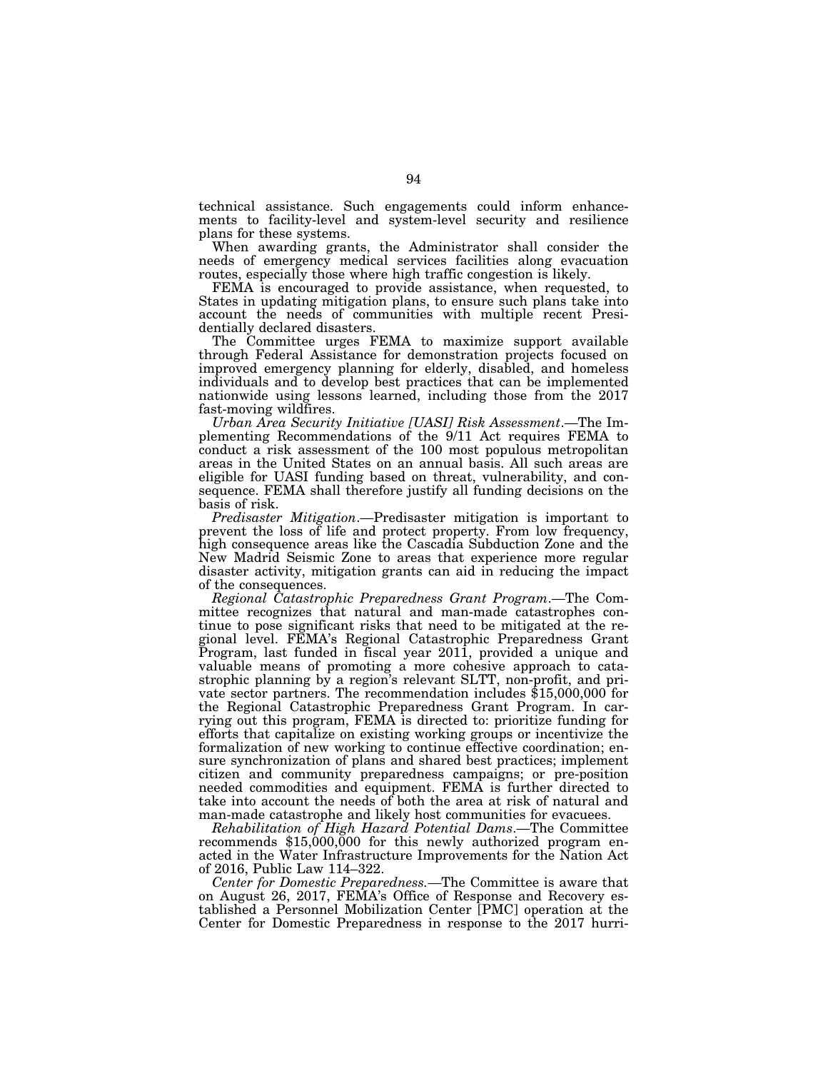technical assistance. Such engagements could inform enhancements to facility-level and system-level security and resilience plans for these systems.

When awarding grants, the Administrator shall consider the needs of emergency medical services facilities along evacuation routes, especially those where high traffic congestion is likely.

FEMA is encouraged to provide assistance, when requested, to States in updating mitigation plans, to ensure such plans take into account the needs of communities with multiple recent Presidentially declared disasters.

The Committee urges FEMA to maximize support available through Federal Assistance for demonstration projects focused on improved emergency planning for elderly, disabled, and homeless individuals and to develop best practices that can be implemented nationwide using lessons learned, including those from the 2017 fast-moving wildfires.

*Urban Area Security Initiative [UASI] Risk Assessment*.—The Implementing Recommendations of the 9/11 Act requires FEMA to conduct a risk assessment of the 100 most populous metropolitan areas in the United States on an annual basis. All such areas are eligible for UASI funding based on threat, vulnerability, and consequence. FEMA shall therefore justify all funding decisions on the basis of risk.

*Predisaster Mitigation*.—Predisaster mitigation is important to prevent the loss of life and protect property. From low frequency, high consequence areas like the Cascadia Subduction Zone and the New Madrid Seismic Zone to areas that experience more regular disaster activity, mitigation grants can aid in reducing the impact of the consequences.

*Regional Catastrophic Preparedness Grant Program*.—The Committee recognizes that natural and man-made catastrophes continue to pose significant risks that need to be mitigated at the regional level. FEMA's Regional Catastrophic Preparedness Grant Program, last funded in fiscal year 2011, provided a unique and valuable means of promoting a more cohesive approach to catastrophic planning by a region's relevant SLTT, non-profit, and private sector partners. The recommendation includes $15,000,000 for the Regional Catastrophic Preparedness Grant Program. In carrying out this program, FEMA is directed to: prioritize funding for efforts that capitalize on existing working groups or incentivize the formalization of new working to continue effective coordination; ensure synchronization of plans and shared best practices; implement citizen and community preparedness campaigns; or pre-position needed commodities and equipment. FEMA is further directed to take into account the needs of both the area at risk of natural and man-made catastrophe and likely host communities for evacuees.

*Rehabilitation of High Hazard Potential Dams*.—The Committee recommends $15,000,000 for this newly authorized program enacted in the Water Infrastructure Improvements for the Nation Act of 2016, Public Law 114–322.

*Center for Domestic Preparedness*.—The Committee is aware that on August 26, 2017, FEMA's Office of Response and Recovery established a Personnel Mobilization Center [PMC] operation at the Center for Domestic Preparedness in response to the 2017 hurri-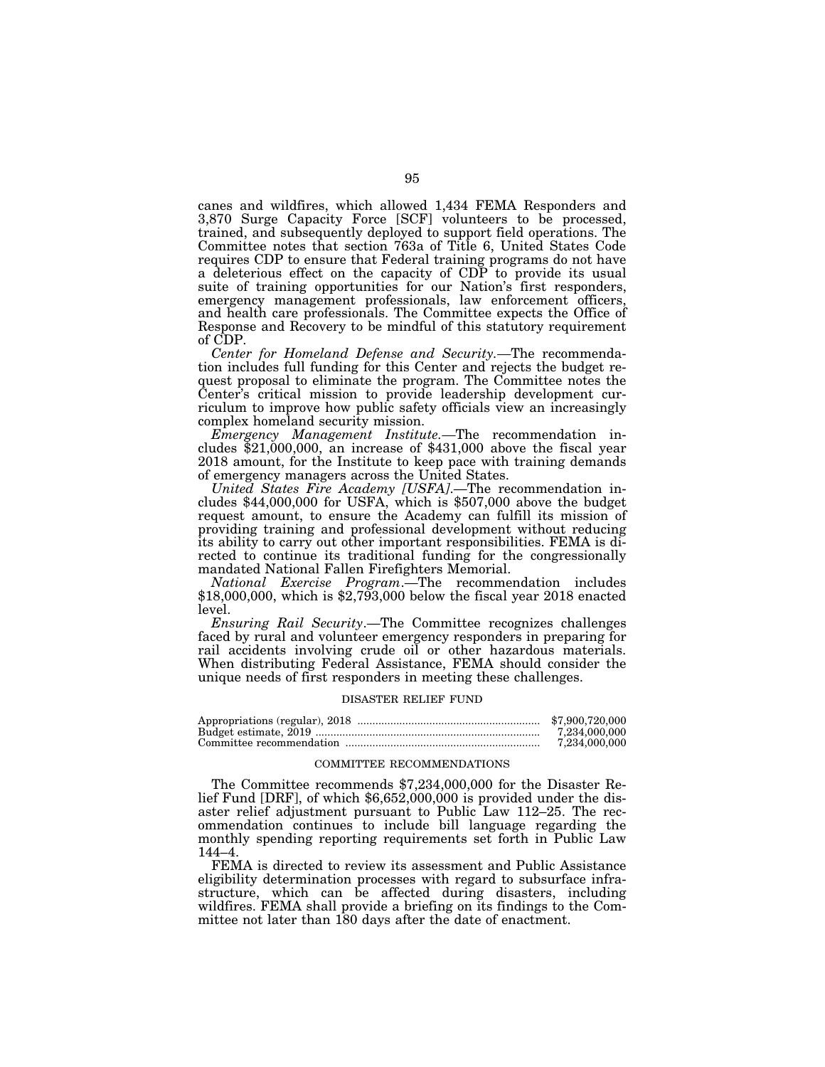canes and wildfires, which allowed 1,434 FEMA Responders and 3,870 Surge Capacity Force [SCF] volunteers to be processed, trained, and subsequently deployed to support field operations. The Committee notes that section 763a of Title 6, United States Code requires CDP to ensure that Federal training programs do not have a deleterious effect on the capacity of CDP to provide its usual suite of training opportunities for our Nation's first responders, emergency management professionals, law enforcement officers, and health care professionals. The Committee expects the Office of Response and Recovery to be mindful of this statutory requirement of CDP.

*Center for Homeland Defense and Security*.—The recommendation includes full funding for this Center and rejects the budget request proposal to eliminate the program. The Committee notes the Center's critical mission to provide leadership development curriculum to improve how public safety officials view an increasingly complex homeland security mission.

*Emergency Management Institute*.—The recommendation includes $21,000,000, an increase of $431,000 above the fiscal year 2018 amount, for the Institute to keep pace with training demands of emergency managers across the United States.

*United States Fire Academy [USFA]*.—The recommendation includes $44,000,000 for USFA, which is $507,000 above the budget request amount, to ensure the Academy can fulfill its mission of providing training and professional development without reducing its ability to carry out other important responsibilities. FEMA is directed to continue its traditional funding for the congressionally mandated National Fallen Firefighters Memorial.

*National Exercise Program*.—The recommendation includes $18,000,000, which is $2,793,000 below the fiscal year 2018 enacted level.

*Ensuring Rail Security*.—The Committee recognizes challenges faced by rural and volunteer emergency responders in preparing for rail accidents involving crude oil or other hazardous materials. When distributing Federal Assistance, FEMA should consider the unique needs of first responders in meeting these challenges.

## DISASTER RELIEF FUND

| | |
|---|---|
| Appropriations (regular), 2018 | $7,900,720,000 |
| Budget estimate, 2019 | 7,234,000,000 |
| Committee recommendation | 7,234,000,000 |

## COMMITTEE RECOMMENDATIONS

The Committee recommends $7,234,000,000 for the Disaster Relief Fund [DRF], of which $6,652,000,000 is provided under the disaster relief adjustment pursuant to Public Law 112–25. The recommendation continues to include bill language regarding the monthly spending reporting requirements set forth in Public Law 144–4.

FEMA is directed to review its assessment and Public Assistance eligibility determination processes with regard to subsurface infrastructure, which can be affected during disasters, including wildfires. FEMA shall provide a briefing on its findings to the Committee not later than 180 days after the date of enactment.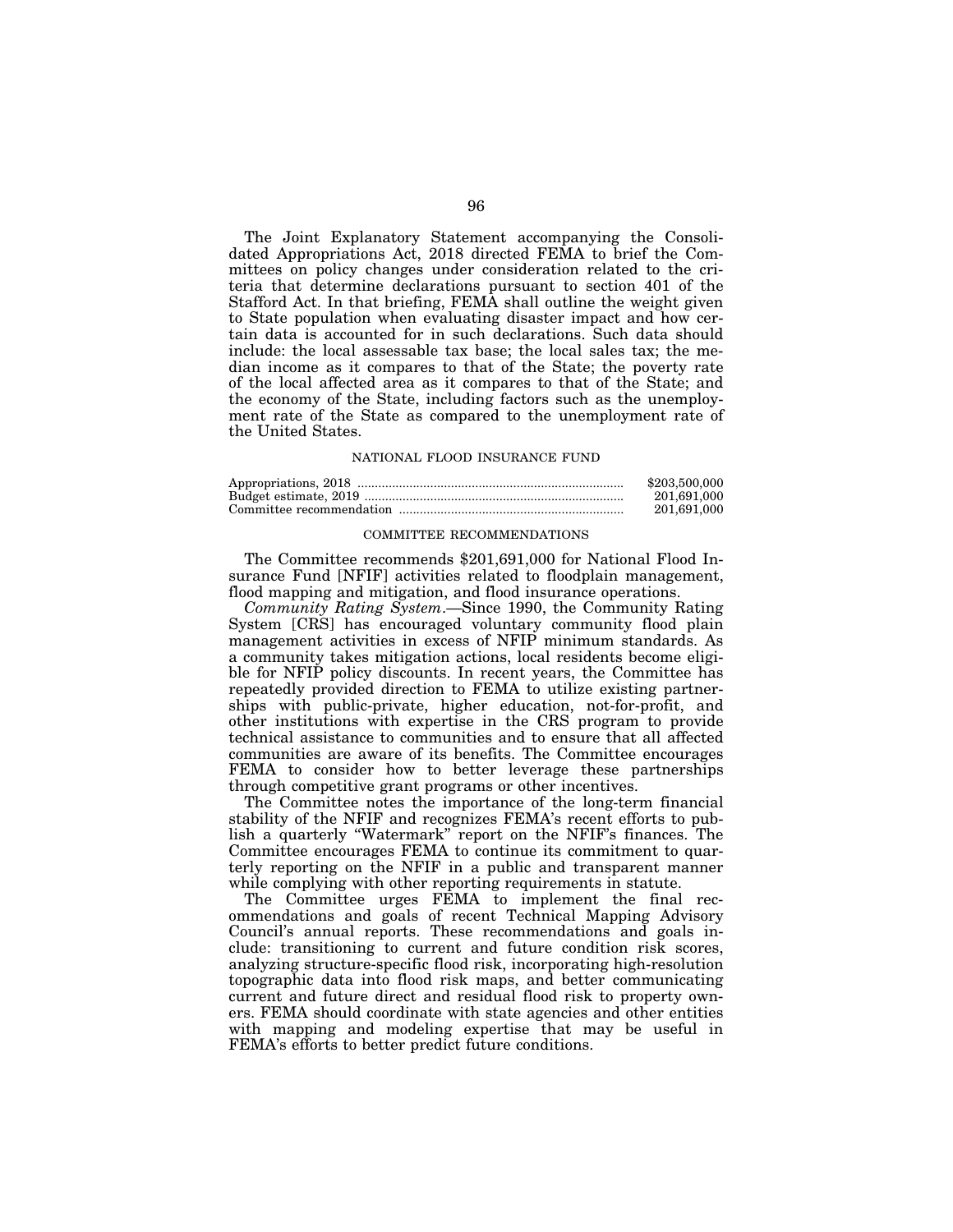The Joint Explanatory Statement accompanying the Consolidated Appropriations Act, 2018 directed FEMA to brief the Committees on policy changes under consideration related to the criteria that determine declarations pursuant to section 401 of the Stafford Act. In that briefing, FEMA shall outline the weight given to State population when evaluating disaster impact and how certain data is accounted for in such declarations. Such data should include: the local assessable tax base; the local sales tax; the median income as it compares to that of the State; the poverty rate of the local affected area as it compares to that of the State; and the economy of the State, including factors such as the unemployment rate of the State as compared to the unemployment rate of the United States.

## NATIONAL FLOOD INSURANCE FUND

| | |
|---|---|
| Appropriations, 2018 | $203,500,000 |
| Budget estimate, 2019 | 201,691,000 |
| Committee recommendation | 201,691,000 |

### COMMITTEE RECOMMENDATIONS

The Committee recommends $201,691,000 for National Flood Insurance Fund [NFIF] activities related to floodplain management, flood mapping and mitigation, and flood insurance operations.

*Community Rating System*.—Since 1990, the Community Rating System [CRS] has encouraged voluntary community flood plain management activities in excess of NFIP minimum standards. As a community takes mitigation actions, local residents become eligible for NFIP policy discounts. In recent years, the Committee has repeatedly provided direction to FEMA to utilize existing partnerships with public-private, higher education, not-for-profit, and other institutions with expertise in the CRS program to provide technical assistance to communities and to ensure that all affected communities are aware of its benefits. The Committee encourages FEMA to consider how to better leverage these partnerships through competitive grant programs or other incentives.

The Committee notes the importance of the long-term financial stability of the NFIF and recognizes FEMA's recent efforts to publish a quarterly "Watermark" report on the NFIF's finances. The Committee encourages FEMA to continue its commitment to quarterly reporting on the NFIF in a public and transparent manner while complying with other reporting requirements in statute.

The Committee urges FEMA to implement the final recommendations and goals of recent Technical Mapping Advisory Council's annual reports. These recommendations and goals include: transitioning to current and future condition risk scores, analyzing structure-specific flood risk, incorporating high-resolution topographic data into flood risk maps, and better communicating current and future direct and residual flood risk to property owners. FEMA should coordinate with state agencies and other entities with mapping and modeling expertise that may be useful in FEMA's efforts to better predict future conditions.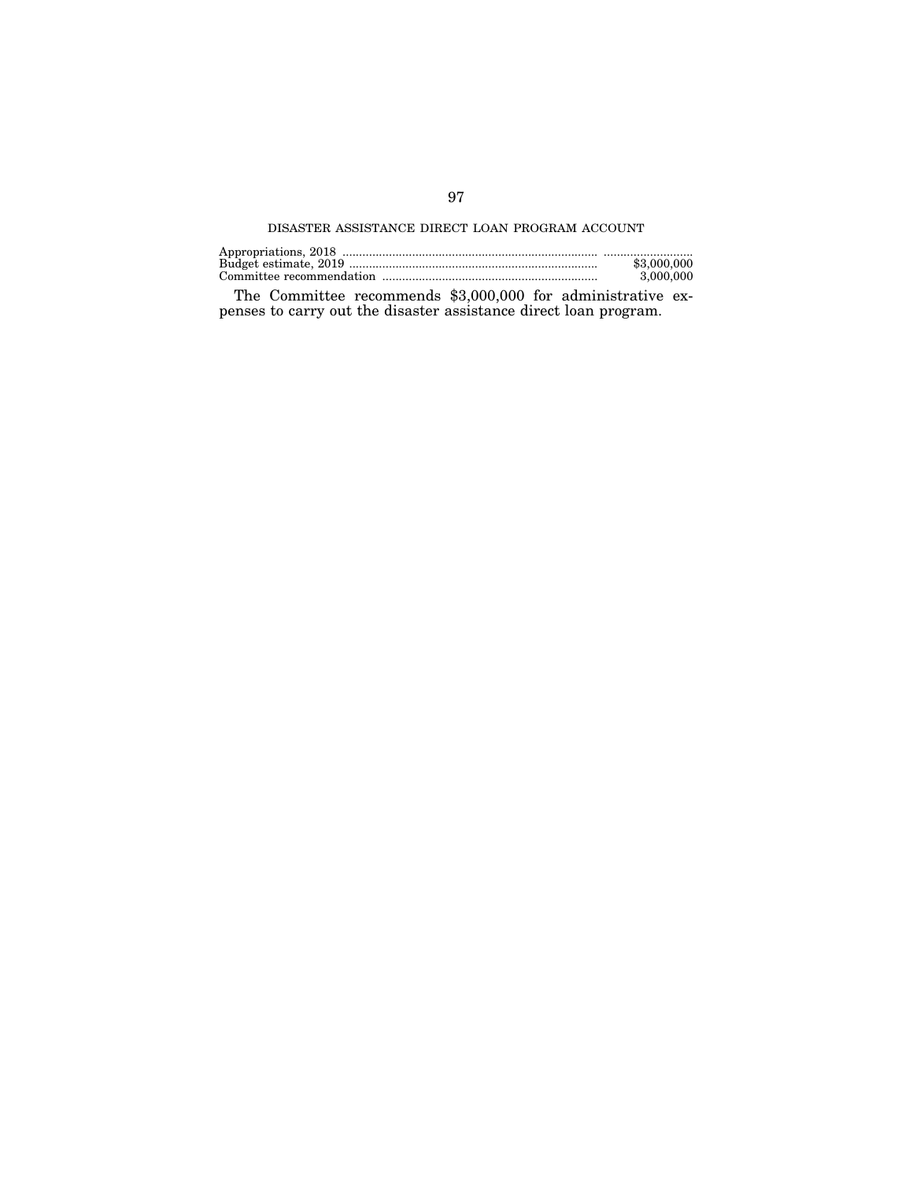## DISASTER ASSISTANCE DIRECT LOAN PROGRAM ACCOUNT

| | |
|---|---|
| Appropriations, 2018 | .......................... |
| Budget estimate, 2019 | $3,000,000 |
| Committee recommendation | 3,000,000 |

The Committee recommends $3,000,000 for administrative expenses to carry out the disaster assistance direct loan program.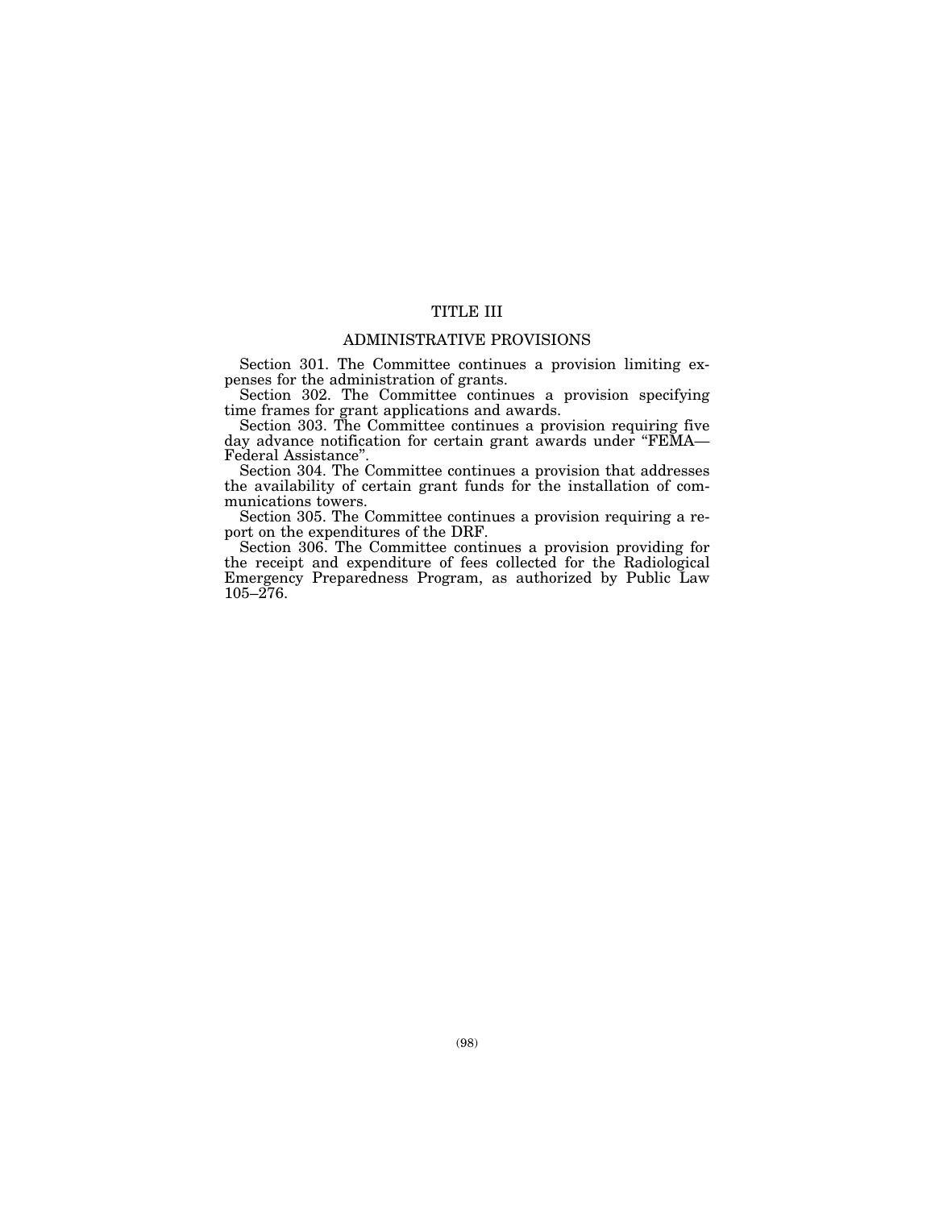# TITLE III

## ADMINISTRATIVE PROVISIONS

Section 301. The Committee continues a provision limiting expenses for the administration of grants.

Section 302. The Committee continues a provision specifying time frames for grant applications and awards.

Section 303. The Committee continues a provision requiring five day advance notification for certain grant awards under "FEMA—Federal Assistance".

Section 304. The Committee continues a provision that addresses the availability of certain grant funds for the installation of communications towers.

Section 305. The Committee continues a provision requiring a report on the expenditures of the DRF.

Section 306. The Committee continues a provision providing for the receipt and expenditure of fees collected for the Radiological Emergency Preparedness Program, as authorized by Public Law 105–276.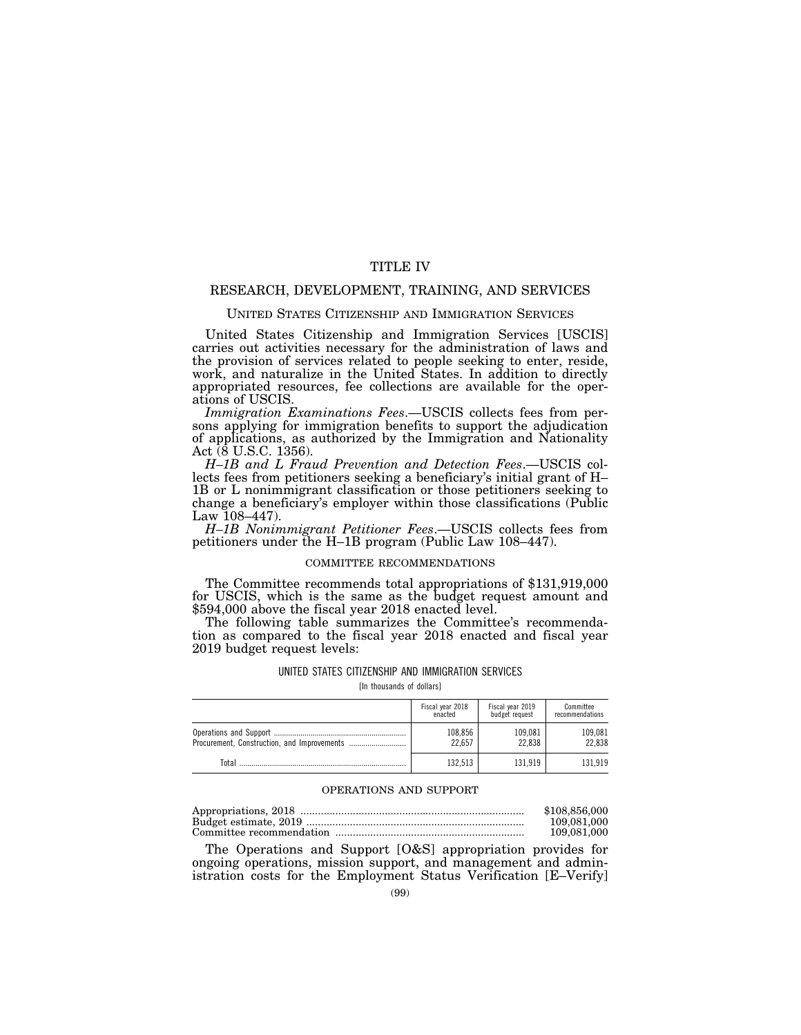# TITLE IV

## RESEARCH, DEVELOPMENT, TRAINING, AND SERVICES

### UNITED STATES CITIZENSHIP AND IMMIGRATION SERVICES

United States Citizenship and Immigration Services [USCIS] carries out activities necessary for the administration of laws and the provision of services related to people seeking to enter, reside, work, and naturalize in the United States. In addition to directly appropriated resources, fee collections are available for the operations of USCIS.

*Immigration Examinations Fees*.—USCIS collects fees from persons applying for immigration benefits to support the adjudication of applications, as authorized by the Immigration and Nationality Act (8 U.S.C. 1356).

*H–1B and L Fraud Prevention and Detection Fees*.—USCIS collects fees from petitioners seeking a beneficiary's initial grant of H–1B or L nonimmigrant classification or those petitioners seeking to change a beneficiary's employer within those classifications (Public Law 108–447).

*H–1B Nonimmigrant Petitioner Fees*.—USCIS collects fees from petitioners under the H–1B program (Public Law 108–447).

#### COMMITTEE RECOMMENDATIONS

The Committee recommends total appropriations of $131,919,000 for USCIS, which is the same as the budget request amount and $594,000 above the fiscal year 2018 enacted level.

The following table summarizes the Committee's recommendation as compared to the fiscal year 2018 enacted and fiscal year 2019 budget request levels:

UNITED STATES CITIZENSHIP AND IMMIGRATION SERVICES

[In thousands of dollars]

| | Fiscal year 2018 enacted | Fiscal year 2019 budget request | Committee recommendations |
|---|---|---|---|
| Operations and Support | 108,856 | 109,081 | 109,081 |
| Procurement, Construction, and Improvements | 22,657 | 22,838 | 22,838 |
| Total | 132,513 | 131,919 | 131,919 |

#### OPERATIONS AND SUPPORT

| | |
|---|---|
| Appropriations, 2018 | $108,856,000 |
| Budget estimate, 2019 | 109,081,000 |
| Committee recommendation | 109,081,000 |

The Operations and Support [O&S] appropriation provides for ongoing operations, mission support, and management and administration costs for the Employment Status Verification [E–Verify]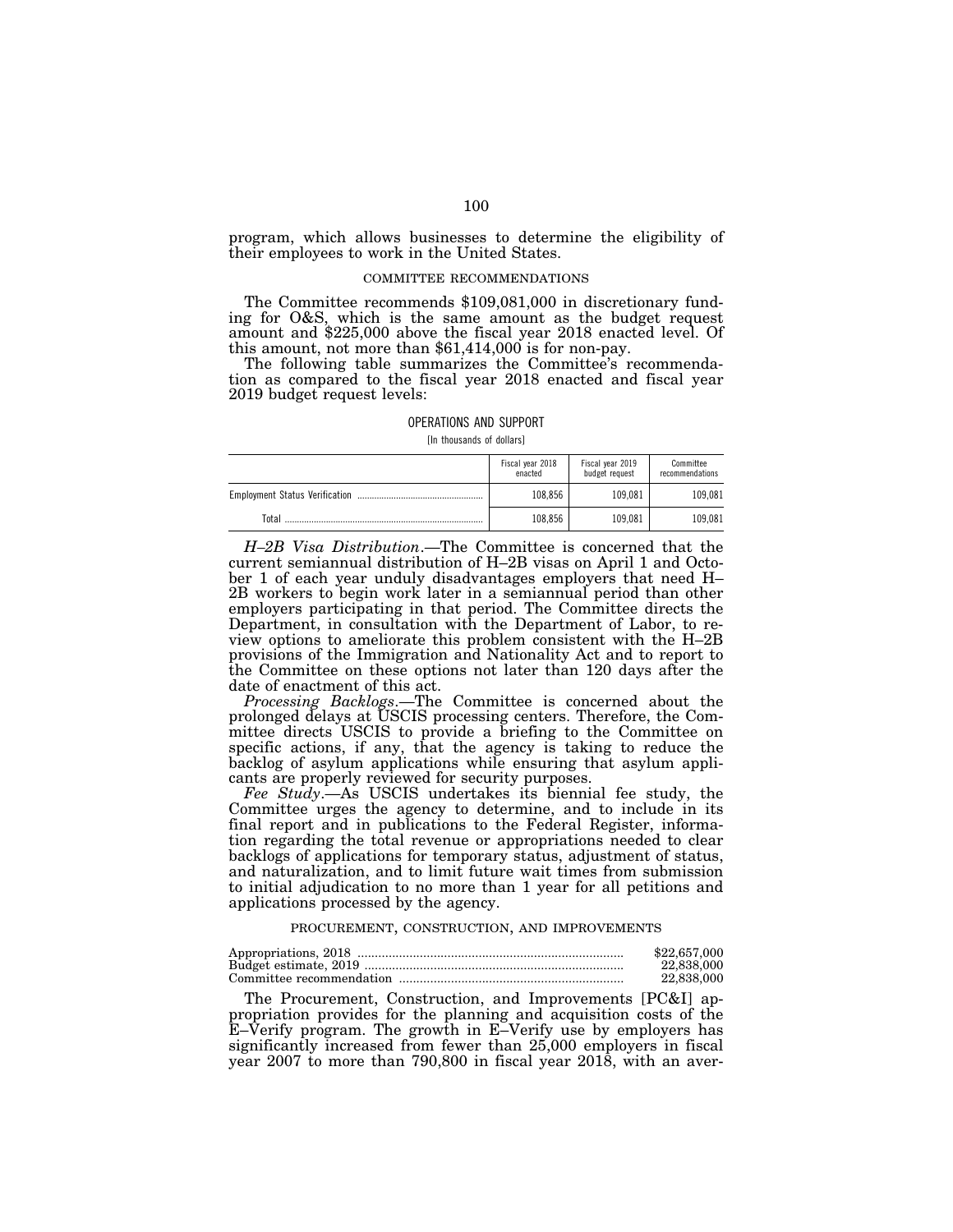program, which allows businesses to determine the eligibility of their employees to work in the United States.

### COMMITTEE RECOMMENDATIONS

The Committee recommends $109,081,000 in discretionary funding for O&S, which is the same amount as the budget request amount and $225,000 above the fiscal year 2018 enacted level. Of this amount, not more than $61,414,000 is for non-pay.

The following table summarizes the Committee's recommendation as compared to the fiscal year 2018 enacted and fiscal year 2019 budget request levels:

OPERATIONS AND SUPPORT

[In thousands of dollars]

| | Fiscal year 2018 enacted | Fiscal year 2019 budget request | Committee recommendations |
|---|---|---|---|
| Employment Status Verification | 108,856 | 109,081 | 109,081 |
| Total | 108,856 | 109,081 | 109,081 |

*H–2B Visa Distribution*.—The Committee is concerned that the current semiannual distribution of H–2B visas on April 1 and October 1 of each year unduly disadvantages employers that need H–2B workers to begin work later in a semiannual period than other employers participating in that period. The Committee directs the Department, in consultation with the Department of Labor, to review options to ameliorate this problem consistent with the H–2B provisions of the Immigration and Nationality Act and to report to the Committee on these options not later than 120 days after the date of enactment of this act.

*Processing Backlogs*.—The Committee is concerned about the prolonged delays at USCIS processing centers. Therefore, the Committee directs USCIS to provide a briefing to the Committee on specific actions, if any, that the agency is taking to reduce the backlog of asylum applications while ensuring that asylum applicants are properly reviewed for security purposes.

*Fee Study*.—As USCIS undertakes its biennial fee study, the Committee urges the agency to determine, and to include in its final report and in publications to the Federal Register, information regarding the total revenue or appropriations needed to clear backlogs of applications for temporary status, adjustment of status, and naturalization, and to limit future wait times from submission to initial adjudication to no more than 1 year for all petitions and applications processed by the agency.

### PROCUREMENT, CONSTRUCTION, AND IMPROVEMENTS

| | |
|---|---|
| Appropriations, 2018 | $22,657,000 |
| Budget estimate, 2019 | 22,838,000 |
| Committee recommendation | 22,838,000 |

The Procurement, Construction, and Improvements [PC&I] appropriation provides for the planning and acquisition costs of the E–Verify program. The growth in E–Verify use by employers has significantly increased from fewer than 25,000 employers in fiscal year 2007 to more than 790,800 in fiscal year 2018, with an aver-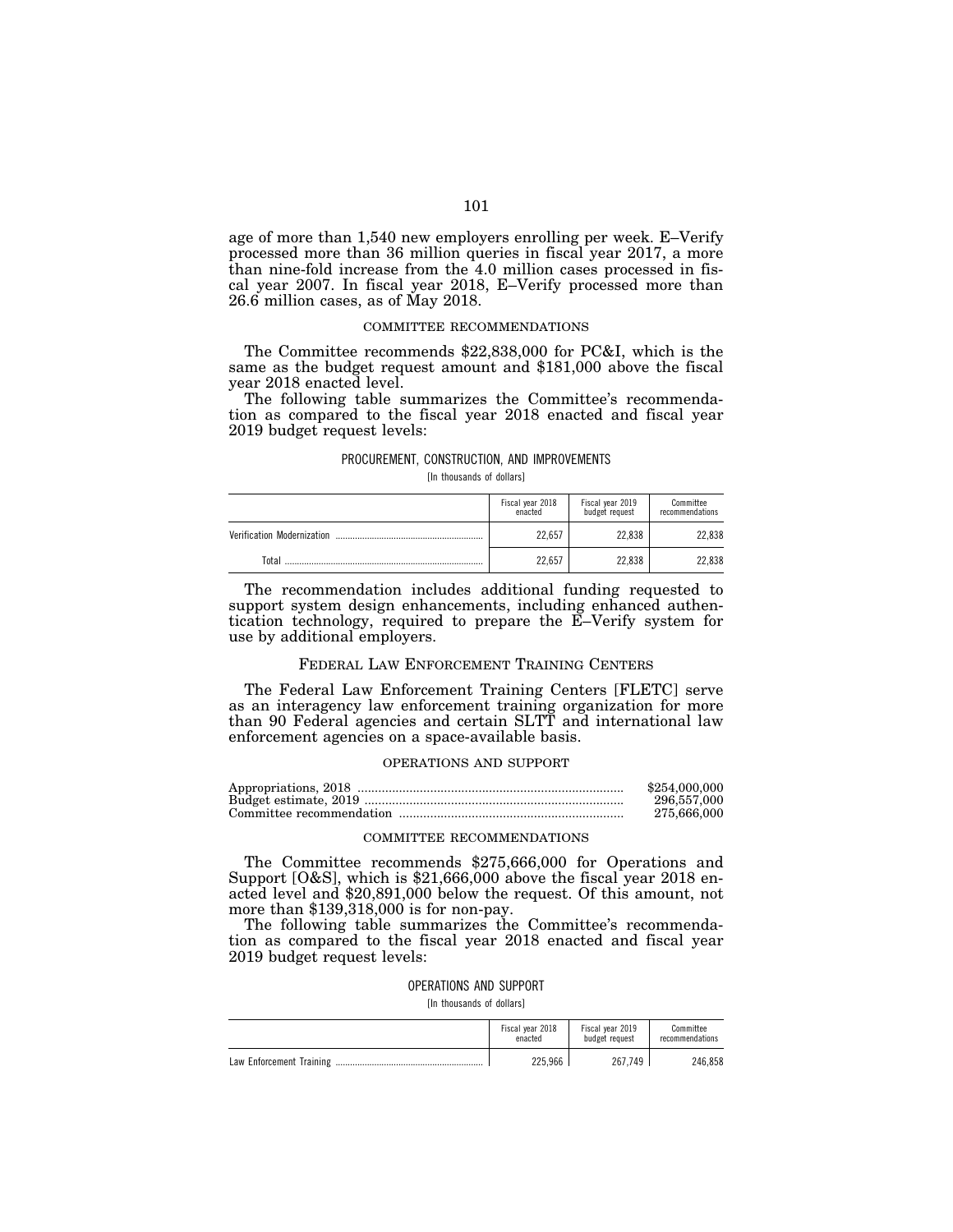age of more than 1,540 new employers enrolling per week. E–Verify processed more than 36 million queries in fiscal year 2017, a more than nine-fold increase from the 4.0 million cases processed in fiscal year 2007. In fiscal year 2018, E–Verify processed more than 26.6 million cases, as of May 2018.

COMMITTEE RECOMMENDATIONS

The Committee recommends $22,838,000 for PC&I, which is the same as the budget request amount and $181,000 above the fiscal year 2018 enacted level.

The following table summarizes the Committee's recommendation as compared to the fiscal year 2018 enacted and fiscal year 2019 budget request levels:

PROCUREMENT, CONSTRUCTION, AND IMPROVEMENTS

[In thousands of dollars]

| | Fiscal year 2018 enacted | Fiscal year 2019 budget request | Committee recommendations |
|---|---|---|---|
| Verification Modernization | 22,657 | 22,838 | 22,838 |
| Total | 22,657 | 22,838 | 22,838 |

The recommendation includes additional funding requested to support system design enhancements, including enhanced authentication technology, required to prepare the E–Verify system for use by additional employers.

## FEDERAL LAW ENFORCEMENT TRAINING CENTERS

The Federal Law Enforcement Training Centers [FLETC] serve as an interagency law enforcement training organization for more than 90 Federal agencies and certain SLTT and international law enforcement agencies on a space-available basis.

OPERATIONS AND SUPPORT

| | |
|---|---|
| Appropriations, 2018 | $254,000,000 |
| Budget estimate, 2019 | 296,557,000 |
| Committee recommendation | 275,666,000 |

COMMITTEE RECOMMENDATIONS

The Committee recommends $275,666,000 for Operations and Support [O&S], which is $21,666,000 above the fiscal year 2018 enacted level and $20,891,000 below the request. Of this amount, not more than $139,318,000 is for non-pay.

The following table summarizes the Committee's recommendation as compared to the fiscal year 2018 enacted and fiscal year 2019 budget request levels:

OPERATIONS AND SUPPORT

[In thousands of dollars]

| | Fiscal year 2018 enacted | Fiscal year 2019 budget request | Committee recommendations |
|---|---|---|---|
| Law Enforcement Training | 225,966 | 267,749 | 246,858 |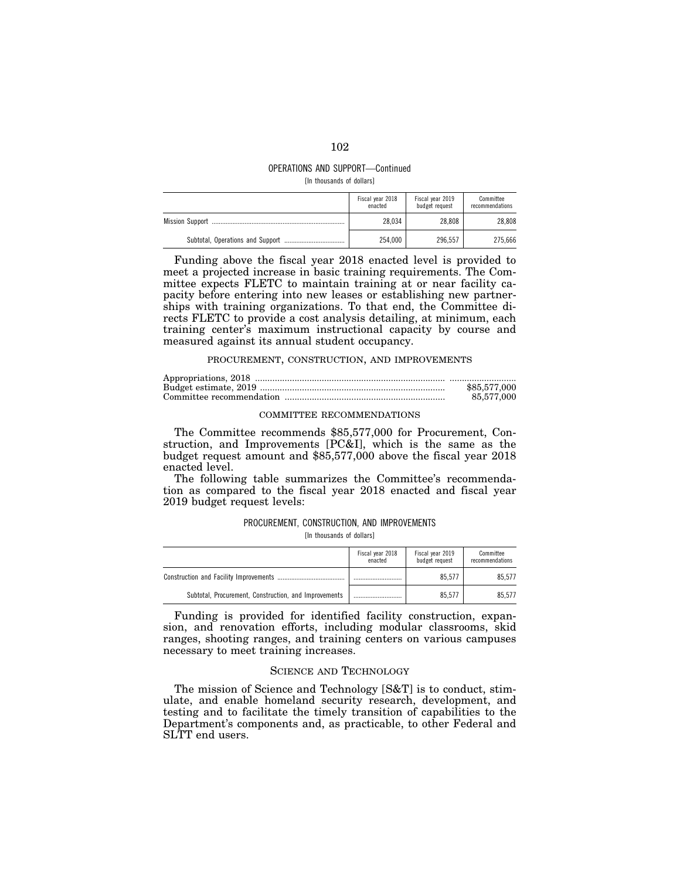OPERATIONS AND SUPPORT—Continued

[In thousands of dollars]

| | Fiscal year 2018 enacted | Fiscal year 2019 budget request | Committee recommendations |
|---|---|---|---|
| Mission Support | 28,034 | 28,808 | 28,808 |
| Subtotal, Operations and Support | 254,000 | 296,557 | 275,666 |

Funding above the fiscal year 2018 enacted level is provided to meet a projected increase in basic training requirements. The Committee expects FLETC to maintain training at or near facility capacity before entering into new leases or establishing new partnerships with training organizations. To that end, the Committee directs FLETC to provide a cost analysis detailing, at minimum, each training center's maximum instructional capacity by course and measured against its annual student occupancy.

## PROCUREMENT, CONSTRUCTION, AND IMPROVEMENTS

| | |
|---|---|
| Appropriations, 2018 | .......................... |
| Budget estimate, 2019 | $85,577,000 |
| Committee recommendation | 85,577,000 |

### COMMITTEE RECOMMENDATIONS

The Committee recommends $85,577,000 for Procurement, Construction, and Improvements [PC&I], which is the same as the budget request amount and $85,577,000 above the fiscal year 2018 enacted level.

The following table summarizes the Committee's recommendation as compared to the fiscal year 2018 enacted and fiscal year 2019 budget request levels:

PROCUREMENT, CONSTRUCTION, AND IMPROVEMENTS

[In thousands of dollars]

| | Fiscal year 2018 enacted | Fiscal year 2019 budget request | Committee recommendations |
|---|---|---|---|
| Construction and Facility Improvements | .......................... | 85,577 | 85,577 |
| Subtotal, Procurement, Construction, and Improvements | .......................... | 85,577 | 85,577 |

Funding is provided for identified facility construction, expansion, and renovation efforts, including modular classrooms, skid ranges, shooting ranges, and training centers on various campuses necessary to meet training increases.

## SCIENCE AND TECHNOLOGY

The mission of Science and Technology [S&T] is to conduct, stimulate, and enable homeland security research, development, and testing and to facilitate the timely transition of capabilities to the Department's components and, as practicable, to other Federal and SLTT end users.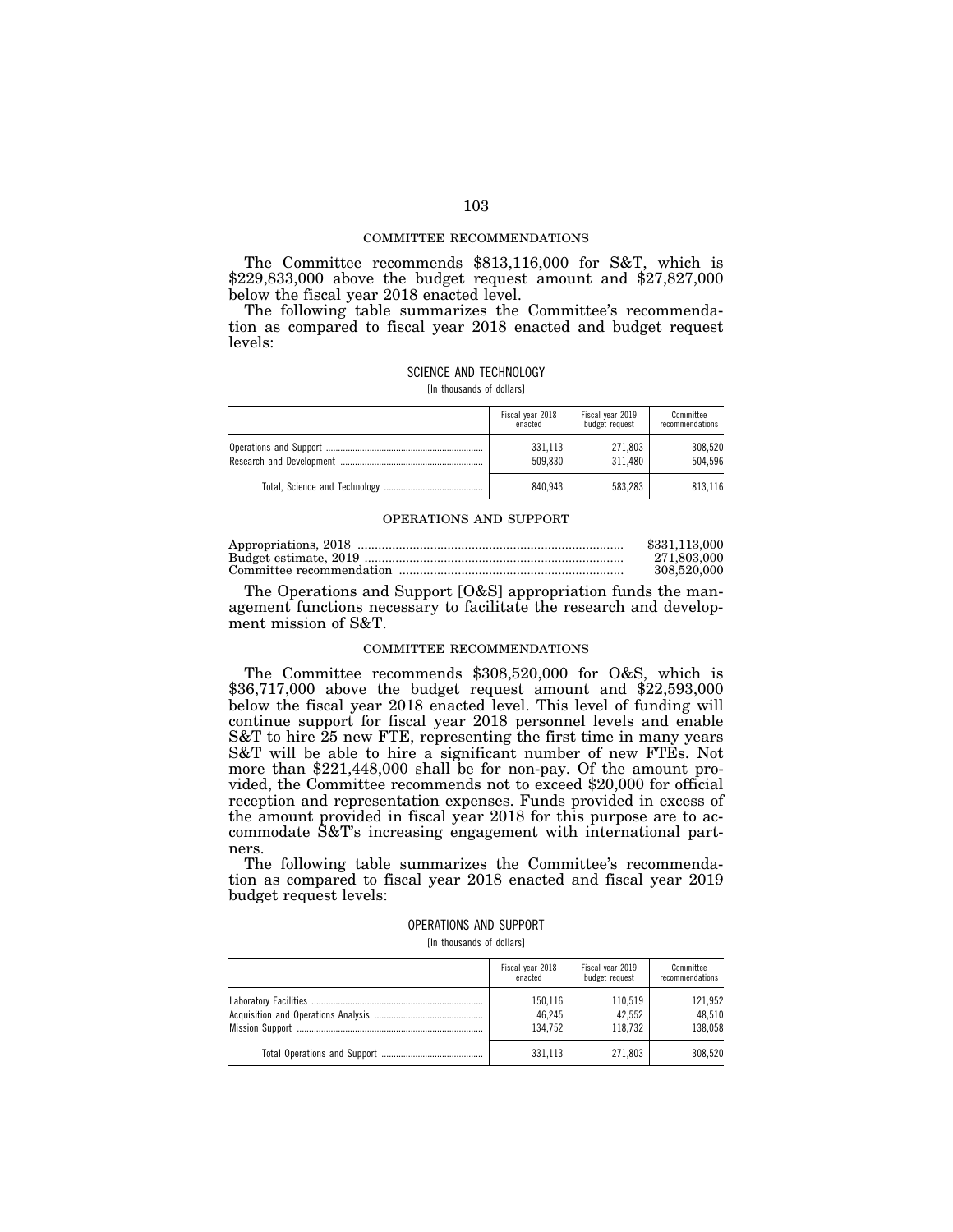## COMMITTEE RECOMMENDATIONS

The Committee recommends $813,116,000 for S&T, which is $229,833,000 above the budget request amount and $27,827,000 below the fiscal year 2018 enacted level.

The following table summarizes the Committee's recommendation as compared to fiscal year 2018 enacted and budget request levels:

SCIENCE AND TECHNOLOGY

[In thousands of dollars]

| | Fiscal year 2018 enacted | Fiscal year 2019 budget request | Committee recommendations |
|---|---|---|---|
| Operations and Support | 331,113 | 271,803 | 308,520 |
| Research and Development | 509,830 | 311,480 | 504,596 |
| Total, Science and Technology | 840,943 | 583,283 | 813,116 |

## OPERATIONS AND SUPPORT

| | |
|---|---|
| Appropriations, 2018 | $331,113,000 |
| Budget estimate, 2019 | 271,803,000 |
| Committee recommendation | 308,520,000 |

The Operations and Support [O&S] appropriation funds the management functions necessary to facilitate the research and development mission of S&T.

## COMMITTEE RECOMMENDATIONS

The Committee recommends $308,520,000 for O&S, which is $36,717,000 above the budget request amount and $22,593,000 below the fiscal year 2018 enacted level. This level of funding will continue support for fiscal year 2018 personnel levels and enable S&T to hire 25 new FTE, representing the first time in many years S&T will be able to hire a significant number of new FTEs. Not more than $221,448,000 shall be for non-pay. Of the amount provided, the Committee recommends not to exceed $20,000 for official reception and representation expenses. Funds provided in excess of the amount provided in fiscal year 2018 for this purpose are to accommodate S&T's increasing engagement with international partners.

The following table summarizes the Committee's recommendation as compared to fiscal year 2018 enacted and fiscal year 2019 budget request levels:

OPERATIONS AND SUPPORT

[In thousands of dollars]

| | Fiscal year 2018 enacted | Fiscal year 2019 budget request | Committee recommendations |
|---|---|---|---|
| Laboratory Facilities | 150,116 | 110,519 | 121,952 |
| Acquisition and Operations Analysis | 46,245 | 42,552 | 48,510 |
| Mission Support | 134,752 | 118,732 | 138,058 |
| Total Operations and Support | 331,113 | 271,803 | 308,520 |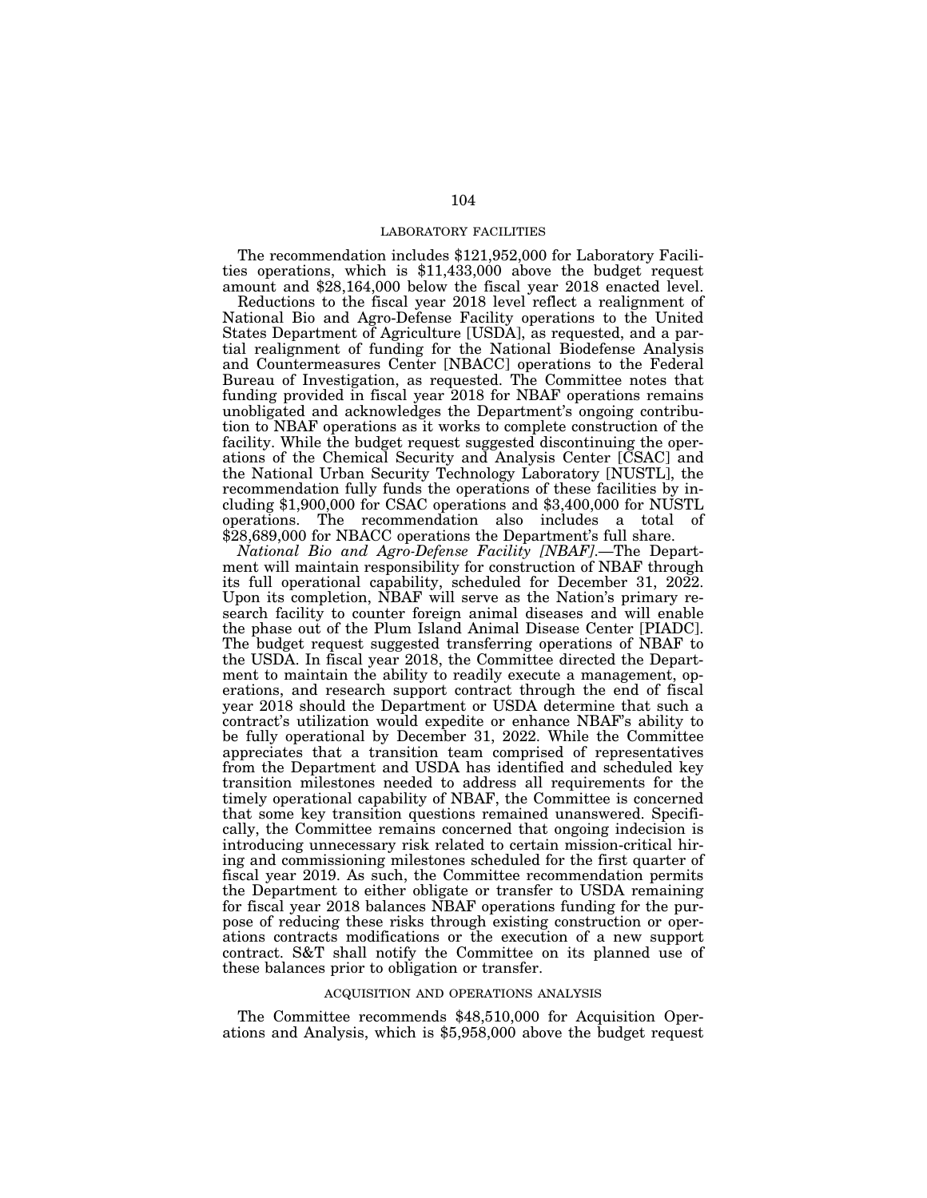## LABORATORY FACILITIES

The recommendation includes $121,952,000 for Laboratory Facilities operations, which is $11,433,000 above the budget request amount and $28,164,000 below the fiscal year 2018 enacted level.

Reductions to the fiscal year 2018 level reflect a realignment of National Bio and Agro-Defense Facility operations to the United States Department of Agriculture [USDA], as requested, and a partial realignment of funding for the National Biodefense Analysis and Countermeasures Center [NBACC] operations to the Federal Bureau of Investigation, as requested. The Committee notes that funding provided in fiscal year 2018 for NBAF operations remains unobligated and acknowledges the Department's ongoing contribution to NBAF operations as it works to complete construction of the facility. While the budget request suggested discontinuing the operations of the Chemical Security and Analysis Center [CSAC] and the National Urban Security Technology Laboratory [NUSTL], the recommendation fully funds the operations of these facilities by including $1,900,000 for CSAC operations and $3,400,000 for NUSTL operations. The recommendation also includes a total of $28,689,000 for NBACC operations the Department's full share.

*National Bio and Agro-Defense Facility [NBAF].*—The Department will maintain responsibility for construction of NBAF through its full operational capability, scheduled for December 31, 2022. Upon its completion, NBAF will serve as the Nation's primary research facility to counter foreign animal diseases and will enable the phase out of the Plum Island Animal Disease Center [PIADC]. The budget request suggested transferring operations of NBAF to the USDA. In fiscal year 2018, the Committee directed the Department to maintain the ability to readily execute a management, operations, and research support contract through the end of fiscal year 2018 should the Department or USDA determine that such a contract's utilization would expedite or enhance NBAF's ability to be fully operational by December 31, 2022. While the Committee appreciates that a transition team comprised of representatives from the Department and USDA has identified and scheduled key transition milestones needed to address all requirements for the timely operational capability of NBAF, the Committee is concerned that some key transition questions remained unanswered. Specifically, the Committee remains concerned that ongoing indecision is introducing unnecessary risk related to certain mission-critical hiring and commissioning milestones scheduled for the first quarter of fiscal year 2019. As such, the Committee recommendation permits the Department to either obligate or transfer to USDA remaining for fiscal year 2018 balances NBAF operations funding for the purpose of reducing these risks through existing construction or operations contracts modifications or the execution of a new support contract. S&T shall notify the Committee on its planned use of these balances prior to obligation or transfer.

## ACQUISITION AND OPERATIONS ANALYSIS

The Committee recommends $48,510,000 for Acquisition Operations and Analysis, which is $5,958,000 above the budget request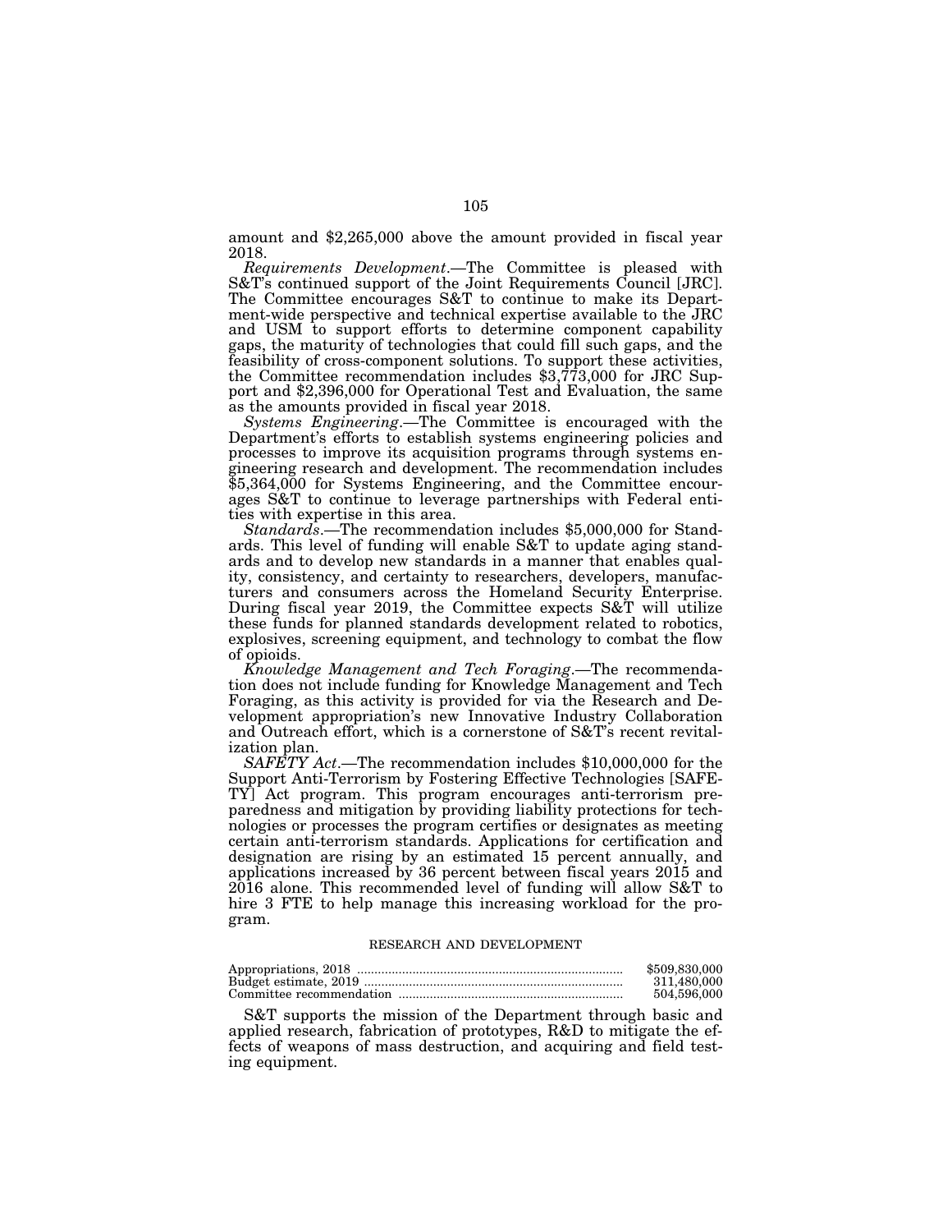amount and $2,265,000 above the amount provided in fiscal year 2018.

*Requirements Development*.—The Committee is pleased with S&T's continued support of the Joint Requirements Council [JRC]. The Committee encourages S&T to continue to make its Department-wide perspective and technical expertise available to the JRC and USM to support efforts to determine component capability gaps, the maturity of technologies that could fill such gaps, and the feasibility of cross-component solutions. To support these activities, the Committee recommendation includes $3,773,000 for JRC Support and $2,396,000 for Operational Test and Evaluation, the same as the amounts provided in fiscal year 2018.

*Systems Engineering*.—The Committee is encouraged with the Department's efforts to establish systems engineering policies and processes to improve its acquisition programs through systems engineering research and development. The recommendation includes $5,364,000 for Systems Engineering, and the Committee encourages S&T to continue to leverage partnerships with Federal entities with expertise in this area.

*Standards*.—The recommendation includes $5,000,000 for Standards. This level of funding will enable S&T to update aging standards and to develop new standards in a manner that enables quality, consistency, and certainty to researchers, developers, manufacturers and consumers across the Homeland Security Enterprise. During fiscal year 2019, the Committee expects S&T will utilize these funds for planned standards development related to robotics, explosives, screening equipment, and technology to combat the flow of opioids.

*Knowledge Management and Tech Foraging*.—The recommendation does not include funding for Knowledge Management and Tech Foraging, as this activity is provided for via the Research and Development appropriation's new Innovative Industry Collaboration and Outreach effort, which is a cornerstone of S&T's recent revitalization plan.

*SAFETY Act*.—The recommendation includes $10,000,000 for the Support Anti-Terrorism by Fostering Effective Technologies [SAFETY] Act program. This program encourages anti-terrorism preparedness and mitigation by providing liability protections for technologies or processes the program certifies or designates as meeting certain anti-terrorism standards. Applications for certification and designation are rising by an estimated 15 percent annually, and applications increased by 36 percent between fiscal years 2015 and 2016 alone. This recommended level of funding will allow S&T to hire 3 FTE to help manage this increasing workload for the program.

## RESEARCH AND DEVELOPMENT

| | |
|---|---|
| Appropriations, 2018 | $509,830,000 |
| Budget estimate, 2019 | 311,480,000 |
| Committee recommendation | 504,596,000 |

S&T supports the mission of the Department through basic and applied research, fabrication of prototypes, R&D to mitigate the effects of weapons of mass destruction, and acquiring and field testing equipment.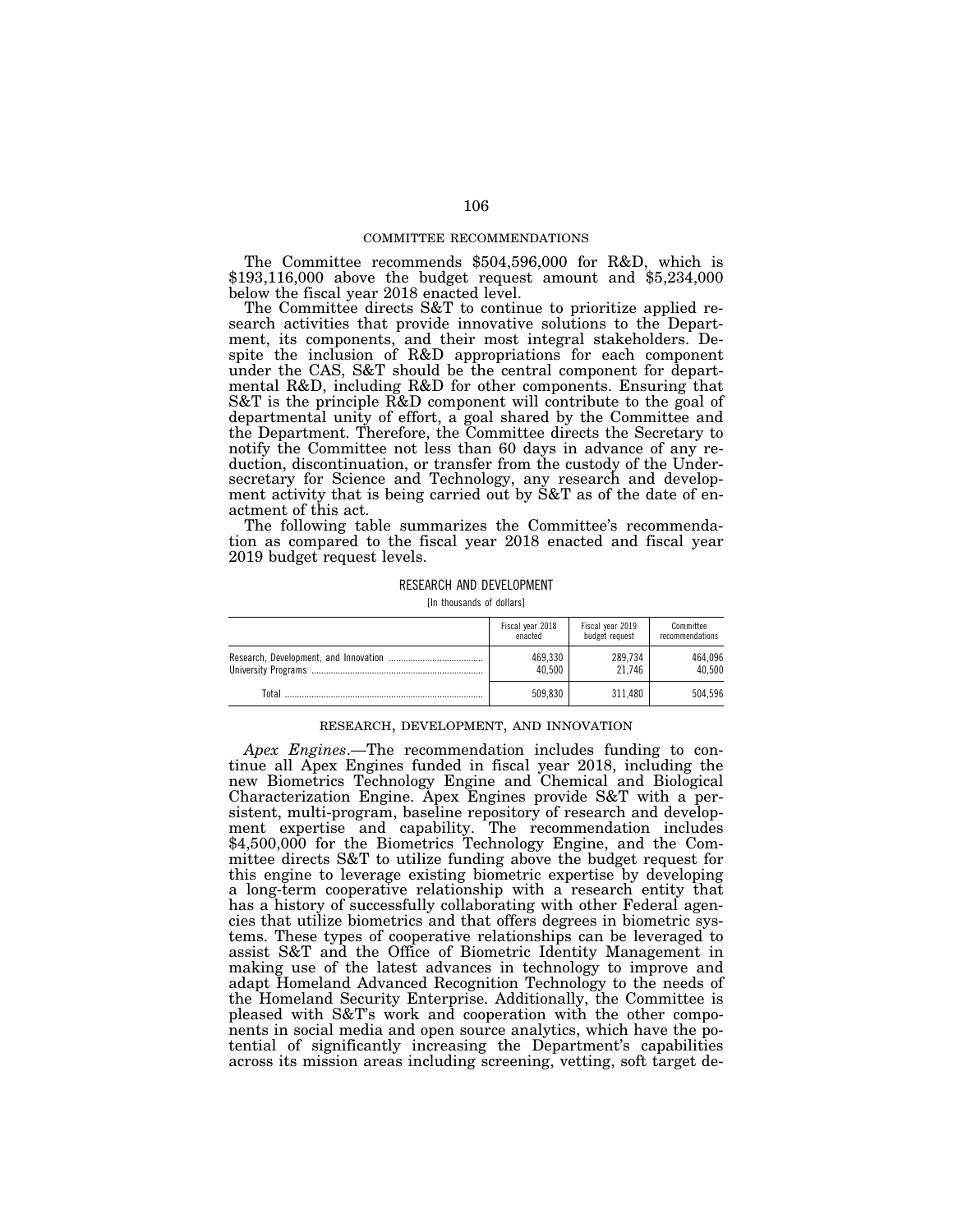## COMMITTEE RECOMMENDATIONS

The Committee recommends $504,596,000 for R&D, which is $193,116,000 above the budget request amount and $5,234,000 below the fiscal year 2018 enacted level.

The Committee directs S&T to continue to prioritize applied research activities that provide innovative solutions to the Department, its components, and their most integral stakeholders. Despite the inclusion of R&D appropriations for each component under the CAS, S&T should be the central component for departmental R&D, including R&D for other components. Ensuring that S&T is the principle R&D component will contribute to the goal of departmental unity of effort, a goal shared by the Committee and the Department. Therefore, the Committee directs the Secretary to notify the Committee not less than 60 days in advance of any reduction, discontinuation, or transfer from the custody of the Undersecretary for Science and Technology, any research and development activity that is being carried out by S&T as of the date of enactment of this act.

The following table summarizes the Committee's recommendation as compared to the fiscal year 2018 enacted and fiscal year 2019 budget request levels.

RESEARCH AND DEVELOPMENT

[In thousands of dollars]

| | Fiscal year 2018 enacted | Fiscal year 2019 budget request | Committee recommendations |
|---|---|---|---|
| Research, Development, and Innovation | 469,330 | 289,734 | 464,096 |
| University Programs | 40,500 | 21,746 | 40,500 |
| Total | 509,830 | 311,480 | 504,596 |

## RESEARCH, DEVELOPMENT, AND INNOVATION

*Apex Engines*.—The recommendation includes funding to continue all Apex Engines funded in fiscal year 2018, including the new Biometrics Technology Engine and Chemical and Biological Characterization Engine. Apex Engines provide S&T with a persistent, multi-program, baseline repository of research and development expertise and capability. The recommendation includes $4,500,000 for the Biometrics Technology Engine, and the Committee directs S&T to utilize funding above the budget request for this engine to leverage existing biometric expertise by developing a long-term cooperative relationship with a research entity that has a history of successfully collaborating with other Federal agencies that utilize biometrics and that offers degrees in biometric systems. These types of cooperative relationships can be leveraged to assist S&T and the Office of Biometric Identity Management in making use of the latest advances in technology to improve and adapt Homeland Advanced Recognition Technology to the needs of the Homeland Security Enterprise. Additionally, the Committee is pleased with S&T's work and cooperation with the other components in social media and open source analytics, which have the potential of significantly increasing the Department's capabilities across its mission areas including screening, vetting, soft target de-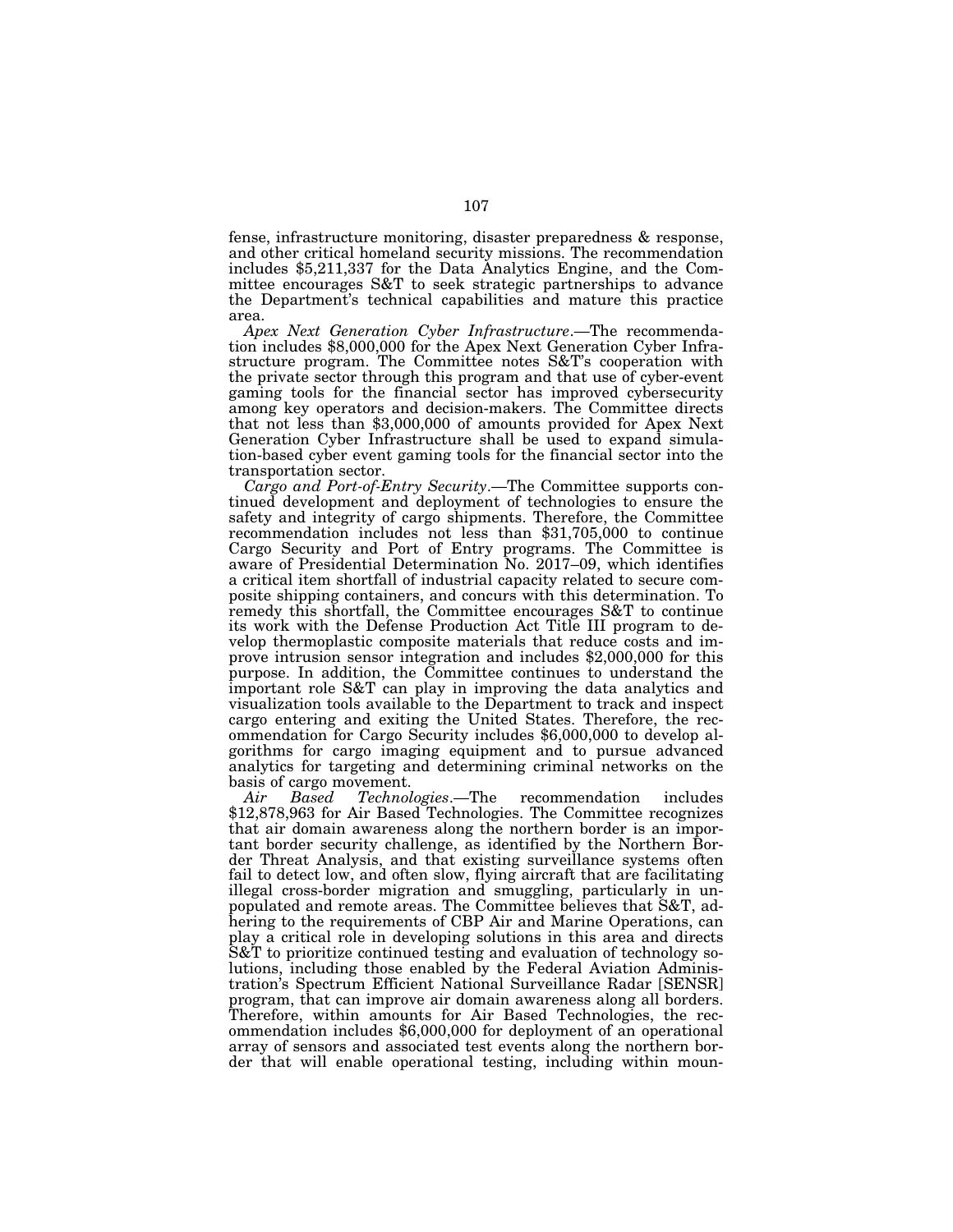fense, infrastructure monitoring, disaster preparedness & response, and other critical homeland security missions. The recommendation includes $5,211,337 for the Data Analytics Engine, and the Committee encourages S&T to seek strategic partnerships to advance the Department's technical capabilities and mature this practice area.

*Apex Next Generation Cyber Infrastructure*.—The recommendation includes $8,000,000 for the Apex Next Generation Cyber Infrastructure program. The Committee notes S&T's cooperation with the private sector through this program and that use of cyber-event gaming tools for the financial sector has improved cybersecurity among key operators and decision-makers. The Committee directs that not less than $3,000,000 of amounts provided for Apex Next Generation Cyber Infrastructure shall be used to expand simulation-based cyber event gaming tools for the financial sector into the transportation sector.

*Cargo and Port-of-Entry Security*.—The Committee supports continued development and deployment of technologies to ensure the safety and integrity of cargo shipments. Therefore, the Committee recommendation includes not less than $31,705,000 to continue Cargo Security and Port of Entry programs. The Committee is aware of Presidential Determination No. 2017–09, which identifies a critical item shortfall of industrial capacity related to secure composite shipping containers, and concurs with this determination. To remedy this shortfall, the Committee encourages S&T to continue its work with the Defense Production Act Title III program to develop thermoplastic composite materials that reduce costs and improve intrusion sensor integration and includes $2,000,000 for this purpose. In addition, the Committee continues to understand the important role S&T can play in improving the data analytics and visualization tools available to the Department to track and inspect cargo entering and exiting the United States. Therefore, the recommendation for Cargo Security includes $6,000,000 to develop algorithms for cargo imaging equipment and to pursue advanced analytics for targeting and determining criminal networks on the basis of cargo movement.

*Air Based Technologies*.—The recommendation includes $12,878,963 for Air Based Technologies. The Committee recognizes that air domain awareness along the northern border is an important border security challenge, as identified by the Northern Border Threat Analysis, and that existing surveillance systems often fail to detect low, and often slow, flying aircraft that are facilitating illegal cross-border migration and smuggling, particularly in unpopulated and remote areas. The Committee believes that S&T, adhering to the requirements of CBP Air and Marine Operations, can play a critical role in developing solutions in this area and directs S&T to prioritize continued testing and evaluation of technology solutions, including those enabled by the Federal Aviation Administration's Spectrum Efficient National Surveillance Radar [SENSR] program, that can improve air domain awareness along all borders. Therefore, within amounts for Air Based Technologies, the recommendation includes $6,000,000 for deployment of an operational array of sensors and associated test events along the northern border that will enable operational testing, including within moun-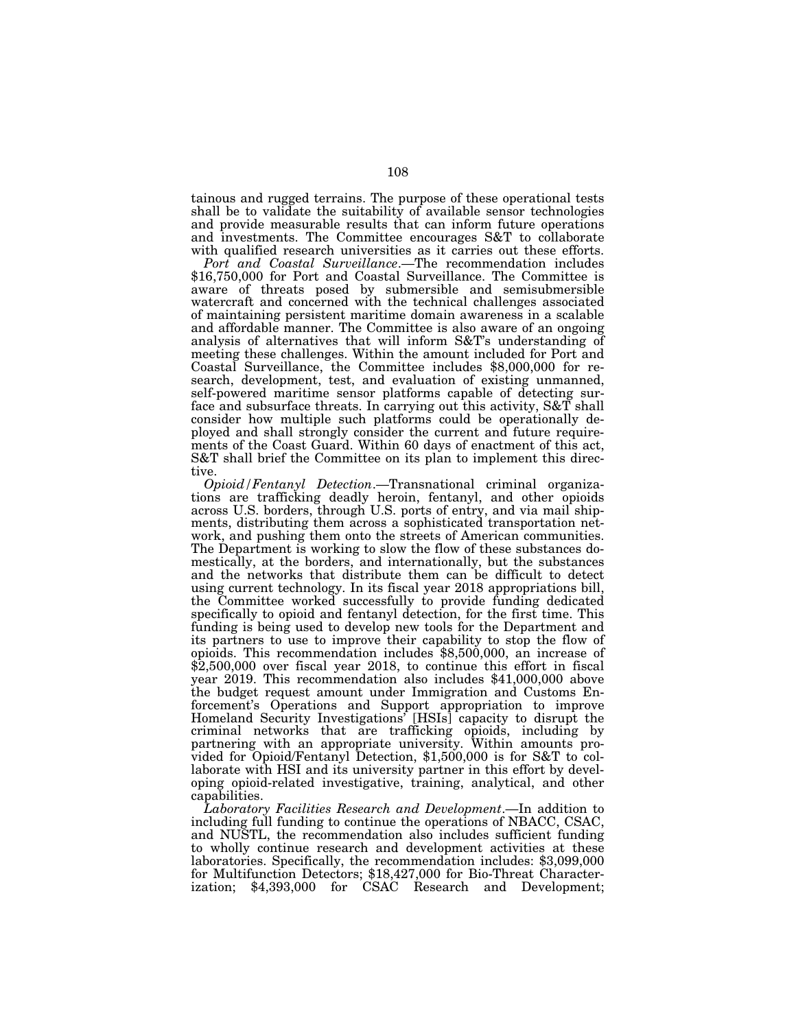tainous and rugged terrains. The purpose of these operational tests shall be to validate the suitability of available sensor technologies and provide measurable results that can inform future operations and investments. The Committee encourages S&T to collaborate with qualified research universities as it carries out these efforts.

*Port and Coastal Surveillance*.—The recommendation includes $16,750,000 for Port and Coastal Surveillance. The Committee is aware of threats posed by submersible and semisubmersible watercraft and concerned with the technical challenges associated of maintaining persistent maritime domain awareness in a scalable and affordable manner. The Committee is also aware of an ongoing analysis of alternatives that will inform S&T's understanding of meeting these challenges. Within the amount included for Port and Coastal Surveillance, the Committee includes $8,000,000 for research, development, test, and evaluation of existing unmanned, self-powered maritime sensor platforms capable of detecting surface and subsurface threats. In carrying out this activity, S&T shall consider how multiple such platforms could be operationally deployed and shall strongly consider the current and future requirements of the Coast Guard. Within 60 days of enactment of this act, S&T shall brief the Committee on its plan to implement this directive.

*Opioid/Fentanyl Detection*.—Transnational criminal organizations are trafficking deadly heroin, fentanyl, and other opioids across U.S. borders, through U.S. ports of entry, and via mail shipments, distributing them across a sophisticated transportation network, and pushing them onto the streets of American communities. The Department is working to slow the flow of these substances domestically, at the borders, and internationally, but the substances and the networks that distribute them can be difficult to detect using current technology. In its fiscal year 2018 appropriations bill, the Committee worked successfully to provide funding dedicated specifically to opioid and fentanyl detection, for the first time. This funding is being used to develop new tools for the Department and its partners to use to improve their capability to stop the flow of opioids. This recommendation includes $8,500,000, an increase of $2,500,000 over fiscal year 2018, to continue this effort in fiscal year 2019. This recommendation also includes $41,000,000 above the budget request amount under Immigration and Customs Enforcement's Operations and Support appropriation to improve Homeland Security Investigations' [HSIs] capacity to disrupt the criminal networks that are trafficking opioids, including by partnering with an appropriate university. Within amounts provided for Opioid/Fentanyl Detection, $1,500,000 is for S&T to collaborate with HSI and its university partner in this effort by developing opioid-related investigative, training, analytical, and other capabilities.

*Laboratory Facilities Research and Development*.—In addition to including full funding to continue the operations of NBACC, CSAC, and NUSTL, the recommendation also includes sufficient funding to wholly continue research and development activities at these laboratories. Specifically, the recommendation includes: $3,099,000 for Multifunction Detectors; $18,427,000 for Bio-Threat Characterization; $4,393,000 for CSAC Research and Development;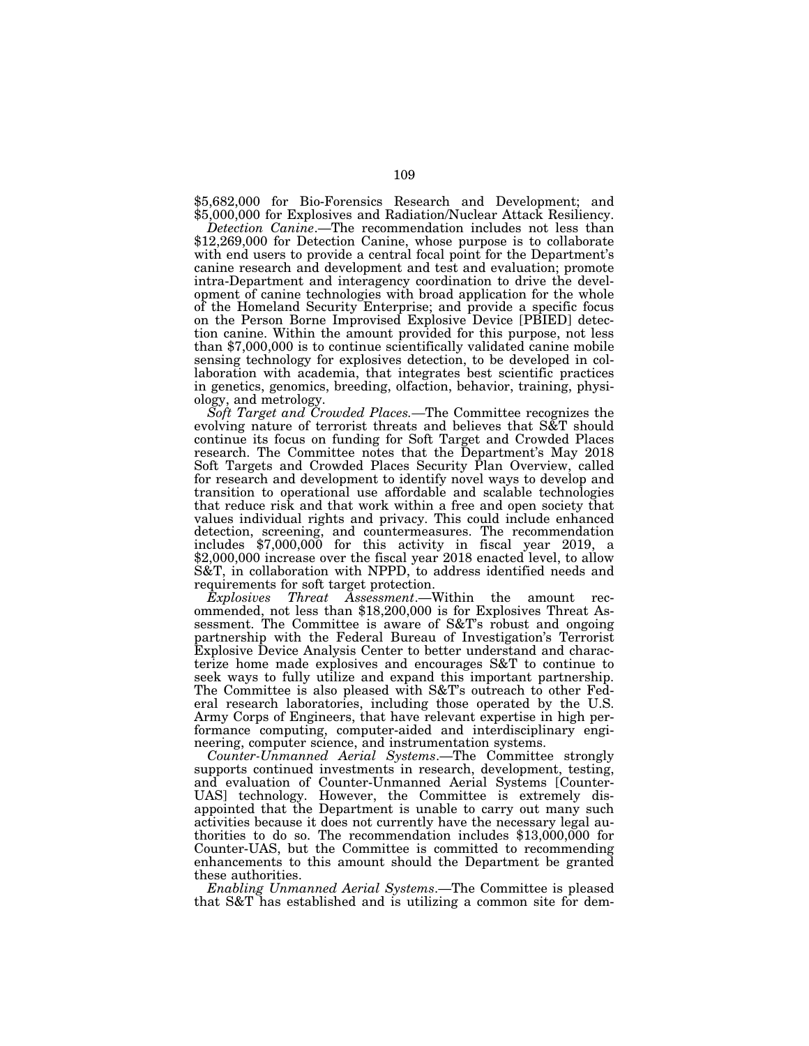$5,682,000 for Bio-Forensics Research and Development; and $5,000,000 for Explosives and Radiation/Nuclear Attack Resiliency.

*Detection Canine*.—The recommendation includes not less than $12,269,000 for Detection Canine, whose purpose is to collaborate with end users to provide a central focal point for the Department's canine research and development and test and evaluation; promote intra-Department and interagency coordination to drive the development of canine technologies with broad application for the whole of the Homeland Security Enterprise; and provide a specific focus on the Person Borne Improvised Explosive Device [PBIED] detection canine. Within the amount provided for this purpose, not less than $7,000,000 is to continue scientifically validated canine mobile sensing technology for explosives detection, to be developed in collaboration with academia, that integrates best scientific practices in genetics, genomics, breeding, olfaction, behavior, training, physiology, and metrology.

*Soft Target and Crowded Places.*—The Committee recognizes the evolving nature of terrorist threats and believes that S&T should continue its focus on funding for Soft Target and Crowded Places research. The Committee notes that the Department's May 2018 Soft Targets and Crowded Places Security Plan Overview, called for research and development to identify novel ways to develop and transition to operational use affordable and scalable technologies that reduce risk and that work within a free and open society that values individual rights and privacy. This could include enhanced detection, screening, and countermeasures. The recommendation includes $7,000,000 for this activity in fiscal year 2019, a $2,000,000 increase over the fiscal year 2018 enacted level, to allow S&T, in collaboration with NPPD, to address identified needs and requirements for soft target protection.

*Explosives Threat Assessment*.—Within the amount recommended, not less than $18,200,000 is for Explosives Threat Assessment. The Committee is aware of S&T's robust and ongoing partnership with the Federal Bureau of Investigation's Terrorist Explosive Device Analysis Center to better understand and characterize home made explosives and encourages S&T to continue to seek ways to fully utilize and expand this important partnership. The Committee is also pleased with S&T's outreach to other Federal research laboratories, including those operated by the U.S. Army Corps of Engineers, that have relevant expertise in high performance computing, computer-aided and interdisciplinary engineering, computer science, and instrumentation systems.

*Counter-Unmanned Aerial Systems*.—The Committee strongly supports continued investments in research, development, testing, and evaluation of Counter-Unmanned Aerial Systems [Counter-UAS] technology. However, the Committee is extremely disappointed that the Department is unable to carry out many such activities because it does not currently have the necessary legal authorities to do so. The recommendation includes $13,000,000 for Counter-UAS, but the Committee is committed to recommending enhancements to this amount should the Department be granted these authorities.

*Enabling Unmanned Aerial Systems*.—The Committee is pleased that S&T has established and is utilizing a common site for dem-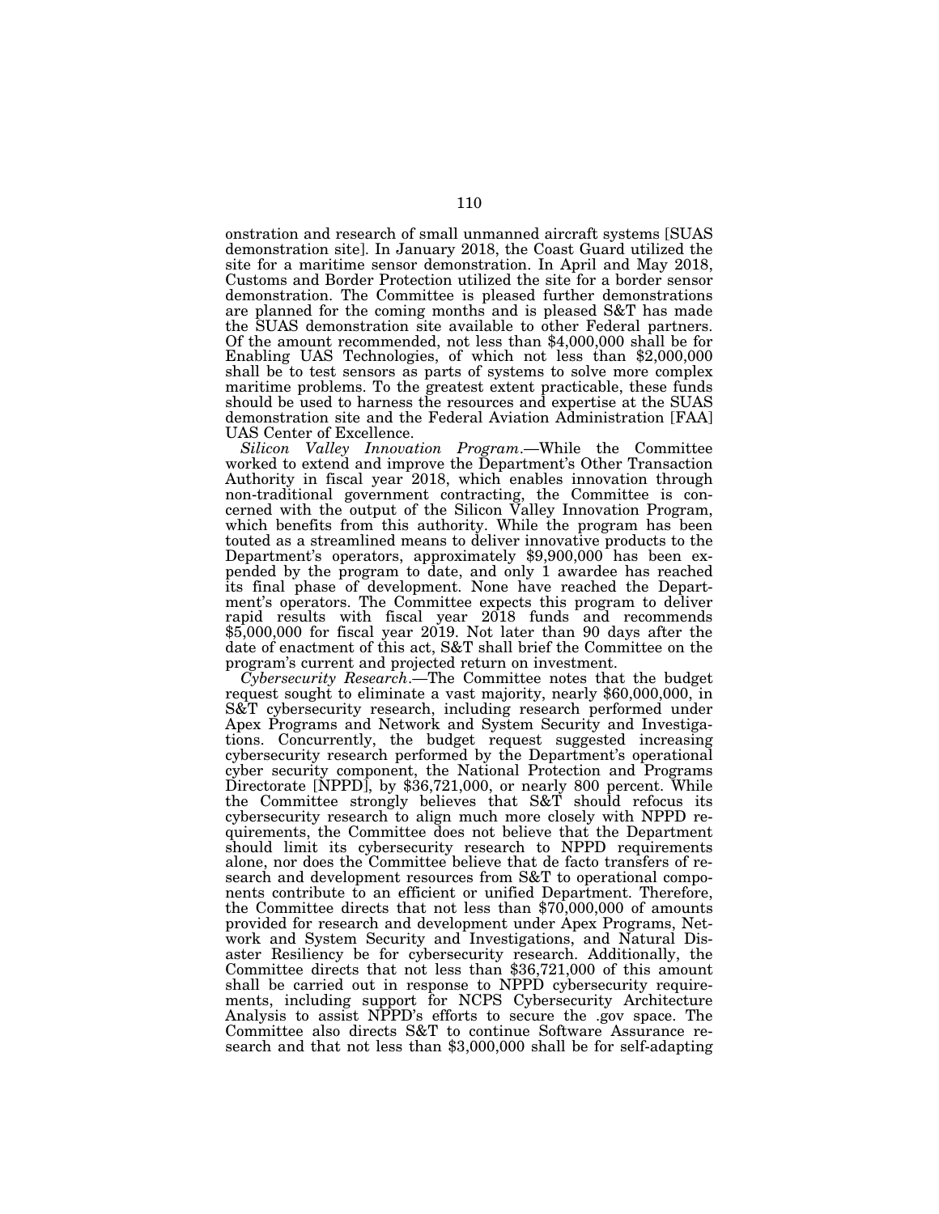onstration and research of small unmanned aircraft systems [SUAS demonstration site]. In January 2018, the Coast Guard utilized the site for a maritime sensor demonstration. In April and May 2018, Customs and Border Protection utilized the site for a border sensor demonstration. The Committee is pleased further demonstrations are planned for the coming months and is pleased S&T has made the SUAS demonstration site available to other Federal partners. Of the amount recommended, not less than $4,000,000 shall be for Enabling UAS Technologies, of which not less than $2,000,000 shall be to test sensors as parts of systems to solve more complex maritime problems. To the greatest extent practicable, these funds should be used to harness the resources and expertise at the SUAS demonstration site and the Federal Aviation Administration [FAA] UAS Center of Excellence.

*Silicon Valley Innovation Program*.—While the Committee worked to extend and improve the Department's Other Transaction Authority in fiscal year 2018, which enables innovation through non-traditional government contracting, the Committee is concerned with the output of the Silicon Valley Innovation Program, which benefits from this authority. While the program has been touted as a streamlined means to deliver innovative products to the Department's operators, approximately $9,900,000 has been expended by the program to date, and only 1 awardee has reached its final phase of development. None have reached the Department's operators. The Committee expects this program to deliver rapid results with fiscal year 2018 funds and recommends $5,000,000 for fiscal year 2019. Not later than 90 days after the date of enactment of this act, S&T shall brief the Committee on the program's current and projected return on investment.

*Cybersecurity Research*.—The Committee notes that the budget request sought to eliminate a vast majority, nearly $60,000,000, in S&T cybersecurity research, including research performed under Apex Programs and Network and System Security and Investigations. Concurrently, the budget request suggested increasing cybersecurity research performed by the Department's operational cyber security component, the National Protection and Programs Directorate [NPPD], by $36,721,000, or nearly 800 percent. While the Committee strongly believes that S&T should refocus its cybersecurity research to align much more closely with NPPD requirements, the Committee does not believe that the Department should limit its cybersecurity research to NPPD requirements alone, nor does the Committee believe that de facto transfers of research and development resources from S&T to operational components contribute to an efficient or unified Department. Therefore, the Committee directs that not less than $70,000,000 of amounts provided for research and development under Apex Programs, Network and System Security and Investigations, and Natural Disaster Resiliency be for cybersecurity research. Additionally, the Committee directs that not less than $36,721,000 of this amount shall be carried out in response to NPPD cybersecurity requirements, including support for NCPS Cybersecurity Architecture Analysis to assist NPPD's efforts to secure the .gov space. The Committee also directs S&T to continue Software Assurance research and that not less than $3,000,000 shall be for self-adapting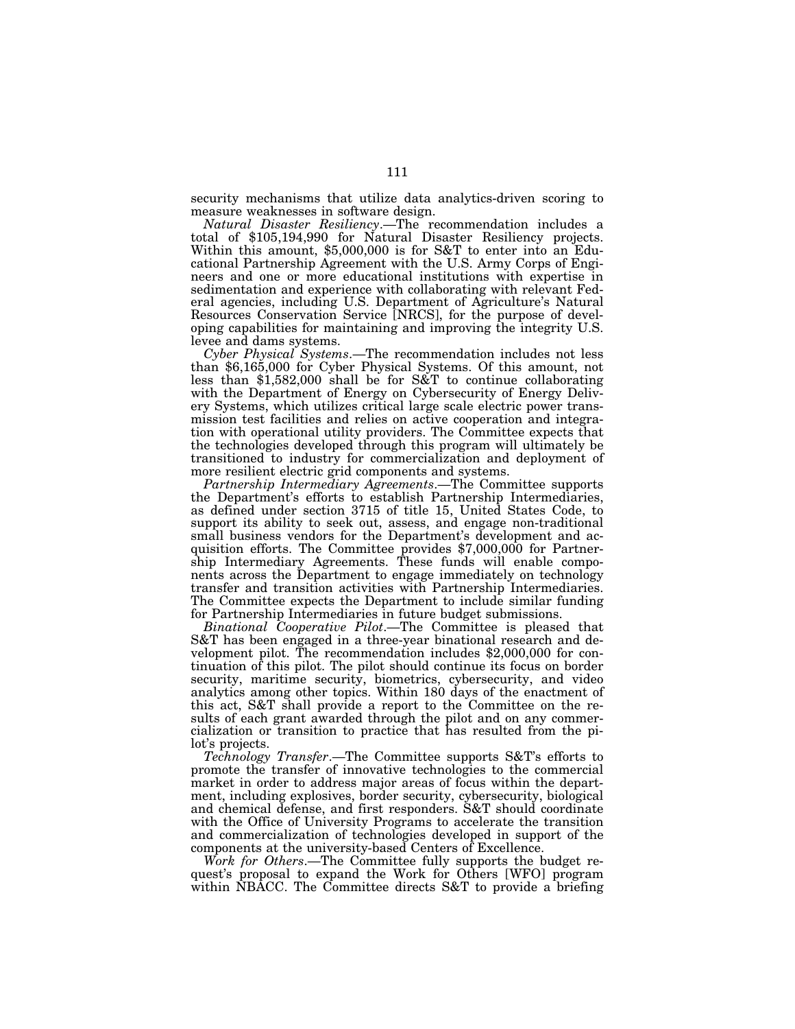security mechanisms that utilize data analytics-driven scoring to measure weaknesses in software design.

*Natural Disaster Resiliency*.—The recommendation includes a total of $105,194,990 for Natural Disaster Resiliency projects. Within this amount, $5,000,000 is for S&T to enter into an Educational Partnership Agreement with the U.S. Army Corps of Engineers and one or more educational institutions with expertise in sedimentation and experience with collaborating with relevant Federal agencies, including U.S. Department of Agriculture's Natural Resources Conservation Service [NRCS], for the purpose of developing capabilities for maintaining and improving the integrity U.S. levee and dams systems.

*Cyber Physical Systems*.—The recommendation includes not less than $6,165,000 for Cyber Physical Systems. Of this amount, not less than $1,582,000 shall be for S&T to continue collaborating with the Department of Energy on Cybersecurity of Energy Delivery Systems, which utilizes critical large scale electric power transmission test facilities and relies on active cooperation and integration with operational utility providers. The Committee expects that the technologies developed through this program will ultimately be transitioned to industry for commercialization and deployment of more resilient electric grid components and systems.

*Partnership Intermediary Agreements*.—The Committee supports the Department's efforts to establish Partnership Intermediaries, as defined under section 3715 of title 15, United States Code, to support its ability to seek out, assess, and engage non-traditional small business vendors for the Department's development and acquisition efforts. The Committee provides $7,000,000 for Partnership Intermediary Agreements. These funds will enable components across the Department to engage immediately on technology transfer and transition activities with Partnership Intermediaries. The Committee expects the Department to include similar funding for Partnership Intermediaries in future budget submissions.

*Binational Cooperative Pilot*.—The Committee is pleased that S&T has been engaged in a three-year binational research and development pilot. The recommendation includes $2,000,000 for continuation of this pilot. The pilot should continue its focus on border security, maritime security, biometrics, cybersecurity, and video analytics among other topics. Within 180 days of the enactment of this act, S&T shall provide a report to the Committee on the results of each grant awarded through the pilot and on any commercialization or transition to practice that has resulted from the pilot's projects.

*Technology Transfer*.—The Committee supports S&T's efforts to promote the transfer of innovative technologies to the commercial market in order to address major areas of focus within the department, including explosives, border security, cybersecurity, biological and chemical defense, and first responders. S&T should coordinate with the Office of University Programs to accelerate the transition and commercialization of technologies developed in support of the components at the university-based Centers of Excellence.

*Work for Others*.—The Committee fully supports the budget request's proposal to expand the Work for Others [WFO] program within NBACC. The Committee directs S&T to provide a briefing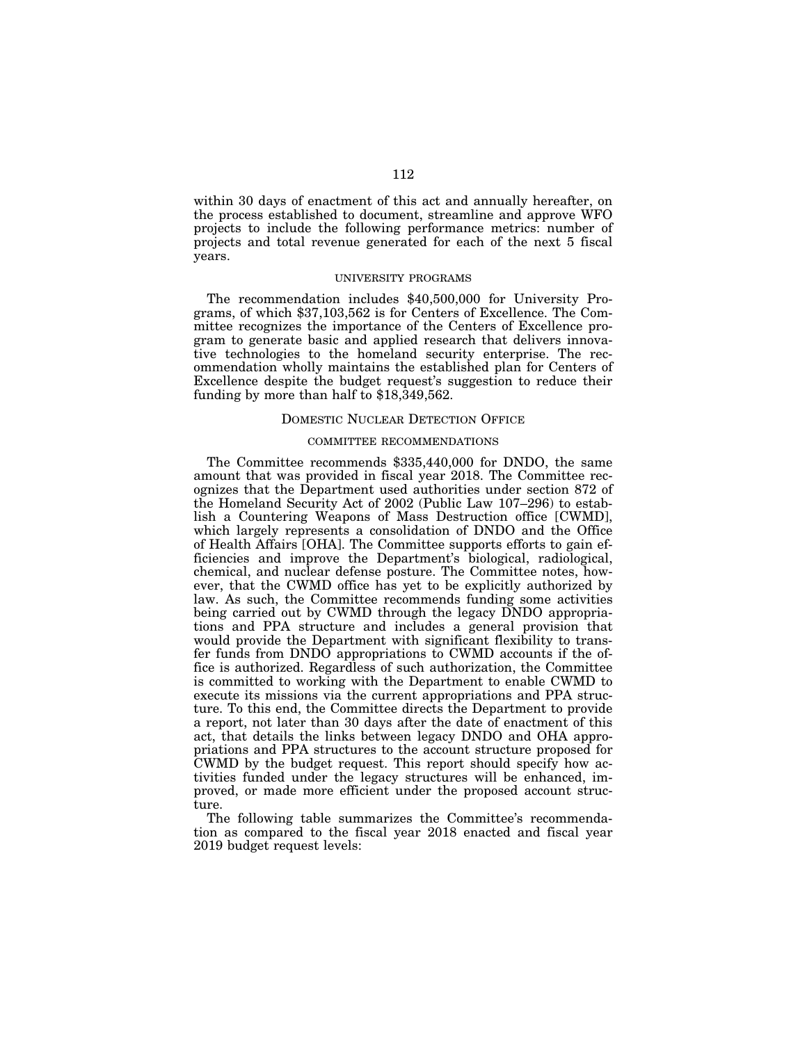within 30 days of enactment of this act and annually hereafter, on the process established to document, streamline and approve WFO projects to include the following performance metrics: number of projects and total revenue generated for each of the next 5 fiscal years.

### UNIVERSITY PROGRAMS

The recommendation includes $40,500,000 for University Programs, of which $37,103,562 is for Centers of Excellence. The Committee recognizes the importance of the Centers of Excellence program to generate basic and applied research that delivers innovative technologies to the homeland security enterprise. The recommendation wholly maintains the established plan for Centers of Excellence despite the budget request's suggestion to reduce their funding by more than half to $18,349,562.

## DOMESTIC NUCLEAR DETECTION OFFICE

### COMMITTEE RECOMMENDATIONS

The Committee recommends $335,440,000 for DNDO, the same amount that was provided in fiscal year 2018. The Committee recognizes that the Department used authorities under section 872 of the Homeland Security Act of 2002 (Public Law 107–296) to establish a Countering Weapons of Mass Destruction office [CWMD], which largely represents a consolidation of DNDO and the Office of Health Affairs [OHA]. The Committee supports efforts to gain efficiencies and improve the Department's biological, radiological, chemical, and nuclear defense posture. The Committee notes, however, that the CWMD office has yet to be explicitly authorized by law. As such, the Committee recommends funding some activities being carried out by CWMD through the legacy DNDO appropriations and PPA structure and includes a general provision that would provide the Department with significant flexibility to transfer funds from DNDO appropriations to CWMD accounts if the office is authorized. Regardless of such authorization, the Committee is committed to working with the Department to enable CWMD to execute its missions via the current appropriations and PPA structure. To this end, the Committee directs the Department to provide a report, not later than 30 days after the date of enactment of this act, that details the links between legacy DNDO and OHA appropriations and PPA structures to the account structure proposed for CWMD by the budget request. This report should specify how activities funded under the legacy structures will be enhanced, improved, or made more efficient under the proposed account structure.

The following table summarizes the Committee's recommendation as compared to the fiscal year 2018 enacted and fiscal year 2019 budget request levels: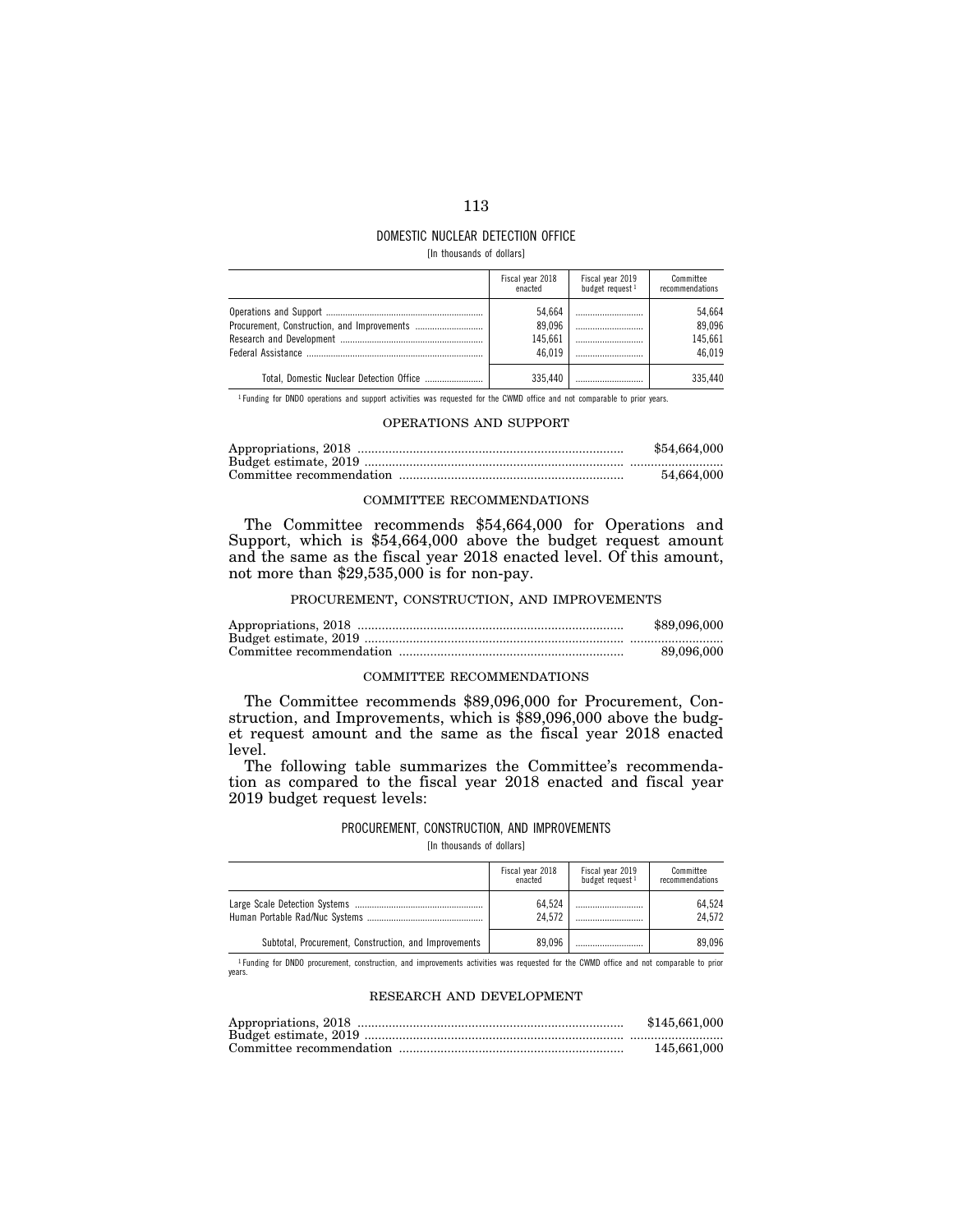## DOMESTIC NUCLEAR DETECTION OFFICE

[In thousands of dollars]

| | Fiscal year 2018 enacted | Fiscal year 2019 budget request [1] | Committee recommendations |
|---|---|---|---|
| Operations and Support | 54,664 | | 54,664 |
| Procurement, Construction, and Improvements | 89,096 | | 89,096 |
| Research and Development | 145,661 | | 145,661 |
| Federal Assistance | 46,019 | | 46,019 |
| Total, Domestic Nuclear Detection Office | 335,440 | | 335,440 |

[1] Funding for DNDO operations and support activities was requested for the CWMD office and not comparable to prior years.

### OPERATIONS AND SUPPORT

| | |
|---|---|
| Appropriations, 2018 | $54,664,000 |
| Budget estimate, 2019 | |
| Committee recommendation | 54,664,000 |

#### COMMITTEE RECOMMENDATIONS

The Committee recommends $54,664,000 for Operations and Support, which is $54,664,000 above the budget request amount and the same as the fiscal year 2018 enacted level. Of this amount, not more than $29,535,000 is for non-pay.

### PROCUREMENT, CONSTRUCTION, AND IMPROVEMENTS

| | |
|---|---|
| Appropriations, 2018 | $89,096,000 |
| Budget estimate, 2019 | |
| Committee recommendation | 89,096,000 |

#### COMMITTEE RECOMMENDATIONS

The Committee recommends $89,096,000 for Procurement, Construction, and Improvements, which is $89,096,000 above the budget request amount and the same as the fiscal year 2018 enacted level.

The following table summarizes the Committee's recommendation as compared to the fiscal year 2018 enacted and fiscal year 2019 budget request levels:

#### PROCUREMENT, CONSTRUCTION, AND IMPROVEMENTS

[In thousands of dollars]

| | Fiscal year 2018 enacted | Fiscal year 2019 budget request [1] | Committee recommendations |
|---|---|---|---|
| Large Scale Detection Systems | 64,524 | | 64,524 |
| Human Portable Rad/Nuc Systems | 24,572 | | 24,572 |
| Subtotal, Procurement, Construction, and Improvements | 89,096 | | 89,096 |

[1] Funding for DNDO procurement, construction, and improvements activities was requested for the CWMD office and not comparable to prior years.

### RESEARCH AND DEVELOPMENT

| | |
|---|---|
| Appropriations, 2018 | $145,661,000 |
| Budget estimate, 2019 | |
| Committee recommendation | 145,661,000 |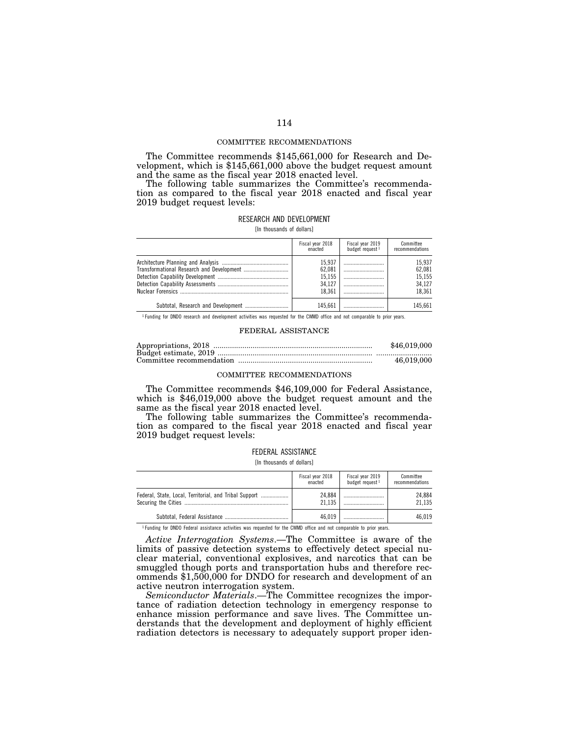COMMITTEE RECOMMENDATIONS

The Committee recommends $145,661,000 for Research and Development, which is $145,661,000 above the budget request amount and the same as the fiscal year 2018 enacted level.

The following table summarizes the Committee's recommendation as compared to the fiscal year 2018 enacted and fiscal year 2019 budget request levels:

RESEARCH AND DEVELOPMENT

[In thousands of dollars]

| | Fiscal year 2018 enacted | Fiscal year 2019 budget request [1] | Committee recommendations |
|---|---|---|---|
| Architecture Planning and Analysis | 15,937 | | 15,937 |
| Transformational Research and Development | 62,081 | | 62,081 |
| Detection Capability Development | 15,155 | | 15,155 |
| Detection Capability Assessments | 34,127 | | 34,127 |
| Nuclear Forensics | 18,361 | | 18,361 |
| Subtotal, Research and Development | 145,661 | | 145,661 |

[1] Funding for DNDO research and development activities was requested for the CWMD office and not comparable to prior years.

FEDERAL ASSISTANCE

| | |
|---|---|
| Appropriations, 2018 | $46,019,000 |
| Budget estimate, 2019 | |
| Committee recommendation | 46,019,000 |

COMMITTEE RECOMMENDATIONS

The Committee recommends $46,109,000 for Federal Assistance, which is $46,019,000 above the budget request amount and the same as the fiscal year 2018 enacted level.

The following table summarizes the Committee's recommendation as compared to the fiscal year 2018 enacted and fiscal year 2019 budget request levels:

FEDERAL ASSISTANCE

[In thousands of dollars]

| | Fiscal year 2018 enacted | Fiscal year 2019 budget request [1] | Committee recommendations |
|---|---|---|---|
| Federal, State, Local, Territorial, and Tribal Support | 24,884 | | 24,884 |
| Securing the Cities | 21,135 | | 21,135 |
| Subtotal, Federal Assistance | 46,019 | | 46,019 |

[1] Funding for DNDO Federal assistance activities was requested for the CWMD office and not comparable to prior years.

*Active Interrogation Systems*.—The Committee is aware of the limits of passive detection systems to effectively detect special nuclear material, conventional explosives, and narcotics that can be smuggled though ports and transportation hubs and therefore recommends $1,500,000 for DNDO for research and development of an active neutron interrogation system.

*Semiconductor Materials*.—The Committee recognizes the importance of radiation detection technology in emergency response to enhance mission performance and save lives. The Committee understands that the development and deployment of highly efficient radiation detectors is necessary to adequately support proper iden-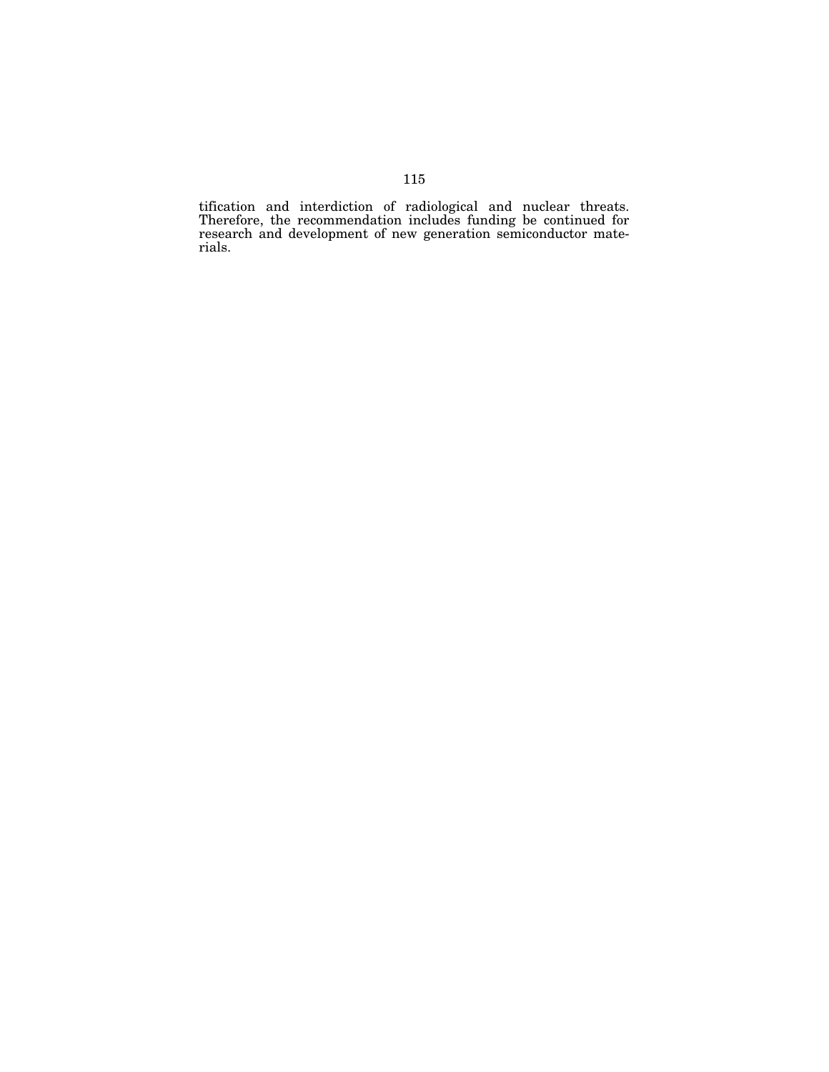tification and interdiction of radiological and nuclear threats. Therefore, the recommendation includes funding be continued for research and development of new generation semiconductor materials.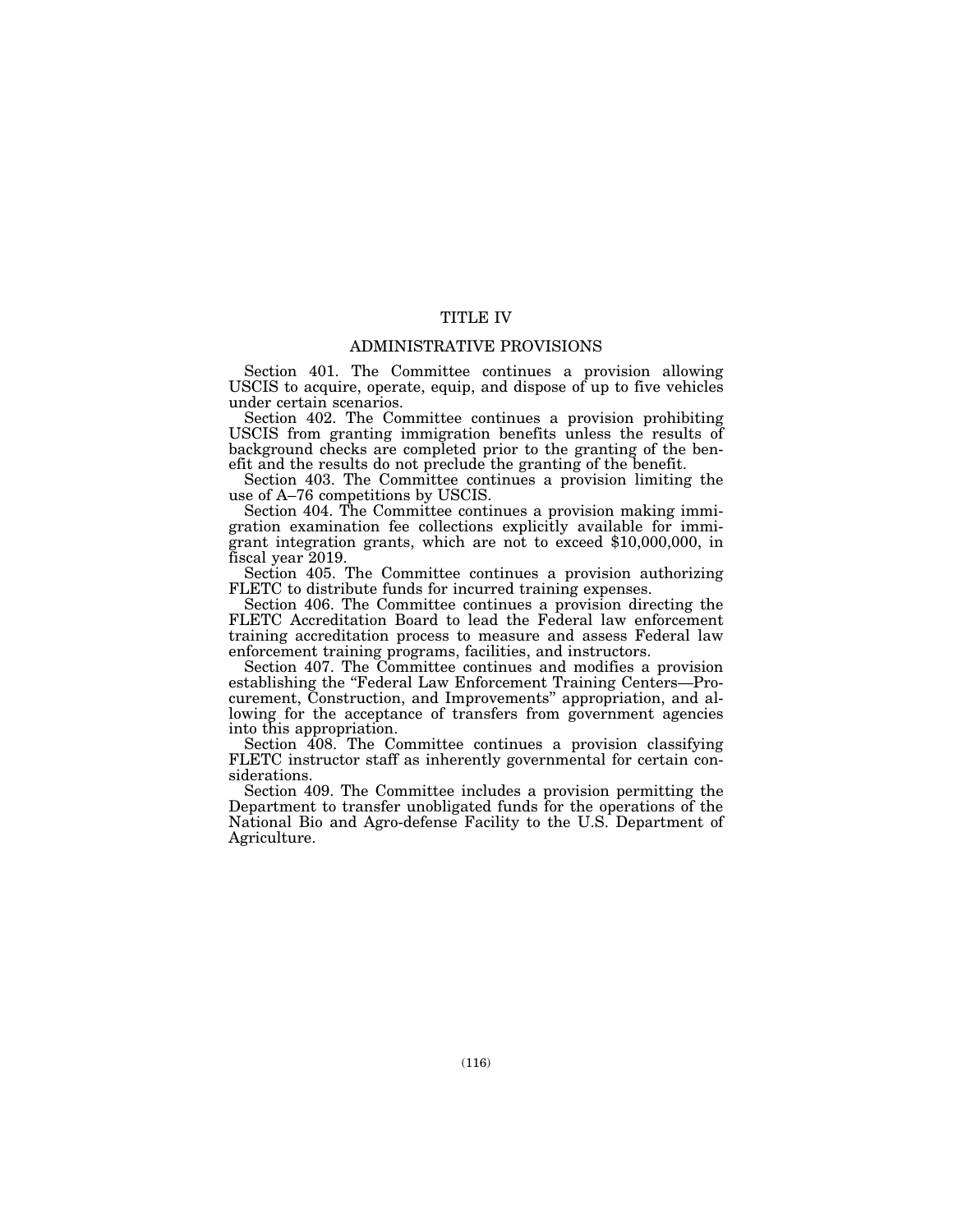# TITLE IV

## ADMINISTRATIVE PROVISIONS

Section 401. The Committee continues a provision allowing USCIS to acquire, operate, equip, and dispose of up to five vehicles under certain scenarios.

Section 402. The Committee continues a provision prohibiting USCIS from granting immigration benefits unless the results of background checks are completed prior to the granting of the benefit and the results do not preclude the granting of the benefit.

Section 403. The Committee continues a provision limiting the use of A–76 competitions by USCIS.

Section 404. The Committee continues a provision making immigration examination fee collections explicitly available for immigrant integration grants, which are not to exceed $10,000,000, in fiscal year 2019.

Section 405. The Committee continues a provision authorizing FLETC to distribute funds for incurred training expenses.

Section 406. The Committee continues a provision directing the FLETC Accreditation Board to lead the Federal law enforcement training accreditation process to measure and assess Federal law enforcement training programs, facilities, and instructors.

Section 407. The Committee continues and modifies a provision establishing the "Federal Law Enforcement Training Centers—Procurement, Construction, and Improvements" appropriation, and allowing for the acceptance of transfers from government agencies into this appropriation.

Section 408. The Committee continues a provision classifying FLETC instructor staff as inherently governmental for certain considerations.

Section 409. The Committee includes a provision permitting the Department to transfer unobligated funds for the operations of the National Bio and Agro-defense Facility to the U.S. Department of Agriculture.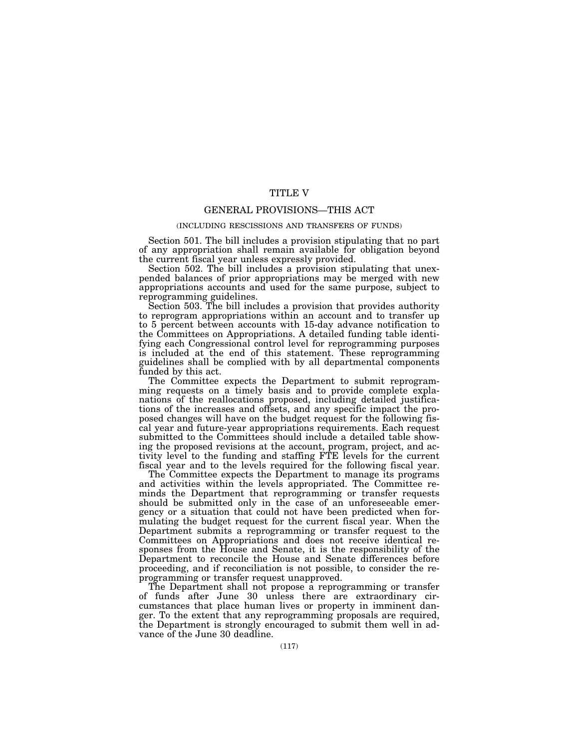# TITLE V

## GENERAL PROVISIONS—THIS ACT

### (INCLUDING RESCISSIONS AND TRANSFERS OF FUNDS)

Section 501. The bill includes a provision stipulating that no part of any appropriation shall remain available for obligation beyond the current fiscal year unless expressly provided.

Section 502. The bill includes a provision stipulating that unexpended balances of prior appropriations may be merged with new appropriations accounts and used for the same purpose, subject to reprogramming guidelines.

Section 503. The bill includes a provision that provides authority to reprogram appropriations within an account and to transfer up to 5 percent between accounts with 15-day advance notification to the Committees on Appropriations. A detailed funding table identifying each Congressional control level for reprogramming purposes is included at the end of this statement. These reprogramming guidelines shall be complied with by all departmental components funded by this act.

The Committee expects the Department to submit reprogramming requests on a timely basis and to provide complete explanations of the reallocations proposed, including detailed justifications of the increases and offsets, and any specific impact the proposed changes will have on the budget request for the following fiscal year and future-year appropriations requirements. Each request submitted to the Committees should include a detailed table showing the proposed revisions at the account, program, project, and activity level to the funding and staffing FTE levels for the current fiscal year and to the levels required for the following fiscal year.

The Committee expects the Department to manage its programs and activities within the levels appropriated. The Committee reminds the Department that reprogramming or transfer requests should be submitted only in the case of an unforeseeable emergency or a situation that could not have been predicted when formulating the budget request for the current fiscal year. When the Department submits a reprogramming or transfer request to the Committees on Appropriations and does not receive identical responses from the House and Senate, it is the responsibility of the Department to reconcile the House and Senate differences before proceeding, and if reconciliation is not possible, to consider the reprogramming or transfer request unapproved.

The Department shall not propose a reprogramming or transfer of funds after June 30 unless there are extraordinary circumstances that place human lives or property in imminent danger. To the extent that any reprogramming proposals are required, the Department is strongly encouraged to submit them well in advance of the June 30 deadline.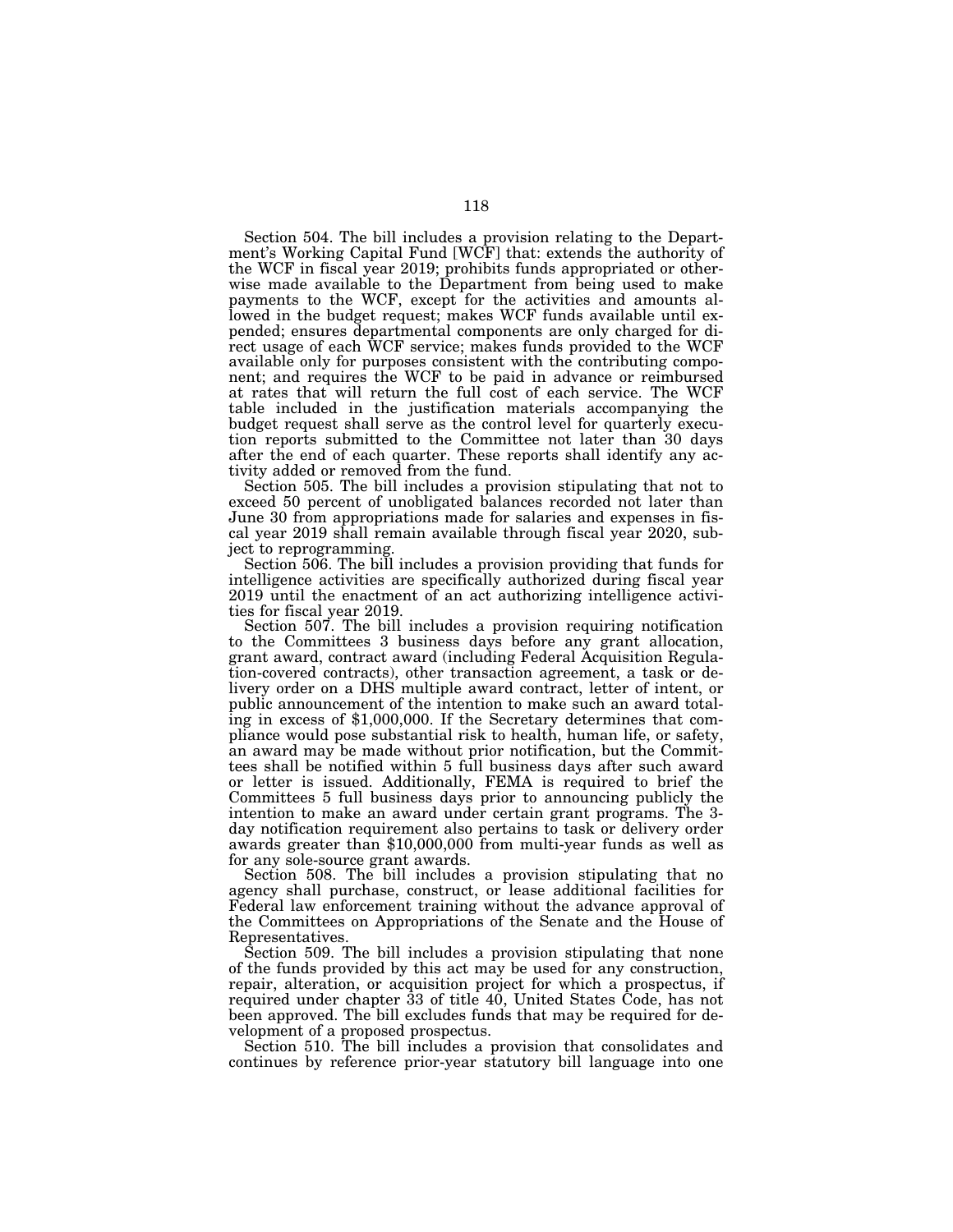Section 504. The bill includes a provision relating to the Department's Working Capital Fund [WCF] that: extends the authority of the WCF in fiscal year 2019; prohibits funds appropriated or otherwise made available to the Department from being used to make payments to the WCF, except for the activities and amounts allowed in the budget request; makes WCF funds available until expended; ensures departmental components are only charged for direct usage of each WCF service; makes funds provided to the WCF available only for purposes consistent with the contributing component; and requires the WCF to be paid in advance or reimbursed at rates that will return the full cost of each service. The WCF table included in the justification materials accompanying the budget request shall serve as the control level for quarterly execution reports submitted to the Committee not later than 30 days after the end of each quarter. These reports shall identify any activity added or removed from the fund.

Section 505. The bill includes a provision stipulating that not to exceed 50 percent of unobligated balances recorded not later than June 30 from appropriations made for salaries and expenses in fiscal year 2019 shall remain available through fiscal year 2020, subject to reprogramming.

Section 506. The bill includes a provision providing that funds for intelligence activities are specifically authorized during fiscal year 2019 until the enactment of an act authorizing intelligence activities for fiscal year 2019.

Section 507. The bill includes a provision requiring notification to the Committees 3 business days before any grant allocation, grant award, contract award (including Federal Acquisition Regulation-covered contracts), other transaction agreement, a task or delivery order on a DHS multiple award contract, letter of intent, or public announcement of the intention to make such an award totaling in excess of $1,000,000. If the Secretary determines that compliance would pose substantial risk to health, human life, or safety, an award may be made without prior notification, but the Committees shall be notified within 5 full business days after such award or letter is issued. Additionally, FEMA is required to brief the Committees 5 full business days prior to announcing publicly the intention to make an award under certain grant programs. The 3-day notification requirement also pertains to task or delivery order awards greater than $10,000,000 from multi-year funds as well as for any sole-source grant awards.

Section 508. The bill includes a provision stipulating that no agency shall purchase, construct, or lease additional facilities for Federal law enforcement training without the advance approval of the Committees on Appropriations of the Senate and the House of Representatives.

Section 509. The bill includes a provision stipulating that none of the funds provided by this act may be used for any construction, repair, alteration, or acquisition project for which a prospectus, if required under chapter 33 of title 40, United States Code, has not been approved. The bill excludes funds that may be required for development of a proposed prospectus.

Section 510. The bill includes a provision that consolidates and continues by reference prior-year statutory bill language into one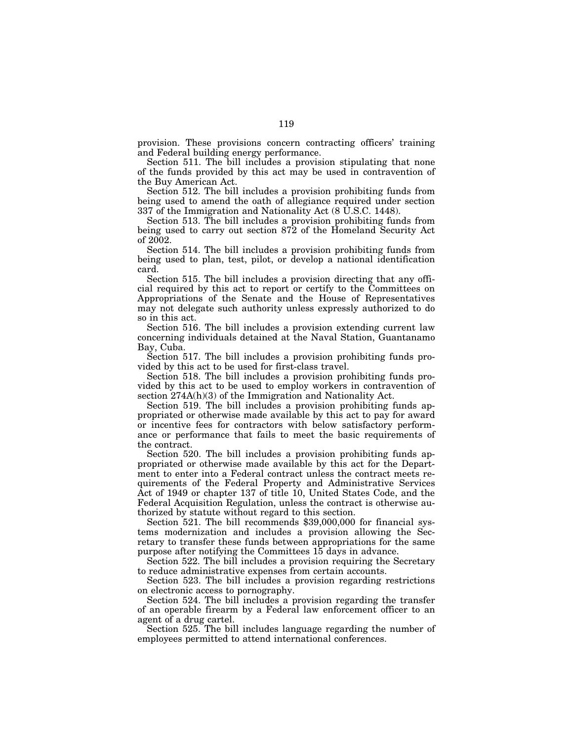provision. These provisions concern contracting officers' training and Federal building energy performance.

Section 511. The bill includes a provision stipulating that none of the funds provided by this act may be used in contravention of the Buy American Act.

Section 512. The bill includes a provision prohibiting funds from being used to amend the oath of allegiance required under section 337 of the Immigration and Nationality Act (8 U.S.C. 1448).

Section 513. The bill includes a provision prohibiting funds from being used to carry out section 872 of the Homeland Security Act of 2002.

Section 514. The bill includes a provision prohibiting funds from being used to plan, test, pilot, or develop a national identification card.

Section 515. The bill includes a provision directing that any official required by this act to report or certify to the Committees on Appropriations of the Senate and the House of Representatives may not delegate such authority unless expressly authorized to do so in this act.

Section 516. The bill includes a provision extending current law concerning individuals detained at the Naval Station, Guantanamo Bay, Cuba.

Section 517. The bill includes a provision prohibiting funds provided by this act to be used for first-class travel.

Section 518. The bill includes a provision prohibiting funds provided by this act to be used to employ workers in contravention of section 274A(h)(3) of the Immigration and Nationality Act.

Section 519. The bill includes a provision prohibiting funds appropriated or otherwise made available by this act to pay for award or incentive fees for contractors with below satisfactory performance or performance that fails to meet the basic requirements of the contract.

Section 520. The bill includes a provision prohibiting funds appropriated or otherwise made available by this act for the Department to enter into a Federal contract unless the contract meets requirements of the Federal Property and Administrative Services Act of 1949 or chapter 137 of title 10, United States Code, and the Federal Acquisition Regulation, unless the contract is otherwise authorized by statute without regard to this section.

Section 521. The bill recommends $39,000,000 for financial systems modernization and includes a provision allowing the Secretary to transfer these funds between appropriations for the same purpose after notifying the Committees 15 days in advance.

Section 522. The bill includes a provision requiring the Secretary to reduce administrative expenses from certain accounts.

Section 523. The bill includes a provision regarding restrictions on electronic access to pornography.

Section 524. The bill includes a provision regarding the transfer of an operable firearm by a Federal law enforcement officer to an agent of a drug cartel.

Section 525. The bill includes language regarding the number of employees permitted to attend international conferences.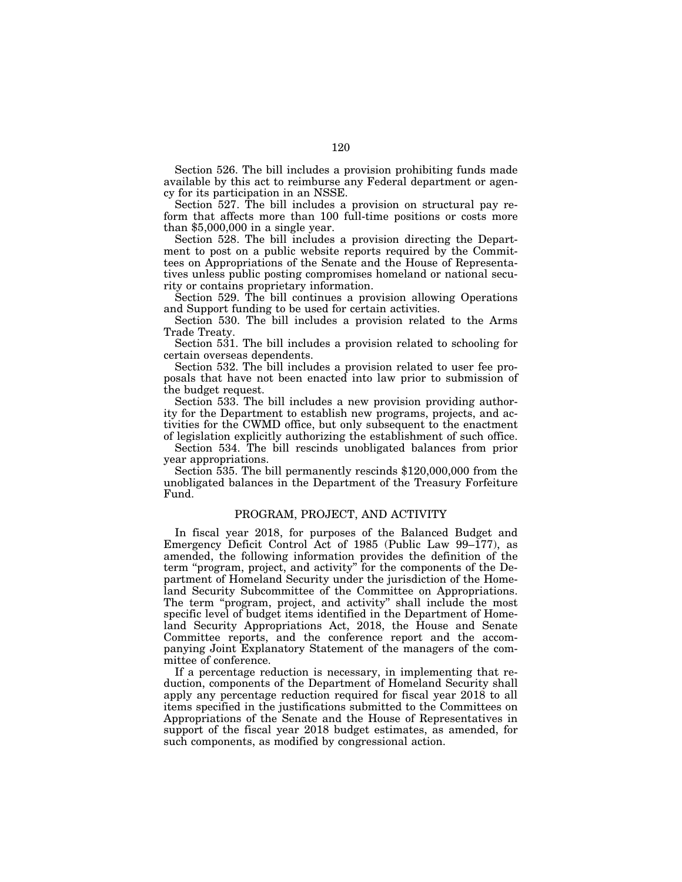Section 526. The bill includes a provision prohibiting funds made available by this act to reimburse any Federal department or agency for its participation in an NSSE.

Section 527. The bill includes a provision on structural pay reform that affects more than 100 full-time positions or costs more than $5,000,000 in a single year.

Section 528. The bill includes a provision directing the Department to post on a public website reports required by the Committees on Appropriations of the Senate and the House of Representatives unless public posting compromises homeland or national security or contains proprietary information.

Section 529. The bill continues a provision allowing Operations and Support funding to be used for certain activities.

Section 530. The bill includes a provision related to the Arms Trade Treaty.

Section 531. The bill includes a provision related to schooling for certain overseas dependents.

Section 532. The bill includes a provision related to user fee proposals that have not been enacted into law prior to submission of the budget request.

Section 533. The bill includes a new provision providing authority for the Department to establish new programs, projects, and activities for the CWMD office, but only subsequent to the enactment of legislation explicitly authorizing the establishment of such office.

Section 534. The bill rescinds unobligated balances from prior year appropriations.

Section 535. The bill permanently rescinds $120,000,000 from the unobligated balances in the Department of the Treasury Forfeiture Fund.

## PROGRAM, PROJECT, AND ACTIVITY

In fiscal year 2018, for purposes of the Balanced Budget and Emergency Deficit Control Act of 1985 (Public Law 99–177), as amended, the following information provides the definition of the term "program, project, and activity" for the components of the Department of Homeland Security under the jurisdiction of the Homeland Security Subcommittee of the Committee on Appropriations. The term "program, project, and activity" shall include the most specific level of budget items identified in the Department of Homeland Security Appropriations Act, 2018, the House and Senate Committee reports, and the conference report and the accompanying Joint Explanatory Statement of the managers of the committee of conference.

If a percentage reduction is necessary, in implementing that reduction, components of the Department of Homeland Security shall apply any percentage reduction required for fiscal year 2018 to all items specified in the justifications submitted to the Committees on Appropriations of the Senate and the House of Representatives in support of the fiscal year 2018 budget estimates, as amended, for such components, as modified by congressional action.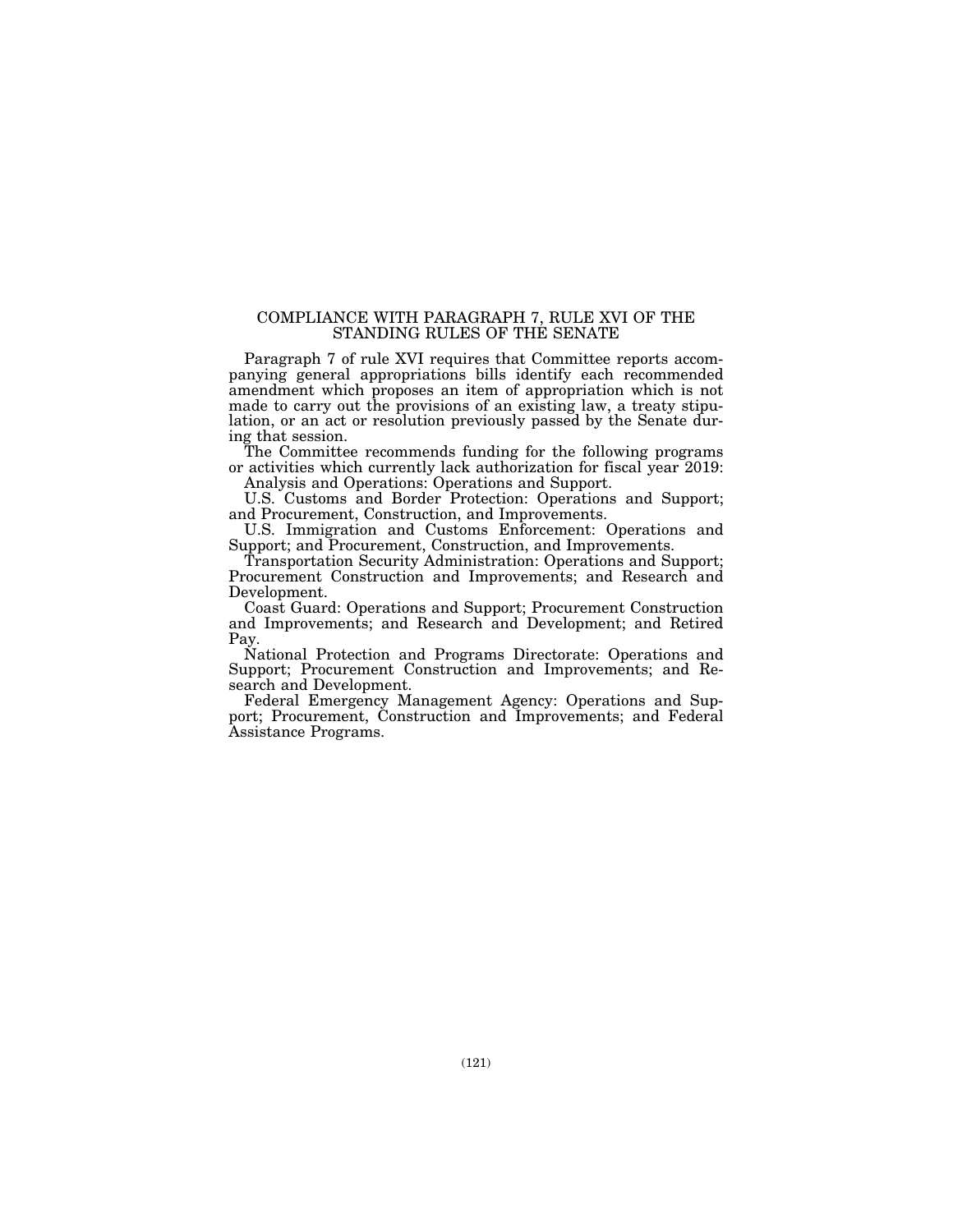## COMPLIANCE WITH PARAGRAPH 7, RULE XVI OF THE STANDING RULES OF THE SENATE

Paragraph 7 of rule XVI requires that Committee reports accompanying general appropriations bills identify each recommended amendment which proposes an item of appropriation which is not made to carry out the provisions of an existing law, a treaty stipulation, or an act or resolution previously passed by the Senate during that session.

The Committee recommends funding for the following programs or activities which currently lack authorization for fiscal year 2019:

Analysis and Operations: Operations and Support.

U.S. Customs and Border Protection: Operations and Support; and Procurement, Construction, and Improvements.

U.S. Immigration and Customs Enforcement: Operations and Support; and Procurement, Construction, and Improvements.

Transportation Security Administration: Operations and Support; Procurement Construction and Improvements; and Research and Development.

Coast Guard: Operations and Support; Procurement Construction and Improvements; and Research and Development; and Retired Pay.

National Protection and Programs Directorate: Operations and Support; Procurement Construction and Improvements; and Research and Development.

Federal Emergency Management Agency: Operations and Support; Procurement, Construction and Improvements; and Federal Assistance Programs.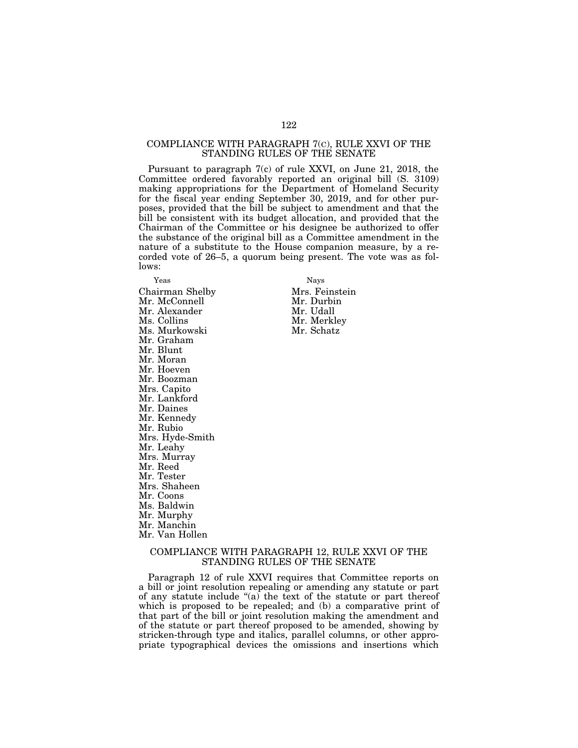## COMPLIANCE WITH PARAGRAPH 7(C), RULE XXVI OF THE STANDING RULES OF THE SENATE

Pursuant to paragraph 7(c) of rule XXVI, on June 21, 2018, the Committee ordered favorably reported an original bill (S. 3109) making appropriations for the Department of Homeland Security for the fiscal year ending September 30, 2019, and for other purposes, provided that the bill be subject to amendment and that the bill be consistent with its budget allocation, and provided that the Chairman of the Committee or his designee be authorized to offer the substance of the original bill as a Committee amendment in the nature of a substitute to the House companion measure, by a recorded vote of 26–5, a quorum being present. The vote was as follows:

| Yeas | Nays |
|---|---|
| Chairman Shelby | Mrs. Feinstein |
| Mr. McConnell | Mr. Durbin |
| Mr. Alexander | Mr. Udall |
| Ms. Collins | Mr. Merkley |
| Ms. Murkowski | Mr. Schatz |
| Mr. Graham | |
| Mr. Blunt | |
| Mr. Moran | |
| Mr. Hoeven | |
| Mr. Boozman | |
| Mrs. Capito | |
| Mr. Lankford | |
| Mr. Daines | |
| Mr. Kennedy | |
| Mr. Rubio | |
| Mrs. Hyde-Smith | |
| Mr. Leahy | |
| Mrs. Murray | |
| Mr. Reed | |
| Mr. Tester | |
| Mrs. Shaheen | |
| Mr. Coons | |
| Ms. Baldwin | |
| Mr. Murphy | |
| Mr. Manchin | |
| Mr. Van Hollen | |

## COMPLIANCE WITH PARAGRAPH 12, RULE XXVI OF THE STANDING RULES OF THE SENATE

Paragraph 12 of rule XXVI requires that Committee reports on a bill or joint resolution repealing or amending any statute or part of any statute include "(a) the text of the statute or part thereof which is proposed to be repealed; and (b) a comparative print of that part of the bill or joint resolution making the amendment and of the statute or part thereof proposed to be amended, showing by stricken-through type and italics, parallel columns, or other appropriate typographical devices the omissions and insertions which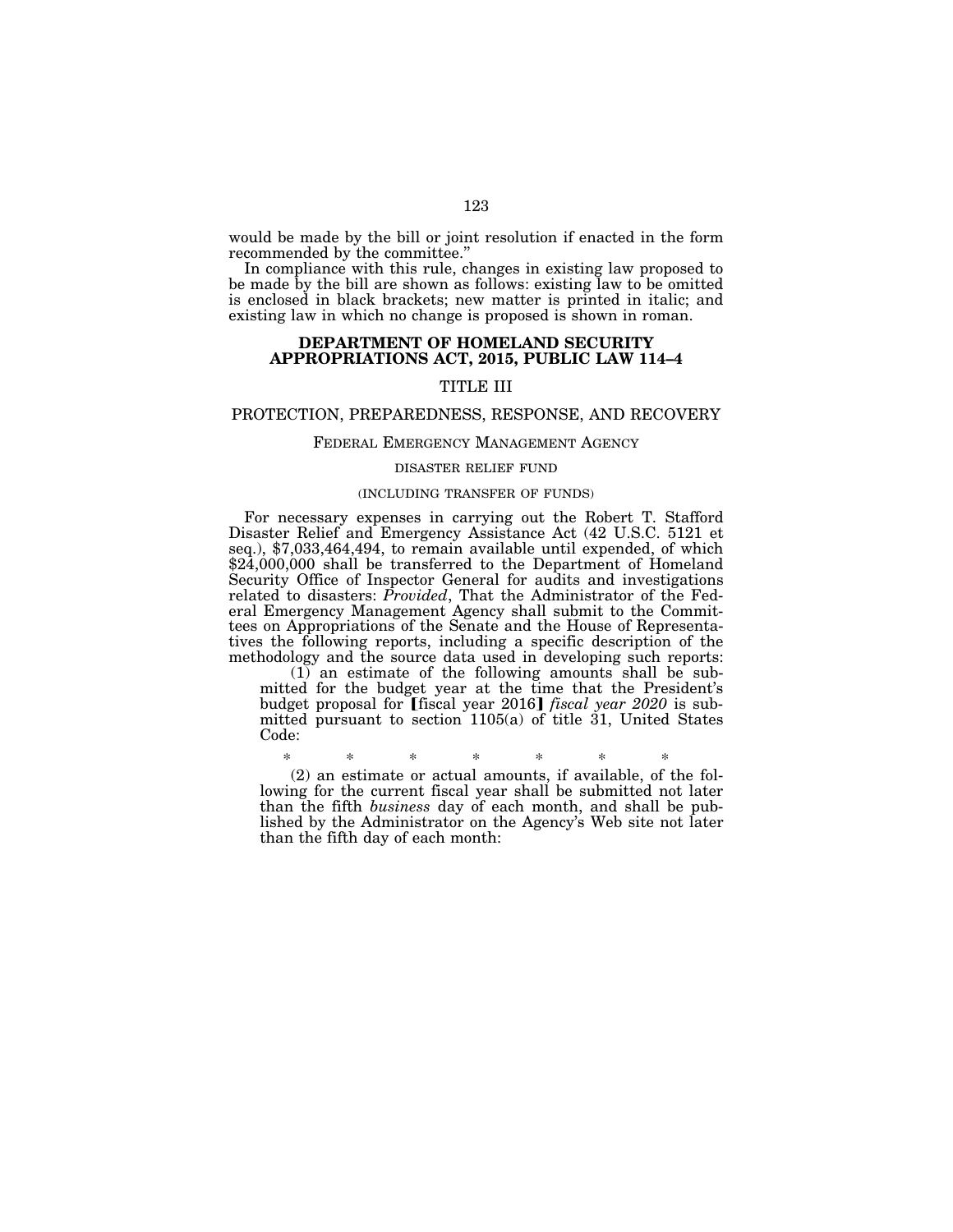would be made by the bill or joint resolution if enacted in the form recommended by the committee."

In compliance with this rule, changes in existing law proposed to be made by the bill are shown as follows: existing law to be omitted is enclosed in black brackets; new matter is printed in italic; and existing law in which no change is proposed is shown in roman.

## DEPARTMENT OF HOMELAND SECURITY APPROPRIATIONS ACT, 2015, PUBLIC LAW 114–4

### TITLE III

### PROTECTION, PREPAREDNESS, RESPONSE, AND RECOVERY

#### FEDERAL EMERGENCY MANAGEMENT AGENCY

##### DISASTER RELIEF FUND

(INCLUDING TRANSFER OF FUNDS)

For necessary expenses in carrying out the Robert T. Stafford Disaster Relief and Emergency Assistance Act (42 U.S.C. 5121 et seq.), $7,033,464,494, to remain available until expended, of which $24,000,000 shall be transferred to the Department of Homeland Security Office of Inspector General for audits and investigations related to disasters: *Provided*, That the Administrator of the Federal Emergency Management Agency shall submit to the Committees on Appropriations of the Senate and the House of Representatives the following reports, including a specific description of the methodology and the source data used in developing such reports:

(1) an estimate of the following amounts shall be submitted for the budget year at the time that the President's budget proposal for [fiscal year 2016] *fiscal year 2020* is submitted pursuant to section 1105(a) of title 31, United States Code:

\* \* \* \* \* \* \*

(2) an estimate or actual amounts, if available, of the following for the current fiscal year shall be submitted not later than the fifth *business* day of each month, and shall be published by the Administrator on the Agency's Web site not later than the fifth day of each month: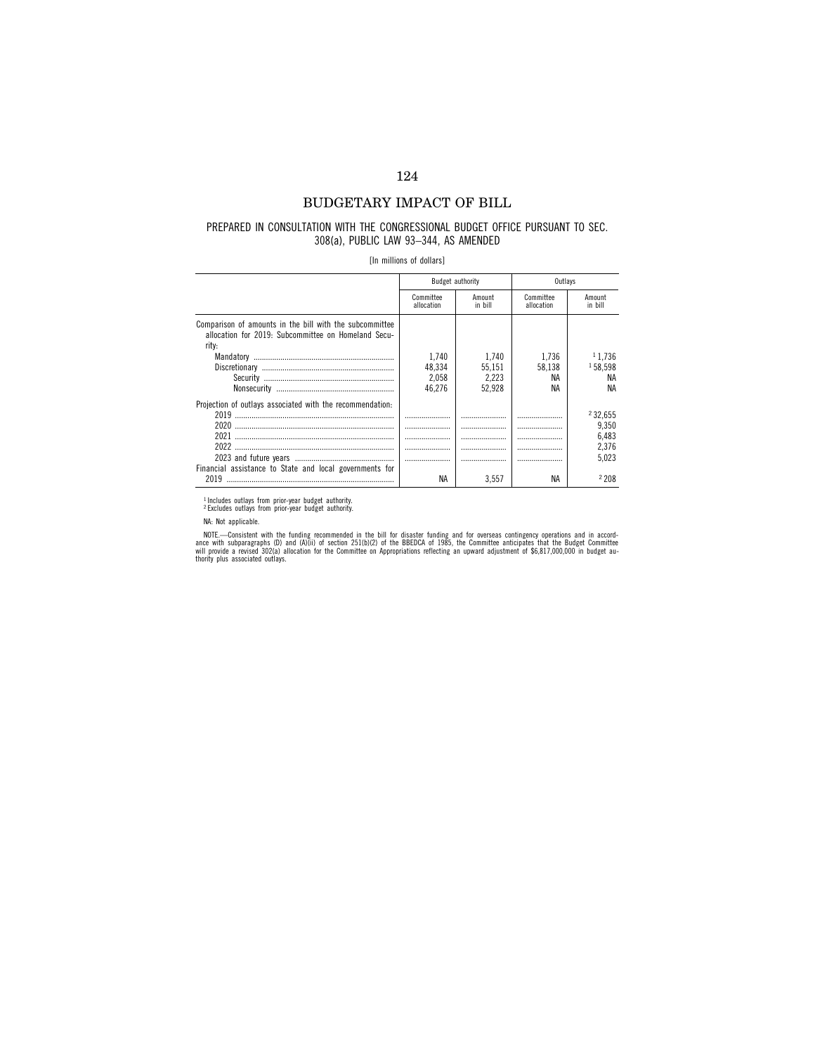# BUDGETARY IMPACT OF BILL

## PREPARED IN CONSULTATION WITH THE CONGRESSIONAL BUDGET OFFICE PURSUANT TO SEC. 308(a), PUBLIC LAW 93–344, AS AMENDED

[In millions of dollars]

| | Budget authority | | Outlays | |
|---|---|---|---|---|
| | Committee allocation | Amount in bill | Committee allocation | Amount in bill |
| Comparison of amounts in the bill with the subcommittee allocation for 2019: Subcommittee on Homeland Security: | | | | |
| Mandatory | 1,740 | 1,740 | 1,736 | [1] 1,736 |
| Discretionary | 48,334 | 55,151 | 58,138 | [1] 58,598 |
| Security | 2,058 | 2,223 | NA | NA |
| Nonsecurity | 46,276 | 52,928 | NA | NA |
| Projection of outlays associated with the recommendation: | | | | |
| 2019 | | | | [2] 32,655 |
| 2020 | | | | 9,350 |
| 2021 | | | | 6,483 |
| 2022 | | | | 2,376 |
| 2023 and future years | | | | 5,023 |
| Financial assistance to State and local governments for 2019 | NA | 3,557 | NA | [2] 208 |

[1] Includes outlays from prior-year budget authority.
[2] Excludes outlays from prior-year budget authority.

NA: Not applicable.

NOTE.—Consistent with the funding recommended in the bill for disaster funding and for overseas contingency operations and in accordance with subparagraphs (D) and (A)(ii) of section 251(b)(2) of the BBEDCA of 1985, the Committee anticipates that the Budget Committee will provide a revised 302(a) allocation for the Committee on Appropriations reflecting an upward adjustment of $6,817,000,000 in budget authority plus associated outlays.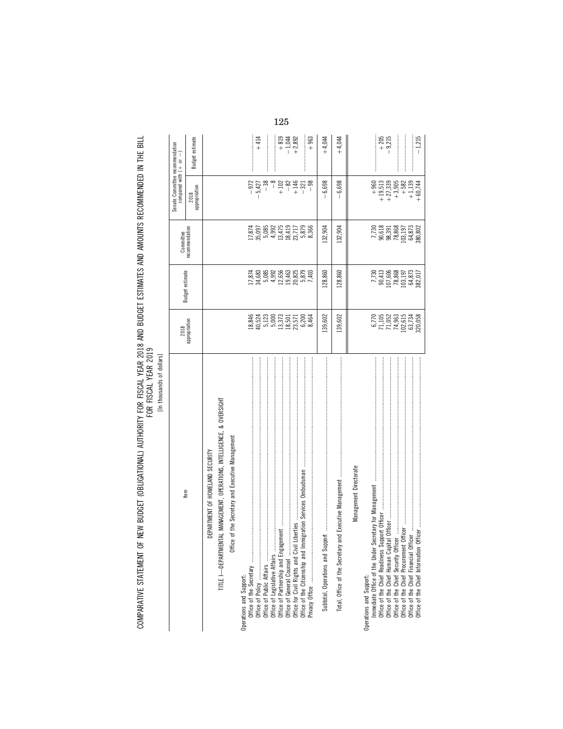COMPARATIVE STATEMENT OF NEW BUDGET (OBLIGATIONAL) AUTHORITY FOR FISCAL YEAR 2018 AND BUDGET ESTIMATES AND AMOUNTS RECOMMENDED IN THE BILL FOR FISCAL YEAR 2019

[In thousands of dollars]

| Item | 2018 appropriation | Budget estimate | Committee recommendation | Senate Committee recommendation compared with (+ or −) | |
|---|---|---|---|---|---|
| | | | | 2018 appropriation | Budget estimate |
| DEPARTMENT OF HOMELAND SECURITY | | | | | |
| TITLE I—DEPARTMENTAL MANAGEMENT, OPERATIONS, INTELLIGENCE, & OVERSIGHT | | | | | |
| Office of the Secretary and Executive Management | | | | | |
| Operations and Support: | | | | | |
| Office of the Secretary | 18,846 | 17,874 | 17,874 | −972 | |
| Office of Policy | 40,524 | 34,683 | 35,097 | −5,427 | +414 |
| Office of Public Affairs | 5,123 | 5,085 | 5,085 | −38 | |
| Office of Legislative Affairs | 5,000 | 4,992 | 4,992 | −8 | |
| Office of Partnership and Engagement | 13,373 | 12,656 | 13,475 | +102 | +819 |
| Office of General Counsel | 18,501 | 19,463 | 18,419 | −82 | −1,044 |
| Office for Civil Rights and Civil Liberties | 23,571 | 20,825 | 23,717 | +146 | +2,892 |
| Office of the Citizenship and Immigration Services Ombudsman | 6,200 | 5,879 | 5,879 | −321 | |
| Privacy Office | 8,464 | 7,403 | 8,366 | −98 | +963 |
| Subtotal, Operations and Support | 139,602 | 128,860 | 132,904 | −6,698 | +4,044 |
| Total, Office of the Secretary and Executive Management | 139,602 | 128,860 | 132,904 | −6,698 | +4,044 |
| Management Directorate | | | | | |
| Operations and Support: | | | | | |
| Immediate Office of the Under Secretary for Management | 6,770 | 7,730 | 7,730 | +960 | |
| Office of the Chief Readiness Support Officer | 71,105 | 90,413 | 90,618 | +19,513 | +205 |
| Office of the Chief Human Capital Officer | 71,052 | 107,606 | 98,391 | +27,339 | −9,215 |
| Office of the Chief Security Officer | 74,963 | 78,868 | 78,868 | +3,905 | |
| Office of the Chief Procurement Officer | 102,615 | 103,197 | 103,197 | +582 | |
| Office of the Chief Financial Officer | 63,734 | 64,873 | 64,873 | +1,139 | |
| Office of the Chief Information Officer | 320,058 | 382,017 | 380,802 | +60,744 | −1,215 |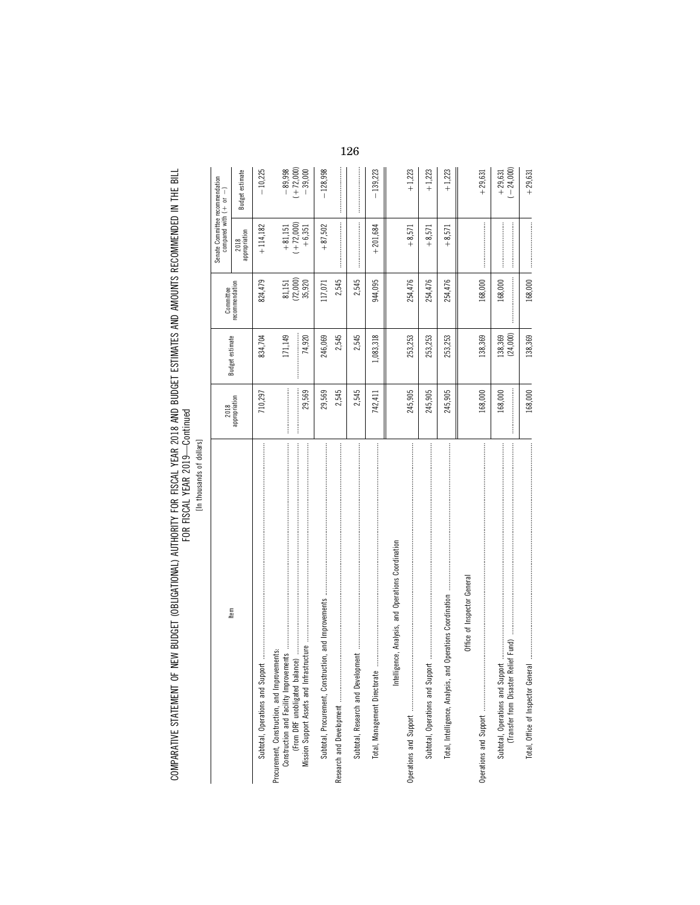COMPARATIVE STATEMENT OF NEW BUDGET (OBLIGATIONAL) AUTHORITY FOR FISCAL YEAR 2018 AND BUDGET ESTIMATES AND AMOUNTS RECOMMENDED IN THE BILL FOR FISCAL YEAR 2019—Continued

[In thousands of dollars]

| Item | 2018 appropriation | Budget estimate | Committee recommendation | Senate Committee recommendation compared with (+ or −) | |
|---|---|---|---|---|---|
| | | | | 2018 appropriation | Budget estimate |
| Subtotal, Operations and Support | 710,297 | 834,704 | 824,479 | +114,182 | −10,225 |
| Procurement, Construction, and Improvements: | | | | | |
| Construction and Facility Improvements | | 171,149 | 81,151 | +81,151 | −89,998 |
| (From DRF unobligated balance) | | | (72,000) | (+72,000) | (+72,000) |
| Mission Support Assets and Infrastructure | 29,569 | 74,920 | 35,920 | +6,351 | −39,000 |
| Subtotal, Procurement, Construction, and Improvements | 29,569 | 246,069 | 117,071 | +87,502 | −128,998 |
| Research and Development | 2,545 | 2,545 | 2,545 | | |
| Subtotal, Research and Development | 2,545 | 2,545 | 2,545 | | |
| Total, Management Directorate | 742,411 | 1,083,318 | 944,095 | +201,684 | −139,223 |
| **Intelligence, Analysis, and Operations Coordination** | | | | | |
| Operations and Support | 245,905 | 253,253 | 254,476 | +8,571 | +1,223 |
| Subtotal, Operations and Support | 245,905 | 253,253 | 254,476 | +8,571 | +1,223 |
| Total, Intelligence, Analysis, and Operations Coordination | 245,905 | 253,253 | 254,476 | +8,571 | +1,223 |
| **Office of Inspector General** | | | | | |
| Operations and Support | 168,000 | 138,369 | 168,000 | | +29,631 |
| Subtotal, Operations and Support | 168,000 | 138,369 | 168,000 | | +29,631 |
| (Transfer from Disaster Relief Fund) | | (24,000) | | | (−24,000) |
| Total, Office of Inspector General | 168,000 | 138,369 | 168,000 | | +29,631 |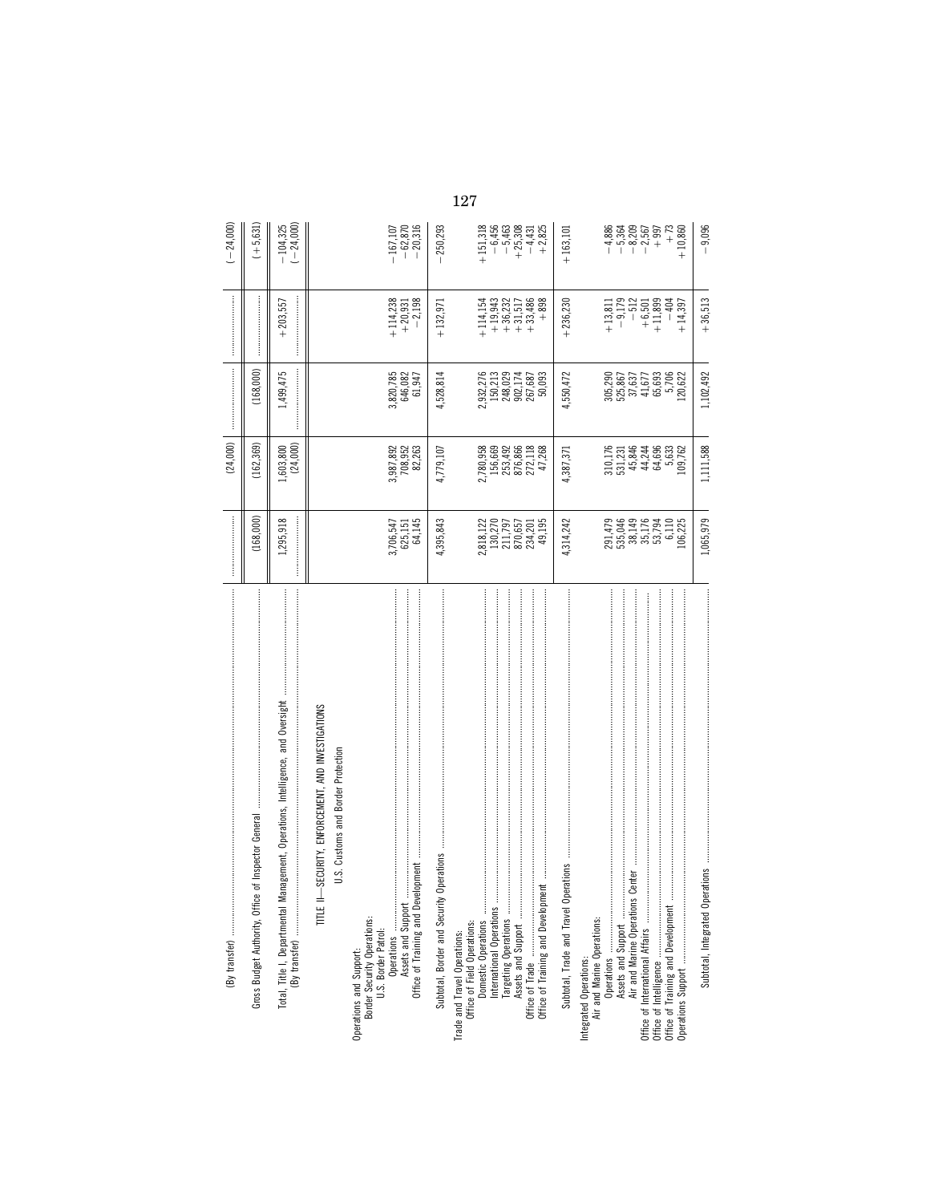| | | | | | |
|---|---|---|---|---|---|
| (By transfer) | | (24,000) | | | (−24,000) |
| Gross Budget Authority, Office of Inspector General | (168,000) | (162,369) | (168,000) | | (+5,631) |
| Total, Title I, Departmental Management, Operations, Intelligence, and Oversight | 1,295,918 | 1,603,800 | 1,499,475 | +203,557 | −104,325 |
| (By transfer) | | (24,000) | | | (−24,000) |
| TITLE II—SECURITY, ENFORCEMENT, AND INVESTIGATIONS | | | | | |
| U.S. Customs and Border Protection | | | | | |
| Operations and Support: | | | | | |
| Border Security Operations: | | | | | |
| U.S. Border Patrol: | | | | | |
| Operations | 3,706,547 | 3,987,892 | 3,820,785 | +114,238 | −167,107 |
| Assets and Support | 625,151 | 708,952 | 646,082 | +20,931 | −62,870 |
| Office of Training and Development | 64,145 | 82,263 | 61,947 | −2,198 | −20,316 |
| Subtotal, Border and Security Operations | 4,395,843 | 4,779,107 | 4,528,814 | +132,971 | −250,293 |
| Trade and Travel Operations: | | | | | |
| Office of Field Operations: | | | | | |
| Domestic Operations | 2,818,122 | 2,780,958 | 2,932,276 | +114,154 | +151,318 |
| International Operations | 130,270 | 156,669 | 150,213 | +19,943 | −6,456 |
| Targeting Operations | 211,797 | 253,492 | 248,029 | +36,232 | −5,463 |
| Assets and Support | 870,657 | 876,866 | 902,174 | +31,517 | +25,308 |
| Office of Trade | 234,201 | 272,118 | 267,687 | +33,486 | −4,431 |
| Office of Training and Development | 49,195 | 47,268 | 50,093 | +898 | +2,825 |
| Subtotal, Trade and Travel Operations | 4,314,242 | 4,387,371 | 4,550,472 | +236,230 | +163,101 |
| Integrated Operations: | | | | | |
| Air and Marine Operations: | | | | | |
| Operations | 291,479 | 310,176 | 305,290 | +13,811 | −4,886 |
| Assets and Support | 535,046 | 531,231 | 525,867 | −9,179 | −5,364 |
| Air and Marine Operations Center | 38,149 | 45,846 | 37,637 | −512 | −8,209 |
| Office of International Affairs | 35,176 | 44,244 | 41,677 | +6,501 | −2,567 |
| Office of Intelligence | 53,794 | 64,696 | 65,693 | +11,899 | +997 |
| Office of Training and Development | 6,110 | 5,633 | 5,706 | −404 | +73 |
| Operations Support | 106,225 | 109,762 | 120,622 | +14,397 | +10,860 |
| Subtotal, Integrated Operations | 1,065,979 | 1,111,588 | 1,102,492 | +36,513 | −9,096 |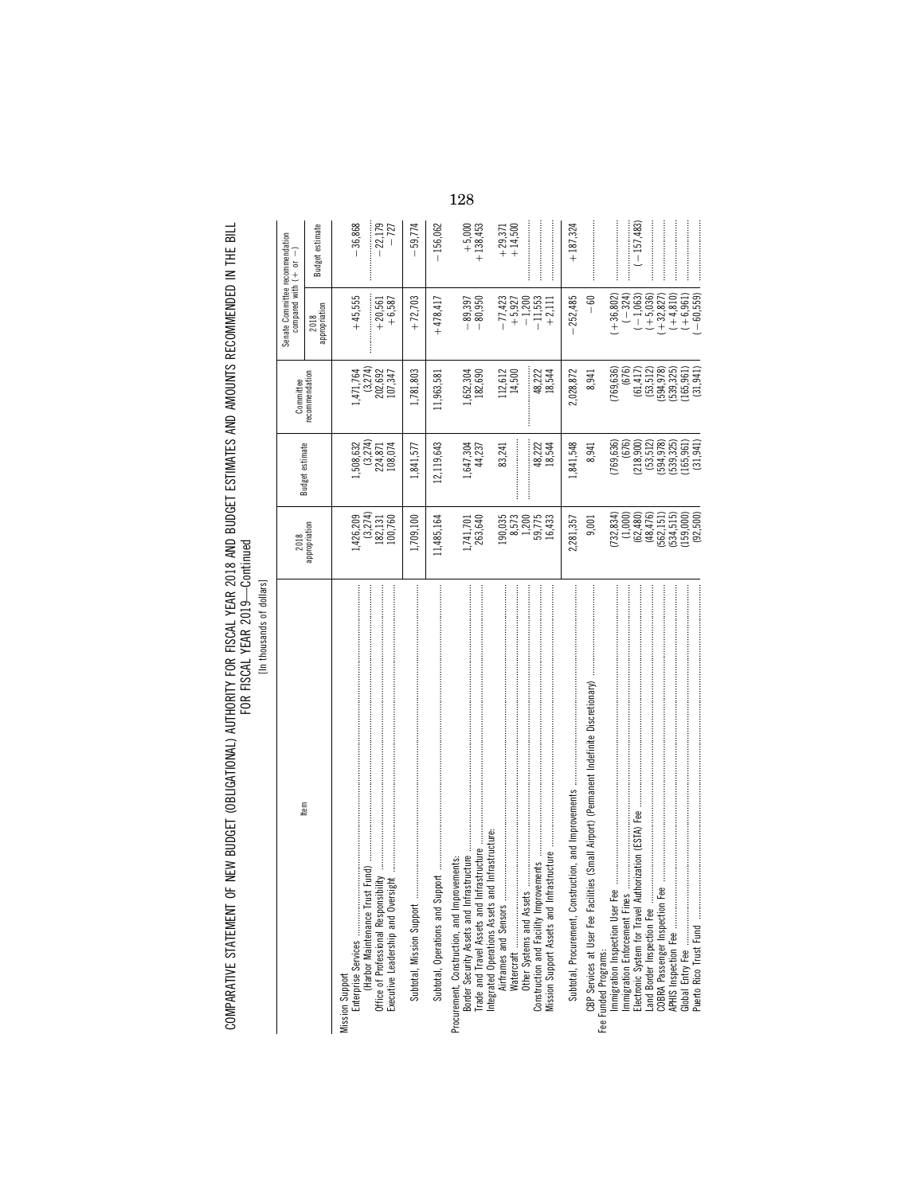COMPARATIVE STATEMENT OF NEW BUDGET (OBLIGATIONAL) AUTHORITY FOR FISCAL YEAR 2018 AND BUDGET ESTIMATES AND AMOUNTS RECOMMENDED IN THE BILL FOR FISCAL YEAR 2019—Continued

[In thousands of dollars]

| Item | 2018 appropriation | Budget estimate | Committee recommendation | Senate Committee recommendation compared with (+ or −) | |
|---|---|---|---|---|---|
| | | | | 2018 appropriation | Budget estimate |
| Mission Support | | | | | |
| Enterprise Services | 1,426,209 | 1,508,632 | 1,471,764 | +45,555 | −36,868 |
| (Harbor Maintenance Trust Fund) | (3,274) | (3,274) | (3,274) | | |
| Office of Professional Responsibility | 182,131 | 224,871 | 202,692 | +20,561 | −22,179 |
| Executive Leadership and Oversight | 100,760 | 108,074 | 107,347 | +6,587 | −727 |
| Subtotal, Mission Support | 1,709,100 | 1,841,577 | 1,781,803 | +72,703 | −59,774 |
| Subtotal, Operations and Support | 11,485,164 | 12,119,643 | 11,963,581 | +478,417 | −156,062 |
| Procurement, Construction, and Improvements: | | | | | |
| Border Security Assets and Infrastructure | 1,741,701 | 1,647,304 | 1,652,304 | −89,397 | +5,000 |
| Trade and Travel Assets and Infrastructure | 263,640 | 44,237 | 182,690 | −80,950 | +138,453 |
| Integrated Operations Assets and Infrastructure: | | | | | |
| Airframes and Sensors | 190,035 | 83,241 | 112,612 | −77,423 | +29,371 |
| Watercraft | 8,573 | | 14,500 | +5,927 | +14,500 |
| Other Systems and Assets | 1,200 | | | −1,200 | |
| Construction and Facility Improvements | 59,775 | 48,222 | 48,222 | −11,553 | |
| Mission Support Assets and Infrastructure | 16,433 | 18,544 | 18,544 | +2,111 | |
| Subtotal, Procurement, Construction, and Improvements | 2,281,357 | 1,841,548 | 2,028,872 | −252,485 | +187,324 |
| CBP Services at User Fee Facilities (Small Airport) (Permanent Indefinite Discretionary) | 9,001 | 8,941 | 8,941 | −60 | |
| Fee Funded Programs: | | | | | |
| Immigration Inspection User Fee | (732,834) | (769,636) | (769,636) | (+36,802) | |
| Immigration Enforcement Fines | (1,000) | (676) | (676) | (−324) | |
| Electronic System for Travel Authorization (ESTA) Fee | (62,480) | (218,900) | (61,417) | (−1,063) | (−157,483) |
| Land Border Inspection Fee | (48,476) | (53,512) | (53,512) | (+5,036) | |
| COBRA Passenger Inspection Fee | (562,151) | (594,978) | (594,978) | (+32,827) | |
| APHIS Inspection Fee | (534,515) | (539,325) | (539,325) | (+4,810) | |
| Global Entry Fee | (159,000) | (165,961) | (165,961) | (+6,961) | |
| Puerto Rico Trust Fund | (92,500) | (31,941) | (31,941) | (−60,559) | |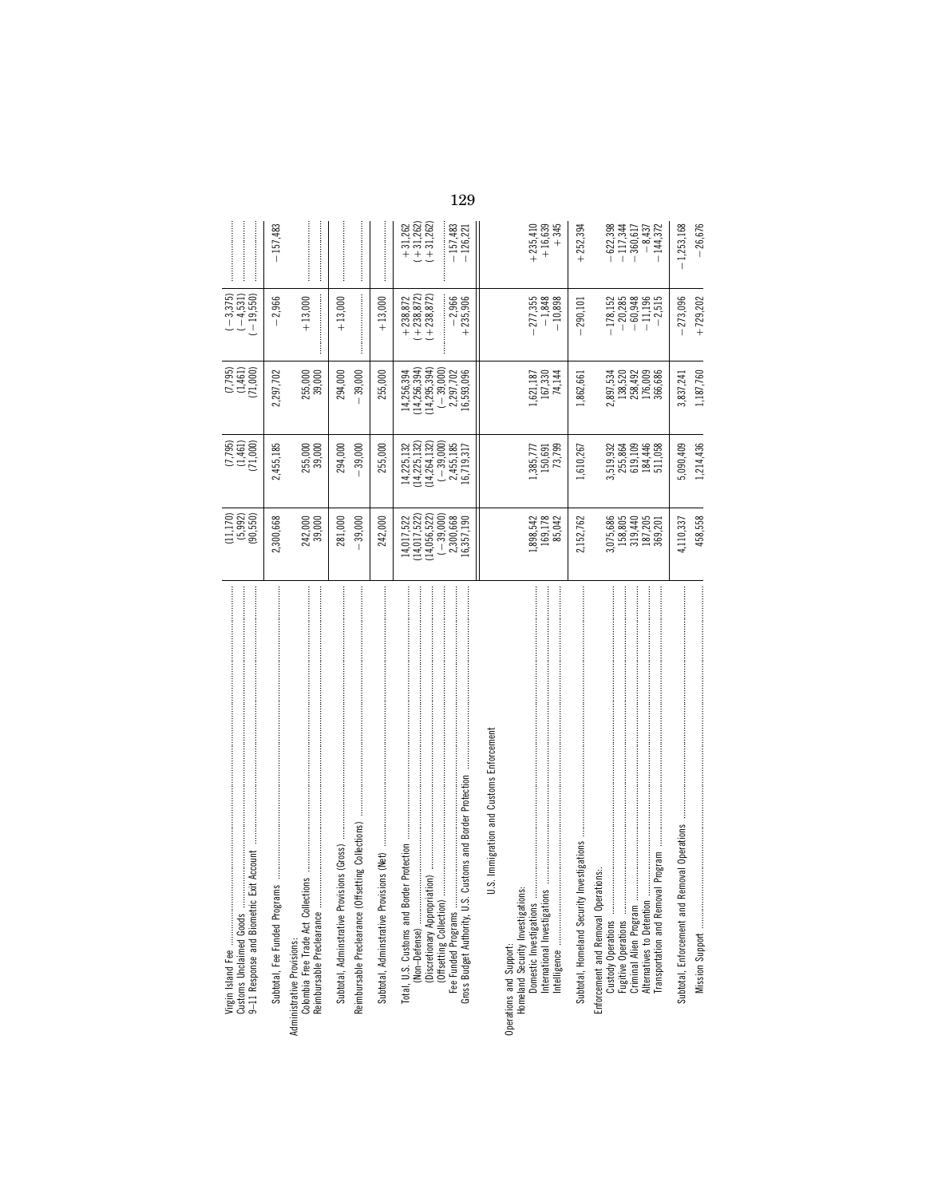| | | | | | |
|---|---|---|---|---|---|
| Virgin Island Fee | (11,170) | (7,795) | (7,795) | (−3,375) | |
| Customs Unclaimed Goods | (5,992) | (1,461) | (1,461) | (−4,531) | |
| 9–11 Response and Biometric Exit Account | (90,550) | (71,000) | (71,000) | (−19,550) | |
| Subtotal, Fee Funded Programs | 2,300,668 | 2,455,185 | 2,297,702 | −2,966 | −157,483 |
| Administrative Provisions: | | | | | |
| Colombia Free Trade Act Collections | 242,000 | 255,000 | 255,000 | +13,000 | |
| Reimbursable Preclearance | 39,000 | 39,000 | 39,000 | | |
| Subtotal, Adminstrative Provisions (Gross) | 281,000 | 294,000 | 294,000 | +13,000 | |
| Reimbursable Preclearance (Offsetting Collections) | −39,000 | −39,000 | −39,000 | | |
| Subtotal, Administrative Provisions (Net) | 242,000 | 255,000 | 255,000 | +13,000 | |
| Total, U.S. Customs and Border Protection | 14,017,522 | 14,225,132 | 14,256,394 | +238,872 | +31,262 |
| (Non-Defense) | (14,017,522) | (14,225,132) | (14,256,394) | (+238,872) | (+31,262) |
| (Discretionary Appropriation) | (14,056,522) | (14,264,132) | (14,295,394) | (+238,872) | (+31,262) |
| (Offsetting Collection) | (−39,000) | (−39,000) | (−39,000) | | |
| Fee Funded Programs | 2,300,668 | 2,455,185 | 2,297,702 | −2,966 | −157,483 |
| Gross Budget Authority, U.S. Customs and Border Protection | 16,357,190 | 16,719,317 | 16,593,096 | +235,906 | −126,221 |
| U.S. Immigration and Customs Enforcement | | | | | |
| Operations and Support: | | | | | |
| Homeland Security Investigations: | | | | | |
| Domestic Investigations | 1,898,542 | 1,385,777 | 1,621,187 | −277,355 | +235,410 |
| International Investigations | 169,178 | 150,691 | 167,330 | −1,848 | +16,639 |
| Intelligence | 85,042 | 73,799 | 74,144 | −10,898 | +345 |
| Subtotal, Homeland Security Investigations | 2,152,762 | 1,610,267 | 1,862,661 | −290,101 | +252,394 |
| Enforcement and Removal Operations: | | | | | |
| Custody Operations | 3,075,686 | 3,519,932 | 2,897,534 | −178,152 | −622,398 |
| Fugitive Operations | 158,805 | 255,864 | 138,520 | −20,285 | −117,344 |
| Criminal Alien Program | 319,440 | 619,109 | 258,492 | −60,948 | −360,617 |
| Alternatives to Detention | 187,205 | 184,446 | 176,009 | −11,196 | −8,437 |
| Transportation and Removal Program | 369,201 | 511,058 | 366,686 | −2,515 | −144,372 |
| Subtotal, Enforcement and Removal Operations | 4,110,337 | 5,090,409 | 3,837,241 | −273,096 | −1,253,168 |
| Mission Support | 458,558 | 1,214,436 | 1,187,760 | +729,202 | −26,676 |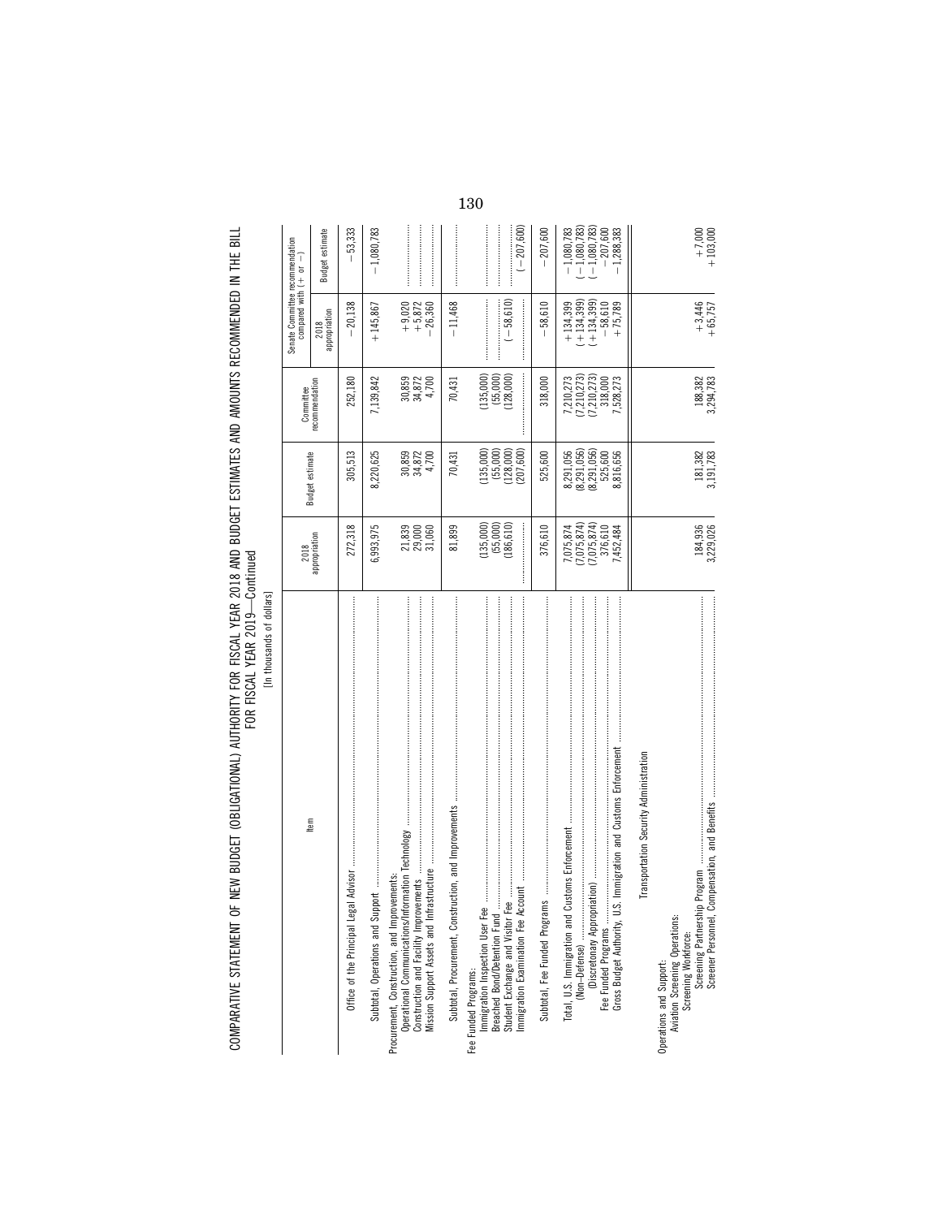COMPARATIVE STATEMENT OF NEW BUDGET (OBLIGATIONAL) AUTHORITY FOR FISCAL YEAR 2018 AND BUDGET ESTIMATES AND AMOUNTS RECOMMENDED IN THE BILL FOR FISCAL YEAR 2019—Continued

[In thousands of dollars]

| Item | 2018 appropriation | Budget estimate | Committee recommendation | Senate Committee recommendation compared with (+ or −) | |
|---|---|---|---|---|---|
| | | | | 2018 appropriation | Budget estimate |
| Office of the Principal Legal Advisor | 272,318 | 305,513 | 252,180 | −20,138 | −53,333 |
| Subtotal, Operations and Support | 6,993,975 | 8,220,625 | 7,139,842 | +145,867 | −1,080,783 |
| Procurement, Construction, and Improvements: | | | | | |
| Operational Communications/Information Technology | 21,839 | 30,859 | 30,859 | +9,020 | |
| Construction and Facility Improvements | 29,000 | 34,872 | 34,872 | +5,872 | |
| Mission Support Assets and Infrastructure | 31,060 | 4,700 | 4,700 | −26,360 | |
| Subtotal, Procurement, Construction, and Improvements | 81,899 | 70,431 | 70,431 | −11,468 | |
| Fee Funded Programs: | | | | | |
| Immigration Inspection User Fee | (135,000) | (135,000) | (135,000) | | |
| Breached Bond/Detention Fund | (55,000) | (55,000) | (55,000) | | |
| Student Exchange and Visitor Fee | (186,610) | (128,000) | (128,000) | (−58,610) | |
| Immigration Examination Fee Account | | (207,600) | | | (−207,600) |
| Subtotal, Fee Funded Programs | 376,610 | 525,600 | 318,000 | −58,610 | −207,600 |
| Total, U.S. Immigration and Customs Enforcement | 7,075,874 | 8,291,056 | 7,210,273 | +134,399 | −1,080,783 |
| (Non-Defense) | (7,075,874) | (8,291,056) | (7,210,273) | (+134,399) | (−1,080,783) |
| (Discretionary Appropriation) | (7,075,874) | (8,291,056) | (7,210,273) | (+134,399) | (−1,080,783) |
| Fee Funded Programs | 376,610 | 525,600 | 318,000 | −58,610 | −207,600 |
| Gross Budget Authority, U.S. Immigration and Customs Enforcement | 7,452,484 | 8,816,656 | 7,528,273 | +75,789 | −1,288,383 |
| Transportation Security Administration | | | | | |
| Operations and Support: | | | | | |
| Aviation Screening Operations: | | | | | |
| Screening Workforce: | | | | | |
| Screening Partnership Program | 184,936 | 181,382 | 188,382 | +3,446 | +7,000 |
| Screener Personnel, Compensation, and Benefits | 3,229,026 | 3,191,783 | 3,294,783 | +65,757 | +103,000 |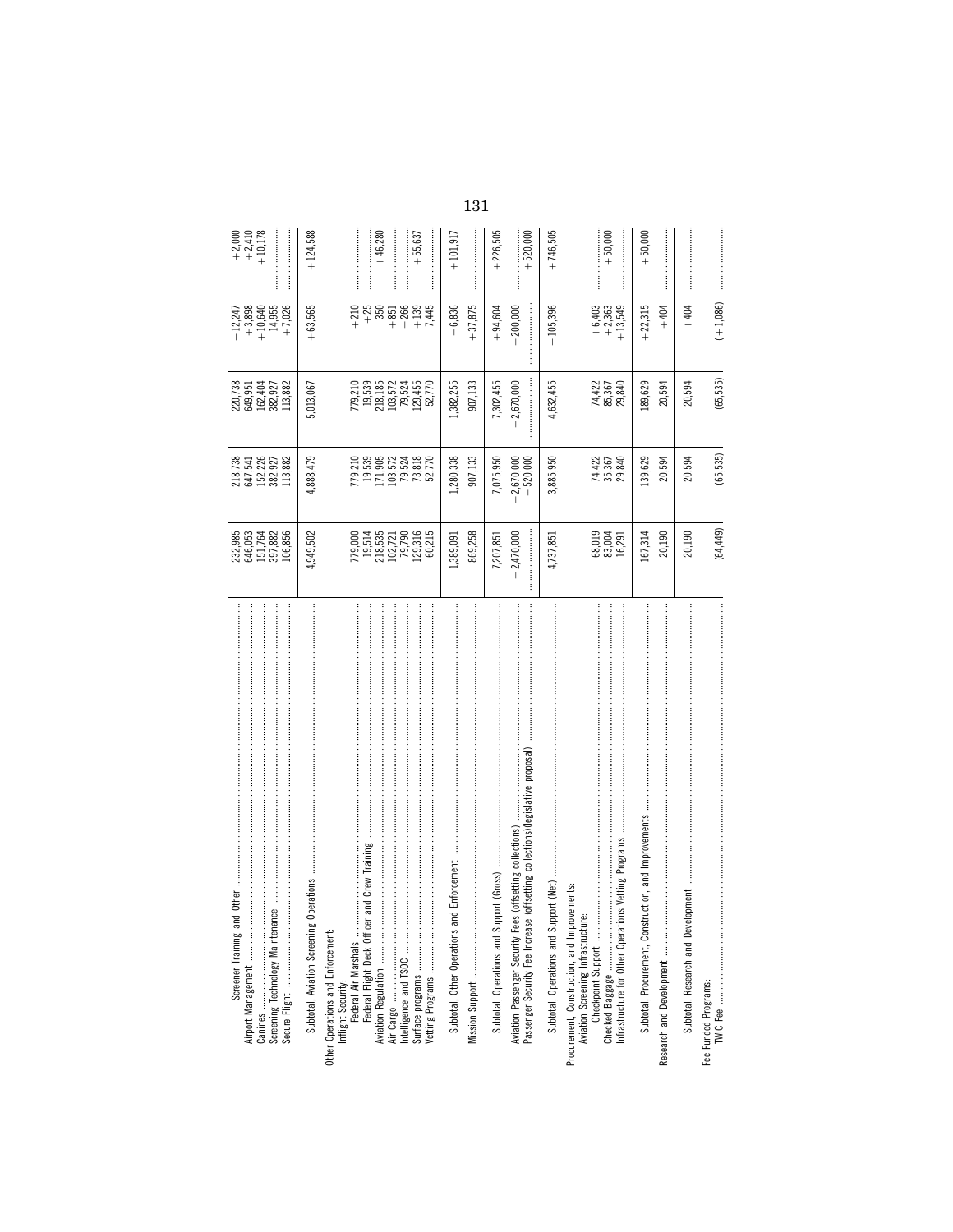| | | | | | |
|---|---|---|---|---|---|
| Screener Training and Other | 232,985 | 218,738 | 220,738 | −12,247 | +2,000 |
| Airport Management | 646,053 | 647,541 | 649,951 | +3,898 | +2,410 |
| Canines | 151,764 | 152,226 | 162,404 | +10,640 | +10,178 |
| Screening Technology Maintenance | 397,882 | 382,927 | 382,927 | −14,955 | .................... |
| Secure Flight | 106,856 | 113,882 | 113,882 | +7,026 | .................... |
| Subtotal, Aviation Screening Operations | 4,949,502 | 4,888,479 | 5,013,067 | +63,565 | +124,588 |
| Other Operations and Enforcement: | | | | | |
| Inflight Security: | | | | | |
| Federal Air Marshals | 779,000 | 779,210 | 779,210 | +210 | .................... |
| Federal Flight Deck Officer and Crew Training | 19,514 | 19,539 | 19,539 | +25 | .................... |
| Aviation Regulation | 218,535 | 171,905 | 218,185 | −350 | +46,280 |
| Air Cargo | 102,721 | 103,572 | 103,572 | +851 | .................... |
| Intelligence and TSOC | 79,790 | 79,524 | 79,524 | −266 | .................... |
| Surface programs | 129,316 | 73,818 | 129,455 | +139 | +55,637 |
| Vetting Programs | 60,215 | 52,770 | 52,770 | −7,445 | .................... |
| Subtotal, Other Operations and Enforcement | 1,389,091 | 1,280,338 | 1,382,255 | −6,836 | +101,917 |
| Mission Support | 869,258 | 907,133 | 907,133 | +37,875 | .................... |
| Subtotal, Operations and Support (Gross) | 7,207,851 | 7,075,950 | 7,302,455 | +94,604 | +226,505 |
| Aviation Passenger Security Fees (offsetting collections) | −2,470,000 | −2,670,000 | −2,670,000 | −200,000 | .................... |
| Passenger Security Fee Increase (offsetting collections)(legislative proposal) | .................... | −520,000 | .................... | .................... | +520,000 |
| Subtotal, Operations and Support (Net) | 4,737,851 | 3,885,950 | 4,632,455 | −105,396 | +746,505 |
| Procurement, Construction, and Improvements: | | | | | |
| Aviation Screening Infrastructure: | | | | | |
| Checkpoint Support | 68,019 | 74,422 | 74,422 | +6,403 | .................... |
| Checked Baggage | 83,004 | 35,367 | 85,367 | +2,363 | +50,000 |
| Infrastructure for Other Operations Vetting Programs | 16,291 | 29,840 | 29,840 | +13,549 | .................... |
| Subtotal, Procurement, Construction, and Improvements | 167,314 | 139,629 | 189,629 | +22,315 | +50,000 |
| Research and Development | 20,190 | 20,594 | 20,594 | +404 | .................... |
| Subtotal, Research and Development | 20,190 | 20,594 | 20,594 | +404 | .................... |
| Fee Funded Programs: | | | | | |
| TWIC Fee | (64,449) | (65,535) | (65,535) | (+1,086) | .................... |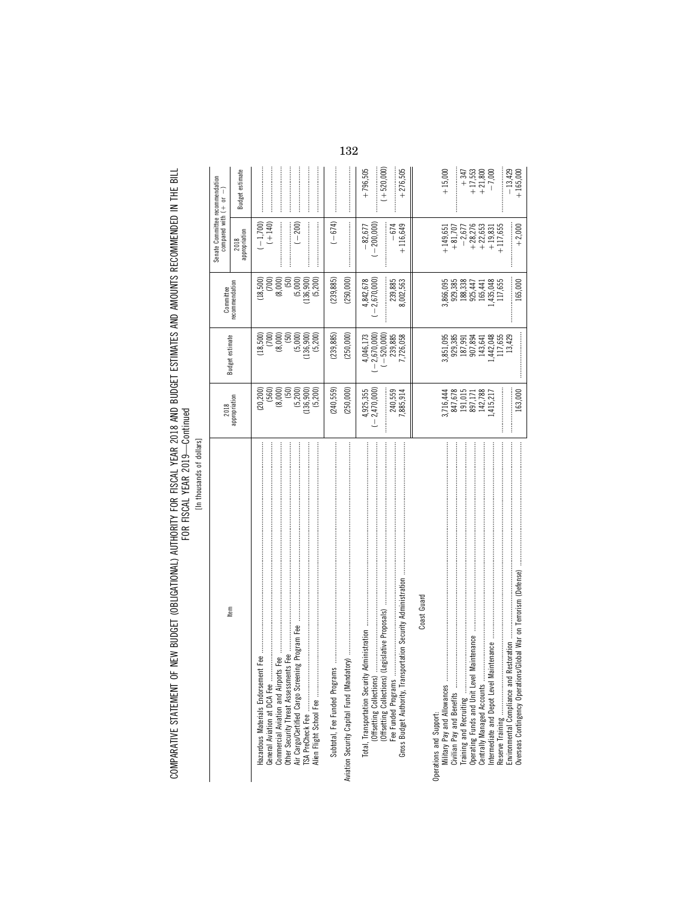COMPARATIVE STATEMENT OF NEW BUDGET (OBLIGATIONAL) AUTHORITY FOR FISCAL YEAR 2018 AND BUDGET ESTIMATES AND AMOUNTS RECOMMENDED IN THE BILL FOR FISCAL YEAR 2019—Continued

[In thousands of dollars]

| Item | 2018 appropriation | Budget estimate | Committee recommendation | Senate Committee recommendation compared with (+ or −) | |
|---|---|---|---|---|---|
| | | | | 2018 appropriation | Budget estimate |
| Hazardous Materials Endorsement Fee | (20,200) | (18,500) | (18,500) | (−1,700) | |
| General Aviation at DCA Fee | (560) | (700) | (700) | (+140) | |
| Commercial Aviation and Airports Fee | (8,000) | (8,000) | (8,000) | | |
| Other Security Threat Assessments Fee | (50) | (50) | (50) | | |
| Air Cargo/Certified Cargo Screening Program Fee | (5,200) | (5,000) | (5,000) | (−200) | |
| TSA PreCheck Fee | (136,900) | (136,900) | (136,900) | | |
| Alien Flight School Fee | (5,200) | (5,200) | (5,200) | | |
| Subtotal, Fee Funded Programs | (240,559) | (239,885) | (239,885) | (−674) | |
| Aviation Security Capital Fund (Mandatory) | (250,000) | (250,000) | (250,000) | | |
| Total, Transportation Security Administration | 4,925,355 | 4,046,173 | 4,842,678 | −82,677 | +796,505 |
| (Offsetting Collections) | (−2,470,000) | (−2,670,000) | (−2,670,000) | (−200,000) | |
| (Offsetting Collections) (Legislative Proposals) | | (−520,000) | | | (+520,000) |
| Fee Funded Programs | 240,559 | 239,885 | 239,885 | −674 | |
| Gross Budget Authority, Transportation Security Administration | 7,885,914 | 7,726,058 | 8,002,563 | +116,649 | +276,505 |
| **Coast Guard** | | | | | |
| Operations and Support: | | | | | |
| Military Pay and Allowances | 3,716,444 | 3,851,095 | 3,866,095 | +149,651 | +15,000 |
| Civilian Pay and Benefits | 847,678 | 929,385 | 929,385 | +81,707 | |
| Training and Recruiting | 191,015 | 187,991 | 188,338 | −2,677 | +347 |
| Operating Funds and Unit Level Maintenance | 897,171 | 907,894 | 925,447 | +28,276 | +17,553 |
| Centrally Managed Accounts | 142,788 | 143,641 | 165,441 | +22,653 | +21,800 |
| Intermediate and Depot Level Maintenance | 1,415,217 | 1,442,048 | 1,435,048 | +19,831 | −7,000 |
| Reserve Training | | 117,655 | 117,655 | +117,655 | |
| Environmental Compliance and Restoration | | 13,429 | | | −13,429 |
| Overseas Contingency Operations/Global War on Terrorism (Defense) | 163,000 | | 165,000 | +2,000 | +165,000 |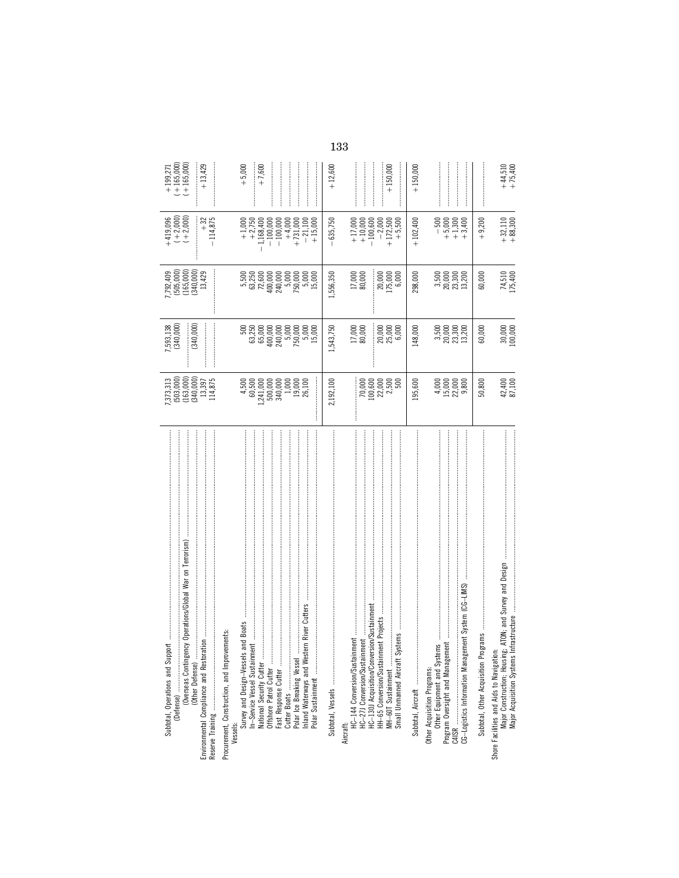| | | | | | |
|---|---|---|---|---|---|
| Subtotal, Operations and Support | 7,373,313 | 7,593,138 | 7,792,409 | +419,096 | +199,271 |
| (Defense) | (503,000) | (340,000) | (505,000) | (+2,000) | (+165,000) |
| (Overseas Contingency Operations/Global War on Terrorism) | (163,000) | | (165,000) | (+2,000) | (+165,000) |
| (Other Defense) | (340,000) | (340,000) | (340,000) | | |
| Environmental Compliance and Restoration | 13,397 | | 13,429 | +32 | +13,429 |
| Reserve Training | 114,875 | | | −114,875 | |
| Procurement, Construction, and Improvements: | | | | | |
| Vessels: | | | | | |
| Survey and Design–Vessels and Boats | 4,500 | 500 | 5,500 | +1,000 | +5,000 |
| In-Service Vessel Sustainment | 60,500 | 63,250 | 63,250 | +2,750 | |
| National Security Cutter | 1,241,000 | 65,000 | 72,600 | −1,168,400 | +7,600 |
| Offshore Patrol Cutter | 500,000 | 400,000 | 400,000 | −100,000 | |
| Fast Response Cutter | 340,000 | 240,000 | 240,000 | −100,000 | |
| Cutter Boats | 1,000 | 5,000 | 5,000 | +4,000 | |
| Polar Ice Breaking Vessel | 19,000 | 750,000 | 750,000 | +731,000 | |
| Inland Waterways and Western River Cutters | 26,100 | 5,000 | 5,000 | −21,100 | |
| Polar Sustainment | | 15,000 | 15,000 | +15,000 | |
| Subtotal, Vessels | 2,192,100 | 1,543,750 | 1,556,350 | −635,750 | +12,600 |
| Aircraft: | | | | | |
| HC–144 Conversion/Sustainment | | 17,000 | 17,000 | +17,000 | |
| HC–27J Conversion/Sustainment | 70,000 | 80,000 | 80,000 | +10,000 | |
| HC–130J Acquisition/Conversion/Sustainment | 100,600 | | | −100,600 | |
| HH–65 Conversion/Sustainment Projects | 22,000 | 20,000 | 20,000 | −2,000 | |
| MH–60T Sustainment | 2,500 | 25,000 | 175,000 | +172,500 | +150,000 |
| Small Unmanned Aircraft Systems | 500 | 6,000 | 6,000 | +5,500 | |
| Subtotal, Aircraft | 195,600 | 148,000 | 298,000 | +102,400 | +150,000 |
| Other Acquisition Programs: | | | | | |
| Other Equipment and Systems | 4,000 | 3,500 | 3,500 | −500 | |
| Program Oversight and Management | 15,000 | 20,000 | 20,000 | +5,000 | |
| C4ISR | 22,000 | 23,300 | 23,300 | +1,300 | |
| CG–Logistics Information Management System (CG–LIMS) | 9,800 | 13,200 | 13,200 | +3,400 | |
| Subtotal, Other Acquisition Programs | 50,800 | 60,000 | 60,000 | +9,200 | |
| Shore Facilities and Aids to Navigation: | | | | | |
| Major Construction; Housing; ATON; and Survey and Design | 42,400 | 30,000 | 74,510 | +32,110 | +44,510 |
| Major Acquisition Systems Infrastructure | 87,100 | 100,000 | 175,400 | +88,300 | +75,400 |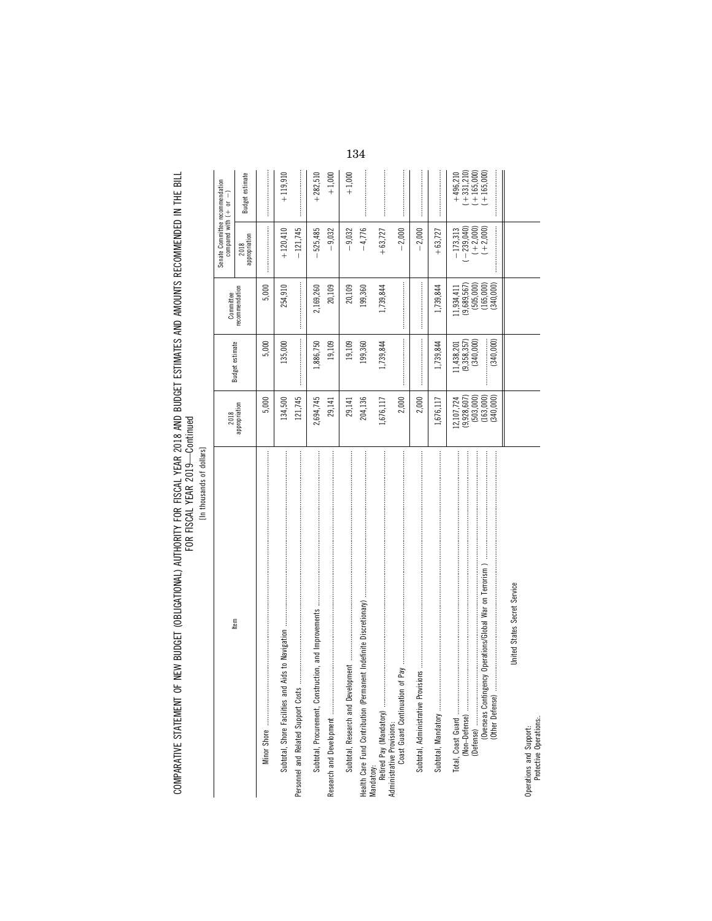COMPARATIVE STATEMENT OF NEW BUDGET (OBLIGATIONAL) AUTHORITY FOR FISCAL YEAR 2018 AND BUDGET ESTIMATES AND AMOUNTS RECOMMENDED IN THE BILL FOR FISCAL YEAR 2019—Continued

[In thousands of dollars]

| Item | 2018 appropriation | Budget estimate | Committee recommendation | Senate Committee recommendation compared with (+ or −) | |
|---|---|---|---|---|---|
| | | | | 2018 appropriation | Budget estimate |
| Minor Shore | 5,000 | 5,000 | 5,000 | | |
| Subtotal, Shore Facilities and Aids to Navigation | 134,500 | 135,000 | 254,910 | +120,410 | +119,910 |
| Personnel and Related Support Costs | 121,745 | | | −121,745 | |
| Subtotal, Procurement, Construction, and Improvements | 2,694,745 | 1,886,750 | 2,169,260 | −525,485 | +282,510 |
| Research and Development | 29,141 | 19,109 | 20,109 | −9,032 | +1,000 |
| Subtotal, Research and Development | 29,141 | 19,109 | 20,109 | −9,032 | +1,000 |
| Health Care Fund Contribution (Permanent Indefinite Discretionary) | 204,136 | 199,360 | 199,360 | −4,776 | |
| Mandatory: | | | | | |
| Retired Pay (Mandatory) | 1,676,117 | 1,739,844 | 1,739,844 | +63,727 | |
| Administrative Provisions: | | | | | |
| Coast Guard Continuation of Pay | 2,000 | | | −2,000 | |
| Subtotal, Administrative Provisions | 2,000 | | | −2,000 | |
| Subtotal, Mandatory | 1,676,117 | 1,739,844 | 1,739,844 | +63,727 | |
| Total, Coast Guard | 12,107,724 | 11,438,201 | 11,934,411 | −173,313 | +496,210 |
| (Non-Defense) | (9,928,607) | (9,358,357) | (9,689,567) | (−239,040) | (+331,210) |
| (Defense) | (503,000) | (340,000) | (505,000) | (+2,000) | (+165,000) |
| (Overseas Contingency Operations/Global War on Terrorism ) | (163,000) | | (165,000) | (+2,000) | (+165,000) |
| (Other Defense) | (340,000) | (340,000) | (340,000) | | |
| United States Secret Service | | | | | |
| Operations and Support: | | | | | |
| Protective Operations: | | | | | |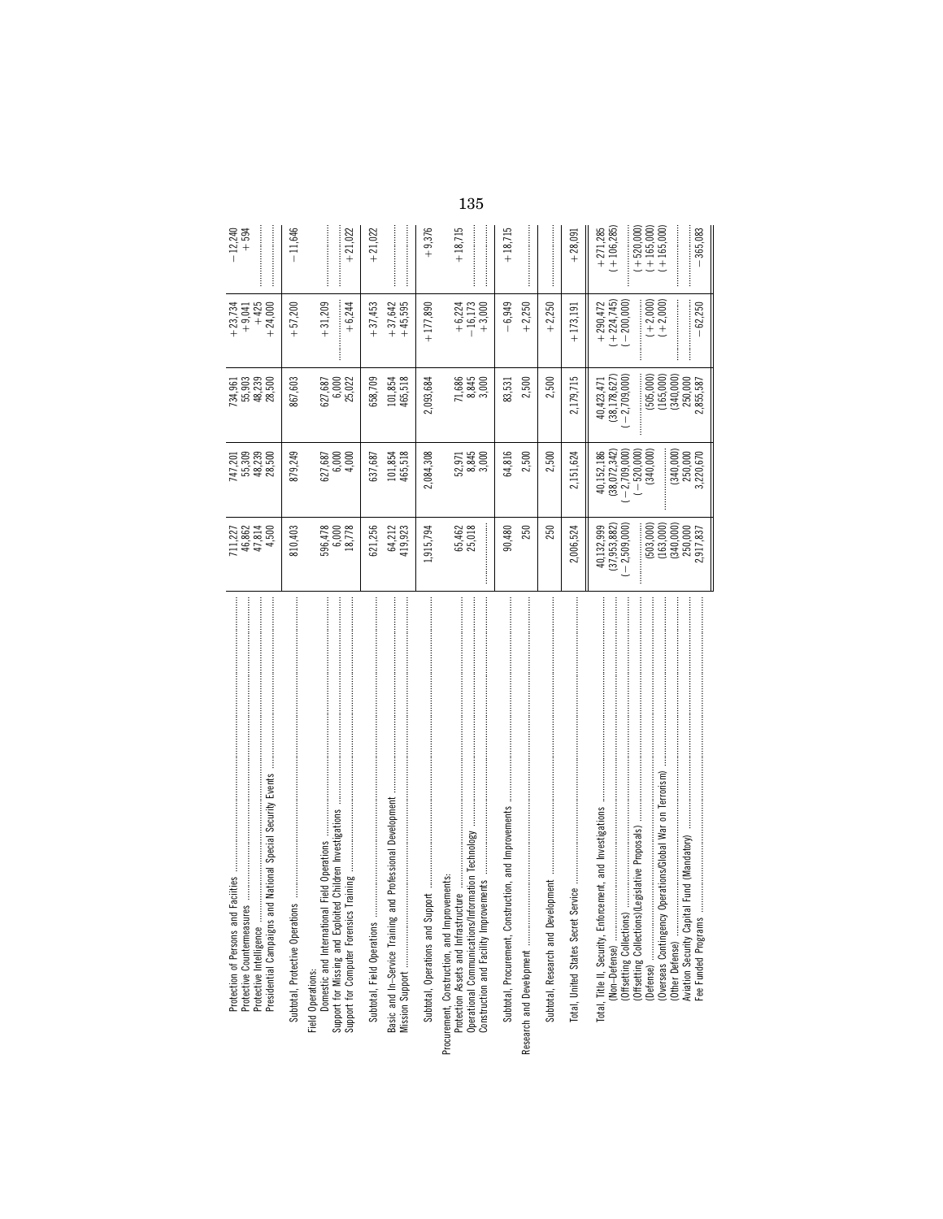| | | | | | |
|---|---|---|---|---|---|
| Protection of Persons and Facilities | 711,227 | 747,201 | 734,961 | +23,734 | −12,240 |
| Protective Countermeasures | 46,862 | 55,309 | 55,903 | +9,041 | +594 |
| Protective Intelligence | 47,814 | 48,239 | 48,239 | +425 | ............ |
| Presidential Campaigns and National Special Security Events | 4,500 | 28,500 | 28,500 | +24,000 | ............ |
| Subtotal, Protective Operations | 810,403 | 879,249 | 867,603 | +57,200 | −11,646 |
| Field Operations: | | | | | |
| Domestic and International Field Operations | 596,478 | 627,687 | 627,687 | +31,209 | ............ |
| Support for Missing and Exploited Children Investigations | 6,000 | 6,000 | 6,000 | ............ | ............ |
| Support for Computer Forensics Training | 18,778 | 4,000 | 25,022 | +6,244 | +21,022 |
| Subtotal, Field Operations | 621,256 | 637,687 | 658,709 | +37,453 | +21,022 |
| Basic and In-Service Training and Professional Development | 64,212 | 101,854 | 101,854 | +37,642 | ............ |
| Mission Support | 419,923 | 465,518 | 465,518 | +45,595 | ............ |
| Subtotal, Operations and Support | 1,915,794 | 2,084,308 | 2,093,684 | +177,890 | +9,376 |
| Procurement, Construction, and Improvements: | | | | | |
| Protection Assets and Infrastructure | 65,462 | 52,971 | 71,686 | +6,224 | +18,715 |
| Operational Communications/Information Technology | 25,018 | 8,845 | 8,845 | −16,173 | ............ |
| Construction and Facility Improvements | ............ | 3,000 | 3,000 | +3,000 | ............ |
| Subtotal, Procurement, Construction, and Improvements | 90,480 | 64,816 | 83,531 | −6,949 | +18,715 |
| Research and Development | 250 | 2,500 | 2,500 | +2,250 | ............ |
| Subtotal, Research and Development | 250 | 2,500 | 2,500 | +2,250 | ............ |
| Total, United States Secret Service | 2,006,524 | 2,151,624 | 2,179,715 | +173,191 | +28,091 |
| Total, Title II, Security, Enforcement, and Investigations | 40,132,999 | 40,152,186 | 40,423,471 | +290,472 | +271,285 |
| (Non-Defense) | (37,953,882) | (38,072,342) | (38,178,627) | (+224,745) | (+106,285) |
| (Offsetting Collections) | (−2,509,000) | (−2,709,000) | (−2,709,000) | (−200,000) | ............ |
| (Offsetting Collections)(Legislative Proposals) | ............ | (−520,000) | ............ | ............ | (+520,000) |
| (Defense) | (503,000) | (340,000) | (505,000) | (+2,000) | (+165,000) |
| (Overseas Contingency Operations/Global War on Terrorism) | (163,000) | ............ | (165,000) | (+2,000) | (+165,000) |
| (Other Defense) | (340,000) | (340,000) | (340,000) | ............ | ............ |
| Aviation Security Capital Fund (Mandatory) | 250,000 | 250,000 | 250,000 | ............ | ............ |
| Fee Funded Programs | 2,917,837 | 3,220,670 | 2,855,587 | −62,250 | −365,083 |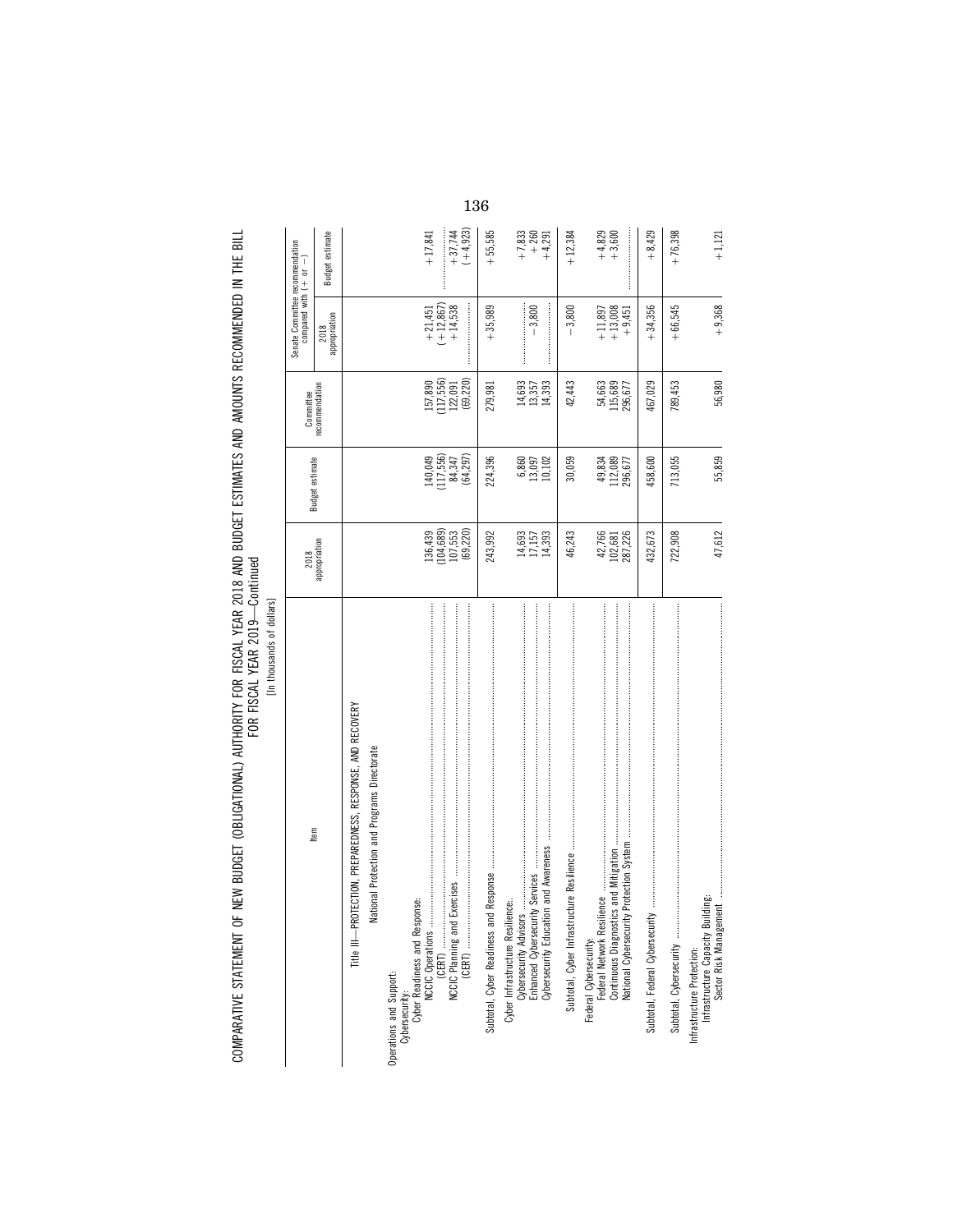COMPARATIVE STATEMENT OF NEW BUDGET (OBLIGATIONAL) AUTHORITY FOR FISCAL YEAR 2018 AND BUDGET ESTIMATES AND AMOUNTS RECOMMENDED IN THE BILL FOR FISCAL YEAR 2019—Continued

[In thousands of dollars]

| Item | 2018 appropriation | Budget estimate | Committee recommendation | Senate Committee recommendation compared with (+ or −) | |
|---|---|---|---|---|---|
| | | | | 2018 appropriation | Budget estimate |
| Title III—PROTECTION, PREPAREDNESS, RESPONSE, AND RECOVERY | | | | | |
| National Protection and Programs Directorate | | | | | |
| Operations and Support: | | | | | |
| Cybersecurity: | | | | | |
| Cyber Readiness and Response: | | | | | |
| NCCIC Operations | 136,439 | 140,049 | 157,890 | +21,451 | +17,841 |
| (CERT) | (104,689) | (117,556) | (117,556) | (+12,867) | |
| NCCIC Planning and Exercises | 107,553 | 84,347 | 122,091 | +14,538 | +37,744 |
| (CERT) | (69,220) | (64,297) | (69,220) | | (+4,923) |
| Subtotal, Cyber Readiness and Response | 243,992 | 224,396 | 279,981 | +35,989 | +55,585 |
| Cyber Infrastructure Resilience: | | | | | |
| Cybersecurity Advisors | 14,693 | 6,860 | 14,693 | | +7,833 |
| Enhanced Cybersecurity Services | 17,157 | 13,097 | 13,357 | −3,800 | +260 |
| Cybersecurity Education and Awareness | 14,393 | 10,102 | 14,393 | | +4,291 |
| Subtotal, Cyber Infrastructure Resilience | 46,243 | 30,059 | 42,443 | −3,800 | +12,384 |
| Federal Cybersecurity: | | | | | |
| Federal Network Resilience | 42,766 | 49,834 | 54,663 | +11,897 | +4,829 |
| Continuous Diagnostics and Mitigation | 102,681 | 112,089 | 115,689 | +13,008 | +3,600 |
| National Cybersecurity Protection System | 287,226 | 296,677 | 296,677 | +9,451 | |
| Subtotal, Federal Cybersecurity | 432,673 | 458,600 | 467,029 | +34,356 | +8,429 |
| Subtotal, Cybersecurity | 722,908 | 713,055 | 789,453 | +66,545 | +76,398 |
| Infrastructure Protection: | | | | | |
| Infrastructure Capacity Building: | | | | | |
| Sector Risk Management | 47,612 | 55,859 | 56,980 | +9,368 | +1,121 |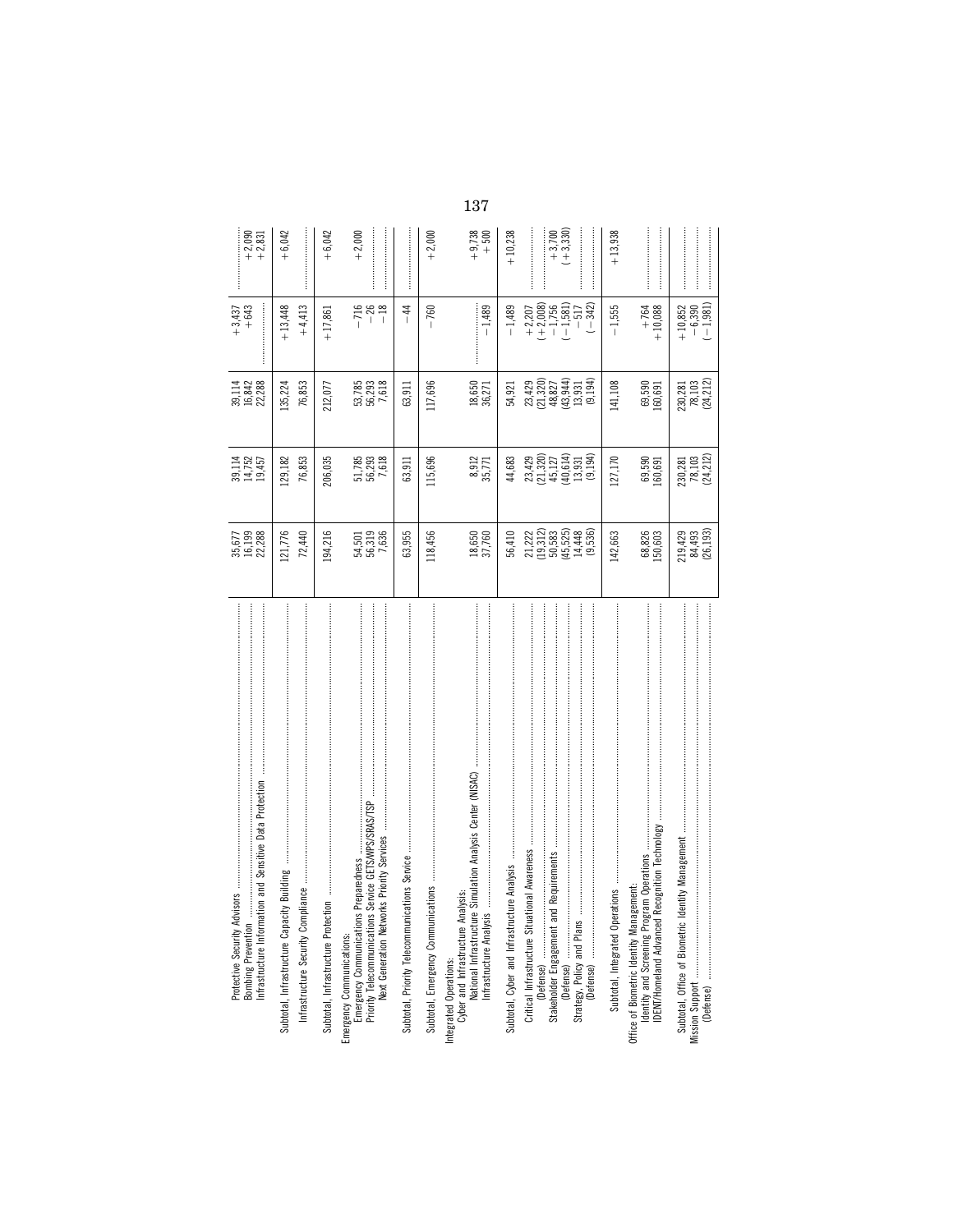| | | | | | |
|---|---|---|---|---|---|
| Protective Security Advisors | 35,677 | 39,114 | 39,114 | +3,437 | |
| Bombing Prevention | 16,199 | 14,752 | 16,842 | +643 | +2,090 |
| Infrastructure Information and Sensitive Data Protection | 22,288 | 19,457 | 22,288 | | +2,831 |
| Subtotal, Infrastructure Capacity Building | 121,776 | 129,182 | 135,224 | +13,448 | +6,042 |
| Infrastructure Security Compliance | 72,440 | 76,853 | 76,853 | +4,413 | |
| Subtotal, Infrastructure Protection | 194,216 | 206,035 | 212,077 | +17,861 | +6,042 |
| Emergency Communications: | | | | | |
| Emergency Communications Preparedness | 54,501 | 51,785 | 53,785 | −716 | +2,000 |
| Priority Telecommunications Service GETS/WPS/SRAS/TSP | 56,319 | 56,293 | 56,293 | −26 | |
| Next Generation Networks Priority Services | 7,636 | 7,618 | 7,618 | −18 | |
| Subtotal, Priority Telecommunications Service | 63,955 | 63,911 | 63,911 | −44 | |
| Subtotal, Emergency Communications | 118,456 | 115,696 | 117,696 | −760 | +2,000 |
| Integrated Operations: | | | | | |
| Cyber and Infrastructure Analysis: | | | | | |
| National Infrastructure Simulation Analysis Center (NISAC) | 18,650 | 8,912 | 18,650 | | +9,738 |
| Infrastructure Analysis | 37,760 | 35,771 | 36,271 | −1,489 | +500 |
| Subtotal, Cyber and Infrastructure Analysis | 56,410 | 44,683 | 54,921 | −1,489 | +10,238 |
| Critical Infrastructure Situational Awareness | 21,222 | 23,429 | 23,429 | +2,207 | |
| (Defense) | (19,312) | (21,320) | (21,320) | (+2,008) | |
| Stakeholder Engagement and Requirements | 50,583 | 45,127 | 48,827 | −1,756 | +3,700 |
| (Defense) | (45,525) | (40,614) | (43,944) | (−1,581) | (+3,330) |
| Strategy, Policy and Plans | 14,448 | 13,931 | 13,931 | −517 | |
| (Defense) | (9,536) | (9,194) | (9,194) | (−342) | |
| Subtotal, Integrated Operations | 142,663 | 127,170 | 141,108 | −1,555 | +13,938 |
| Office of Biometric Identity Management: | | | | | |
| Identity and Screening Program Operations | 68,826 | 69,590 | 69,590 | +764 | |
| IDENT/Homeland Advanced Recognition Technology | 150,603 | 160,691 | 160,691 | +10,088 | |
| Subtotal, Office of Biometric Identity Management | 219,429 | 230,281 | 230,281 | +10,852 | |
| Mission Support | 84,493 | 78,103 | 78,103 | −6,390 | |
| (Defense) | (26,193) | (24,212) | (24,212) | (−1,981) | |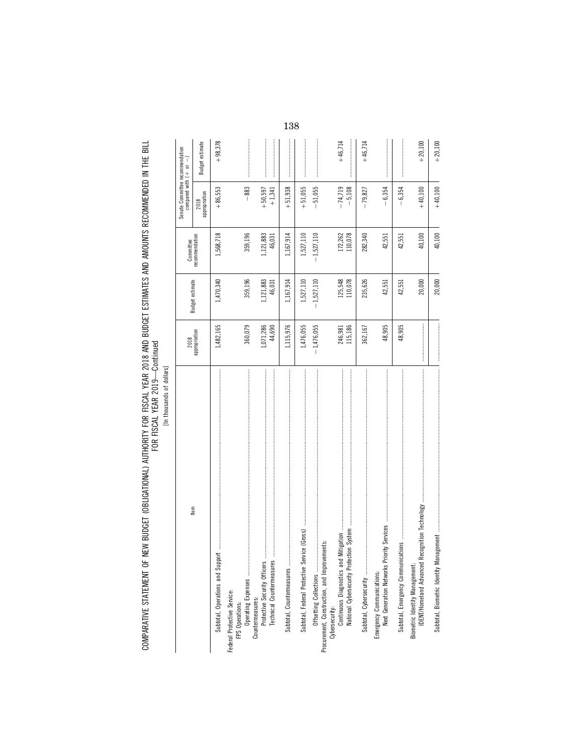COMPARATIVE STATEMENT OF NEW BUDGET (OBLIGATIONAL) AUTHORITY FOR FISCAL YEAR 2018 AND BUDGET ESTIMATES AND AMOUNTS RECOMMENDED IN THE BILL FOR FISCAL YEAR 2019—Continued

[In thousands of dollars]

| Item | 2018 appropriation | Budget estimate | Committee recommendation | Senate Committee recommendation compared with (+ or −) | |
|---|---|---|---|---|---|
| | | | | 2018 appropriation | Budget estimate |
| Subtotal, Operations and Support | 1,482,165 | 1,470,340 | 1,568,718 | +86,553 | +98,378 |
| Federal Protective Service: | | | | | |
| FPS Operations: | | | | | |
| Operating Expenses | 360,079 | 359,196 | 359,196 | −883 | |
| Countermeasures: | | | | | |
| Protective Security Officers | 1,071,286 | 1,121,883 | 1,121,883 | +50,597 | |
| Technical Countermeasures | 44,690 | 46,031 | 46,031 | +1,341 | |
| Subtotal, Countermeasures | 1,115,976 | 1,167,914 | 1,167,914 | +51,938 | |
| Subtotal, Federal Protective Service (Gross) | 1,476,055 | 1,527,110 | 1,527,110 | +51,055 | |
| Offsetting Collections | −1,476,055 | −1,527,110 | −1,527,110 | −51,055 | |
| Procurement, Construction, and Improvements: | | | | | |
| Cybersecurity: | | | | | |
| Continuous Diagnostics and Mitigation | 246,981 | 125,548 | 172,262 | −74,719 | +46,714 |
| National Cybersecurity Protection System | 115,186 | 110,078 | 110,078 | −5,108 | |
| Subtotal, Cybersecurity | 362,167 | 235,626 | 282,340 | −79,827 | +46,714 |
| Emergency Communications: | | | | | |
| Next Generation Networks Priority Services | 48,905 | 42,551 | 42,551 | −6,354 | |
| Subtotal, Emergency Communications | 48,905 | 42,551 | 42,551 | −6,354 | |
| Biometric Identity Management: | | | | | |
| IDENT/Homeland Advanced Recognition Technology | | 20,000 | 40,100 | +40,100 | +20,100 |
| Subtotal, Biometric Identity Management | | 20,000 | 40,100 | +40,100 | +20,100 |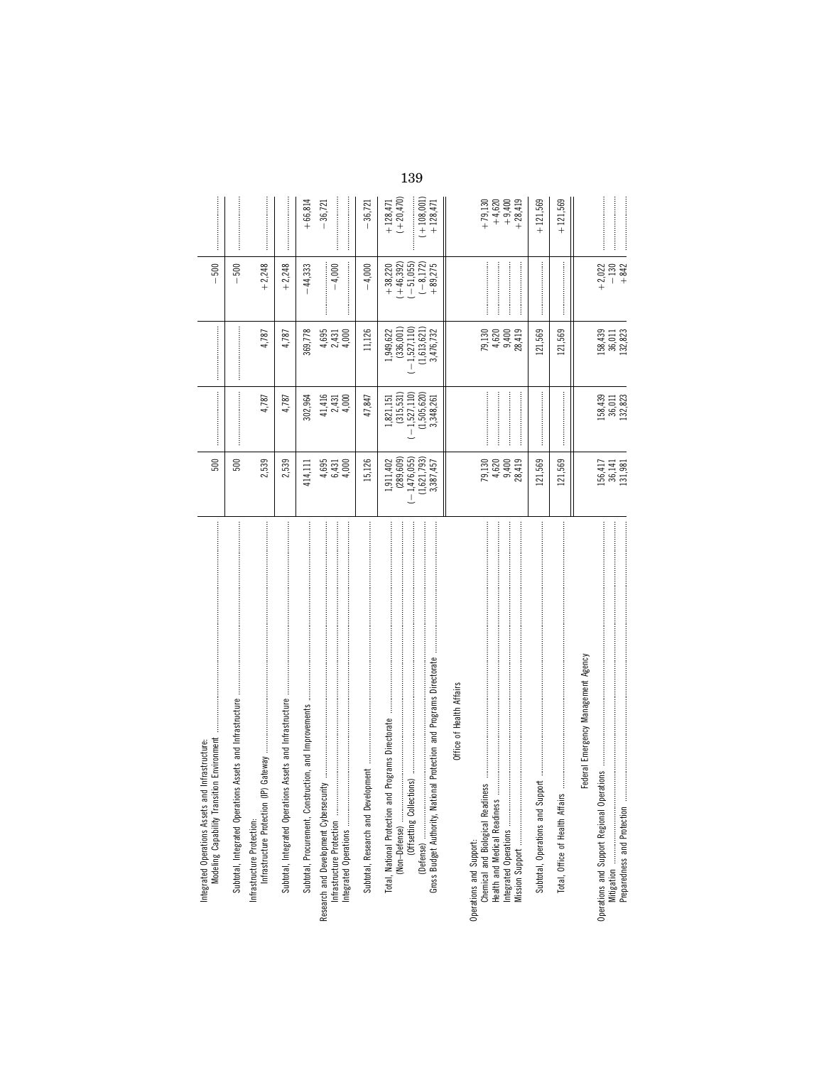| | | | | | |
|---|---|---|---|---|---|
| Integrated Operations Assets and Infrastructure: | | | | | |
| Modeling Capability Transition Environment | 500 | | | −500 | |
| Subtotal, Integrated Operations Assets and Infrastructure | 500 | | | −500 | |
| Infrastructure Protection: | | | | | |
| Infrastructure Protection (IP) Gateway | 2,539 | 4,787 | 4,787 | +2,248 | |
| Subtotal, Integrated Operations Assets and Infrastructure | 2,539 | 4,787 | 4,787 | +2,248 | |
| Subtotal, Procurement, Construction, and Improvements | 414,111 | 302,964 | 369,778 | −44,333 | +66,814 |
| Research and Development Cybersecurity | 4,695 | 41,416 | 4,695 | | −36,721 |
| Infrastructure Protection | 6,431 | 2,431 | 2,431 | −4,000 | |
| Integrated Operations | 4,000 | 4,000 | 4,000 | | |
| Subtotal, Research and Development | 15,126 | 47,847 | 11,126 | −4,000 | −36,721 |
| Total, National Protection and Programs Directorate | 1,911,402 | 1,821,151 | 1,949,622 | +38,220 | +128,471 |
| (Non-Defense) | (289,609) | (315,531) | (336,001) | (+46,392) | (+20,470) |
| (Offsetting Collections) | (−1,476,055) | (−1,527,110) | (−1,527,110) | (−51,055) | |
| (Defense) | (1,621,793) | (1,505,620) | (1,613,621) | (−8,172) | (+108,001) |
| Gross Budget Authority, National Protection and Programs Directorate | 3,387,457 | 3,348,261 | 3,476,732 | +89,275 | +128,471 |
| **Office of Health Affairs** | | | | | |
| Operations and Support: | | | | | |
| Chemical and Biological Readiness | 79,130 | | 79,130 | | +79,130 |
| Health and Medical Readiness | 4,620 | | 4,620 | | +4,620 |
| Integrated Operations | 9,400 | | 9,400 | | +9,400 |
| Mission Support | 28,419 | | 28,419 | | +28,419 |
| Subtotal, Operations and Support | 121,569 | | 121,569 | | +121,569 |
| Total, Office of Health Affairs | 121,569 | | 121,569 | | +121,569 |
| **Federal Emergency Management Agency** | | | | | |
| Operations and Support Regional Operations | 156,417 | 158,439 | 158,439 | +2,022 | |
| Mitigation | 36,141 | 36,011 | 36,011 | −130 | |
| Preparedness and Protection | 131,981 | 132,823 | 132,823 | +842 | |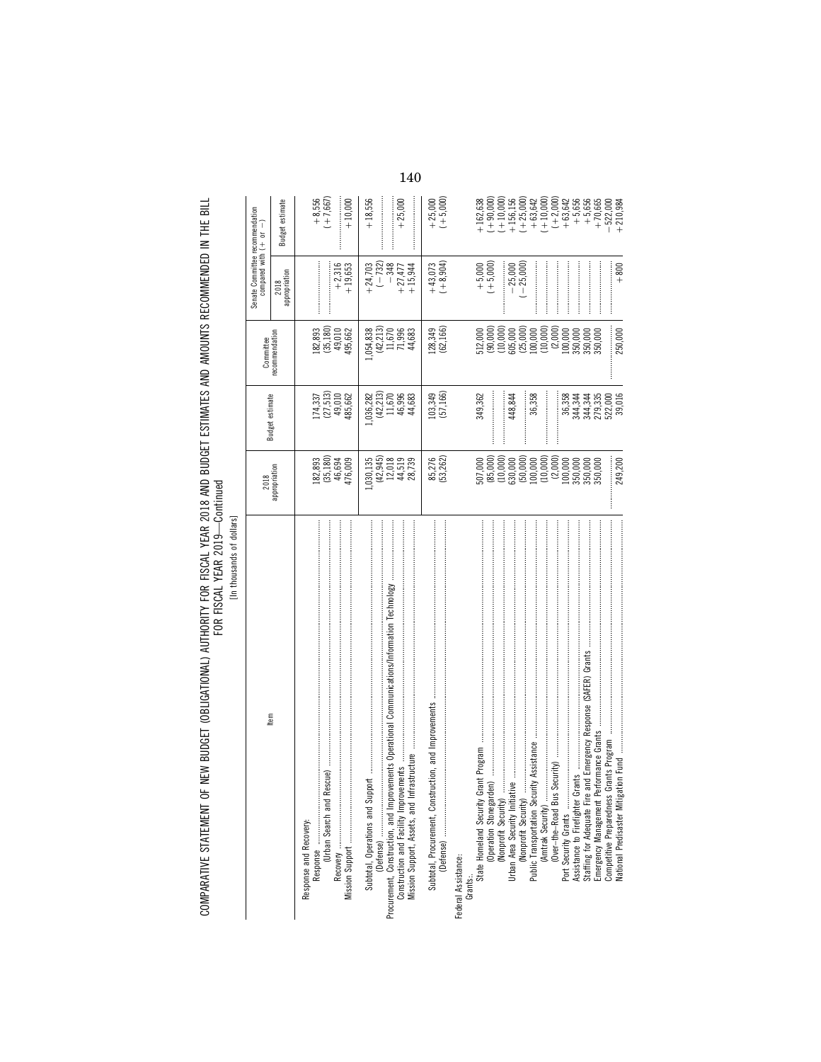COMPARATIVE STATEMENT OF NEW BUDGET (OBLIGATIONAL) AUTHORITY FOR FISCAL YEAR 2018 AND BUDGET ESTIMATES AND AMOUNTS RECOMMENDED IN THE BILL FOR FISCAL YEAR 2019—Continued

[In thousands of dollars]

| Item | 2018 appropriation | Budget estimate | Committee recommendation | Senate Committee recommendation compared with (+ or −) | |
|---|---|---|---|---|---|
| | | | | 2018 appropriation | Budget estimate |
| Response and Recovery: | | | | | |
| Response | 182,893 | 174,337 | 182,893 | | +8,556 |
| (Urban Search and Rescue) | (35,180) | (27,513) | (35,180) | | (+7,667) |
| Recovery | 46,694 | 49,010 | 49,010 | +2,316 | |
| Mission Support | 476,009 | 485,662 | 495,662 | +19,653 | +10,000 |
| Subtotal, Operations and Support | 1,030,135 | 1,036,282 | 1,054,838 | +24,703 | +18,556 |
| (Defense) | (42,945) | (42,213) | (42,213) | (−732) | |
| Procurement, Construction, and Improvements Operational Communications/Information Technology | 12,018 | 11,670 | 11,670 | −348 | |
| Construction and Facility Improvements | 44,519 | 46,996 | 71,996 | +27,477 | +25,000 |
| Mission Support, Assets, and Infrastructure | 28,739 | 44,683 | 44,683 | +15,944 | |
| Subtotal, Procurement, Construction, and Improvements | 85,276 | 103,349 | 128,349 | +43,073 | +25,000 |
| (Defense) | (53,262) | (57,166) | (62,166) | (+8,904) | (+5,000) |
| Federal Assistance: | | | | | |
| Grants: | | | | | |
| State Homeland Security Grant Program | 507,000 | 349,362 | 512,000 | +5,000 | +162,638 |
| (Operation Stonegarden) | (85,000) | | (90,000) | (+5,000) | (+90,000) |
| (Nonprofit Security) | (10,000) | | (10,000) | | (+10,000) |
| Urban Area Security Initiative | 630,000 | 448,844 | 605,000 | −25,000 | +156,156 |
| (Nonprofit Security) | (50,000) | | (25,000) | (−25,000) | (+25,000) |
| Public Transportation Security Assistance | 100,000 | 36,358 | 100,000 | | +63,642 |
| (Amtrak Security) | (10,000) | | (10,000) | | (+10,000) |
| (Over-the-Road Bus Security) | (2,000) | | (2,000) | | (+2,000) |
| Port Security Grants | 100,000 | 36,358 | 100,000 | | +63,642 |
| Assistance to Firefighter Grants | 350,000 | 344,344 | 350,000 | | +5,656 |
| Staffing for Adequate Fire and Emergency Response (SAFER) Grants | 350,000 | 344,344 | 350,000 | | +5,656 |
| Emergency Management Performance Grants | 350,000 | 279,335 | 350,000 | | +70,665 |
| Competitive Preparedness Grants Program | | 522,000 | | | −522,000 |
| National Predisaster Mitigation Fund | 249,200 | 39,016 | 250,000 | +800 | +210,984 |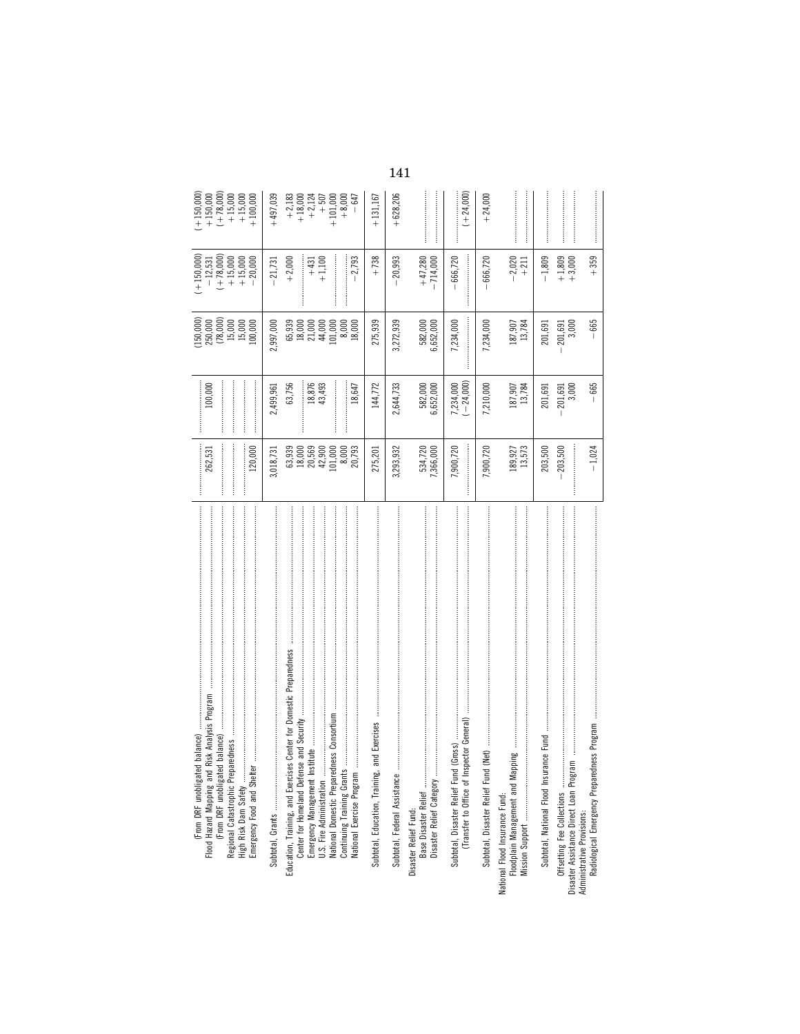| | | | | | |
|---|---|---|---|---|---|
| (From DRF unobligated balance) | | | (150,000) | (+150,000) | (+150,000) |
| Flood Hazard Mapping and Risk Analysis Program | 262,531 | 100,000 | 250,000 | −12,531 | +150,000 |
| (From DRF unobligated balance) | | | (78,000) | (+78,000) | (+78,000) |
| Regional Catastrophic Preparedness | | | 15,000 | +15,000 | +15,000 |
| High Risk Dam Safety | | | 15,000 | +15,000 | +15,000 |
| Emergency Food and Shelter | 120,000 | | 100,000 | −20,000 | +100,000 |
| Subtotal, Grants | 3,018,731 | 2,499,961 | 2,997,000 | −21,731 | +497,039 |
| Education, Training, and Exercises Center for Domestic Preparedness | 63,939 | 63,756 | 65,939 | +2,000 | +2,183 |
| Center for Homeland Defense and Security | 18,000 | | 18,000 | | +18,000 |
| Emergency Management Institute | 20,569 | 18,876 | 21,000 | +431 | +2,124 |
| U.S. Fire Administration | 42,900 | 43,493 | 44,000 | +1,100 | +507 |
| National Domestic Preparedness Consortium | 101,000 | | 101,000 | | +101,000 |
| Continuing Training Grants | 8,000 | | 8,000 | | +8,000 |
| National Exercise Program | 20,793 | 18,647 | 18,000 | −2,793 | −647 |
| Subtotal, Education, Training, and Exercises | 275,201 | 144,772 | 275,939 | +738 | +131,167 |
| Subtotal, Federal Assistance | 3,293,932 | 2,644,733 | 3,272,939 | −20,993 | +628,206 |
| Disaster Relief Fund: | | | | | |
| Base Disaster Relief | 534,720 | 582,000 | 582,000 | +47,280 | |
| Disaster Relief Category | 7,366,000 | 6,652,000 | 6,652,000 | −714,000 | |
| Subtotal, Disaster Relief Fund (Gross) | 7,900,720 | 7,234,000 | 7,234,000 | −666,720 | |
| (Transfer to Office of Inspector General) | | (−24,000) | | | (+24,000) |
| Subtotal, Disaster Relief Fund (Net) | 7,900,720 | 7,210,000 | 7,234,000 | −666,720 | +24,000 |
| National Flood Insurance Fund: | | | | | |
| Floodplain Management and Mapping | 189,927 | 187,907 | 187,907 | −2,020 | |
| Mission Support | 13,573 | 13,784 | 13,784 | +211 | |
| Subtotal, National Flood Insurance Fund | 203,500 | 201,691 | 201,691 | −1,809 | |
| Offsetting Fee Collections | −203,500 | −201,691 | −201,691 | +1,809 | |
| Disaster Assistance Direct Loan Program | | 3,000 | 3,000 | +3,000 | |
| Administrative Provisions: | | | | | |
| Radiological Emergency Preparedness Program | −1,024 | −665 | −665 | +359 | |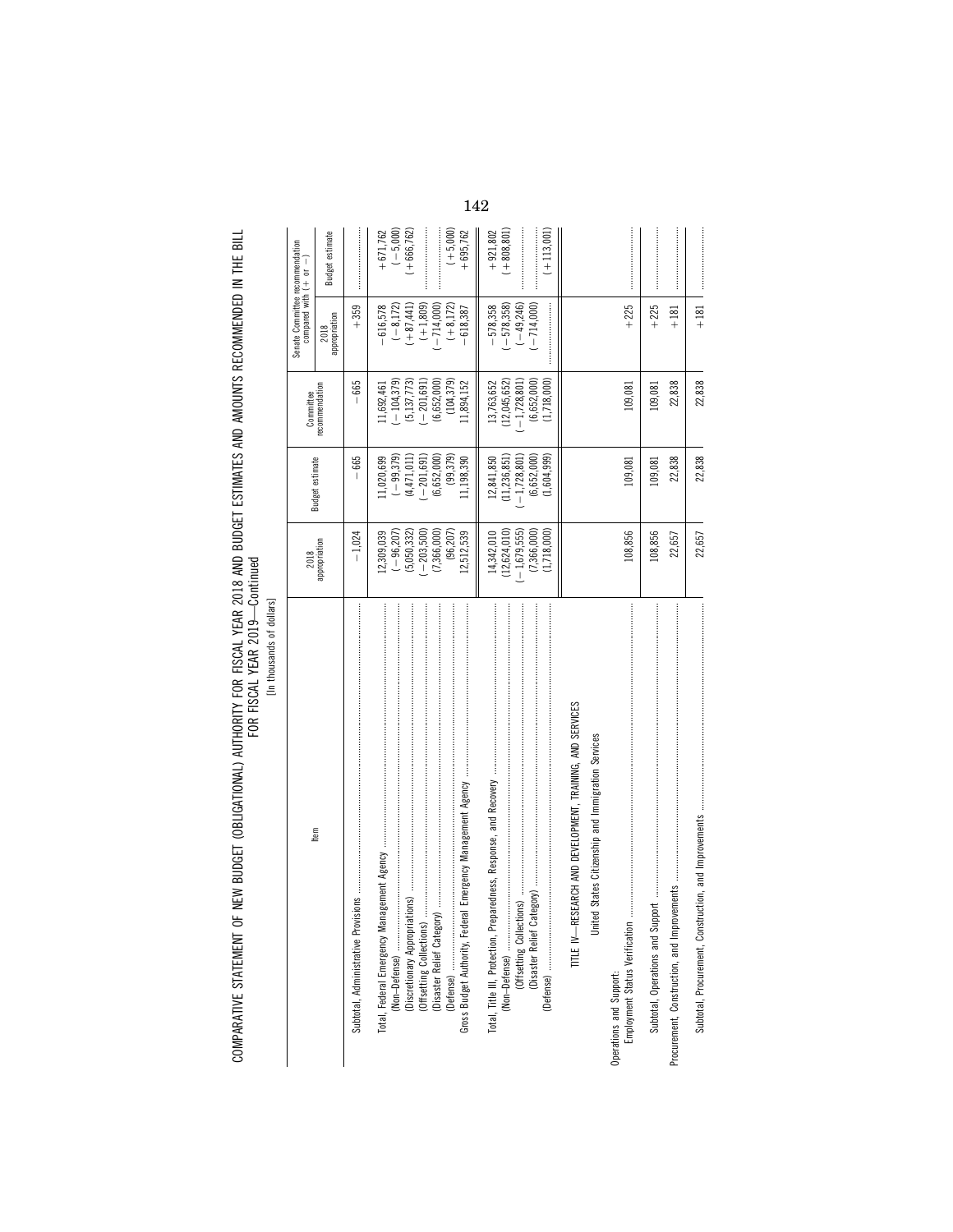COMPARATIVE STATEMENT OF NEW BUDGET (OBLIGATIONAL) AUTHORITY FOR FISCAL YEAR 2018 AND BUDGET ESTIMATES AND AMOUNTS RECOMMENDED IN THE BILL FOR FISCAL YEAR 2019—Continued

[In thousands of dollars]

| Item | 2018 appropriation | Budget estimate | Committee recommendation | Senate Committee recommendation compared with (+ or −) | |
|---|---|---|---|---|---|
| | | | | 2018 appropriation | Budget estimate |
| Subtotal, Administrative Provisions | −1,024 | −665 | −665 | +359 | |
| Total, Federal Emergency Management Agency | 12,309,039 | 11,020,699 | 11,692,461 | −616,578 | +671,762 |
| (Non-Defense) | (−96,207) | (−99,379) | (−104,379) | (−8,172) | (−5,000) |
| (Discretionary Appropriations) | (5,050,332) | (4,471,011) | (5,137,773) | (+87,441) | (+666,762) |
| (Offsetting Collections) | (−203,500) | (−201,691) | (−201,691) | (+1,809) | |
| (Disaster Relief Category) | (7,366,000) | (6,652,000) | (6,652,000) | (−714,000) | |
| (Defense) | (96,207) | (99,379) | (104,379) | (+8,172) | (+5,000) |
| Gross Budget Authority, Federal Emergency Management Agency | 12,512,539 | 11,198,390 | 11,894,152 | −618,387 | +695,762 |
| Total, Title III, Protection, Preparedness, Response, and Recovery | 14,342,010 | 12,841,850 | 13,763,652 | −578,358 | +921,802 |
| (Non-Defense) | (12,624,010) | (11,236,851) | (12,045,652) | (−578,358) | (+808,801) |
| (Offsetting Collections) | (−1,679,555) | (−1,728,801) | (−1,728,801) | (−49,246) | |
| (Disaster Relief Category) | (7,366,000) | (6,652,000) | (6,652,000) | (−714,000) | |
| (Defense) | (1,718,000) | (1,604,999) | (1,718,000) | | (+113,001) |
| TITLE IV—RESEARCH AND DEVELOPMENT, TRAINING, AND SERVICES | | | | | |
| United States Citizenship and Immigration Services | | | | | |
| Operations and Support: | | | | | |
| Employment Status Verification | 108,856 | 109,081 | 109,081 | +225 | |
| Subtotal, Operations and Support | 108,856 | 109,081 | 109,081 | +225 | |
| Procurement, Construction, and Improvements | 22,657 | 22,838 | 22,838 | +181 | |
| Subtotal, Procurement, Construction, and Improvements | 22,657 | 22,838 | 22,838 | +181 | |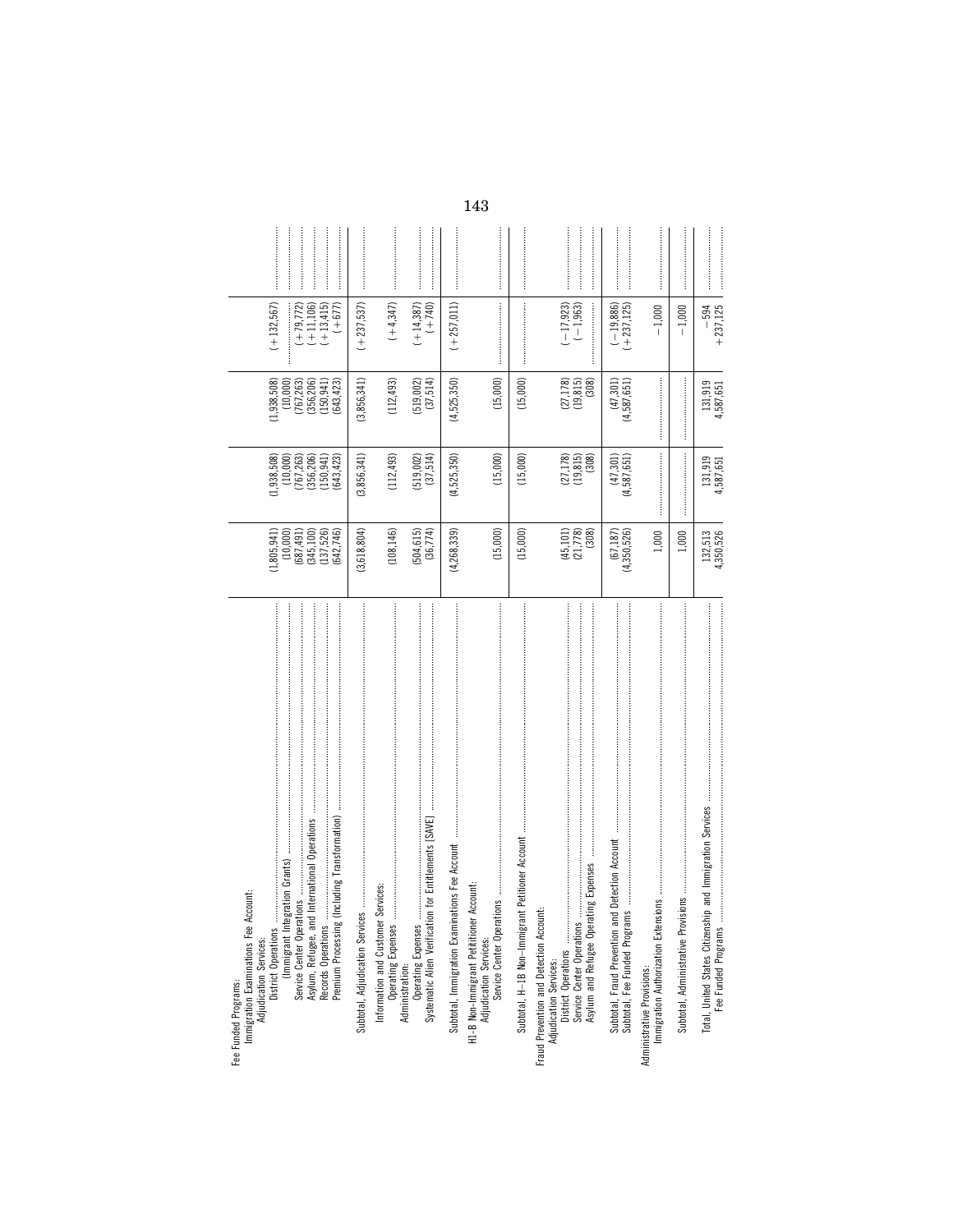| | | | | | |
|---|---|---|---|---|---|
| Fee Funded Programs: | | | | | |
| Immigration Examinations Fee Account: | | | | | |
| Adjudication Services: | | | | | |
| District Operations | (1,805,941) | (1,938,508) | (1,938,508) | (+132,567) | |
| (Immigrant Integration Grants) | (10,000) | (10,000) | (10,000) | | |
| Service Center Operations | (687,491) | (767,263) | (767,263) | (+79,772) | |
| Asylum, Refugee, and International Operations | (345,100) | (356,206) | (356,206) | (+11,106) | |
| Records Operations | (137,526) | (150,941) | (150,941) | (+13,415) | |
| Premium Processing (Including Transformation) | (642,746) | (643,423) | (643,423) | (+677) | |
| Subtotal, Adjudication Services | (3,618,804) | (3,856,341) | (3,856,341) | (+237,537) | |
| Information and Customer Services: | | | | | |
| Operating Expenses | (108,146) | (112,493) | (112,493) | (+4,347) | |
| Administration: | | | | | |
| Operating Expenses | (504,615) | (519,002) | (519,002) | (+14,387) | |
| Systematic Alien Verification for Entitlements [SAVE] | (36,774) | (37,514) | (37,514) | (+740) | |
| Subtotal, Immigration Examinations Fee Account | (4,268,339) | (4,525,350) | (4,525,350) | (+257,011) | |
| H1-B Non-Immigrant Petitioner Account: | | | | | |
| Adjudication Services: | | | | | |
| Service Center Operations | (15,000) | (15,000) | (15,000) | | |
| Subtotal, H–1B Non-Immigrant Petitioner Account | (15,000) | (15,000) | (15,000) | | |
| Fraud Prevention and Detection Account: | | | | | |
| Adjudication Services: | | | | | |
| District Operations | (45,101) | (27,178) | (27,178) | (−17,923) | |
| Service Center Operations | (21,778) | (19,815) | (19,815) | (−1,963) | |
| Asylum and Refugee Operating Expenses | (308) | (308) | (308) | | |
| Subtotal, Fraud Prevention and Detection Account | (67,187) | (47,301) | (47,301) | (−19,886) | |
| Subtotal, Fee Funded Programs | (4,350,526) | (4,587,651) | (4,587,651) | (+237,125) | |
| Administrative Provisions: | | | | | |
| Immigration Authorization Extensions | 1,000 | | | −1,000 | |
| Subtotal, Administrative Provisions | 1,000 | | | −1,000 | |
| Total, United States Citizenship and Immigration Services | 132,513 | 131,919 | 131,919 | −594 | |
| Fee Funded Programs | 4,350,526 | 4,587,651 | 4,587,651 | +237,125 | |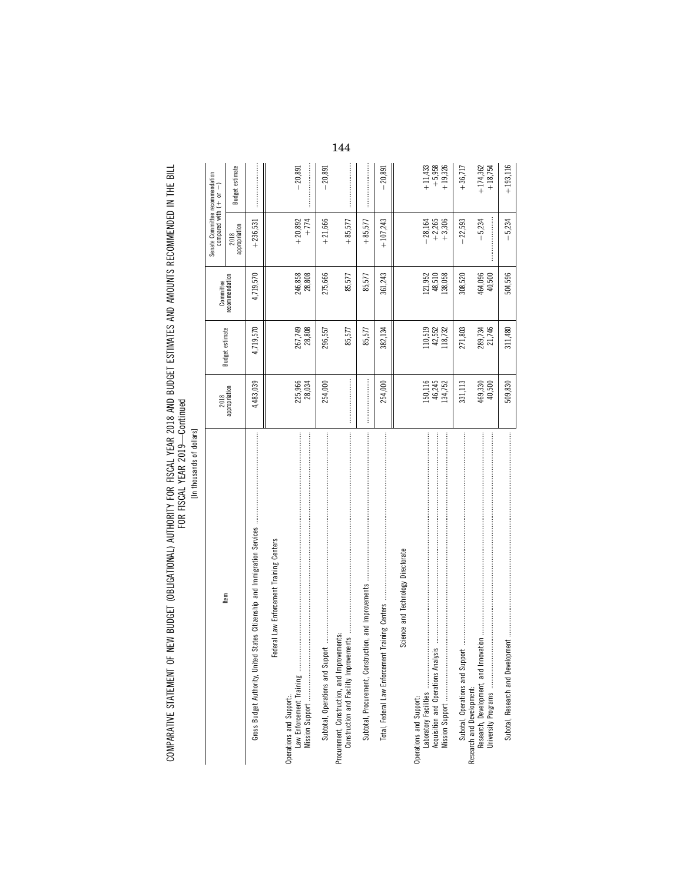COMPARATIVE STATEMENT OF NEW BUDGET (OBLIGATIONAL) AUTHORITY FOR FISCAL YEAR 2018 AND BUDGET ESTIMATES AND AMOUNTS RECOMMENDED IN THE BILL FOR FISCAL YEAR 2019—Continued

[In thousands of dollars]

| Item | 2018 appropriation | Budget estimate | Committee recommendation | Senate Committee recommendation compared with (+ or −) | |
|---|---|---|---|---|---|
| | | | | 2018 appropriation | Budget estimate |
| Gross Budget Authority, United States Citizenship and Immigration Services | 4,483,039 | 4,719,570 | 4,719,570 | +236,531 | |
| **Federal Law Enforcement Training Centers** | | | | | |
| Operations and Support: | | | | | |
| Law Enforcement Training | 225,966 | 267,749 | 246,858 | +20,892 | −20,891 |
| Mission Support | 28,034 | 28,808 | 28,808 | +774 | |
| Subtotal, Operations and Support | 254,000 | 296,557 | 275,666 | +21,666 | −20,891 |
| Procurement, Construction, and Improvements: | | | | | |
| Construction and Facility Improvements | | 85,577 | 85,577 | +85,577 | |
| Subtotal, Procurement, Construction, and Improvements | | 85,577 | 85,577 | +85,577 | |
| Total, Federal Law Enforcement Training Centers | 254,000 | 382,134 | 361,243 | +107,243 | −20,891 |
| **Science and Technology Directorate** | | | | | |
| Operations and Support: | | | | | |
| Laboratory Facilities | 150,116 | 110,519 | 121,952 | −28,164 | +11,433 |
| Acquisition and Operations Analysis | 46,245 | 42,552 | 48,510 | +2,265 | +5,958 |
| Mission Support | 134,752 | 118,732 | 138,058 | +3,306 | +19,326 |
| Subtotal, Operations and Support | 331,113 | 271,803 | 308,520 | −22,593 | +36,717 |
| Research and Development: | | | | | |
| Research, Development, and Innovation | 469,330 | 289,734 | 464,096 | −5,234 | +174,362 |
| University Programs | 40,500 | 21,746 | 40,500 | | +18,754 |
| Subtotal, Research and Development | 509,830 | 311,480 | 504,596 | −5,234 | +193,116 |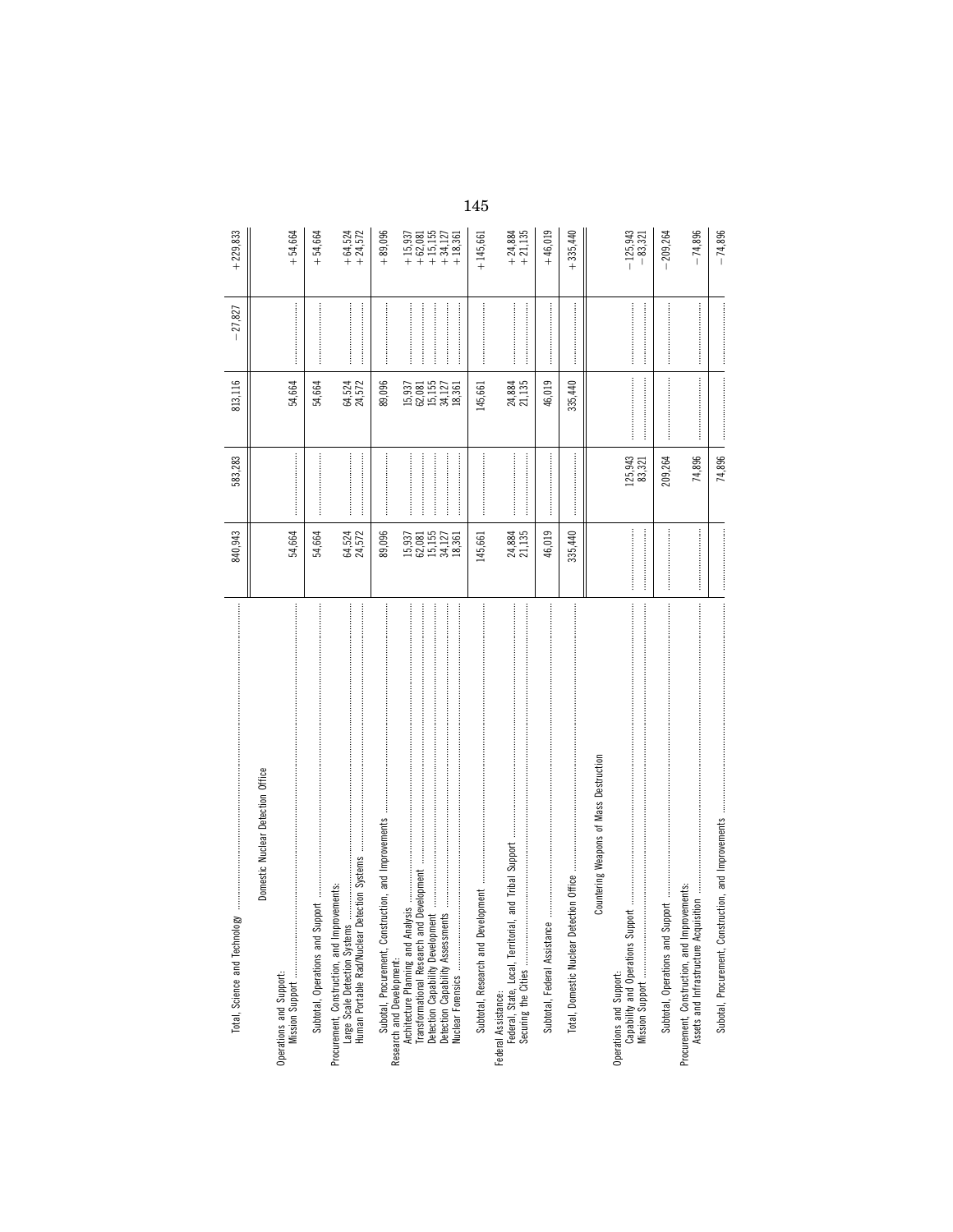| | | | | | |
|---|---|---|---|---|---|
| Total, Science and Technology | 840,943 | 583,283 | 813,116 | −27,827 | +229,833 |
| Domestic Nuclear Detection Office | | | | | |
| Operations and Support: | | | | | |
| Mission Support | 54,664 | | 54,664 | | +54,664 |
| Subtotal, Operations and Support | 54,664 | | 54,664 | | +54,664 |
| Procurement, Construction, and Improvements: | | | | | |
| Large Scale Detection Systems | 64,524 | | 64,524 | | +64,524 |
| Human Portable Rad/Nuclear Detection Systems | 24,572 | | 24,572 | | +24,572 |
| Subtotal, Procurement, Construction, and Improvements | 89,096 | | 89,096 | | +89,096 |
| Research and Development: | | | | | |
| Architecture Planning and Analysis | 15,937 | | 15,937 | | +15,937 |
| Transformational Research and Development | 62,081 | | 62,081 | | +62,081 |
| Detection Capability Development | 15,155 | | 15,155 | | +15,155 |
| Detection Capability Assessments | 34,127 | | 34,127 | | +34,127 |
| Nuclear Forensics | 18,361 | | 18,361 | | +18,361 |
| Subtotal, Research and Development | 145,661 | | 145,661 | | +145,661 |
| Federal Assistance: | | | | | |
| Federal, State, Local, Territorial, and Tribal Support | 24,884 | | 24,884 | | +24,884 |
| Securing the Cities | 21,135 | | 21,135 | | +21,135 |
| Subtotal, Federal Assistance | 46,019 | | 46,019 | | +46,019 |
| Total, Domestic Nuclear Detection Office | 335,440 | | 335,440 | | +335,440 |
| Countering Weapons of Mass Destruction | | | | | |
| Operations and Support: | | | | | |
| Capability and Operations Support | | 125,943 | | | −125,943 |
| Mission Support | | 83,321 | | | −83,321 |
| Subtotal, Operations and Support | | 209,264 | | | −209,264 |
| Procurement, Construction, and Improvements: | | | | | |
| Assets and Infrastructure Acquisition | | 74,896 | | | −74,896 |
| Subtotal, Procurement, Construction, and Improvements | | 74,896 | | | −74,896 |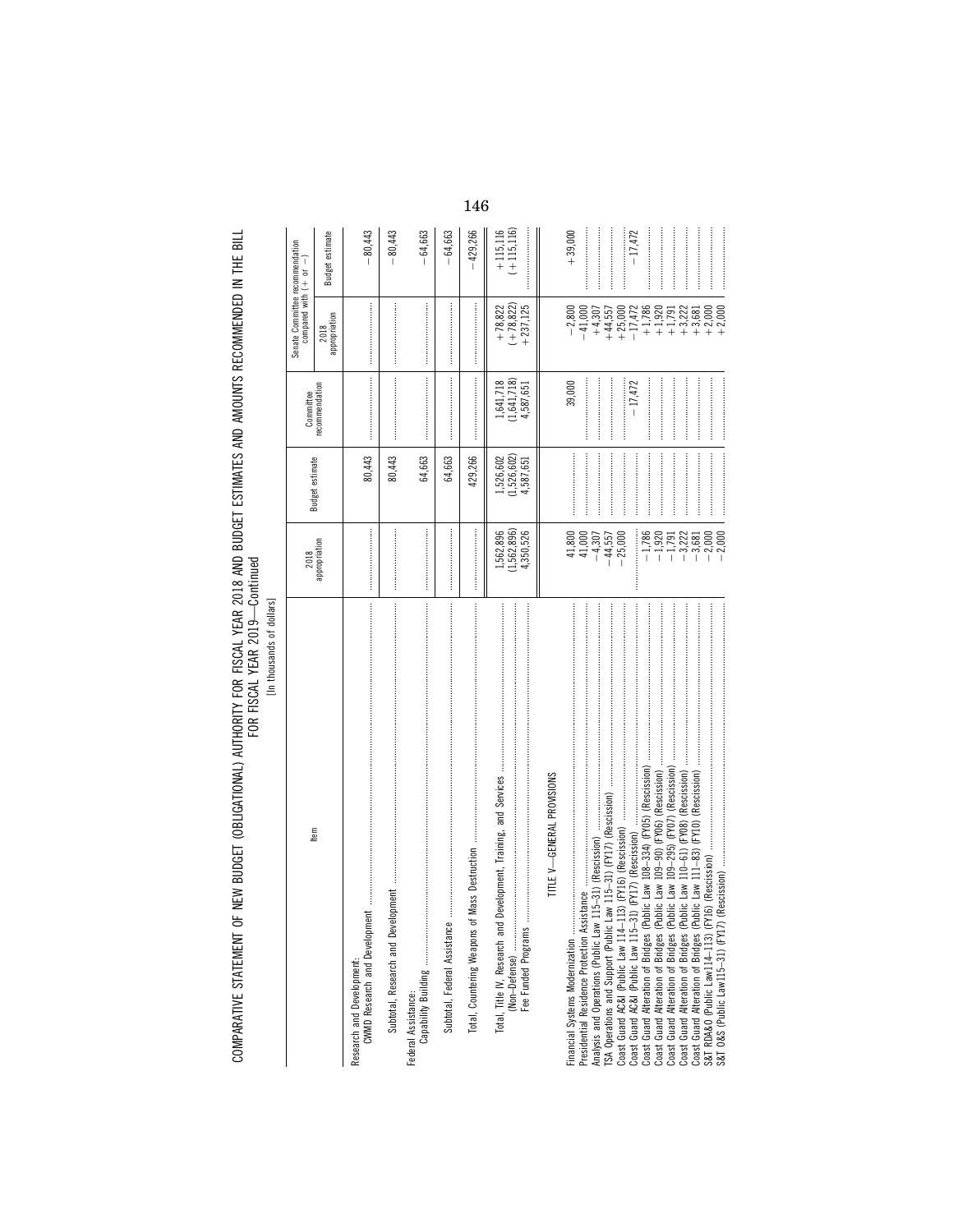COMPARATIVE STATEMENT OF NEW BUDGET (OBLIGATIONAL) AUTHORITY FOR FISCAL YEAR 2018 AND BUDGET ESTIMATES AND AMOUNTS RECOMMENDED IN THE BILL FOR FISCAL YEAR 2019—Continued

[In thousands of dollars]

| Item | 2018 appropriation | Budget estimate | Committee recommendation | Senate Committee recommendation compared with (+ or −) | |
|---|---|---|---|---|---|
| | | | | 2018 appropriation | Budget estimate |
| Research and Development: | | | | | |
| CWMD Research and Development | | 80,443 | | | −80,443 |
| Subtotal, Research and Development | | 80,443 | | | −80,443 |
| Federal Assistance: | | | | | |
| Capability Building | | 64,663 | | | −64,663 |
| Subtotal, Federal Assistance | | 64,663 | | | −64,663 |
| Total, Countering Weapons of Mass Destruction | | 429,266 | | | −429,266 |
| Total, Title IV, Research and Development, Training, and Services | 1,562,896 | 1,526,602 | 1,641,718 | +78,822 | +115,116 |
| (Non-Defense) | (1,562,896) | (1,526,602) | (1,641,718) | (+78,822) | (+115,116) |
| Fee Funded Programs | 4,350,526 | 4,587,651 | 4,587,651 | +237,125 | |
| **TITLE V—GENERAL PROVISIONS** | | | | | |
| Financial Systems Modernization | 41,800 | | 39,000 | −2,800 | +39,000 |
| Presidential Residence Protection Assistance | 41,000 | | | −41,000 | |
| Analysis and Operations (Public Law 115–31) (Rescission) | −4,307 | | | +4,307 | |
| TSA Operations and Support (Public Law 115–31) (FY17) (Rescission) | −44,557 | | | +44,557 | |
| Coast Guard AC&I (Public Law 114–113) (FY16) (Rescission) | −25,000 | | | +25,000 | |
| Coast Guard AC&I (Public Law 115–31) (FY17) (Rescission) | | | −17,472 | −17,472 | −17,472 |
| Coast Guard Alteration of Bridges (Public Law 108–334) (FY05) (Rescission) | −1,786 | | | +1,786 | |
| Coast Guard Alteration of Bridges (Public Law 109–90) (FY06) (Rescission) | −1,920 | | | +1,920 | |
| Coast Guard Alteration of Bridges (Public Law 109–295) (FY07) (Rescission) | −1,791 | | | +1,791 | |
| Coast Guard Alteration of Bridges (Public Law 110–61) (FY08) (Rescission) | −3,222 | | | +3,222 | |
| Coast Guard Alteration of Bridges (Public Law 111–83) (FY10) (Rescission) | −3,681 | | | +3,681 | |
| S&T RDA&O (Public Law 114–113) (FY16) (Rescission) | −2,000 | | | +2,000 | |
| S&T O&S (Public Law 115–31) (FY17) (Rescission) | −2,000 | | | +2,000 | |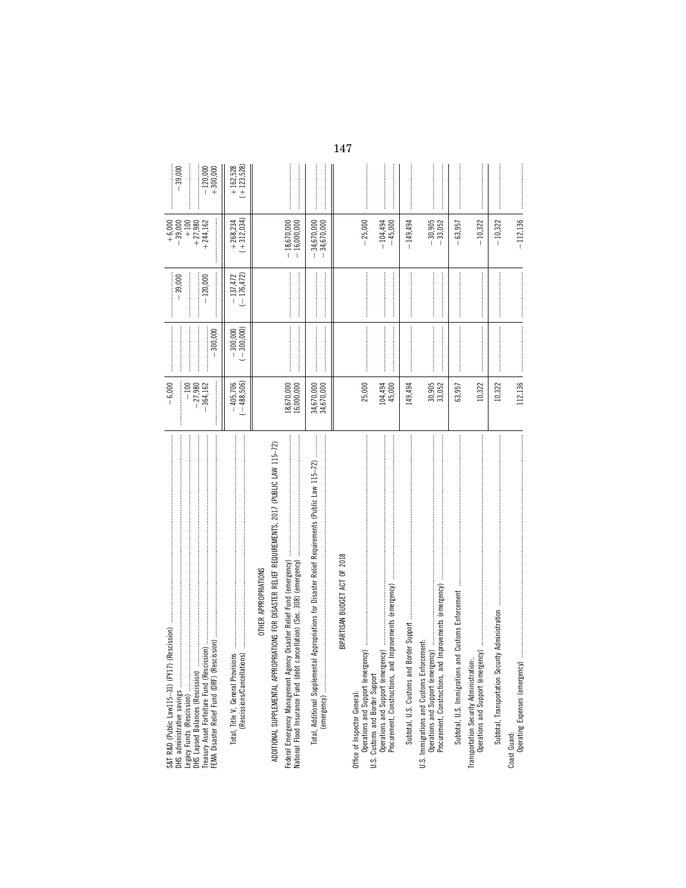| | | | | | |
|---|---|---|---|---|---|
| S&T R&D (Public Law115–31) (FY17) (Rescission) | −6,000 | | | +6,000 | |
| DHS administrative savings | | | −39,000 | −39,000 | −39,000 |
| Legacy Funds (Rescission) | −100 | | | +100 | |
| DHS Lapsed Balances (Rescission) | −27,980 | | | +27,980 | |
| Treasury Asset Forfeiture Fund (Rescission) | −364,162 | | −120,000 | +244,162 | −120,000 |
| FEMA Disaster Relief Fund (DRF) (Rescission) | | −300,000 | | | +300,000 |
| Total, Title V, General Provisions | −405,706 | −300,000 | −137,472 | +268,234 | +162,528 |
| (Rescissions/Cancellations) | (−488,506) | (−300,000) | (−176,472) | (+312,034) | (+123,528) |
| **OTHER APPROPRIATIONS** | | | | | |
| ADDITIONAL SUPPLEMENTAL APPROPRIATIONS FOR DISASTER RELIEF REQUIREMENTS, 2017 (PUBLIC LAW 115–72) | | | | | |
| Federal Emergency Management Agency Disaster Relief Fund (emergency) | 18,670,000 | | | −18,670,000 | |
| National Flood Insurance Fund (debt cancellation) (Sec. 308) (emergency) | 16,000,000 | | | −16,000,000 | |
| Total, Additional Supplemental Appropriations for Disaster Relief Requirements (Public Law 115–72) | 34,670,000 | | | −34,670,000 | |
| (emergency) | 34,670,000 | | | −34,670,000 | |
| **BIPARTISAN BUDGET ACT OF 2018** | | | | | |
| Office of Inspector General: | | | | | |
| Operations and Support (emergency) | 25,000 | | | −25,000 | |
| U.S. Customs and Border Support | | | | | |
| Operations and Support (emergency) | 104,494 | | | −104,494 | |
| Procurement, Constructions, and Improvements (emergency) | 45,000 | | | −45,000 | |
| Subtotal, U.S. Customs and Border Support | 149,494 | | | −149,494 | |
| U.S. Immigrations and Customs Enforcement: | | | | | |
| Operations and Support (emergency) | 30,905 | | | −30,905 | |
| Procurement, Constructions, and Improvements (emergency) | 33,052 | | | −33,052 | |
| Subtotal, U.S. Immigrations and Customs Enforcement | 63,957 | | | −63,957 | |
| Transportation Security Administration: | | | | | |
| Operations and Support (emergency) | 10,322 | | | −10,322 | |
| Subtotal, Transportation Security Administration | 10,322 | | | −10,322 | |
| Coast Guard: | | | | | |
| Operating Expenses (emergency) | 112,136 | | | −112,136 | |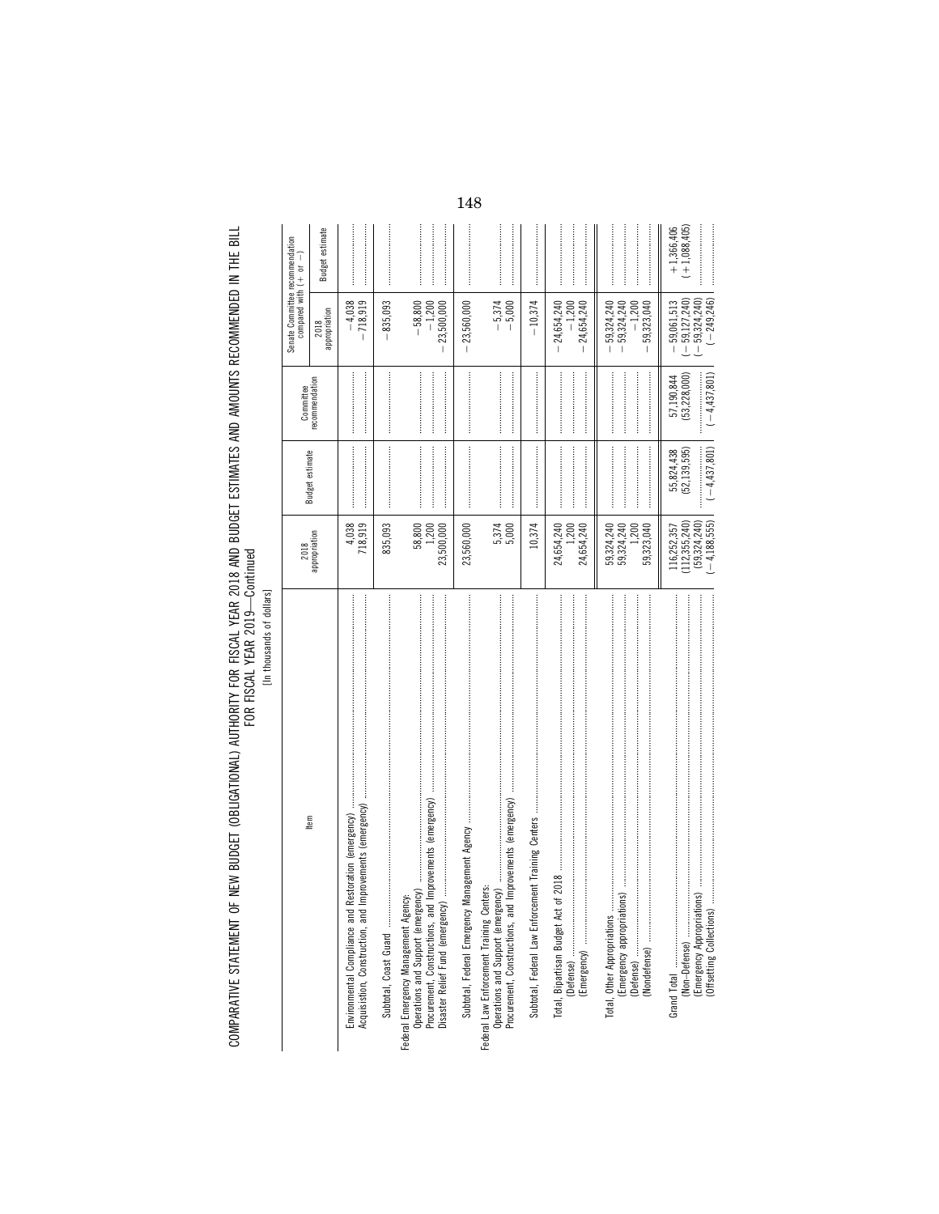COMPARATIVE STATEMENT OF NEW BUDGET (OBLIGATIONAL) AUTHORITY FOR FISCAL YEAR 2018 AND BUDGET ESTIMATES AND AMOUNTS RECOMMENDED IN THE BILL FOR FISCAL YEAR 2019—Continued

[In thousands of dollars]

| Item | 2018 appropriation | Budget estimate | Committee recommendation | Senate Committee recommendation compared with (+ or −) | |
|---|---|---|---|---|---|
| | | | | 2018 appropriation | Budget estimate |
| Environmental Compliance and Restoration (emergency) | 4,038 | | | −4,038 | |
| Acquisition, Construction, and Improvements (emergency) | 718,919 | | | −718,919 | |
| Subtotal, Coast Guard | 835,093 | | | −835,093 | |
| Federal Emergency Management Agency: | | | | | |
| Operations and Support (emergency) | 58,800 | | | −58,800 | |
| Procurement, Constructions, and Improvements (emergency) | 1,200 | | | −1,200 | |
| Disaster Relief Fund (emergency) | 23,500,000 | | | −23,500,000 | |
| Subtotal, Federal Emergency Management Agency | 23,560,000 | | | −23,560,000 | |
| Federal Law Enforcement Training Centers: | | | | | |
| Operations and Support (emergency) | 5,374 | | | −5,374 | |
| Procurement, Constructions, and Improvements (emergency) | 5,000 | | | −5,000 | |
| Subtotal, Federal Law Enforcement Training Centers | 10,374 | | | −10,374 | |
| Total, Bipartisan Budget Act of 2018 | 24,654,240 | | | −24,654,240 | |
| (Defense) | 1,200 | | | −1,200 | |
| (Emergency) | 24,654,240 | | | −24,654,240 | |
| Total, Other Appropriations | 59,324,240 | | | −59,324,240 | |
| (Emergency appropriations) | 59,324,240 | | | −59,324,240 | |
| (Defense) | 1,200 | | | −1,200 | |
| (Nondefense) | 59,323,040 | | | −59,323,040 | |
| Grand Total | 116,252,357 | 55,824,438 | 57,190,844 | −59,061,513 | +1,366,406 |
| (Non-Defense) | (112,355,240) | (52,139,595) | (53,228,000) | (−59,127,240) | (+1,088,405) |
| (Emergency Appropriations) | (59,324,240) | | | (−59,324,240) | |
| (Offsetting Collections) | (−4,188,555) | (−4,437,801) | (−4,437,801) | (−249,246) | |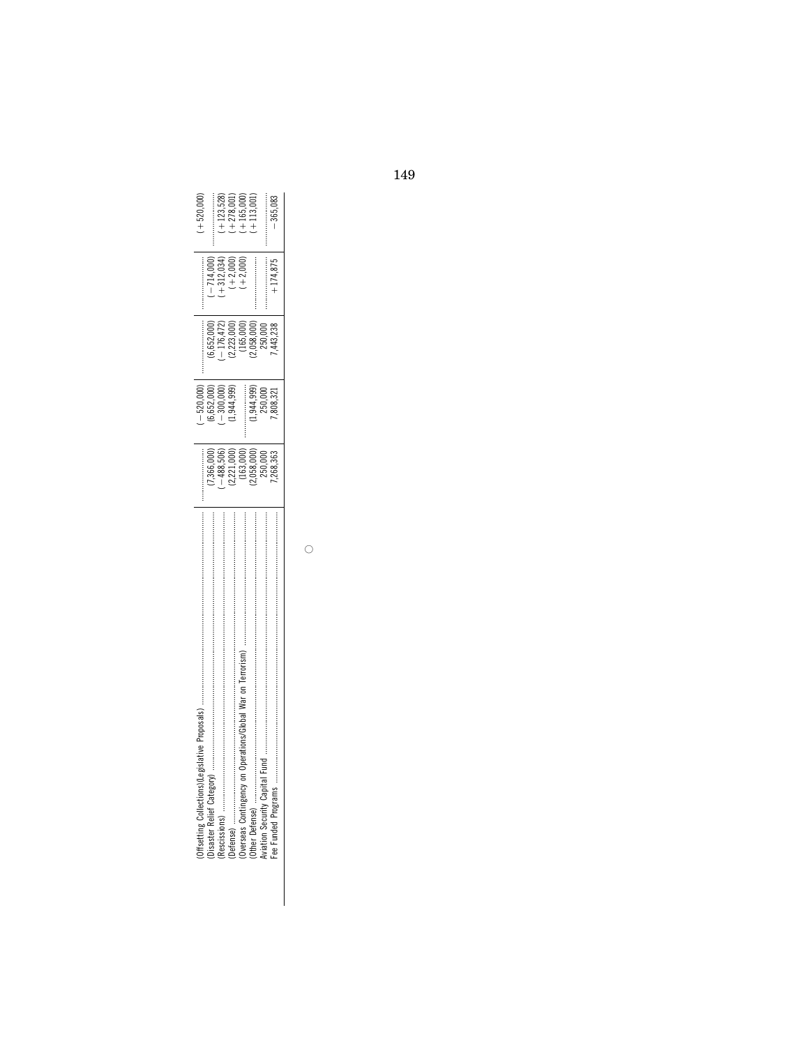| | | | | | |
|---|---|---|---|---|---|
| (Offsetting Collections)(Legislative Proposals) | | (−520,000) | | | (+520,000) |
| (Disaster Relief Category) | (7,366,000) | (6,652,000) | (6,652,000) | (−714,000) | |
| (Rescissions) | (−488,506) | (−300,000) | (−176,472) | (+312,034) | (+123,528) |
| (Defense) | (2,221,000) | (1,944,999) | (2,223,000) | (+2,000) | (+278,001) |
| (Overseas Contingency on Operations/Global War on Terrorism) | (163,000) | | (165,000) | (+2,000) | (+165,000) |
| (Other Defense) | (2,058,000) | (1,944,999) | (2,058,000) | | (+113,001) |
| Aviation Security Capital Fund | 250,000 | 250,000 | 250,000 | | |
| Fee Funded Programs | 7,268,363 | 7,808,321 | 7,443,238 | +174,875 | −365,083 |